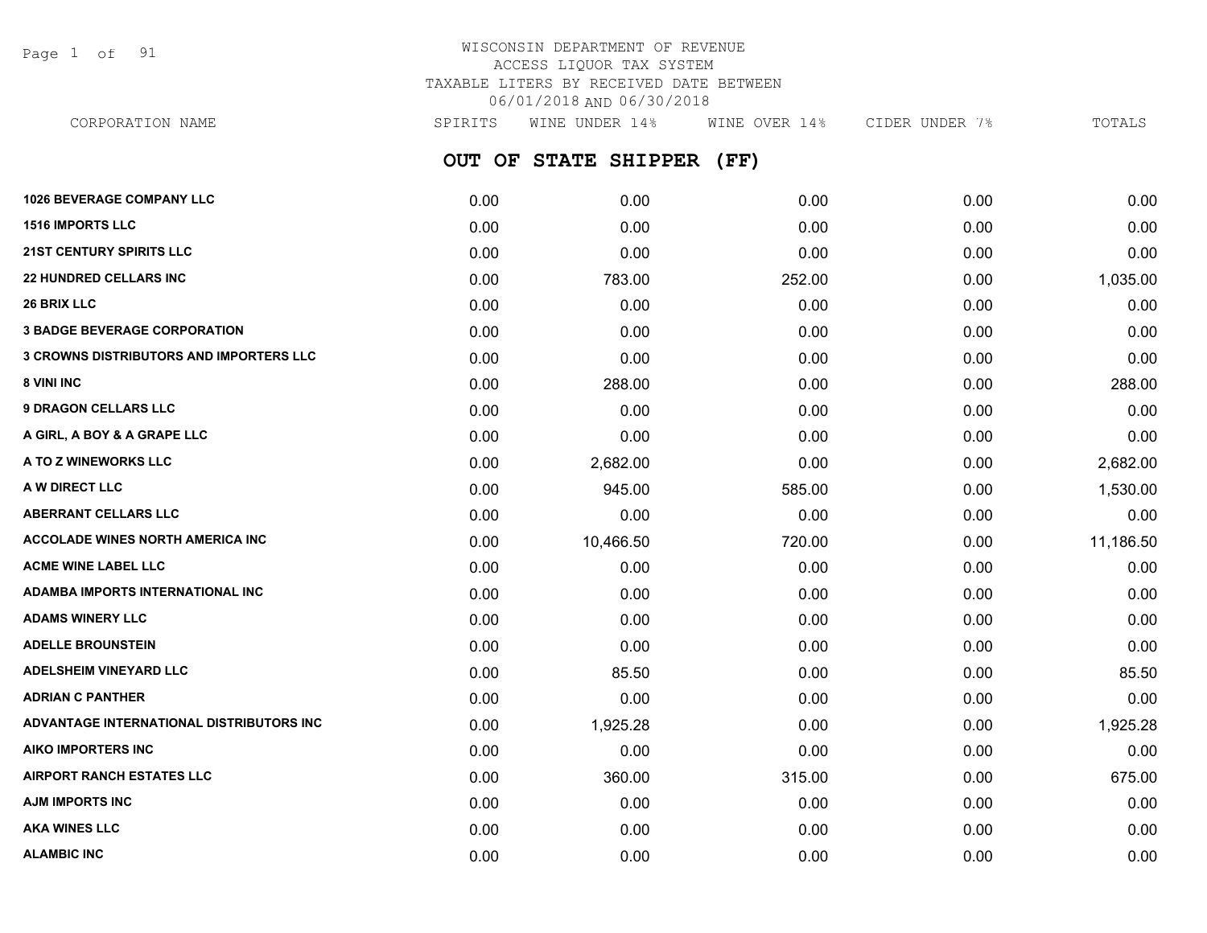# WISCONSIN DEPARTMENT OF REVENUE
## ACCESS LIQUOR TAX SYSTEM
## TAXABLE LITERS BY RECEIVED DATE BETWEEN 06/01/2018 AND 06/30/2018

## OUT OF STATE SHIPPER (FF)

| CORPORATION NAME | SPIRITS | WINE UNDER 14% | WINE OVER 14% | CIDER UNDER 7% | TOTALS |
|---|---|---|---|---|---|
| **1026 BEVERAGE COMPANY LLC** | 0.00 | 0.00 | 0.00 | 0.00 | 0.00 |
| **1516 IMPORTS LLC** | 0.00 | 0.00 | 0.00 | 0.00 | 0.00 |
| **21ST CENTURY SPIRITS LLC** | 0.00 | 0.00 | 0.00 | 0.00 | 0.00 |
| **22 HUNDRED CELLARS INC** | 0.00 | 783.00 | 252.00 | 0.00 | 1,035.00 |
| **26 BRIX LLC** | 0.00 | 0.00 | 0.00 | 0.00 | 0.00 |
| **3 BADGE BEVERAGE CORPORATION** | 0.00 | 0.00 | 0.00 | 0.00 | 0.00 |
| **3 CROWNS DISTRIBUTORS AND IMPORTERS LLC** | 0.00 | 0.00 | 0.00 | 0.00 | 0.00 |
| **8 VINI INC** | 0.00 | 288.00 | 0.00 | 0.00 | 288.00 |
| **9 DRAGON CELLARS LLC** | 0.00 | 0.00 | 0.00 | 0.00 | 0.00 |
| **A GIRL, A BOY & A GRAPE LLC** | 0.00 | 0.00 | 0.00 | 0.00 | 0.00 |
| **A TO Z WINEWORKS LLC** | 0.00 | 2,682.00 | 0.00 | 0.00 | 2,682.00 |
| **A W DIRECT LLC** | 0.00 | 945.00 | 585.00 | 0.00 | 1,530.00 |
| **ABERRANT CELLARS LLC** | 0.00 | 0.00 | 0.00 | 0.00 | 0.00 |
| **ACCOLADE WINES NORTH AMERICA INC** | 0.00 | 10,466.50 | 720.00 | 0.00 | 11,186.50 |
| **ACME WINE LABEL LLC** | 0.00 | 0.00 | 0.00 | 0.00 | 0.00 |
| **ADAMBA IMPORTS INTERNATIONAL INC** | 0.00 | 0.00 | 0.00 | 0.00 | 0.00 |
| **ADAMS WINERY LLC** | 0.00 | 0.00 | 0.00 | 0.00 | 0.00 |
| **ADELLE BROUNSTEIN** | 0.00 | 0.00 | 0.00 | 0.00 | 0.00 |
| **ADELSHEIM VINEYARD LLC** | 0.00 | 85.50 | 0.00 | 0.00 | 85.50 |
| **ADRIAN C PANTHER** | 0.00 | 0.00 | 0.00 | 0.00 | 0.00 |
| **ADVANTAGE INTERNATIONAL DISTRIBUTORS INC** | 0.00 | 1,925.28 | 0.00 | 0.00 | 1,925.28 |
| **AIKO IMPORTERS INC** | 0.00 | 0.00 | 0.00 | 0.00 | 0.00 |
| **AIRPORT RANCH ESTATES LLC** | 0.00 | 360.00 | 315.00 | 0.00 | 675.00 |
| **AJM IMPORTS INC** | 0.00 | 0.00 | 0.00 | 0.00 | 0.00 |
| **AKA WINES LLC** | 0.00 | 0.00 | 0.00 | 0.00 | 0.00 |
| **ALAMBIC INC** | 0.00 | 0.00 | 0.00 | 0.00 | 0.00 |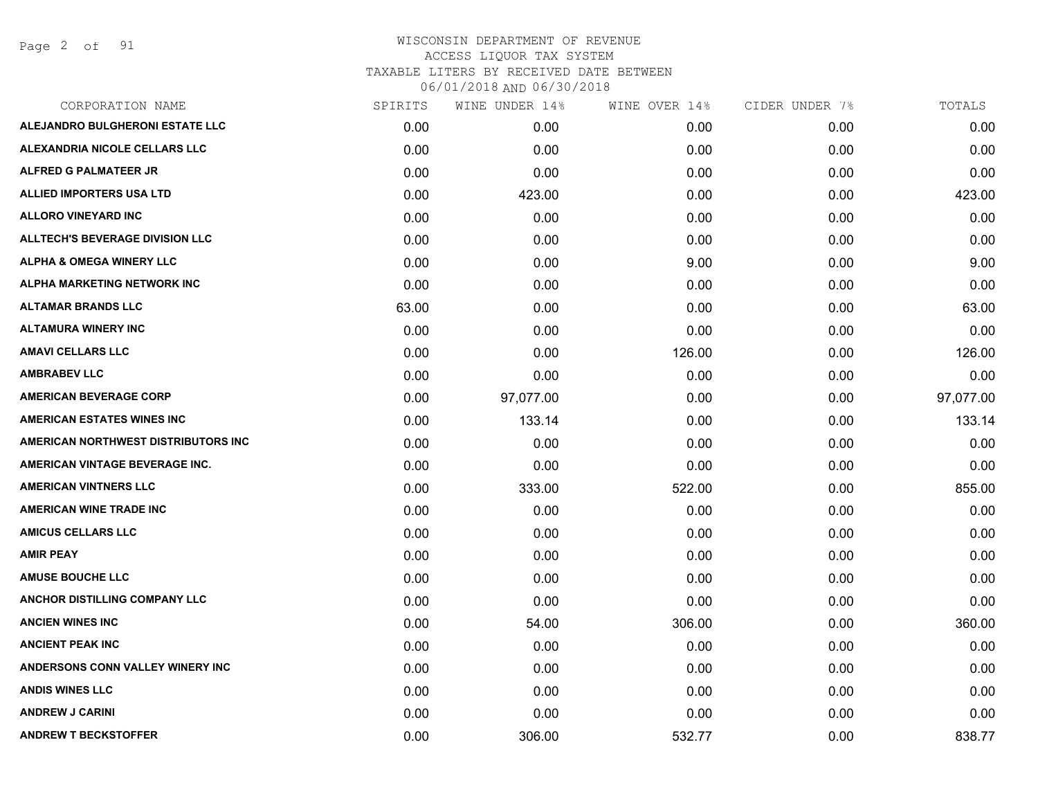WISCONSIN DEPARTMENT OF REVENUE
ACCESS LIQUOR TAX SYSTEM
TAXABLE LITERS BY RECEIVED DATE BETWEEN
06/01/2018 AND 06/30/2018

| CORPORATION NAME | SPIRITS | WINE UNDER 14% | WINE OVER 14% | CIDER UNDER 7% | TOTALS |
|---|---|---|---|---|---|
| ALEJANDRO BULGHERONI ESTATE LLC | 0.00 | 0.00 | 0.00 | 0.00 | 0.00 |
| ALEXANDRIA NICOLE CELLARS LLC | 0.00 | 0.00 | 0.00 | 0.00 | 0.00 |
| ALFRED G PALMATEER JR | 0.00 | 0.00 | 0.00 | 0.00 | 0.00 |
| ALLIED IMPORTERS USA LTD | 0.00 | 423.00 | 0.00 | 0.00 | 423.00 |
| ALLORO VINEYARD INC | 0.00 | 0.00 | 0.00 | 0.00 | 0.00 |
| ALLTECH'S BEVERAGE DIVISION LLC | 0.00 | 0.00 | 0.00 | 0.00 | 0.00 |
| ALPHA & OMEGA WINERY LLC | 0.00 | 0.00 | 9.00 | 0.00 | 9.00 |
| ALPHA MARKETING NETWORK INC | 0.00 | 0.00 | 0.00 | 0.00 | 0.00 |
| ALTAMAR BRANDS LLC | 63.00 | 0.00 | 0.00 | 0.00 | 63.00 |
| ALTAMURA WINERY INC | 0.00 | 0.00 | 0.00 | 0.00 | 0.00 |
| AMAVI CELLARS LLC | 0.00 | 0.00 | 126.00 | 0.00 | 126.00 |
| AMBRABEV LLC | 0.00 | 0.00 | 0.00 | 0.00 | 0.00 |
| AMERICAN BEVERAGE CORP | 0.00 | 97,077.00 | 0.00 | 0.00 | 97,077.00 |
| AMERICAN ESTATES WINES INC | 0.00 | 133.14 | 0.00 | 0.00 | 133.14 |
| AMERICAN NORTHWEST DISTRIBUTORS INC | 0.00 | 0.00 | 0.00 | 0.00 | 0.00 |
| AMERICAN VINTAGE BEVERAGE INC. | 0.00 | 0.00 | 0.00 | 0.00 | 0.00 |
| AMERICAN VINTNERS LLC | 0.00 | 333.00 | 522.00 | 0.00 | 855.00 |
| AMERICAN WINE TRADE INC | 0.00 | 0.00 | 0.00 | 0.00 | 0.00 |
| AMICUS CELLARS LLC | 0.00 | 0.00 | 0.00 | 0.00 | 0.00 |
| AMIR PEAY | 0.00 | 0.00 | 0.00 | 0.00 | 0.00 |
| AMUSE BOUCHE LLC | 0.00 | 0.00 | 0.00 | 0.00 | 0.00 |
| ANCHOR DISTILLING COMPANY LLC | 0.00 | 0.00 | 0.00 | 0.00 | 0.00 |
| ANCIEN WINES INC | 0.00 | 54.00 | 306.00 | 0.00 | 360.00 |
| ANCIENT PEAK INC | 0.00 | 0.00 | 0.00 | 0.00 | 0.00 |
| ANDERSONS CONN VALLEY WINERY INC | 0.00 | 0.00 | 0.00 | 0.00 | 0.00 |
| ANDIS WINES LLC | 0.00 | 0.00 | 0.00 | 0.00 | 0.00 |
| ANDREW J CARINI | 0.00 | 0.00 | 0.00 | 0.00 | 0.00 |
| ANDREW T BECKSTOFFER | 0.00 | 306.00 | 532.77 | 0.00 | 838.77 |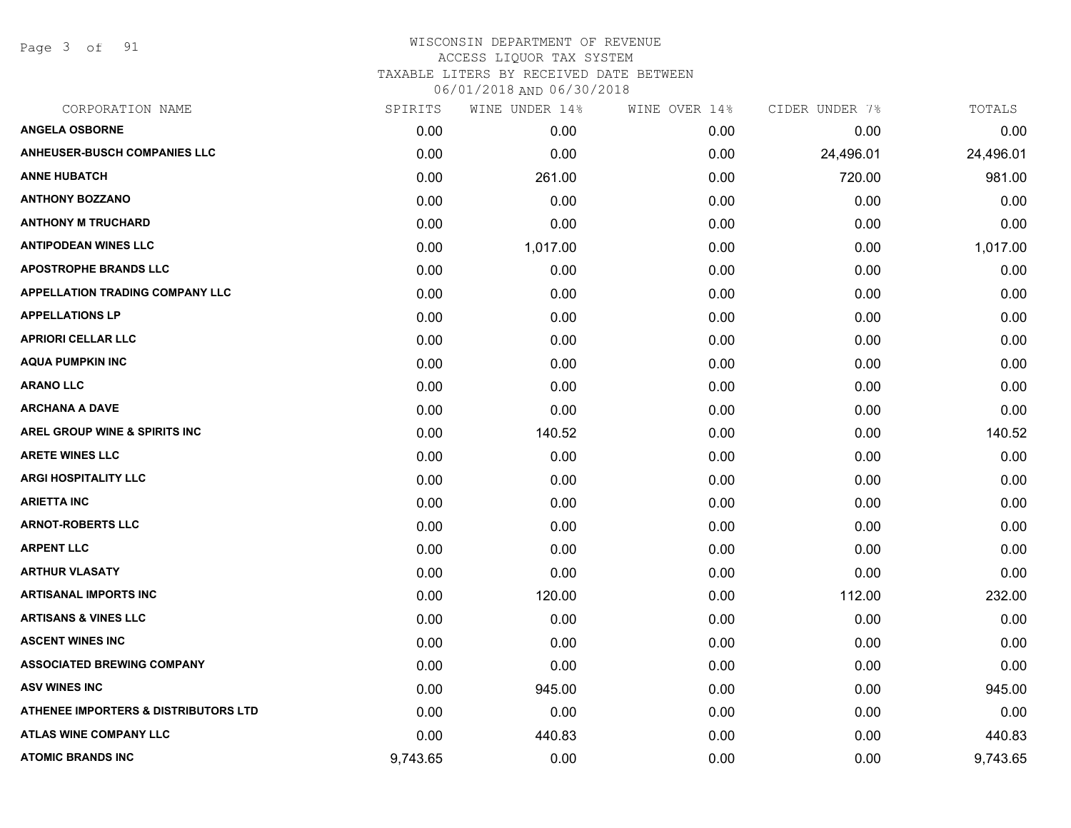# WISCONSIN DEPARTMENT OF REVENUE
## ACCESS LIQUOR TAX SYSTEM
### TAXABLE LITERS BY RECEIVED DATE BETWEEN 06/01/2018 AND 06/30/2018

| CORPORATION NAME | SPIRITS | WINE UNDER 14% | WINE OVER 14% | CIDER UNDER 7% | TOTALS |
|---|---|---|---|---|---|
| ANGELA OSBORNE | 0.00 | 0.00 | 0.00 | 0.00 | 0.00 |
| ANHEUSER-BUSCH COMPANIES LLC | 0.00 | 0.00 | 0.00 | 24,496.01 | 24,496.01 |
| ANNE HUBATCH | 0.00 | 261.00 | 0.00 | 720.00 | 981.00 |
| ANTHONY BOZZANO | 0.00 | 0.00 | 0.00 | 0.00 | 0.00 |
| ANTHONY M TRUCHARD | 0.00 | 0.00 | 0.00 | 0.00 | 0.00 |
| ANTIPODEAN WINES LLC | 0.00 | 1,017.00 | 0.00 | 0.00 | 1,017.00 |
| APOSTROPHE BRANDS LLC | 0.00 | 0.00 | 0.00 | 0.00 | 0.00 |
| APPELLATION TRADING COMPANY LLC | 0.00 | 0.00 | 0.00 | 0.00 | 0.00 |
| APPELLATIONS LP | 0.00 | 0.00 | 0.00 | 0.00 | 0.00 |
| APRIORI CELLAR LLC | 0.00 | 0.00 | 0.00 | 0.00 | 0.00 |
| AQUA PUMPKIN INC | 0.00 | 0.00 | 0.00 | 0.00 | 0.00 |
| ARANO LLC | 0.00 | 0.00 | 0.00 | 0.00 | 0.00 |
| ARCHANA A DAVE | 0.00 | 0.00 | 0.00 | 0.00 | 0.00 |
| AREL GROUP WINE & SPIRITS INC | 0.00 | 140.52 | 0.00 | 0.00 | 140.52 |
| ARETE WINES LLC | 0.00 | 0.00 | 0.00 | 0.00 | 0.00 |
| ARGI HOSPITALITY LLC | 0.00 | 0.00 | 0.00 | 0.00 | 0.00 |
| ARIETTA INC | 0.00 | 0.00 | 0.00 | 0.00 | 0.00 |
| ARNOT-ROBERTS LLC | 0.00 | 0.00 | 0.00 | 0.00 | 0.00 |
| ARPENT LLC | 0.00 | 0.00 | 0.00 | 0.00 | 0.00 |
| ARTHUR VLASATY | 0.00 | 0.00 | 0.00 | 0.00 | 0.00 |
| ARTISANAL IMPORTS INC | 0.00 | 120.00 | 0.00 | 112.00 | 232.00 |
| ARTISANS & VINES LLC | 0.00 | 0.00 | 0.00 | 0.00 | 0.00 |
| ASCENT WINES INC | 0.00 | 0.00 | 0.00 | 0.00 | 0.00 |
| ASSOCIATED BREWING COMPANY | 0.00 | 0.00 | 0.00 | 0.00 | 0.00 |
| ASV WINES INC | 0.00 | 945.00 | 0.00 | 0.00 | 945.00 |
| ATHENEE IMPORTERS & DISTRIBUTORS LTD | 0.00 | 0.00 | 0.00 | 0.00 | 0.00 |
| ATLAS WINE COMPANY LLC | 0.00 | 440.83 | 0.00 | 0.00 | 440.83 |
| ATOMIC BRANDS INC | 9,743.65 | 0.00 | 0.00 | 0.00 | 9,743.65 |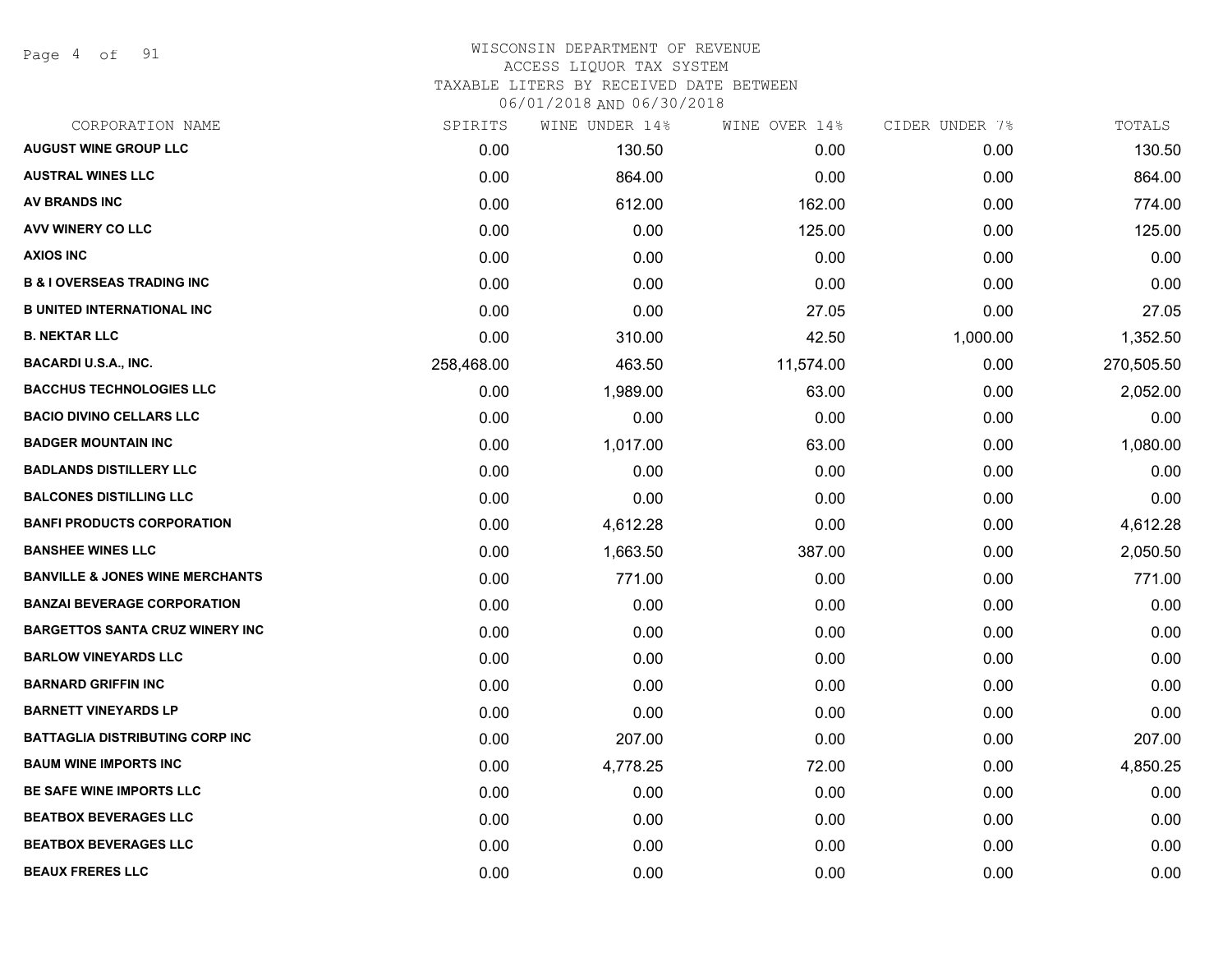WISCONSIN DEPARTMENT OF REVENUE
ACCESS LIQUOR TAX SYSTEM
TAXABLE LITERS BY RECEIVED DATE BETWEEN
06/01/2018 AND 06/30/2018

| CORPORATION NAME | SPIRITS | WINE UNDER 14% | WINE OVER 14% | CIDER UNDER 7% | TOTALS |
|---|---|---|---|---|---|
| AUGUST WINE GROUP LLC | 0.00 | 130.50 | 0.00 | 0.00 | 130.50 |
| AUSTRAL WINES LLC | 0.00 | 864.00 | 0.00 | 0.00 | 864.00 |
| AV BRANDS INC | 0.00 | 612.00 | 162.00 | 0.00 | 774.00 |
| AVV WINERY CO LLC | 0.00 | 0.00 | 125.00 | 0.00 | 125.00 |
| AXIOS INC | 0.00 | 0.00 | 0.00 | 0.00 | 0.00 |
| B & I OVERSEAS TRADING INC | 0.00 | 0.00 | 0.00 | 0.00 | 0.00 |
| B UNITED INTERNATIONAL INC | 0.00 | 0.00 | 27.05 | 0.00 | 27.05 |
| B. NEKTAR LLC | 0.00 | 310.00 | 42.50 | 1,000.00 | 1,352.50 |
| BACARDI U.S.A., INC. | 258,468.00 | 463.50 | 11,574.00 | 0.00 | 270,505.50 |
| BACCHUS TECHNOLOGIES LLC | 0.00 | 1,989.00 | 63.00 | 0.00 | 2,052.00 |
| BACIO DIVINO CELLARS LLC | 0.00 | 0.00 | 0.00 | 0.00 | 0.00 |
| BADGER MOUNTAIN INC | 0.00 | 1,017.00 | 63.00 | 0.00 | 1,080.00 |
| BADLANDS DISTILLERY LLC | 0.00 | 0.00 | 0.00 | 0.00 | 0.00 |
| BALCONES DISTILLING LLC | 0.00 | 0.00 | 0.00 | 0.00 | 0.00 |
| BANFI PRODUCTS CORPORATION | 0.00 | 4,612.28 | 0.00 | 0.00 | 4,612.28 |
| BANSHEE WINES LLC | 0.00 | 1,663.50 | 387.00 | 0.00 | 2,050.50 |
| BANVILLE & JONES WINE MERCHANTS | 0.00 | 771.00 | 0.00 | 0.00 | 771.00 |
| BANZAI BEVERAGE CORPORATION | 0.00 | 0.00 | 0.00 | 0.00 | 0.00 |
| BARGETTOS SANTA CRUZ WINERY INC | 0.00 | 0.00 | 0.00 | 0.00 | 0.00 |
| BARLOW VINEYARDS LLC | 0.00 | 0.00 | 0.00 | 0.00 | 0.00 |
| BARNARD GRIFFIN INC | 0.00 | 0.00 | 0.00 | 0.00 | 0.00 |
| BARNETT VINEYARDS LP | 0.00 | 0.00 | 0.00 | 0.00 | 0.00 |
| BATTAGLIA DISTRIBUTING CORP INC | 0.00 | 207.00 | 0.00 | 0.00 | 207.00 |
| BAUM WINE IMPORTS INC | 0.00 | 4,778.25 | 72.00 | 0.00 | 4,850.25 |
| BE SAFE WINE IMPORTS LLC | 0.00 | 0.00 | 0.00 | 0.00 | 0.00 |
| BEATBOX BEVERAGES LLC | 0.00 | 0.00 | 0.00 | 0.00 | 0.00 |
| BEATBOX BEVERAGES LLC | 0.00 | 0.00 | 0.00 | 0.00 | 0.00 |
| BEAUX FRERES LLC | 0.00 | 0.00 | 0.00 | 0.00 | 0.00 |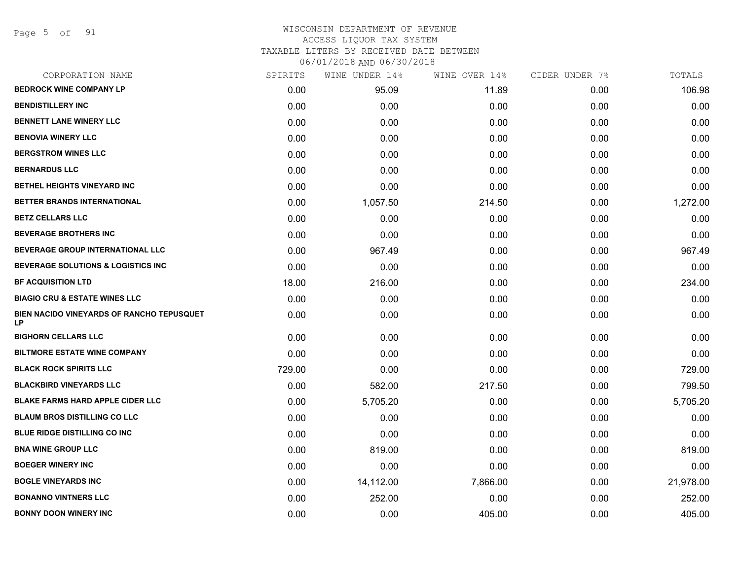# WISCONSIN DEPARTMENT OF REVENUE
## ACCESS LIQUOR TAX SYSTEM
### TAXABLE LITERS BY RECEIVED DATE BETWEEN 06/01/2018 AND 06/30/2018

| CORPORATION NAME | SPIRITS | WINE UNDER 14% | WINE OVER 14% | CIDER UNDER 7% | TOTALS |
|---|---|---|---|---|---|
| BEDROCK WINE COMPANY LP | 0.00 | 95.09 | 11.89 | 0.00 | 106.98 |
| BENDISTILLERY INC | 0.00 | 0.00 | 0.00 | 0.00 | 0.00 |
| BENNETT LANE WINERY LLC | 0.00 | 0.00 | 0.00 | 0.00 | 0.00 |
| BENOVIA WINERY LLC | 0.00 | 0.00 | 0.00 | 0.00 | 0.00 |
| BERGSTROM WINES LLC | 0.00 | 0.00 | 0.00 | 0.00 | 0.00 |
| BERNARDUS LLC | 0.00 | 0.00 | 0.00 | 0.00 | 0.00 |
| BETHEL HEIGHTS VINEYARD INC | 0.00 | 0.00 | 0.00 | 0.00 | 0.00 |
| BETTER BRANDS INTERNATIONAL | 0.00 | 1,057.50 | 214.50 | 0.00 | 1,272.00 |
| BETZ CELLARS LLC | 0.00 | 0.00 | 0.00 | 0.00 | 0.00 |
| BEVERAGE BROTHERS INC | 0.00 | 0.00 | 0.00 | 0.00 | 0.00 |
| BEVERAGE GROUP INTERNATIONAL LLC | 0.00 | 967.49 | 0.00 | 0.00 | 967.49 |
| BEVERAGE SOLUTIONS & LOGISTICS INC | 0.00 | 0.00 | 0.00 | 0.00 | 0.00 |
| BF ACQUISITION LTD | 18.00 | 216.00 | 0.00 | 0.00 | 234.00 |
| BIAGIO CRU & ESTATE WINES LLC | 0.00 | 0.00 | 0.00 | 0.00 | 0.00 |
| BIEN NACIDO VINEYARDS OF RANCHO TEPUSQUET LP | 0.00 | 0.00 | 0.00 | 0.00 | 0.00 |
| BIGHORN CELLARS LLC | 0.00 | 0.00 | 0.00 | 0.00 | 0.00 |
| BILTMORE ESTATE WINE COMPANY | 0.00 | 0.00 | 0.00 | 0.00 | 0.00 |
| BLACK ROCK SPIRITS LLC | 729.00 | 0.00 | 0.00 | 0.00 | 729.00 |
| BLACKBIRD VINEYARDS LLC | 0.00 | 582.00 | 217.50 | 0.00 | 799.50 |
| BLAKE FARMS HARD APPLE CIDER LLC | 0.00 | 5,705.20 | 0.00 | 0.00 | 5,705.20 |
| BLAUM BROS DISTILLING CO LLC | 0.00 | 0.00 | 0.00 | 0.00 | 0.00 |
| BLUE RIDGE DISTILLING CO INC | 0.00 | 0.00 | 0.00 | 0.00 | 0.00 |
| BNA WINE GROUP LLC | 0.00 | 819.00 | 0.00 | 0.00 | 819.00 |
| BOEGER WINERY INC | 0.00 | 0.00 | 0.00 | 0.00 | 0.00 |
| BOGLE VINEYARDS INC | 0.00 | 14,112.00 | 7,866.00 | 0.00 | 21,978.00 |
| BONANNO VINTNERS LLC | 0.00 | 252.00 | 0.00 | 0.00 | 252.00 |
| BONNY DOON WINERY INC | 0.00 | 0.00 | 405.00 | 0.00 | 405.00 |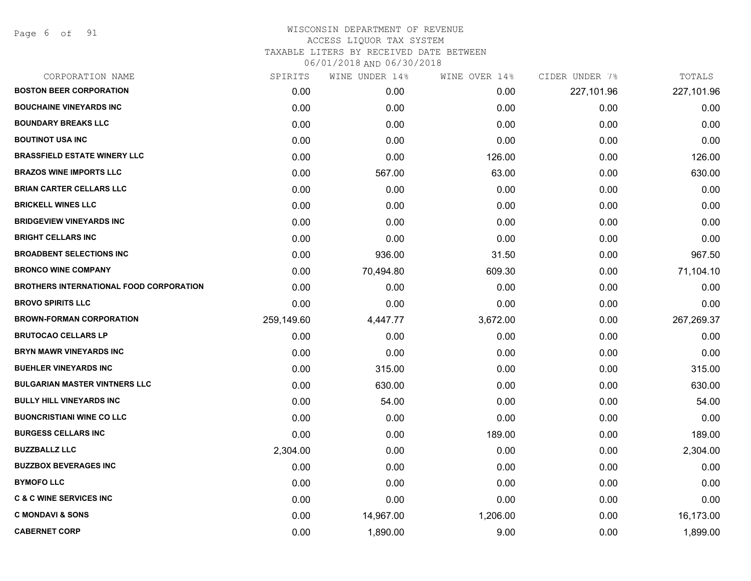# WISCONSIN DEPARTMENT OF REVENUE
## ACCESS LIQUOR TAX SYSTEM
### TAXABLE LITERS BY RECEIVED DATE BETWEEN 06/01/2018 AND 06/30/2018

| CORPORATION NAME | SPIRITS | WINE UNDER 14% | WINE OVER 14% | CIDER UNDER 7% | TOTALS |
|---|---|---|---|---|---|
| **BOSTON BEER CORPORATION** | 0.00 | 0.00 | 0.00 | 227,101.96 | 227,101.96 |
| **BOUCHAINE VINEYARDS INC** | 0.00 | 0.00 | 0.00 | 0.00 | 0.00 |
| **BOUNDARY BREAKS LLC** | 0.00 | 0.00 | 0.00 | 0.00 | 0.00 |
| **BOUTINOT USA INC** | 0.00 | 0.00 | 0.00 | 0.00 | 0.00 |
| **BRASSFIELD ESTATE WINERY LLC** | 0.00 | 0.00 | 126.00 | 0.00 | 126.00 |
| **BRAZOS WINE IMPORTS LLC** | 0.00 | 567.00 | 63.00 | 0.00 | 630.00 |
| **BRIAN CARTER CELLARS LLC** | 0.00 | 0.00 | 0.00 | 0.00 | 0.00 |
| **BRICKELL WINES LLC** | 0.00 | 0.00 | 0.00 | 0.00 | 0.00 |
| **BRIDGEVIEW VINEYARDS INC** | 0.00 | 0.00 | 0.00 | 0.00 | 0.00 |
| **BRIGHT CELLARS INC** | 0.00 | 0.00 | 0.00 | 0.00 | 0.00 |
| **BROADBENT SELECTIONS INC** | 0.00 | 936.00 | 31.50 | 0.00 | 967.50 |
| **BRONCO WINE COMPANY** | 0.00 | 70,494.80 | 609.30 | 0.00 | 71,104.10 |
| **BROTHERS INTERNATIONAL FOOD CORPORATION** | 0.00 | 0.00 | 0.00 | 0.00 | 0.00 |
| **BROVO SPIRITS LLC** | 0.00 | 0.00 | 0.00 | 0.00 | 0.00 |
| **BROWN-FORMAN CORPORATION** | 259,149.60 | 4,447.77 | 3,672.00 | 0.00 | 267,269.37 |
| **BRUTOCAO CELLARS LP** | 0.00 | 0.00 | 0.00 | 0.00 | 0.00 |
| **BRYN MAWR VINEYARDS INC** | 0.00 | 0.00 | 0.00 | 0.00 | 0.00 |
| **BUEHLER VINEYARDS INC** | 0.00 | 315.00 | 0.00 | 0.00 | 315.00 |
| **BULGARIAN MASTER VINTNERS LLC** | 0.00 | 630.00 | 0.00 | 0.00 | 630.00 |
| **BULLY HILL VINEYARDS INC** | 0.00 | 54.00 | 0.00 | 0.00 | 54.00 |
| **BUONCRISTIANI WINE CO LLC** | 0.00 | 0.00 | 0.00 | 0.00 | 0.00 |
| **BURGESS CELLARS INC** | 0.00 | 0.00 | 189.00 | 0.00 | 189.00 |
| **BUZZBALLZ LLC** | 2,304.00 | 0.00 | 0.00 | 0.00 | 2,304.00 |
| **BUZZBOX BEVERAGES INC** | 0.00 | 0.00 | 0.00 | 0.00 | 0.00 |
| **BYMOFO LLC** | 0.00 | 0.00 | 0.00 | 0.00 | 0.00 |
| **C & C WINE SERVICES INC** | 0.00 | 0.00 | 0.00 | 0.00 | 0.00 |
| **C MONDAVI & SONS** | 0.00 | 14,967.00 | 1,206.00 | 0.00 | 16,173.00 |
| **CABERNET CORP** | 0.00 | 1,890.00 | 9.00 | 0.00 | 1,899.00 |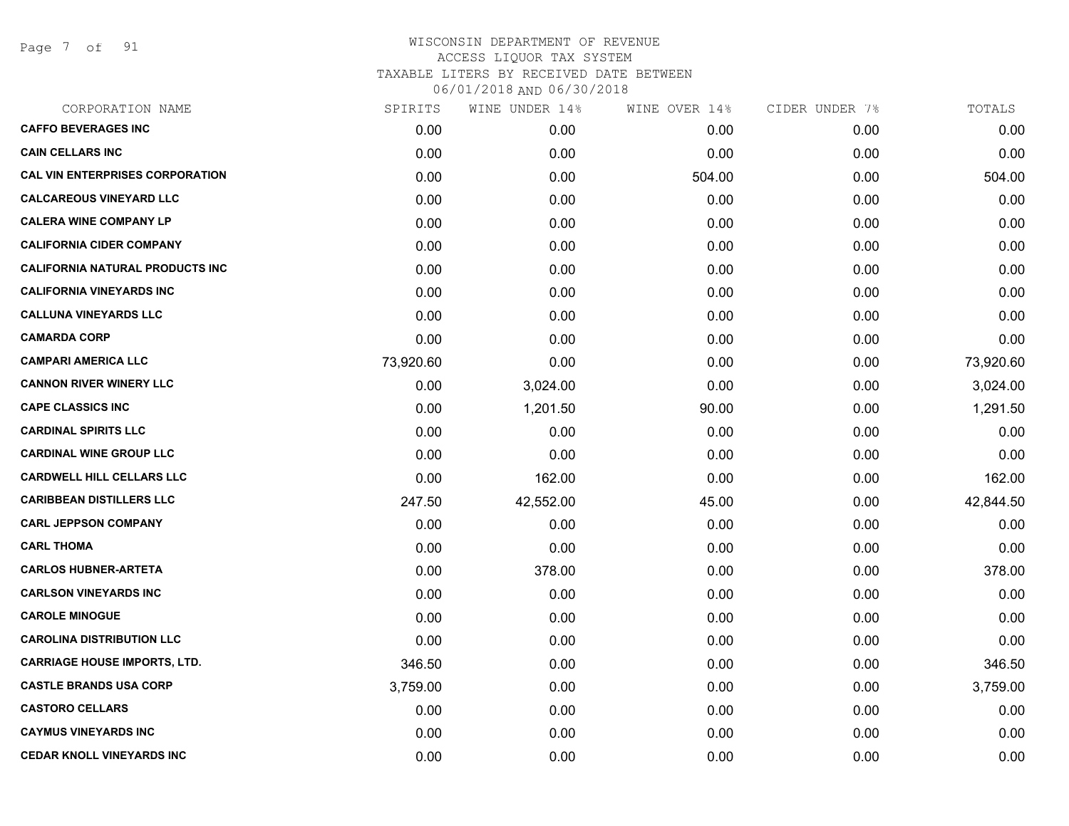WISCONSIN DEPARTMENT OF REVENUE
ACCESS LIQUOR TAX SYSTEM
TAXABLE LITERS BY RECEIVED DATE BETWEEN
06/01/2018 AND 06/30/2018

| CORPORATION NAME | SPIRITS | WINE UNDER 14% | WINE OVER 14% | CIDER UNDER 7% | TOTALS |
|---|---|---|---|---|---|
| CAFFO BEVERAGES INC | 0.00 | 0.00 | 0.00 | 0.00 | 0.00 |
| CAIN CELLARS INC | 0.00 | 0.00 | 0.00 | 0.00 | 0.00 |
| CAL VIN ENTERPRISES CORPORATION | 0.00 | 0.00 | 504.00 | 0.00 | 504.00 |
| CALCAREOUS VINEYARD LLC | 0.00 | 0.00 | 0.00 | 0.00 | 0.00 |
| CALERA WINE COMPANY LP | 0.00 | 0.00 | 0.00 | 0.00 | 0.00 |
| CALIFORNIA CIDER COMPANY | 0.00 | 0.00 | 0.00 | 0.00 | 0.00 |
| CALIFORNIA NATURAL PRODUCTS INC | 0.00 | 0.00 | 0.00 | 0.00 | 0.00 |
| CALIFORNIA VINEYARDS INC | 0.00 | 0.00 | 0.00 | 0.00 | 0.00 |
| CALLUNA VINEYARDS LLC | 0.00 | 0.00 | 0.00 | 0.00 | 0.00 |
| CAMARDA CORP | 0.00 | 0.00 | 0.00 | 0.00 | 0.00 |
| CAMPARI AMERICA LLC | 73,920.60 | 0.00 | 0.00 | 0.00 | 73,920.60 |
| CANNON RIVER WINERY LLC | 0.00 | 3,024.00 | 0.00 | 0.00 | 3,024.00 |
| CAPE CLASSICS INC | 0.00 | 1,201.50 | 90.00 | 0.00 | 1,291.50 |
| CARDINAL SPIRITS LLC | 0.00 | 0.00 | 0.00 | 0.00 | 0.00 |
| CARDINAL WINE GROUP LLC | 0.00 | 0.00 | 0.00 | 0.00 | 0.00 |
| CARDWELL HILL CELLARS LLC | 0.00 | 162.00 | 0.00 | 0.00 | 162.00 |
| CARIBBEAN DISTILLERS LLC | 247.50 | 42,552.00 | 45.00 | 0.00 | 42,844.50 |
| CARL JEPPSON COMPANY | 0.00 | 0.00 | 0.00 | 0.00 | 0.00 |
| CARL THOMA | 0.00 | 0.00 | 0.00 | 0.00 | 0.00 |
| CARLOS HUBNER-ARTETA | 0.00 | 378.00 | 0.00 | 0.00 | 378.00 |
| CARLSON VINEYARDS INC | 0.00 | 0.00 | 0.00 | 0.00 | 0.00 |
| CAROLE MINOGUE | 0.00 | 0.00 | 0.00 | 0.00 | 0.00 |
| CAROLINA DISTRIBUTION LLC | 0.00 | 0.00 | 0.00 | 0.00 | 0.00 |
| CARRIAGE HOUSE IMPORTS, LTD. | 346.50 | 0.00 | 0.00 | 0.00 | 346.50 |
| CASTLE BRANDS USA CORP | 3,759.00 | 0.00 | 0.00 | 0.00 | 3,759.00 |
| CASTORO CELLARS | 0.00 | 0.00 | 0.00 | 0.00 | 0.00 |
| CAYMUS VINEYARDS INC | 0.00 | 0.00 | 0.00 | 0.00 | 0.00 |
| CEDAR KNOLL VINEYARDS INC | 0.00 | 0.00 | 0.00 | 0.00 | 0.00 |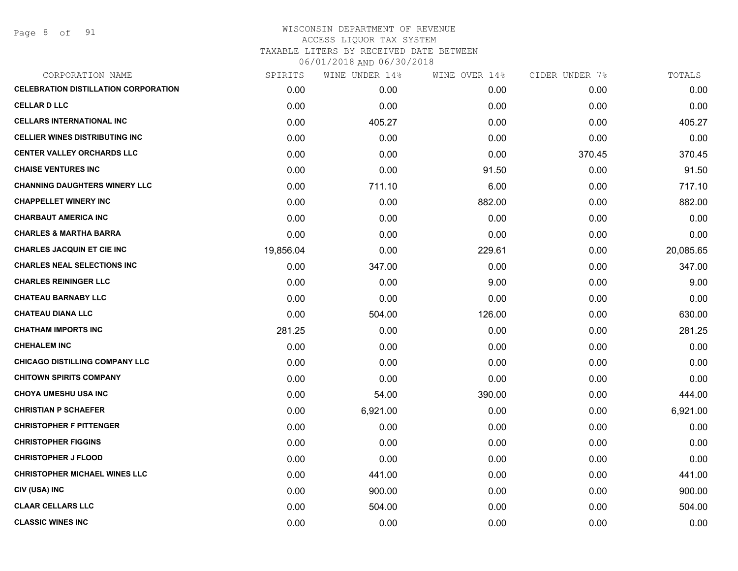WISCONSIN DEPARTMENT OF REVENUE
ACCESS LIQUOR TAX SYSTEM
TAXABLE LITERS BY RECEIVED DATE BETWEEN
06/01/2018 AND 06/30/2018

| CORPORATION NAME | SPIRITS | WINE UNDER 14% | WINE OVER 14% | CIDER UNDER 7% | TOTALS |
|---|---|---|---|---|---|
| CELEBRATION DISTILLATION CORPORATION | 0.00 | 0.00 | 0.00 | 0.00 | 0.00 |
| CELLAR D LLC | 0.00 | 0.00 | 0.00 | 0.00 | 0.00 |
| CELLARS INTERNATIONAL INC | 0.00 | 405.27 | 0.00 | 0.00 | 405.27 |
| CELLIER WINES DISTRIBUTING INC | 0.00 | 0.00 | 0.00 | 0.00 | 0.00 |
| CENTER VALLEY ORCHARDS LLC | 0.00 | 0.00 | 0.00 | 370.45 | 370.45 |
| CHAISE VENTURES INC | 0.00 | 0.00 | 91.50 | 0.00 | 91.50 |
| CHANNING DAUGHTERS WINERY LLC | 0.00 | 711.10 | 6.00 | 0.00 | 717.10 |
| CHAPPELLET WINERY INC | 0.00 | 0.00 | 882.00 | 0.00 | 882.00 |
| CHARBAUT AMERICA INC | 0.00 | 0.00 | 0.00 | 0.00 | 0.00 |
| CHARLES & MARTHA BARRA | 0.00 | 0.00 | 0.00 | 0.00 | 0.00 |
| CHARLES JACQUIN ET CIE INC | 19,856.04 | 0.00 | 229.61 | 0.00 | 20,085.65 |
| CHARLES NEAL SELECTIONS INC | 0.00 | 347.00 | 0.00 | 0.00 | 347.00 |
| CHARLES REININGER LLC | 0.00 | 0.00 | 9.00 | 0.00 | 9.00 |
| CHATEAU BARNABY LLC | 0.00 | 0.00 | 0.00 | 0.00 | 0.00 |
| CHATEAU DIANA LLC | 0.00 | 504.00 | 126.00 | 0.00 | 630.00 |
| CHATHAM IMPORTS INC | 281.25 | 0.00 | 0.00 | 0.00 | 281.25 |
| CHEHALEM INC | 0.00 | 0.00 | 0.00 | 0.00 | 0.00 |
| CHICAGO DISTILLING COMPANY LLC | 0.00 | 0.00 | 0.00 | 0.00 | 0.00 |
| CHITOWN SPIRITS COMPANY | 0.00 | 0.00 | 0.00 | 0.00 | 0.00 |
| CHOYA UMESHU USA INC | 0.00 | 54.00 | 390.00 | 0.00 | 444.00 |
| CHRISTIAN P SCHAEFER | 0.00 | 6,921.00 | 0.00 | 0.00 | 6,921.00 |
| CHRISTOPHER F PITTENGER | 0.00 | 0.00 | 0.00 | 0.00 | 0.00 |
| CHRISTOPHER FIGGINS | 0.00 | 0.00 | 0.00 | 0.00 | 0.00 |
| CHRISTOPHER J FLOOD | 0.00 | 0.00 | 0.00 | 0.00 | 0.00 |
| CHRISTOPHER MICHAEL WINES LLC | 0.00 | 441.00 | 0.00 | 0.00 | 441.00 |
| CIV (USA) INC | 0.00 | 900.00 | 0.00 | 0.00 | 900.00 |
| CLAAR CELLARS LLC | 0.00 | 504.00 | 0.00 | 0.00 | 504.00 |
| CLASSIC WINES INC | 0.00 | 0.00 | 0.00 | 0.00 | 0.00 |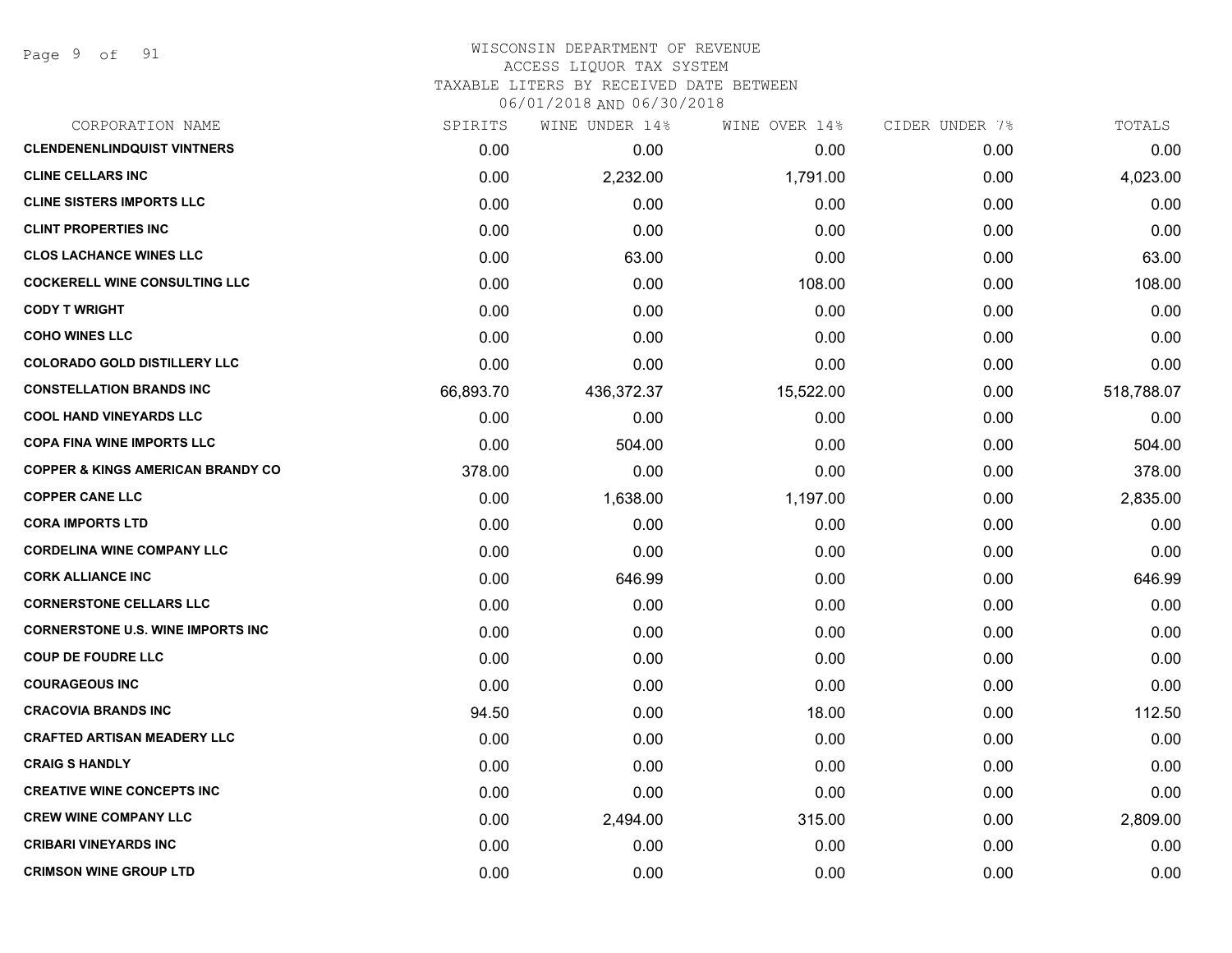# WISCONSIN DEPARTMENT OF REVENUE
## ACCESS LIQUOR TAX SYSTEM
### TAXABLE LITERS BY RECEIVED DATE BETWEEN 06/01/2018 AND 06/30/2018

| CORPORATION NAME | SPIRITS | WINE UNDER 14% | WINE OVER 14% | CIDER UNDER 7% | TOTALS |
|---|---|---|---|---|---|
| CLENDENENLINDQUIST VINTNERS | 0.00 | 0.00 | 0.00 | 0.00 | 0.00 |
| CLINE CELLARS INC | 0.00 | 2,232.00 | 1,791.00 | 0.00 | 4,023.00 |
| CLINE SISTERS IMPORTS LLC | 0.00 | 0.00 | 0.00 | 0.00 | 0.00 |
| CLINT PROPERTIES INC | 0.00 | 0.00 | 0.00 | 0.00 | 0.00 |
| CLOS LACHANCE WINES LLC | 0.00 | 63.00 | 0.00 | 0.00 | 63.00 |
| COCKERELL WINE CONSULTING LLC | 0.00 | 0.00 | 108.00 | 0.00 | 108.00 |
| CODY T WRIGHT | 0.00 | 0.00 | 0.00 | 0.00 | 0.00 |
| COHO WINES LLC | 0.00 | 0.00 | 0.00 | 0.00 | 0.00 |
| COLORADO GOLD DISTILLERY LLC | 0.00 | 0.00 | 0.00 | 0.00 | 0.00 |
| CONSTELLATION BRANDS INC | 66,893.70 | 436,372.37 | 15,522.00 | 0.00 | 518,788.07 |
| COOL HAND VINEYARDS LLC | 0.00 | 0.00 | 0.00 | 0.00 | 0.00 |
| COPA FINA WINE IMPORTS LLC | 0.00 | 504.00 | 0.00 | 0.00 | 504.00 |
| COPPER & KINGS AMERICAN BRANDY CO | 378.00 | 0.00 | 0.00 | 0.00 | 378.00 |
| COPPER CANE LLC | 0.00 | 1,638.00 | 1,197.00 | 0.00 | 2,835.00 |
| CORA IMPORTS LTD | 0.00 | 0.00 | 0.00 | 0.00 | 0.00 |
| CORDELINA WINE COMPANY LLC | 0.00 | 0.00 | 0.00 | 0.00 | 0.00 |
| CORK ALLIANCE INC | 0.00 | 646.99 | 0.00 | 0.00 | 646.99 |
| CORNERSTONE CELLARS LLC | 0.00 | 0.00 | 0.00 | 0.00 | 0.00 |
| CORNERSTONE U.S. WINE IMPORTS INC | 0.00 | 0.00 | 0.00 | 0.00 | 0.00 |
| COUP DE FOUDRE LLC | 0.00 | 0.00 | 0.00 | 0.00 | 0.00 |
| COURAGEOUS INC | 0.00 | 0.00 | 0.00 | 0.00 | 0.00 |
| CRACOVIA BRANDS INC | 94.50 | 0.00 | 18.00 | 0.00 | 112.50 |
| CRAFTED ARTISAN MEADERY LLC | 0.00 | 0.00 | 0.00 | 0.00 | 0.00 |
| CRAIG S HANDLY | 0.00 | 0.00 | 0.00 | 0.00 | 0.00 |
| CREATIVE WINE CONCEPTS INC | 0.00 | 0.00 | 0.00 | 0.00 | 0.00 |
| CREW WINE COMPANY LLC | 0.00 | 2,494.00 | 315.00 | 0.00 | 2,809.00 |
| CRIBARI VINEYARDS INC | 0.00 | 0.00 | 0.00 | 0.00 | 0.00 |
| CRIMSON WINE GROUP LTD | 0.00 | 0.00 | 0.00 | 0.00 | 0.00 |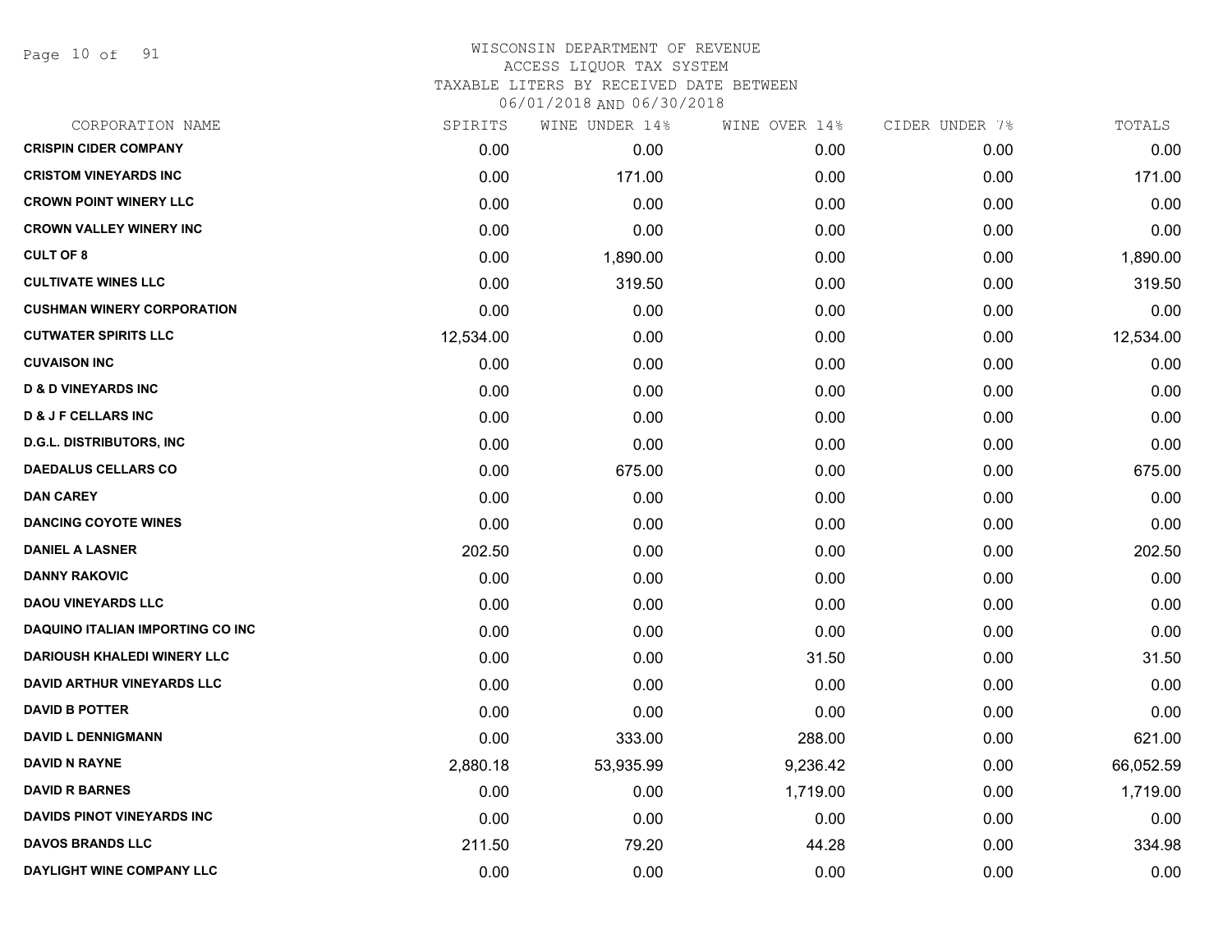WISCONSIN DEPARTMENT OF REVENUE
ACCESS LIQUOR TAX SYSTEM
TAXABLE LITERS BY RECEIVED DATE BETWEEN
06/01/2018 AND 06/30/2018

| CORPORATION NAME | SPIRITS | WINE UNDER 14% | WINE OVER 14% | CIDER UNDER 7% | TOTALS |
|---|---|---|---|---|---|
| CRISPIN CIDER COMPANY | 0.00 | 0.00 | 0.00 | 0.00 | 0.00 |
| CRISTOM VINEYARDS INC | 0.00 | 171.00 | 0.00 | 0.00 | 171.00 |
| CROWN POINT WINERY LLC | 0.00 | 0.00 | 0.00 | 0.00 | 0.00 |
| CROWN VALLEY WINERY INC | 0.00 | 0.00 | 0.00 | 0.00 | 0.00 |
| CULT OF 8 | 0.00 | 1,890.00 | 0.00 | 0.00 | 1,890.00 |
| CULTIVATE WINES LLC | 0.00 | 319.50 | 0.00 | 0.00 | 319.50 |
| CUSHMAN WINERY CORPORATION | 0.00 | 0.00 | 0.00 | 0.00 | 0.00 |
| CUTWATER SPIRITS LLC | 12,534.00 | 0.00 | 0.00 | 0.00 | 12,534.00 |
| CUVAISON INC | 0.00 | 0.00 | 0.00 | 0.00 | 0.00 |
| D & D VINEYARDS INC | 0.00 | 0.00 | 0.00 | 0.00 | 0.00 |
| D & J F CELLARS INC | 0.00 | 0.00 | 0.00 | 0.00 | 0.00 |
| D.G.L. DISTRIBUTORS, INC | 0.00 | 0.00 | 0.00 | 0.00 | 0.00 |
| DAEDALUS CELLARS CO | 0.00 | 675.00 | 0.00 | 0.00 | 675.00 |
| DAN CAREY | 0.00 | 0.00 | 0.00 | 0.00 | 0.00 |
| DANCING COYOTE WINES | 0.00 | 0.00 | 0.00 | 0.00 | 0.00 |
| DANIEL A LASNER | 202.50 | 0.00 | 0.00 | 0.00 | 202.50 |
| DANNY RAKOVIC | 0.00 | 0.00 | 0.00 | 0.00 | 0.00 |
| DAOU VINEYARDS LLC | 0.00 | 0.00 | 0.00 | 0.00 | 0.00 |
| DAQUINO ITALIAN IMPORTING CO INC | 0.00 | 0.00 | 0.00 | 0.00 | 0.00 |
| DARIOUSH KHALEDI WINERY LLC | 0.00 | 0.00 | 31.50 | 0.00 | 31.50 |
| DAVID ARTHUR VINEYARDS LLC | 0.00 | 0.00 | 0.00 | 0.00 | 0.00 |
| DAVID B POTTER | 0.00 | 0.00 | 0.00 | 0.00 | 0.00 |
| DAVID L DENNIGMANN | 0.00 | 333.00 | 288.00 | 0.00 | 621.00 |
| DAVID N RAYNE | 2,880.18 | 53,935.99 | 9,236.42 | 0.00 | 66,052.59 |
| DAVID R BARNES | 0.00 | 0.00 | 1,719.00 | 0.00 | 1,719.00 |
| DAVIDS PINOT VINEYARDS INC | 0.00 | 0.00 | 0.00 | 0.00 | 0.00 |
| DAVOS BRANDS LLC | 211.50 | 79.20 | 44.28 | 0.00 | 334.98 |
| DAYLIGHT WINE COMPANY LLC | 0.00 | 0.00 | 0.00 | 0.00 | 0.00 |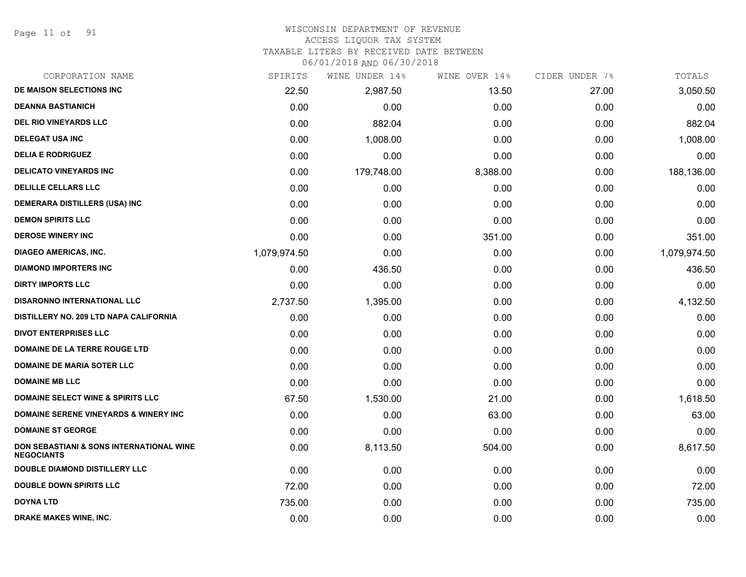WISCONSIN DEPARTMENT OF REVENUE
ACCESS LIQUOR TAX SYSTEM
TAXABLE LITERS BY RECEIVED DATE BETWEEN
06/01/2018 AND 06/30/2018

| CORPORATION NAME | SPIRITS | WINE UNDER 14% | WINE OVER 14% | CIDER UNDER 7% | TOTALS |
|---|---|---|---|---|---|
| **DE MAISON SELECTIONS INC** | 22.50 | 2,987.50 | 13.50 | 27.00 | 3,050.50 |
| **DEANNA BASTIANICH** | 0.00 | 0.00 | 0.00 | 0.00 | 0.00 |
| **DEL RIO VINEYARDS LLC** | 0.00 | 882.04 | 0.00 | 0.00 | 882.04 |
| **DELEGAT USA INC** | 0.00 | 1,008.00 | 0.00 | 0.00 | 1,008.00 |
| **DELIA E RODRIGUEZ** | 0.00 | 0.00 | 0.00 | 0.00 | 0.00 |
| **DELICATO VINEYARDS INC** | 0.00 | 179,748.00 | 8,388.00 | 0.00 | 188,136.00 |
| **DELILLE CELLARS LLC** | 0.00 | 0.00 | 0.00 | 0.00 | 0.00 |
| **DEMERARA DISTILLERS (USA) INC** | 0.00 | 0.00 | 0.00 | 0.00 | 0.00 |
| **DEMON SPIRITS LLC** | 0.00 | 0.00 | 0.00 | 0.00 | 0.00 |
| **DEROSE WINERY INC** | 0.00 | 0.00 | 351.00 | 0.00 | 351.00 |
| **DIAGEO AMERICAS, INC.** | 1,079,974.50 | 0.00 | 0.00 | 0.00 | 1,079,974.50 |
| **DIAMOND IMPORTERS INC** | 0.00 | 436.50 | 0.00 | 0.00 | 436.50 |
| **DIRTY IMPORTS LLC** | 0.00 | 0.00 | 0.00 | 0.00 | 0.00 |
| **DISARONNO INTERNATIONAL LLC** | 2,737.50 | 1,395.00 | 0.00 | 0.00 | 4,132.50 |
| **DISTILLERY NO. 209 LTD NAPA CALIFORNIA** | 0.00 | 0.00 | 0.00 | 0.00 | 0.00 |
| **DIVOT ENTERPRISES LLC** | 0.00 | 0.00 | 0.00 | 0.00 | 0.00 |
| **DOMAINE DE LA TERRE ROUGE LTD** | 0.00 | 0.00 | 0.00 | 0.00 | 0.00 |
| **DOMAINE DE MARIA SOTER LLC** | 0.00 | 0.00 | 0.00 | 0.00 | 0.00 |
| **DOMAINE MB LLC** | 0.00 | 0.00 | 0.00 | 0.00 | 0.00 |
| **DOMAINE SELECT WINE & SPIRITS LLC** | 67.50 | 1,530.00 | 21.00 | 0.00 | 1,618.50 |
| **DOMAINE SERENE VINEYARDS & WINERY INC** | 0.00 | 0.00 | 63.00 | 0.00 | 63.00 |
| **DOMAINE ST GEORGE** | 0.00 | 0.00 | 0.00 | 0.00 | 0.00 |
| **DON SEBASTIANI & SONS INTERNATIONAL WINE NEGOCIANTS** | 0.00 | 8,113.50 | 504.00 | 0.00 | 8,617.50 |
| **DOUBLE DIAMOND DISTILLERY LLC** | 0.00 | 0.00 | 0.00 | 0.00 | 0.00 |
| **DOUBLE DOWN SPIRITS LLC** | 72.00 | 0.00 | 0.00 | 0.00 | 72.00 |
| **DOYNA LTD** | 735.00 | 0.00 | 0.00 | 0.00 | 735.00 |
| **DRAKE MAKES WINE, INC.** | 0.00 | 0.00 | 0.00 | 0.00 | 0.00 |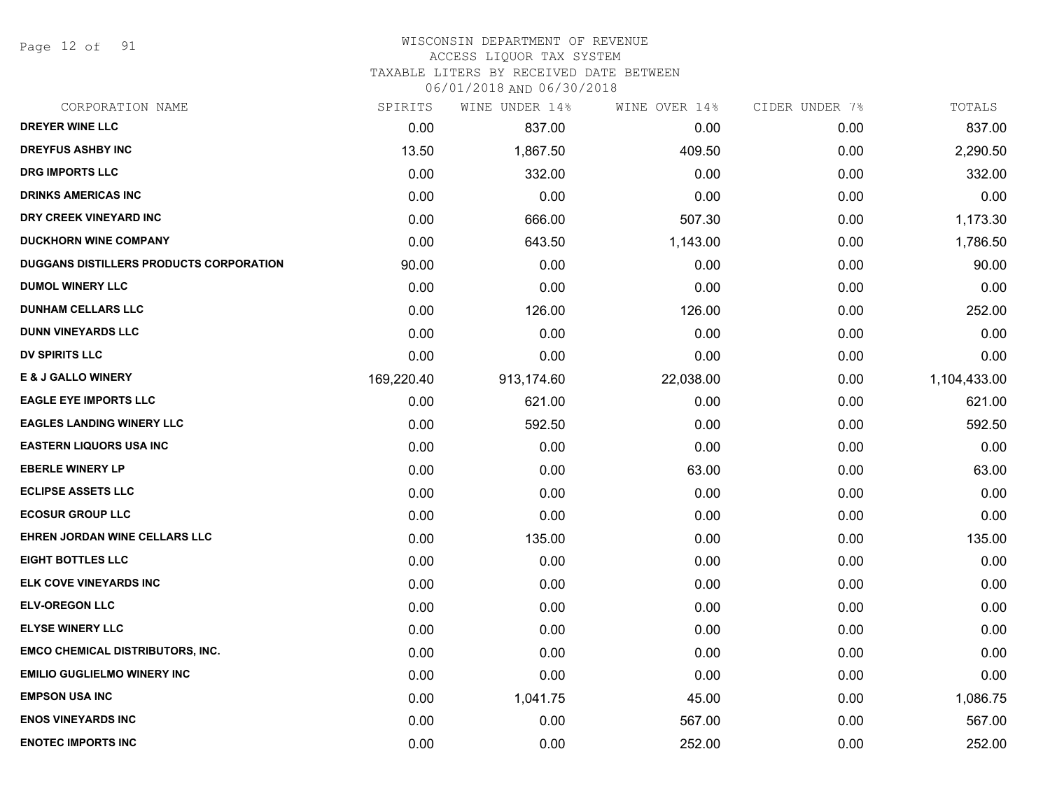WISCONSIN DEPARTMENT OF REVENUE
ACCESS LIQUOR TAX SYSTEM
TAXABLE LITERS BY RECEIVED DATE BETWEEN
06/01/2018 AND 06/30/2018

| CORPORATION NAME | SPIRITS | WINE UNDER 14% | WINE OVER 14% | CIDER UNDER 7% | TOTALS |
|---|---|---|---|---|---|
| DREYER WINE LLC | 0.00 | 837.00 | 0.00 | 0.00 | 837.00 |
| DREYFUS ASHBY INC | 13.50 | 1,867.50 | 409.50 | 0.00 | 2,290.50 |
| DRG IMPORTS LLC | 0.00 | 332.00 | 0.00 | 0.00 | 332.00 |
| DRINKS AMERICAS INC | 0.00 | 0.00 | 0.00 | 0.00 | 0.00 |
| DRY CREEK VINEYARD INC | 0.00 | 666.00 | 507.30 | 0.00 | 1,173.30 |
| DUCKHORN WINE COMPANY | 0.00 | 643.50 | 1,143.00 | 0.00 | 1,786.50 |
| DUGGANS DISTILLERS PRODUCTS CORPORATION | 90.00 | 0.00 | 0.00 | 0.00 | 90.00 |
| DUMOL WINERY LLC | 0.00 | 0.00 | 0.00 | 0.00 | 0.00 |
| DUNHAM CELLARS LLC | 0.00 | 126.00 | 126.00 | 0.00 | 252.00 |
| DUNN VINEYARDS LLC | 0.00 | 0.00 | 0.00 | 0.00 | 0.00 |
| DV SPIRITS LLC | 0.00 | 0.00 | 0.00 | 0.00 | 0.00 |
| E & J GALLO WINERY | 169,220.40 | 913,174.60 | 22,038.00 | 0.00 | 1,104,433.00 |
| EAGLE EYE IMPORTS LLC | 0.00 | 621.00 | 0.00 | 0.00 | 621.00 |
| EAGLES LANDING WINERY LLC | 0.00 | 592.50 | 0.00 | 0.00 | 592.50 |
| EASTERN LIQUORS USA INC | 0.00 | 0.00 | 0.00 | 0.00 | 0.00 |
| EBERLE WINERY LP | 0.00 | 0.00 | 63.00 | 0.00 | 63.00 |
| ECLIPSE ASSETS LLC | 0.00 | 0.00 | 0.00 | 0.00 | 0.00 |
| ECOSUR GROUP LLC | 0.00 | 0.00 | 0.00 | 0.00 | 0.00 |
| EHREN JORDAN WINE CELLARS LLC | 0.00 | 135.00 | 0.00 | 0.00 | 135.00 |
| EIGHT BOTTLES LLC | 0.00 | 0.00 | 0.00 | 0.00 | 0.00 |
| ELK COVE VINEYARDS INC | 0.00 | 0.00 | 0.00 | 0.00 | 0.00 |
| ELV-OREGON LLC | 0.00 | 0.00 | 0.00 | 0.00 | 0.00 |
| ELYSE WINERY LLC | 0.00 | 0.00 | 0.00 | 0.00 | 0.00 |
| EMCO CHEMICAL DISTRIBUTORS, INC. | 0.00 | 0.00 | 0.00 | 0.00 | 0.00 |
| EMILIO GUGLIELMO WINERY INC | 0.00 | 0.00 | 0.00 | 0.00 | 0.00 |
| EMPSON USA INC | 0.00 | 1,041.75 | 45.00 | 0.00 | 1,086.75 |
| ENOS VINEYARDS INC | 0.00 | 0.00 | 567.00 | 0.00 | 567.00 |
| ENOTEC IMPORTS INC | 0.00 | 0.00 | 252.00 | 0.00 | 252.00 |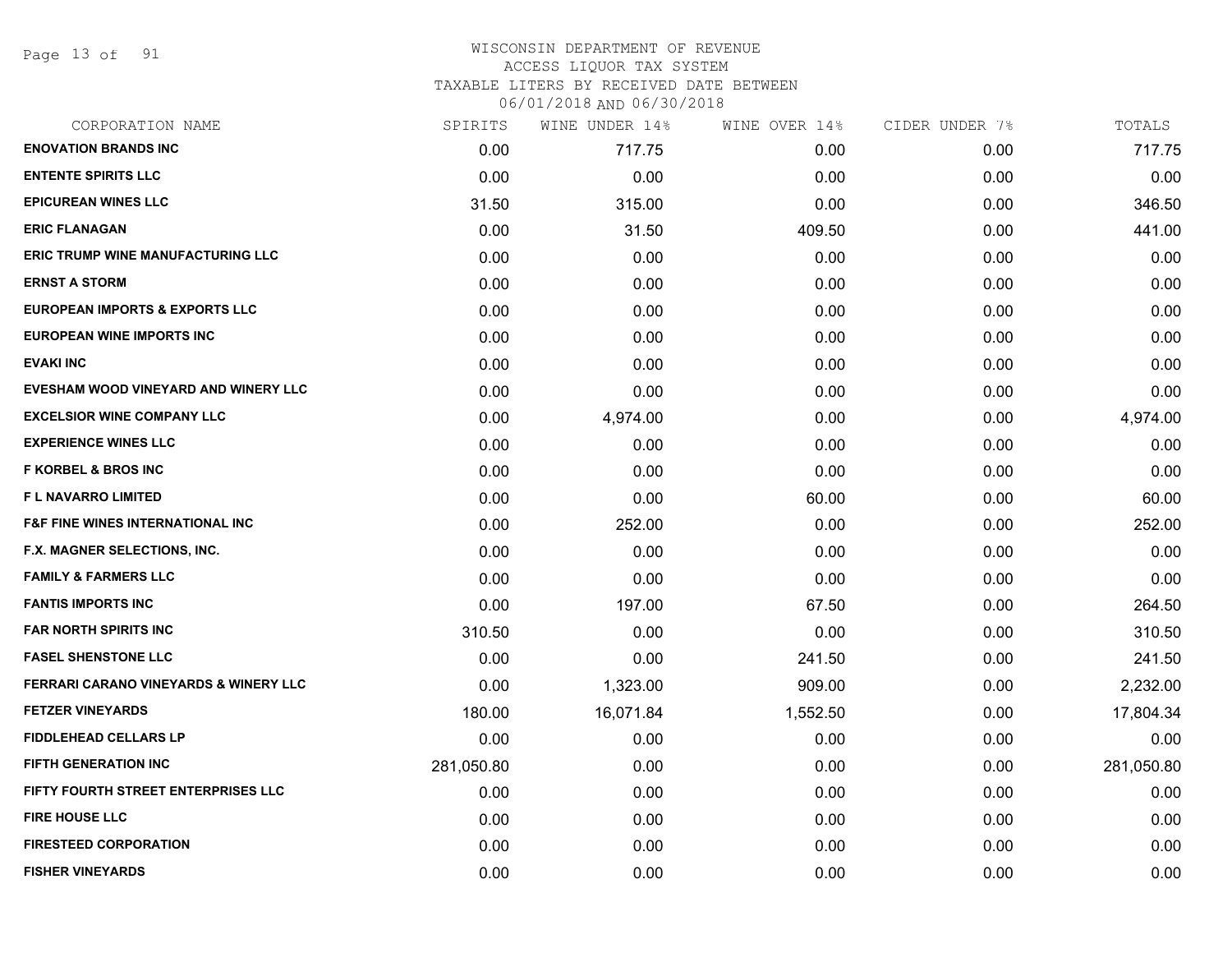# WISCONSIN DEPARTMENT OF REVENUE
## ACCESS LIQUOR TAX SYSTEM
### TAXABLE LITERS BY RECEIVED DATE BETWEEN 06/01/2018 AND 06/30/2018

| CORPORATION NAME | SPIRITS | WINE UNDER 14% | WINE OVER 14% | CIDER UNDER 7% | TOTALS |
|---|---|---|---|---|---|
| ENOVATION BRANDS INC | 0.00 | 717.75 | 0.00 | 0.00 | 717.75 |
| ENTENTE SPIRITS LLC | 0.00 | 0.00 | 0.00 | 0.00 | 0.00 |
| EPICUREAN WINES LLC | 31.50 | 315.00 | 0.00 | 0.00 | 346.50 |
| ERIC FLANAGAN | 0.00 | 31.50 | 409.50 | 0.00 | 441.00 |
| ERIC TRUMP WINE MANUFACTURING LLC | 0.00 | 0.00 | 0.00 | 0.00 | 0.00 |
| ERNST A STORM | 0.00 | 0.00 | 0.00 | 0.00 | 0.00 |
| EUROPEAN IMPORTS & EXPORTS LLC | 0.00 | 0.00 | 0.00 | 0.00 | 0.00 |
| EUROPEAN WINE IMPORTS INC | 0.00 | 0.00 | 0.00 | 0.00 | 0.00 |
| EVAKI INC | 0.00 | 0.00 | 0.00 | 0.00 | 0.00 |
| EVESHAM WOOD VINEYARD AND WINERY LLC | 0.00 | 0.00 | 0.00 | 0.00 | 0.00 |
| EXCELSIOR WINE COMPANY LLC | 0.00 | 4,974.00 | 0.00 | 0.00 | 4,974.00 |
| EXPERIENCE WINES LLC | 0.00 | 0.00 | 0.00 | 0.00 | 0.00 |
| F KORBEL & BROS INC | 0.00 | 0.00 | 0.00 | 0.00 | 0.00 |
| F L NAVARRO LIMITED | 0.00 | 0.00 | 60.00 | 0.00 | 60.00 |
| F&F FINE WINES INTERNATIONAL INC | 0.00 | 252.00 | 0.00 | 0.00 | 252.00 |
| F.X. MAGNER SELECTIONS, INC. | 0.00 | 0.00 | 0.00 | 0.00 | 0.00 |
| FAMILY & FARMERS LLC | 0.00 | 0.00 | 0.00 | 0.00 | 0.00 |
| FANTIS IMPORTS INC | 0.00 | 197.00 | 67.50 | 0.00 | 264.50 |
| FAR NORTH SPIRITS INC | 310.50 | 0.00 | 0.00 | 0.00 | 310.50 |
| FASEL SHENSTONE LLC | 0.00 | 0.00 | 241.50 | 0.00 | 241.50 |
| FERRARI CARANO VINEYARDS & WINERY LLC | 0.00 | 1,323.00 | 909.00 | 0.00 | 2,232.00 |
| FETZER VINEYARDS | 180.00 | 16,071.84 | 1,552.50 | 0.00 | 17,804.34 |
| FIDDLEHEAD CELLARS LP | 0.00 | 0.00 | 0.00 | 0.00 | 0.00 |
| FIFTH GENERATION INC | 281,050.80 | 0.00 | 0.00 | 0.00 | 281,050.80 |
| FIFTY FOURTH STREET ENTERPRISES LLC | 0.00 | 0.00 | 0.00 | 0.00 | 0.00 |
| FIRE HOUSE LLC | 0.00 | 0.00 | 0.00 | 0.00 | 0.00 |
| FIRESTEED CORPORATION | 0.00 | 0.00 | 0.00 | 0.00 | 0.00 |
| FISHER VINEYARDS | 0.00 | 0.00 | 0.00 | 0.00 | 0.00 |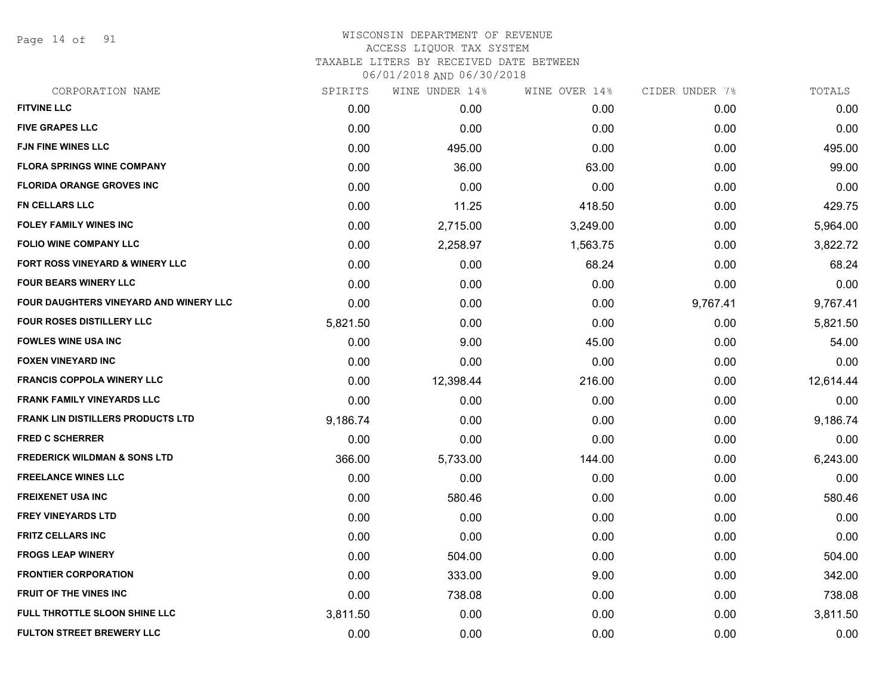# WISCONSIN DEPARTMENT OF REVENUE
ACCESS LIQUOR TAX SYSTEM
TAXABLE LITERS BY RECEIVED DATE BETWEEN
06/01/2018 AND 06/30/2018

| CORPORATION NAME | SPIRITS | WINE UNDER 14% | WINE OVER 14% | CIDER UNDER 7% | TOTALS |
|---|---|---|---|---|---|
| FITVINE LLC | 0.00 | 0.00 | 0.00 | 0.00 | 0.00 |
| FIVE GRAPES LLC | 0.00 | 0.00 | 0.00 | 0.00 | 0.00 |
| FJN FINE WINES LLC | 0.00 | 495.00 | 0.00 | 0.00 | 495.00 |
| FLORA SPRINGS WINE COMPANY | 0.00 | 36.00 | 63.00 | 0.00 | 99.00 |
| FLORIDA ORANGE GROVES INC | 0.00 | 0.00 | 0.00 | 0.00 | 0.00 |
| FN CELLARS LLC | 0.00 | 11.25 | 418.50 | 0.00 | 429.75 |
| FOLEY FAMILY WINES INC | 0.00 | 2,715.00 | 3,249.00 | 0.00 | 5,964.00 |
| FOLIO WINE COMPANY LLC | 0.00 | 2,258.97 | 1,563.75 | 0.00 | 3,822.72 |
| FORT ROSS VINEYARD & WINERY LLC | 0.00 | 0.00 | 68.24 | 0.00 | 68.24 |
| FOUR BEARS WINERY LLC | 0.00 | 0.00 | 0.00 | 0.00 | 0.00 |
| FOUR DAUGHTERS VINEYARD AND WINERY LLC | 0.00 | 0.00 | 0.00 | 9,767.41 | 9,767.41 |
| FOUR ROSES DISTILLERY LLC | 5,821.50 | 0.00 | 0.00 | 0.00 | 5,821.50 |
| FOWLES WINE USA INC | 0.00 | 9.00 | 45.00 | 0.00 | 54.00 |
| FOXEN VINEYARD INC | 0.00 | 0.00 | 0.00 | 0.00 | 0.00 |
| FRANCIS COPPOLA WINERY LLC | 0.00 | 12,398.44 | 216.00 | 0.00 | 12,614.44 |
| FRANK FAMILY VINEYARDS LLC | 0.00 | 0.00 | 0.00 | 0.00 | 0.00 |
| FRANK LIN DISTILLERS PRODUCTS LTD | 9,186.74 | 0.00 | 0.00 | 0.00 | 9,186.74 |
| FRED C SCHERRER | 0.00 | 0.00 | 0.00 | 0.00 | 0.00 |
| FREDERICK WILDMAN & SONS LTD | 366.00 | 5,733.00 | 144.00 | 0.00 | 6,243.00 |
| FREELANCE WINES LLC | 0.00 | 0.00 | 0.00 | 0.00 | 0.00 |
| FREIXENET USA INC | 0.00 | 580.46 | 0.00 | 0.00 | 580.46 |
| FREY VINEYARDS LTD | 0.00 | 0.00 | 0.00 | 0.00 | 0.00 |
| FRITZ CELLARS INC | 0.00 | 0.00 | 0.00 | 0.00 | 0.00 |
| FROGS LEAP WINERY | 0.00 | 504.00 | 0.00 | 0.00 | 504.00 |
| FRONTIER CORPORATION | 0.00 | 333.00 | 9.00 | 0.00 | 342.00 |
| FRUIT OF THE VINES INC | 0.00 | 738.08 | 0.00 | 0.00 | 738.08 |
| FULL THROTTLE SLOON SHINE LLC | 3,811.50 | 0.00 | 0.00 | 0.00 | 3,811.50 |
| FULTON STREET BREWERY LLC | 0.00 | 0.00 | 0.00 | 0.00 | 0.00 |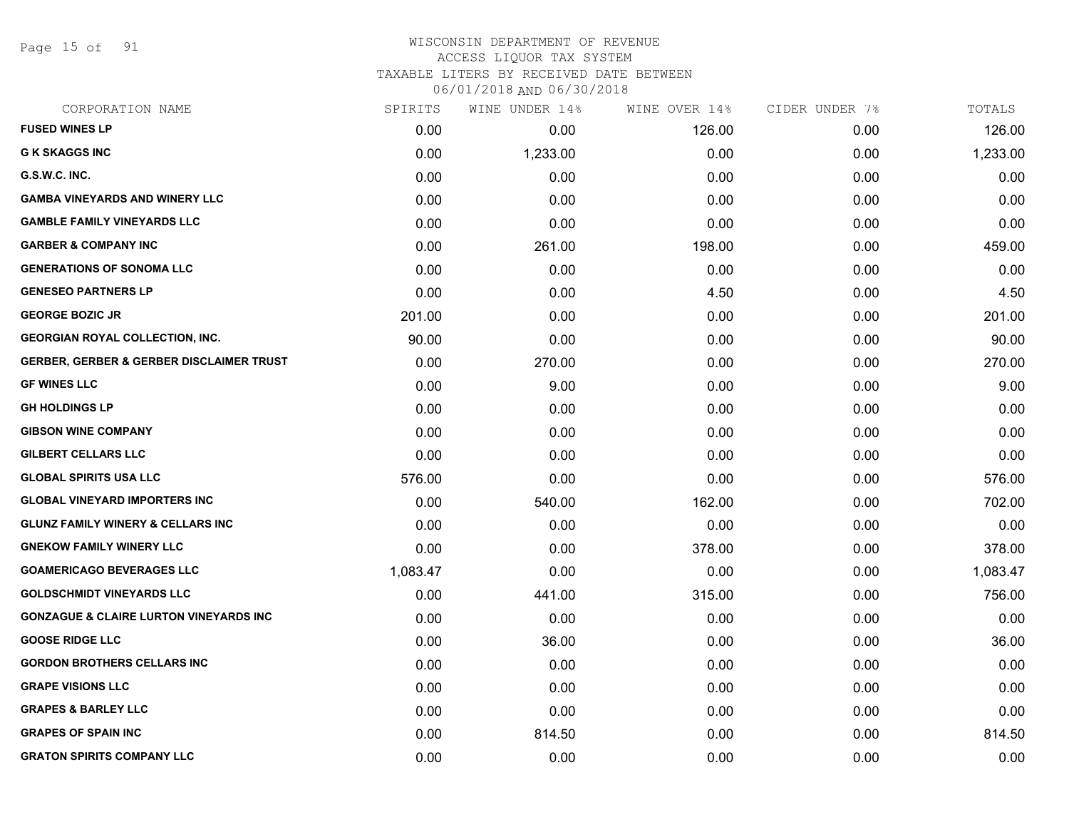# WISCONSIN DEPARTMENT OF REVENUE
## ACCESS LIQUOR TAX SYSTEM
### TAXABLE LITERS BY RECEIVED DATE BETWEEN 06/01/2018 AND 06/30/2018

| CORPORATION NAME | SPIRITS | WINE UNDER 14% | WINE OVER 14% | CIDER UNDER 7% | TOTALS |
|---|---|---|---|---|---|
| FUSED WINES LP | 0.00 | 0.00 | 126.00 | 0.00 | 126.00 |
| G K SKAGGS INC | 0.00 | 1,233.00 | 0.00 | 0.00 | 1,233.00 |
| G.S.W.C. INC. | 0.00 | 0.00 | 0.00 | 0.00 | 0.00 |
| GAMBA VINEYARDS AND WINERY LLC | 0.00 | 0.00 | 0.00 | 0.00 | 0.00 |
| GAMBLE FAMILY VINEYARDS LLC | 0.00 | 0.00 | 0.00 | 0.00 | 0.00 |
| GARBER & COMPANY INC | 0.00 | 261.00 | 198.00 | 0.00 | 459.00 |
| GENERATIONS OF SONOMA LLC | 0.00 | 0.00 | 0.00 | 0.00 | 0.00 |
| GENESEO PARTNERS LP | 0.00 | 0.00 | 4.50 | 0.00 | 4.50 |
| GEORGE BOZIC JR | 201.00 | 0.00 | 0.00 | 0.00 | 201.00 |
| GEORGIAN ROYAL COLLECTION, INC. | 90.00 | 0.00 | 0.00 | 0.00 | 90.00 |
| GERBER, GERBER & GERBER DISCLAIMER TRUST | 0.00 | 270.00 | 0.00 | 0.00 | 270.00 |
| GF WINES LLC | 0.00 | 9.00 | 0.00 | 0.00 | 9.00 |
| GH HOLDINGS LP | 0.00 | 0.00 | 0.00 | 0.00 | 0.00 |
| GIBSON WINE COMPANY | 0.00 | 0.00 | 0.00 | 0.00 | 0.00 |
| GILBERT CELLARS LLC | 0.00 | 0.00 | 0.00 | 0.00 | 0.00 |
| GLOBAL SPIRITS USA LLC | 576.00 | 0.00 | 0.00 | 0.00 | 576.00 |
| GLOBAL VINEYARD IMPORTERS INC | 0.00 | 540.00 | 162.00 | 0.00 | 702.00 |
| GLUNZ FAMILY WINERY & CELLARS INC | 0.00 | 0.00 | 0.00 | 0.00 | 0.00 |
| GNEKOW FAMILY WINERY LLC | 0.00 | 0.00 | 378.00 | 0.00 | 378.00 |
| GOAMERICAGO BEVERAGES LLC | 1,083.47 | 0.00 | 0.00 | 0.00 | 1,083.47 |
| GOLDSCHMIDT VINEYARDS LLC | 0.00 | 441.00 | 315.00 | 0.00 | 756.00 |
| GONZAGUE & CLAIRE LURTON VINEYARDS INC | 0.00 | 0.00 | 0.00 | 0.00 | 0.00 |
| GOOSE RIDGE LLC | 0.00 | 36.00 | 0.00 | 0.00 | 36.00 |
| GORDON BROTHERS CELLARS INC | 0.00 | 0.00 | 0.00 | 0.00 | 0.00 |
| GRAPE VISIONS LLC | 0.00 | 0.00 | 0.00 | 0.00 | 0.00 |
| GRAPES & BARLEY LLC | 0.00 | 0.00 | 0.00 | 0.00 | 0.00 |
| GRAPES OF SPAIN INC | 0.00 | 814.50 | 0.00 | 0.00 | 814.50 |
| GRATON SPIRITS COMPANY LLC | 0.00 | 0.00 | 0.00 | 0.00 | 0.00 |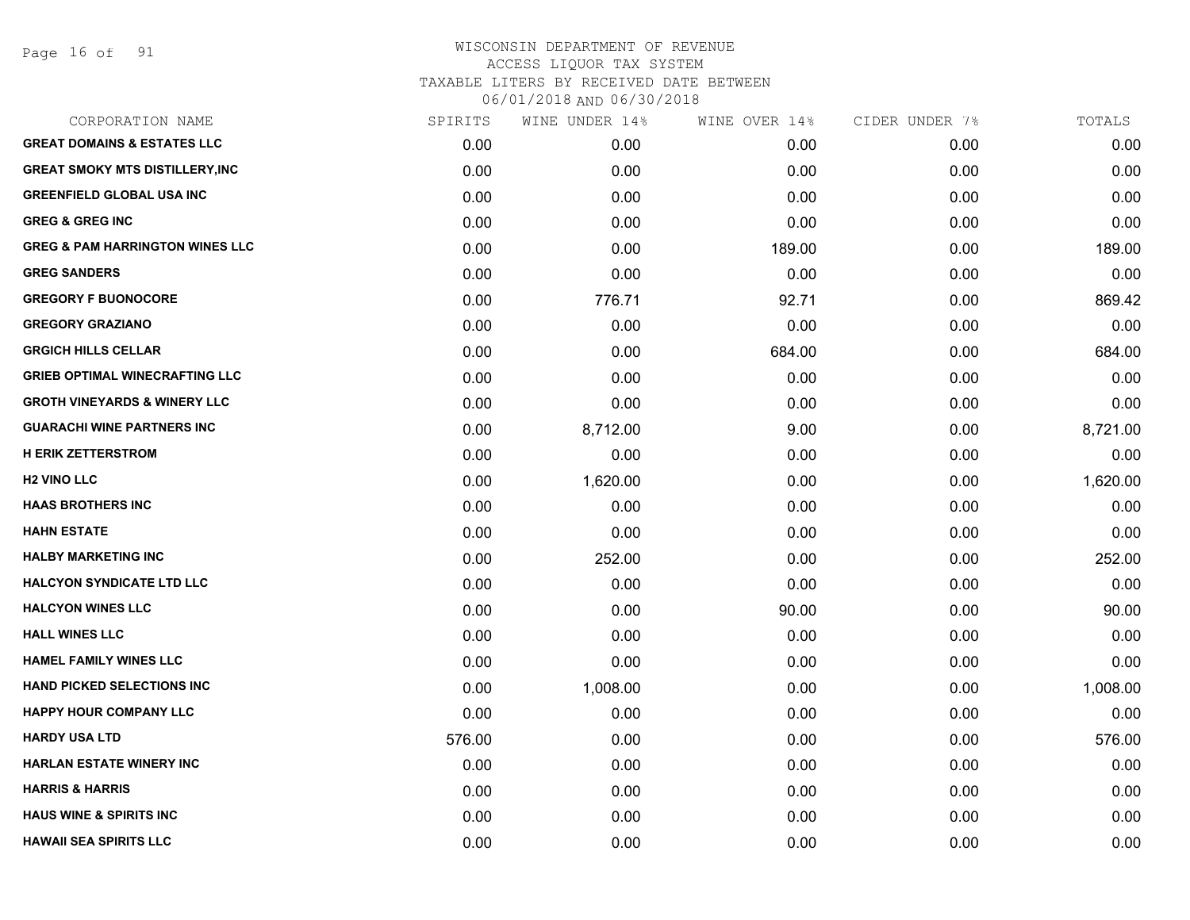# WISCONSIN DEPARTMENT OF REVENUE
ACCESS LIQUOR TAX SYSTEM
TAXABLE LITERS BY RECEIVED DATE BETWEEN
06/01/2018 AND 06/30/2018

| CORPORATION NAME | SPIRITS | WINE UNDER 14% | WINE OVER 14% | CIDER UNDER 7% | TOTALS |
|---|---|---|---|---|---|
| **GREAT DOMAINS & ESTATES LLC** | 0.00 | 0.00 | 0.00 | 0.00 | 0.00 |
| **GREAT SMOKY MTS DISTILLERY,INC** | 0.00 | 0.00 | 0.00 | 0.00 | 0.00 |
| **GREENFIELD GLOBAL USA INC** | 0.00 | 0.00 | 0.00 | 0.00 | 0.00 |
| **GREG & GREG INC** | 0.00 | 0.00 | 0.00 | 0.00 | 0.00 |
| **GREG & PAM HARRINGTON WINES LLC** | 0.00 | 0.00 | 189.00 | 0.00 | 189.00 |
| **GREG SANDERS** | 0.00 | 0.00 | 0.00 | 0.00 | 0.00 |
| **GREGORY F BUONOCORE** | 0.00 | 776.71 | 92.71 | 0.00 | 869.42 |
| **GREGORY GRAZIANO** | 0.00 | 0.00 | 0.00 | 0.00 | 0.00 |
| **GRGICH HILLS CELLAR** | 0.00 | 0.00 | 684.00 | 0.00 | 684.00 |
| **GRIEB OPTIMAL WINECRAFTING LLC** | 0.00 | 0.00 | 0.00 | 0.00 | 0.00 |
| **GROTH VINEYARDS & WINERY LLC** | 0.00 | 0.00 | 0.00 | 0.00 | 0.00 |
| **GUARACHI WINE PARTNERS INC** | 0.00 | 8,712.00 | 9.00 | 0.00 | 8,721.00 |
| **H ERIK ZETTERSTROM** | 0.00 | 0.00 | 0.00 | 0.00 | 0.00 |
| **H2 VINO LLC** | 0.00 | 1,620.00 | 0.00 | 0.00 | 1,620.00 |
| **HAAS BROTHERS INC** | 0.00 | 0.00 | 0.00 | 0.00 | 0.00 |
| **HAHN ESTATE** | 0.00 | 0.00 | 0.00 | 0.00 | 0.00 |
| **HALBY MARKETING INC** | 0.00 | 252.00 | 0.00 | 0.00 | 252.00 |
| **HALCYON SYNDICATE LTD LLC** | 0.00 | 0.00 | 0.00 | 0.00 | 0.00 |
| **HALCYON WINES LLC** | 0.00 | 0.00 | 90.00 | 0.00 | 90.00 |
| **HALL WINES LLC** | 0.00 | 0.00 | 0.00 | 0.00 | 0.00 |
| **HAMEL FAMILY WINES LLC** | 0.00 | 0.00 | 0.00 | 0.00 | 0.00 |
| **HAND PICKED SELECTIONS INC** | 0.00 | 1,008.00 | 0.00 | 0.00 | 1,008.00 |
| **HAPPY HOUR COMPANY LLC** | 0.00 | 0.00 | 0.00 | 0.00 | 0.00 |
| **HARDY USA LTD** | 576.00 | 0.00 | 0.00 | 0.00 | 576.00 |
| **HARLAN ESTATE WINERY INC** | 0.00 | 0.00 | 0.00 | 0.00 | 0.00 |
| **HARRIS & HARRIS** | 0.00 | 0.00 | 0.00 | 0.00 | 0.00 |
| **HAUS WINE & SPIRITS INC** | 0.00 | 0.00 | 0.00 | 0.00 | 0.00 |
| **HAWAII SEA SPIRITS LLC** | 0.00 | 0.00 | 0.00 | 0.00 | 0.00 |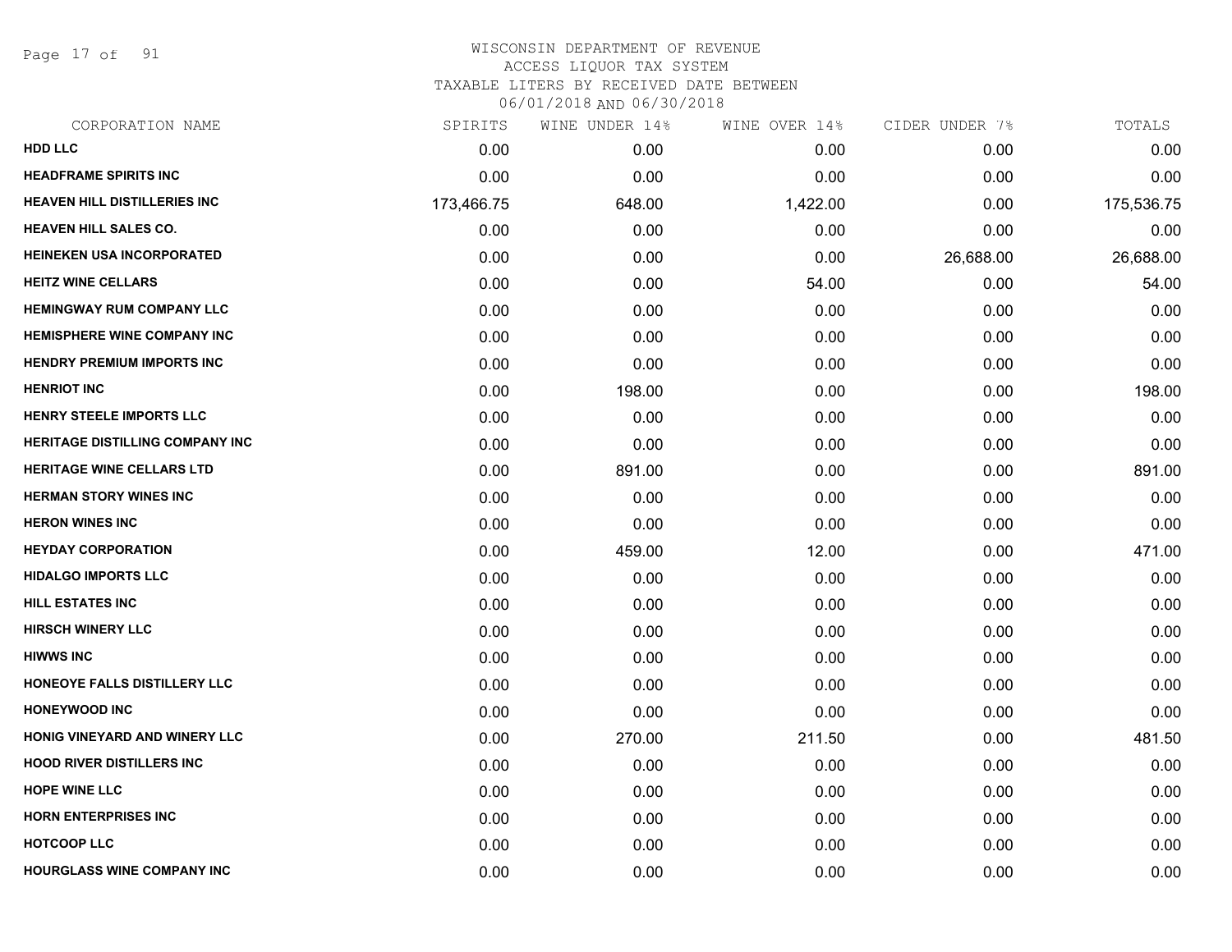# WISCONSIN DEPARTMENT OF REVENUE
## ACCESS LIQUOR TAX SYSTEM
### TAXABLE LITERS BY RECEIVED DATE BETWEEN 06/01/2018 AND 06/30/2018

| CORPORATION NAME | SPIRITS | WINE UNDER 14% | WINE OVER 14% | CIDER UNDER 7% | TOTALS |
|---|---|---|---|---|---|
| HDD LLC | 0.00 | 0.00 | 0.00 | 0.00 | 0.00 |
| HEADFRAME SPIRITS INC | 0.00 | 0.00 | 0.00 | 0.00 | 0.00 |
| HEAVEN HILL DISTILLERIES INC | 173,466.75 | 648.00 | 1,422.00 | 0.00 | 175,536.75 |
| HEAVEN HILL SALES CO. | 0.00 | 0.00 | 0.00 | 0.00 | 0.00 |
| HEINEKEN USA INCORPORATED | 0.00 | 0.00 | 0.00 | 26,688.00 | 26,688.00 |
| HEITZ WINE CELLARS | 0.00 | 0.00 | 54.00 | 0.00 | 54.00 |
| HEMINGWAY RUM COMPANY LLC | 0.00 | 0.00 | 0.00 | 0.00 | 0.00 |
| HEMISPHERE WINE COMPANY INC | 0.00 | 0.00 | 0.00 | 0.00 | 0.00 |
| HENDRY PREMIUM IMPORTS INC | 0.00 | 0.00 | 0.00 | 0.00 | 0.00 |
| HENRIOT INC | 0.00 | 198.00 | 0.00 | 0.00 | 198.00 |
| HENRY STEELE IMPORTS LLC | 0.00 | 0.00 | 0.00 | 0.00 | 0.00 |
| HERITAGE DISTILLING COMPANY INC | 0.00 | 0.00 | 0.00 | 0.00 | 0.00 |
| HERITAGE WINE CELLARS LTD | 0.00 | 891.00 | 0.00 | 0.00 | 891.00 |
| HERMAN STORY WINES INC | 0.00 | 0.00 | 0.00 | 0.00 | 0.00 |
| HERON WINES INC | 0.00 | 0.00 | 0.00 | 0.00 | 0.00 |
| HEYDAY CORPORATION | 0.00 | 459.00 | 12.00 | 0.00 | 471.00 |
| HIDALGO IMPORTS LLC | 0.00 | 0.00 | 0.00 | 0.00 | 0.00 |
| HILL ESTATES INC | 0.00 | 0.00 | 0.00 | 0.00 | 0.00 |
| HIRSCH WINERY LLC | 0.00 | 0.00 | 0.00 | 0.00 | 0.00 |
| HIWWS INC | 0.00 | 0.00 | 0.00 | 0.00 | 0.00 |
| HONEOYE FALLS DISTILLERY LLC | 0.00 | 0.00 | 0.00 | 0.00 | 0.00 |
| HONEYWOOD INC | 0.00 | 0.00 | 0.00 | 0.00 | 0.00 |
| HONIG VINEYARD AND WINERY LLC | 0.00 | 270.00 | 211.50 | 0.00 | 481.50 |
| HOOD RIVER DISTILLERS INC | 0.00 | 0.00 | 0.00 | 0.00 | 0.00 |
| HOPE WINE LLC | 0.00 | 0.00 | 0.00 | 0.00 | 0.00 |
| HORN ENTERPRISES INC | 0.00 | 0.00 | 0.00 | 0.00 | 0.00 |
| HOTCOOP LLC | 0.00 | 0.00 | 0.00 | 0.00 | 0.00 |
| HOURGLASS WINE COMPANY INC | 0.00 | 0.00 | 0.00 | 0.00 | 0.00 |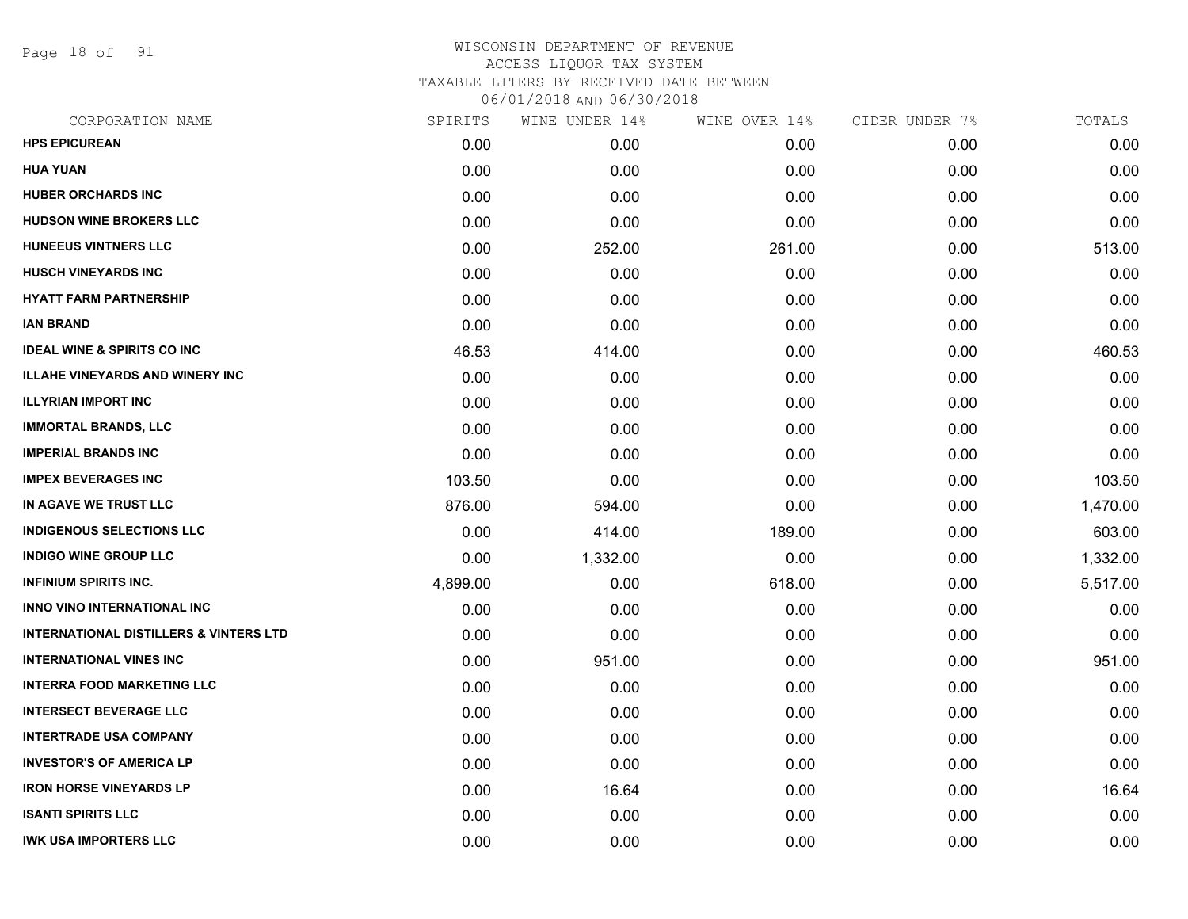WISCONSIN DEPARTMENT OF REVENUE
ACCESS LIQUOR TAX SYSTEM
TAXABLE LITERS BY RECEIVED DATE BETWEEN
06/01/2018 AND 06/30/2018

| CORPORATION NAME | SPIRITS | WINE UNDER 14% | WINE OVER 14% | CIDER UNDER 7% | TOTALS |
|---|---|---|---|---|---|
| **HPS EPICUREAN** | 0.00 | 0.00 | 0.00 | 0.00 | 0.00 |
| **HUA YUAN** | 0.00 | 0.00 | 0.00 | 0.00 | 0.00 |
| **HUBER ORCHARDS INC** | 0.00 | 0.00 | 0.00 | 0.00 | 0.00 |
| **HUDSON WINE BROKERS LLC** | 0.00 | 0.00 | 0.00 | 0.00 | 0.00 |
| **HUNEEUS VINTNERS LLC** | 0.00 | 252.00 | 261.00 | 0.00 | 513.00 |
| **HUSCH VINEYARDS INC** | 0.00 | 0.00 | 0.00 | 0.00 | 0.00 |
| **HYATT FARM PARTNERSHIP** | 0.00 | 0.00 | 0.00 | 0.00 | 0.00 |
| **IAN BRAND** | 0.00 | 0.00 | 0.00 | 0.00 | 0.00 |
| **IDEAL WINE & SPIRITS CO INC** | 46.53 | 414.00 | 0.00 | 0.00 | 460.53 |
| **ILLAHE VINEYARDS AND WINERY INC** | 0.00 | 0.00 | 0.00 | 0.00 | 0.00 |
| **ILLYRIAN IMPORT INC** | 0.00 | 0.00 | 0.00 | 0.00 | 0.00 |
| **IMMORTAL BRANDS, LLC** | 0.00 | 0.00 | 0.00 | 0.00 | 0.00 |
| **IMPERIAL BRANDS INC** | 0.00 | 0.00 | 0.00 | 0.00 | 0.00 |
| **IMPEX BEVERAGES INC** | 103.50 | 0.00 | 0.00 | 0.00 | 103.50 |
| **IN AGAVE WE TRUST LLC** | 876.00 | 594.00 | 0.00 | 0.00 | 1,470.00 |
| **INDIGENOUS SELECTIONS LLC** | 0.00 | 414.00 | 189.00 | 0.00 | 603.00 |
| **INDIGO WINE GROUP LLC** | 0.00 | 1,332.00 | 0.00 | 0.00 | 1,332.00 |
| **INFINIUM SPIRITS INC.** | 4,899.00 | 0.00 | 618.00 | 0.00 | 5,517.00 |
| **INNO VINO INTERNATIONAL INC** | 0.00 | 0.00 | 0.00 | 0.00 | 0.00 |
| **INTERNATIONAL DISTILLERS & VINTERS LTD** | 0.00 | 0.00 | 0.00 | 0.00 | 0.00 |
| **INTERNATIONAL VINES INC** | 0.00 | 951.00 | 0.00 | 0.00 | 951.00 |
| **INTERRA FOOD MARKETING LLC** | 0.00 | 0.00 | 0.00 | 0.00 | 0.00 |
| **INTERSECT BEVERAGE LLC** | 0.00 | 0.00 | 0.00 | 0.00 | 0.00 |
| **INTERTRADE USA COMPANY** | 0.00 | 0.00 | 0.00 | 0.00 | 0.00 |
| **INVESTOR'S OF AMERICA LP** | 0.00 | 0.00 | 0.00 | 0.00 | 0.00 |
| **IRON HORSE VINEYARDS LP** | 0.00 | 16.64 | 0.00 | 0.00 | 16.64 |
| **ISANTI SPIRITS LLC** | 0.00 | 0.00 | 0.00 | 0.00 | 0.00 |
| **IWK USA IMPORTERS LLC** | 0.00 | 0.00 | 0.00 | 0.00 | 0.00 |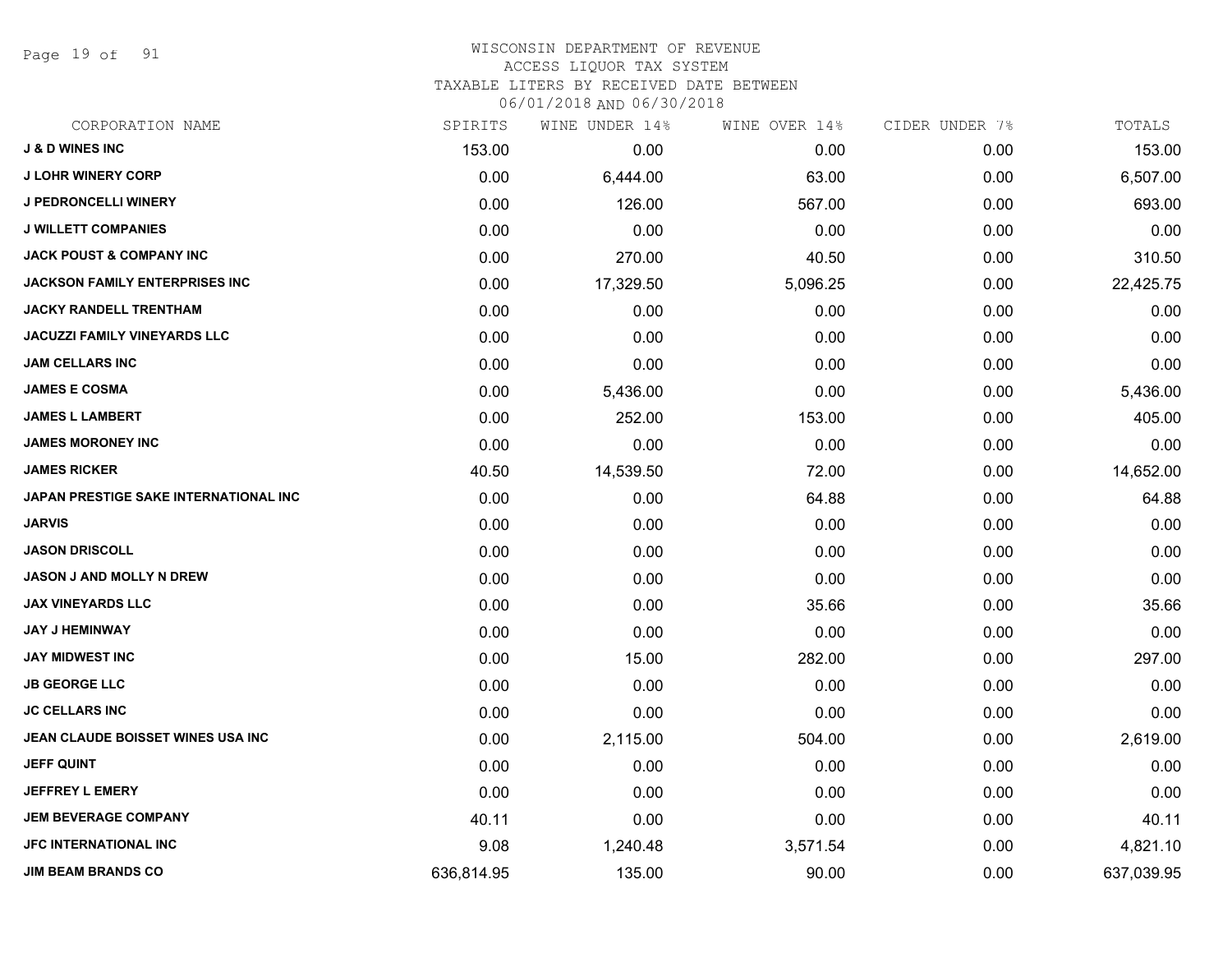# WISCONSIN DEPARTMENT OF REVENUE
## ACCESS LIQUOR TAX SYSTEM
### TAXABLE LITERS BY RECEIVED DATE BETWEEN 06/01/2018 AND 06/30/2018

| CORPORATION NAME | SPIRITS | WINE UNDER 14% | WINE OVER 14% | CIDER UNDER 7% | TOTALS |
|---|---|---|---|---|---|
| J & D WINES INC | 153.00 | 0.00 | 0.00 | 0.00 | 153.00 |
| J LOHR WINERY CORP | 0.00 | 6,444.00 | 63.00 | 0.00 | 6,507.00 |
| J PEDRONCELLI WINERY | 0.00 | 126.00 | 567.00 | 0.00 | 693.00 |
| J WILLETT COMPANIES | 0.00 | 0.00 | 0.00 | 0.00 | 0.00 |
| JACK POUST & COMPANY INC | 0.00 | 270.00 | 40.50 | 0.00 | 310.50 |
| JACKSON FAMILY ENTERPRISES INC | 0.00 | 17,329.50 | 5,096.25 | 0.00 | 22,425.75 |
| JACKY RANDELL TRENTHAM | 0.00 | 0.00 | 0.00 | 0.00 | 0.00 |
| JACUZZI FAMILY VINEYARDS LLC | 0.00 | 0.00 | 0.00 | 0.00 | 0.00 |
| JAM CELLARS INC | 0.00 | 0.00 | 0.00 | 0.00 | 0.00 |
| JAMES E COSMA | 0.00 | 5,436.00 | 0.00 | 0.00 | 5,436.00 |
| JAMES L LAMBERT | 0.00 | 252.00 | 153.00 | 0.00 | 405.00 |
| JAMES MORONEY INC | 0.00 | 0.00 | 0.00 | 0.00 | 0.00 |
| JAMES RICKER | 40.50 | 14,539.50 | 72.00 | 0.00 | 14,652.00 |
| JAPAN PRESTIGE SAKE INTERNATIONAL INC | 0.00 | 0.00 | 64.88 | 0.00 | 64.88 |
| JARVIS | 0.00 | 0.00 | 0.00 | 0.00 | 0.00 |
| JASON DRISCOLL | 0.00 | 0.00 | 0.00 | 0.00 | 0.00 |
| JASON J AND MOLLY N DREW | 0.00 | 0.00 | 0.00 | 0.00 | 0.00 |
| JAX VINEYARDS LLC | 0.00 | 0.00 | 35.66 | 0.00 | 35.66 |
| JAY J HEMINWAY | 0.00 | 0.00 | 0.00 | 0.00 | 0.00 |
| JAY MIDWEST INC | 0.00 | 15.00 | 282.00 | 0.00 | 297.00 |
| JB GEORGE LLC | 0.00 | 0.00 | 0.00 | 0.00 | 0.00 |
| JC CELLARS INC | 0.00 | 0.00 | 0.00 | 0.00 | 0.00 |
| JEAN CLAUDE BOISSET WINES USA INC | 0.00 | 2,115.00 | 504.00 | 0.00 | 2,619.00 |
| JEFF QUINT | 0.00 | 0.00 | 0.00 | 0.00 | 0.00 |
| JEFFREY L EMERY | 0.00 | 0.00 | 0.00 | 0.00 | 0.00 |
| JEM BEVERAGE COMPANY | 40.11 | 0.00 | 0.00 | 0.00 | 40.11 |
| JFC INTERNATIONAL INC | 9.08 | 1,240.48 | 3,571.54 | 0.00 | 4,821.10 |
| JIM BEAM BRANDS CO | 636,814.95 | 135.00 | 90.00 | 0.00 | 637,039.95 |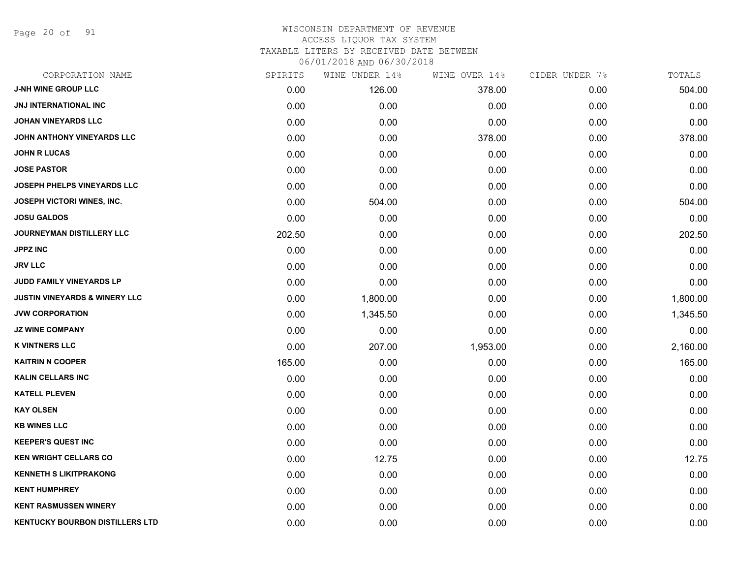# WISCONSIN DEPARTMENT OF REVENUE
ACCESS LIQUOR TAX SYSTEM
TAXABLE LITERS BY RECEIVED DATE BETWEEN
06/01/2018 AND 06/30/2018

| CORPORATION NAME | SPIRITS | WINE UNDER 14% | WINE OVER 14% | CIDER UNDER 7% | TOTALS |
|---|---|---|---|---|---|
| **J-NH WINE GROUP LLC** | 0.00 | 126.00 | 378.00 | 0.00 | 504.00 |
| **JNJ INTERNATIONAL INC** | 0.00 | 0.00 | 0.00 | 0.00 | 0.00 |
| **JOHAN VINEYARDS LLC** | 0.00 | 0.00 | 0.00 | 0.00 | 0.00 |
| **JOHN ANTHONY VINEYARDS LLC** | 0.00 | 0.00 | 378.00 | 0.00 | 378.00 |
| **JOHN R LUCAS** | 0.00 | 0.00 | 0.00 | 0.00 | 0.00 |
| **JOSE PASTOR** | 0.00 | 0.00 | 0.00 | 0.00 | 0.00 |
| **JOSEPH PHELPS VINEYARDS LLC** | 0.00 | 0.00 | 0.00 | 0.00 | 0.00 |
| **JOSEPH VICTORI WINES, INC.** | 0.00 | 504.00 | 0.00 | 0.00 | 504.00 |
| **JOSU GALDOS** | 0.00 | 0.00 | 0.00 | 0.00 | 0.00 |
| **JOURNEYMAN DISTILLERY LLC** | 202.50 | 0.00 | 0.00 | 0.00 | 202.50 |
| **JPPZ INC** | 0.00 | 0.00 | 0.00 | 0.00 | 0.00 |
| **JRV LLC** | 0.00 | 0.00 | 0.00 | 0.00 | 0.00 |
| **JUDD FAMILY VINEYARDS LP** | 0.00 | 0.00 | 0.00 | 0.00 | 0.00 |
| **JUSTIN VINEYARDS & WINERY LLC** | 0.00 | 1,800.00 | 0.00 | 0.00 | 1,800.00 |
| **JVW CORPORATION** | 0.00 | 1,345.50 | 0.00 | 0.00 | 1,345.50 |
| **JZ WINE COMPANY** | 0.00 | 0.00 | 0.00 | 0.00 | 0.00 |
| **K VINTNERS LLC** | 0.00 | 207.00 | 1,953.00 | 0.00 | 2,160.00 |
| **KAITRIN N COOPER** | 165.00 | 0.00 | 0.00 | 0.00 | 165.00 |
| **KALIN CELLARS INC** | 0.00 | 0.00 | 0.00 | 0.00 | 0.00 |
| **KATELL PLEVEN** | 0.00 | 0.00 | 0.00 | 0.00 | 0.00 |
| **KAY OLSEN** | 0.00 | 0.00 | 0.00 | 0.00 | 0.00 |
| **KB WINES LLC** | 0.00 | 0.00 | 0.00 | 0.00 | 0.00 |
| **KEEPER'S QUEST INC** | 0.00 | 0.00 | 0.00 | 0.00 | 0.00 |
| **KEN WRIGHT CELLARS CO** | 0.00 | 12.75 | 0.00 | 0.00 | 12.75 |
| **KENNETH S LIKITPRAKONG** | 0.00 | 0.00 | 0.00 | 0.00 | 0.00 |
| **KENT HUMPHREY** | 0.00 | 0.00 | 0.00 | 0.00 | 0.00 |
| **KENT RASMUSSEN WINERY** | 0.00 | 0.00 | 0.00 | 0.00 | 0.00 |
| **KENTUCKY BOURBON DISTILLERS LTD** | 0.00 | 0.00 | 0.00 | 0.00 | 0.00 |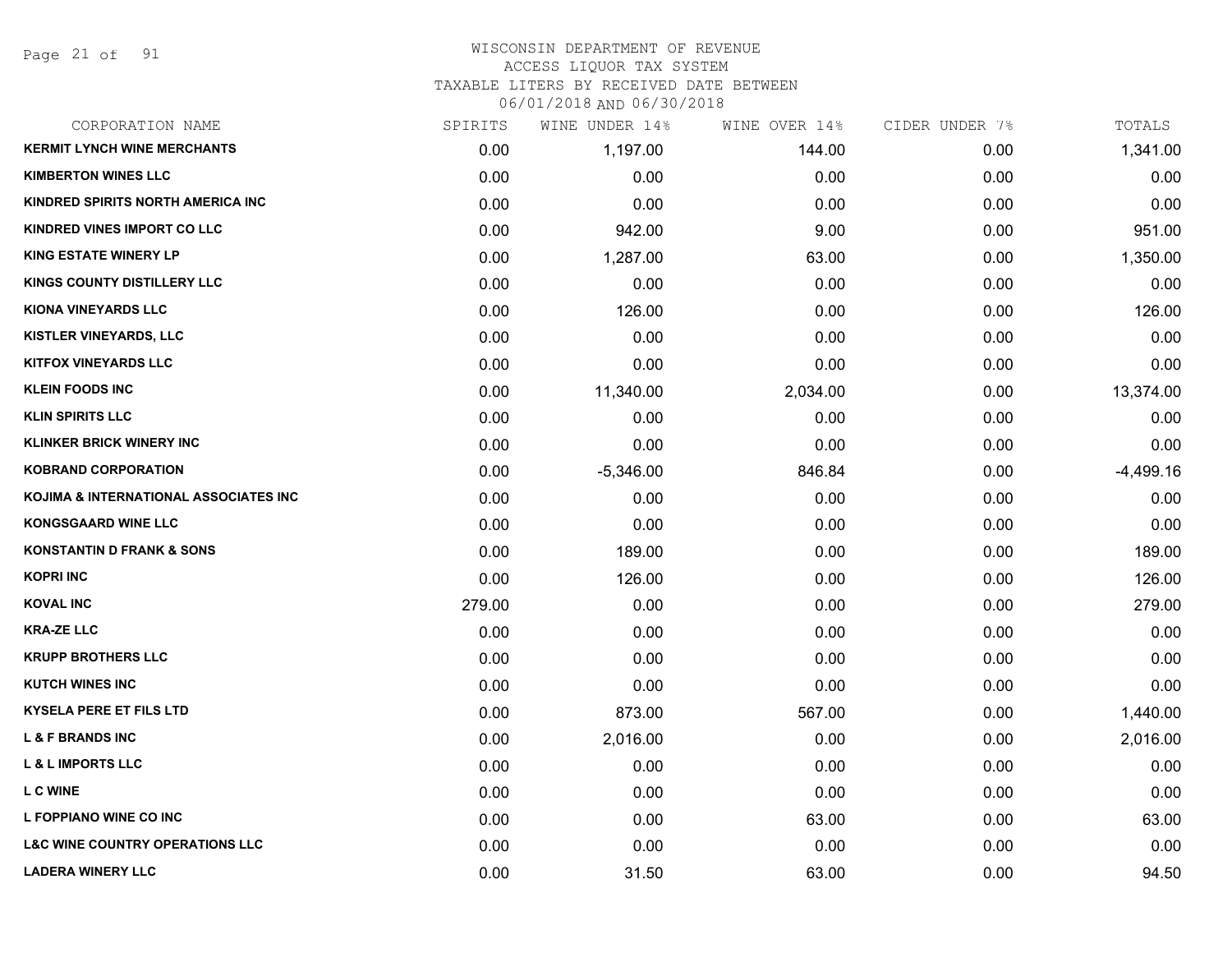# WISCONSIN DEPARTMENT OF REVENUE
ACCESS LIQUOR TAX SYSTEM
TAXABLE LITERS BY RECEIVED DATE BETWEEN
06/01/2018 AND 06/30/2018

| CORPORATION NAME | SPIRITS | WINE UNDER 14% | WINE OVER 14% | CIDER UNDER 7% | TOTALS |
|---|---|---|---|---|---|
| KERMIT LYNCH WINE MERCHANTS | 0.00 | 1,197.00 | 144.00 | 0.00 | 1,341.00 |
| KIMBERTON WINES LLC | 0.00 | 0.00 | 0.00 | 0.00 | 0.00 |
| KINDRED SPIRITS NORTH AMERICA INC | 0.00 | 0.00 | 0.00 | 0.00 | 0.00 |
| KINDRED VINES IMPORT CO LLC | 0.00 | 942.00 | 9.00 | 0.00 | 951.00 |
| KING ESTATE WINERY LP | 0.00 | 1,287.00 | 63.00 | 0.00 | 1,350.00 |
| KINGS COUNTY DISTILLERY LLC | 0.00 | 0.00 | 0.00 | 0.00 | 0.00 |
| KIONA VINEYARDS LLC | 0.00 | 126.00 | 0.00 | 0.00 | 126.00 |
| KISTLER VINEYARDS, LLC | 0.00 | 0.00 | 0.00 | 0.00 | 0.00 |
| KITFOX VINEYARDS LLC | 0.00 | 0.00 | 0.00 | 0.00 | 0.00 |
| KLEIN FOODS INC | 0.00 | 11,340.00 | 2,034.00 | 0.00 | 13,374.00 |
| KLIN SPIRITS LLC | 0.00 | 0.00 | 0.00 | 0.00 | 0.00 |
| KLINKER BRICK WINERY INC | 0.00 | 0.00 | 0.00 | 0.00 | 0.00 |
| KOBRAND CORPORATION | 0.00 | -5,346.00 | 846.84 | 0.00 | -4,499.16 |
| KOJIMA & INTERNATIONAL ASSOCIATES INC | 0.00 | 0.00 | 0.00 | 0.00 | 0.00 |
| KONGSGAARD WINE LLC | 0.00 | 0.00 | 0.00 | 0.00 | 0.00 |
| KONSTANTIN D FRANK & SONS | 0.00 | 189.00 | 0.00 | 0.00 | 189.00 |
| KOPRI INC | 0.00 | 126.00 | 0.00 | 0.00 | 126.00 |
| KOVAL INC | 279.00 | 0.00 | 0.00 | 0.00 | 279.00 |
| KRA-ZE LLC | 0.00 | 0.00 | 0.00 | 0.00 | 0.00 |
| KRUPP BROTHERS LLC | 0.00 | 0.00 | 0.00 | 0.00 | 0.00 |
| KUTCH WINES INC | 0.00 | 0.00 | 0.00 | 0.00 | 0.00 |
| KYSELA PERE ET FILS LTD | 0.00 | 873.00 | 567.00 | 0.00 | 1,440.00 |
| L & F BRANDS INC | 0.00 | 2,016.00 | 0.00 | 0.00 | 2,016.00 |
| L & L IMPORTS LLC | 0.00 | 0.00 | 0.00 | 0.00 | 0.00 |
| L C WINE | 0.00 | 0.00 | 0.00 | 0.00 | 0.00 |
| L FOPPIANO WINE CO INC | 0.00 | 0.00 | 63.00 | 0.00 | 63.00 |
| L&C WINE COUNTRY OPERATIONS LLC | 0.00 | 0.00 | 0.00 | 0.00 | 0.00 |
| LADERA WINERY LLC | 0.00 | 31.50 | 63.00 | 0.00 | 94.50 |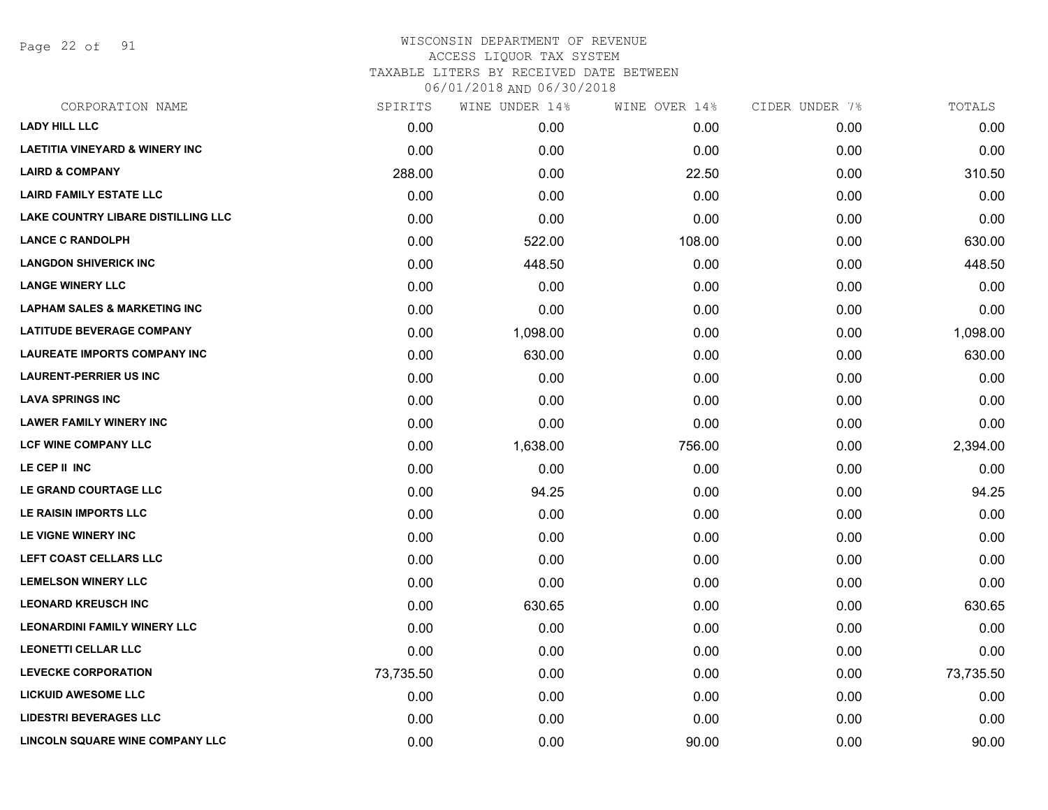# WISCONSIN DEPARTMENT OF REVENUE
## ACCESS LIQUOR TAX SYSTEM
### TAXABLE LITERS BY RECEIVED DATE BETWEEN 06/01/2018 AND 06/30/2018

| CORPORATION NAME | SPIRITS | WINE UNDER 14% | WINE OVER 14% | CIDER UNDER 7% | TOTALS |
|---|---|---|---|---|---|
| LADY HILL LLC | 0.00 | 0.00 | 0.00 | 0.00 | 0.00 |
| LAETITIA VINEYARD & WINERY INC | 0.00 | 0.00 | 0.00 | 0.00 | 0.00 |
| LAIRD & COMPANY | 288.00 | 0.00 | 22.50 | 0.00 | 310.50 |
| LAIRD FAMILY ESTATE LLC | 0.00 | 0.00 | 0.00 | 0.00 | 0.00 |
| LAKE COUNTRY LIBARE DISTILLING LLC | 0.00 | 0.00 | 0.00 | 0.00 | 0.00 |
| LANCE C RANDOLPH | 0.00 | 522.00 | 108.00 | 0.00 | 630.00 |
| LANGDON SHIVERICK INC | 0.00 | 448.50 | 0.00 | 0.00 | 448.50 |
| LANGE WINERY LLC | 0.00 | 0.00 | 0.00 | 0.00 | 0.00 |
| LAPHAM SALES & MARKETING INC | 0.00 | 0.00 | 0.00 | 0.00 | 0.00 |
| LATITUDE BEVERAGE COMPANY | 0.00 | 1,098.00 | 0.00 | 0.00 | 1,098.00 |
| LAUREATE IMPORTS COMPANY INC | 0.00 | 630.00 | 0.00 | 0.00 | 630.00 |
| LAURENT-PERRIER US INC | 0.00 | 0.00 | 0.00 | 0.00 | 0.00 |
| LAVA SPRINGS INC | 0.00 | 0.00 | 0.00 | 0.00 | 0.00 |
| LAWER FAMILY WINERY INC | 0.00 | 0.00 | 0.00 | 0.00 | 0.00 |
| LCF WINE COMPANY LLC | 0.00 | 1,638.00 | 756.00 | 0.00 | 2,394.00 |
| LE CEP II INC | 0.00 | 0.00 | 0.00 | 0.00 | 0.00 |
| LE GRAND COURTAGE LLC | 0.00 | 94.25 | 0.00 | 0.00 | 94.25 |
| LE RAISIN IMPORTS LLC | 0.00 | 0.00 | 0.00 | 0.00 | 0.00 |
| LE VIGNE WINERY INC | 0.00 | 0.00 | 0.00 | 0.00 | 0.00 |
| LEFT COAST CELLARS LLC | 0.00 | 0.00 | 0.00 | 0.00 | 0.00 |
| LEMELSON WINERY LLC | 0.00 | 0.00 | 0.00 | 0.00 | 0.00 |
| LEONARD KREUSCH INC | 0.00 | 630.65 | 0.00 | 0.00 | 630.65 |
| LEONARDINI FAMILY WINERY LLC | 0.00 | 0.00 | 0.00 | 0.00 | 0.00 |
| LEONETTI CELLAR LLC | 0.00 | 0.00 | 0.00 | 0.00 | 0.00 |
| LEVECKE CORPORATION | 73,735.50 | 0.00 | 0.00 | 0.00 | 73,735.50 |
| LICKUID AWESOME LLC | 0.00 | 0.00 | 0.00 | 0.00 | 0.00 |
| LIDESTRI BEVERAGES LLC | 0.00 | 0.00 | 0.00 | 0.00 | 0.00 |
| LINCOLN SQUARE WINE COMPANY LLC | 0.00 | 0.00 | 90.00 | 0.00 | 90.00 |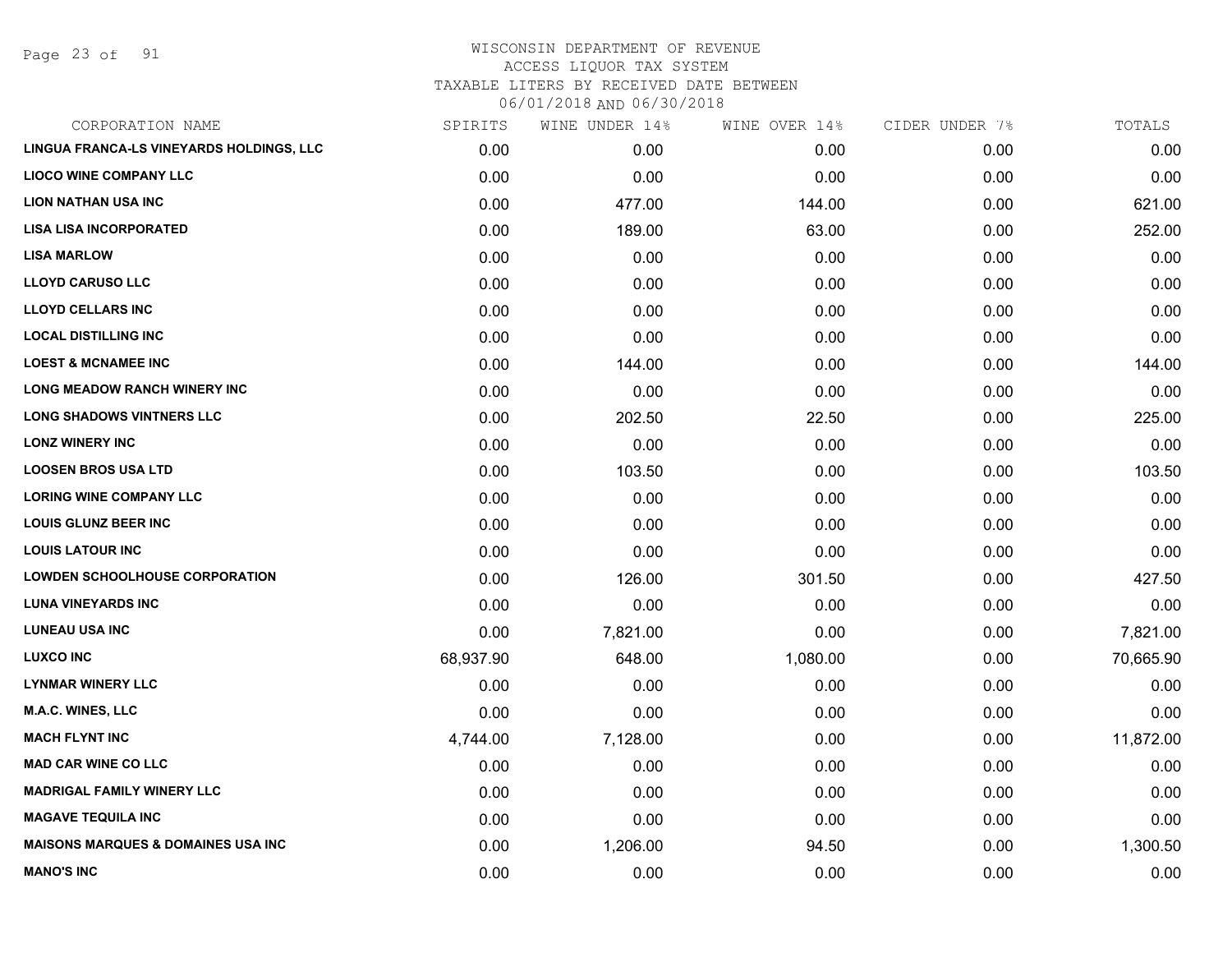WISCONSIN DEPARTMENT OF REVENUE
ACCESS LIQUOR TAX SYSTEM
TAXABLE LITERS BY RECEIVED DATE BETWEEN
06/01/2018 AND 06/30/2018

| CORPORATION NAME | SPIRITS | WINE UNDER 14% | WINE OVER 14% | CIDER UNDER 7% | TOTALS |
|---|---|---|---|---|---|
| LINGUA FRANCA-LS VINEYARDS HOLDINGS, LLC | 0.00 | 0.00 | 0.00 | 0.00 | 0.00 |
| LIOCO WINE COMPANY LLC | 0.00 | 0.00 | 0.00 | 0.00 | 0.00 |
| LION NATHAN USA INC | 0.00 | 477.00 | 144.00 | 0.00 | 621.00 |
| LISA LISA INCORPORATED | 0.00 | 189.00 | 63.00 | 0.00 | 252.00 |
| LISA MARLOW | 0.00 | 0.00 | 0.00 | 0.00 | 0.00 |
| LLOYD CARUSO LLC | 0.00 | 0.00 | 0.00 | 0.00 | 0.00 |
| LLOYD CELLARS INC | 0.00 | 0.00 | 0.00 | 0.00 | 0.00 |
| LOCAL DISTILLING INC | 0.00 | 0.00 | 0.00 | 0.00 | 0.00 |
| LOEST & MCNAMEE INC | 0.00 | 144.00 | 0.00 | 0.00 | 144.00 |
| LONG MEADOW RANCH WINERY INC | 0.00 | 0.00 | 0.00 | 0.00 | 0.00 |
| LONG SHADOWS VINTNERS LLC | 0.00 | 202.50 | 22.50 | 0.00 | 225.00 |
| LONZ WINERY INC | 0.00 | 0.00 | 0.00 | 0.00 | 0.00 |
| LOOSEN BROS USA LTD | 0.00 | 103.50 | 0.00 | 0.00 | 103.50 |
| LORING WINE COMPANY LLC | 0.00 | 0.00 | 0.00 | 0.00 | 0.00 |
| LOUIS GLUNZ BEER INC | 0.00 | 0.00 | 0.00 | 0.00 | 0.00 |
| LOUIS LATOUR INC | 0.00 | 0.00 | 0.00 | 0.00 | 0.00 |
| LOWDEN SCHOOLHOUSE CORPORATION | 0.00 | 126.00 | 301.50 | 0.00 | 427.50 |
| LUNA VINEYARDS INC | 0.00 | 0.00 | 0.00 | 0.00 | 0.00 |
| LUNEAU USA INC | 0.00 | 7,821.00 | 0.00 | 0.00 | 7,821.00 |
| LUXCO INC | 68,937.90 | 648.00 | 1,080.00 | 0.00 | 70,665.90 |
| LYNMAR WINERY LLC | 0.00 | 0.00 | 0.00 | 0.00 | 0.00 |
| M.A.C. WINES, LLC | 0.00 | 0.00 | 0.00 | 0.00 | 0.00 |
| MACH FLYNT INC | 4,744.00 | 7,128.00 | 0.00 | 0.00 | 11,872.00 |
| MAD CAR WINE CO LLC | 0.00 | 0.00 | 0.00 | 0.00 | 0.00 |
| MADRIGAL FAMILY WINERY LLC | 0.00 | 0.00 | 0.00 | 0.00 | 0.00 |
| MAGAVE TEQUILA INC | 0.00 | 0.00 | 0.00 | 0.00 | 0.00 |
| MAISONS MARQUES & DOMAINES USA INC | 0.00 | 1,206.00 | 94.50 | 0.00 | 1,300.50 |
| MANO'S INC | 0.00 | 0.00 | 0.00 | 0.00 | 0.00 |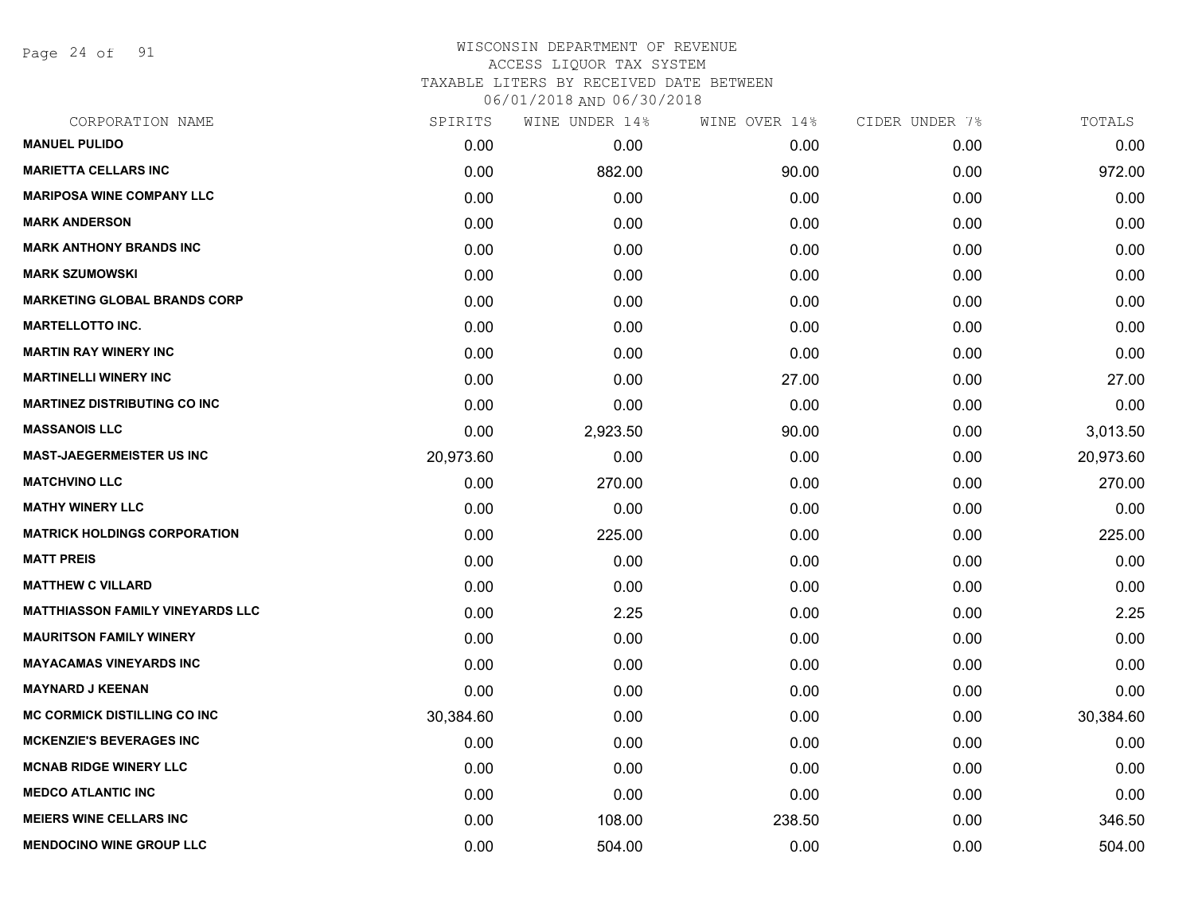# WISCONSIN DEPARTMENT OF REVENUE
## ACCESS LIQUOR TAX SYSTEM
### TAXABLE LITERS BY RECEIVED DATE BETWEEN 06/01/2018 AND 06/30/2018

| CORPORATION NAME | SPIRITS | WINE UNDER 14% | WINE OVER 14% | CIDER UNDER 7% | TOTALS |
|---|---|---|---|---|---|
| MANUEL PULIDO | 0.00 | 0.00 | 0.00 | 0.00 | 0.00 |
| MARIETTA CELLARS INC | 0.00 | 882.00 | 90.00 | 0.00 | 972.00 |
| MARIPOSA WINE COMPANY LLC | 0.00 | 0.00 | 0.00 | 0.00 | 0.00 |
| MARK ANDERSON | 0.00 | 0.00 | 0.00 | 0.00 | 0.00 |
| MARK ANTHONY BRANDS INC | 0.00 | 0.00 | 0.00 | 0.00 | 0.00 |
| MARK SZUMOWSKI | 0.00 | 0.00 | 0.00 | 0.00 | 0.00 |
| MARKETING GLOBAL BRANDS CORP | 0.00 | 0.00 | 0.00 | 0.00 | 0.00 |
| MARTELLOTTO INC. | 0.00 | 0.00 | 0.00 | 0.00 | 0.00 |
| MARTIN RAY WINERY INC | 0.00 | 0.00 | 0.00 | 0.00 | 0.00 |
| MARTINELLI WINERY INC | 0.00 | 0.00 | 27.00 | 0.00 | 27.00 |
| MARTINEZ DISTRIBUTING CO INC | 0.00 | 0.00 | 0.00 | 0.00 | 0.00 |
| MASSANOIS LLC | 0.00 | 2,923.50 | 90.00 | 0.00 | 3,013.50 |
| MAST-JAEGERMEISTER US INC | 20,973.60 | 0.00 | 0.00 | 0.00 | 20,973.60 |
| MATCHVINO LLC | 0.00 | 270.00 | 0.00 | 0.00 | 270.00 |
| MATHY WINERY LLC | 0.00 | 0.00 | 0.00 | 0.00 | 0.00 |
| MATRICK HOLDINGS CORPORATION | 0.00 | 225.00 | 0.00 | 0.00 | 225.00 |
| MATT PREIS | 0.00 | 0.00 | 0.00 | 0.00 | 0.00 |
| MATTHEW C VILLARD | 0.00 | 0.00 | 0.00 | 0.00 | 0.00 |
| MATTHIASSON FAMILY VINEYARDS LLC | 0.00 | 2.25 | 0.00 | 0.00 | 2.25 |
| MAURITSON FAMILY WINERY | 0.00 | 0.00 | 0.00 | 0.00 | 0.00 |
| MAYACAMAS VINEYARDS INC | 0.00 | 0.00 | 0.00 | 0.00 | 0.00 |
| MAYNARD J KEENAN | 0.00 | 0.00 | 0.00 | 0.00 | 0.00 |
| MC CORMICK DISTILLING CO INC | 30,384.60 | 0.00 | 0.00 | 0.00 | 30,384.60 |
| MCKENZIE'S BEVERAGES INC | 0.00 | 0.00 | 0.00 | 0.00 | 0.00 |
| MCNAB RIDGE WINERY LLC | 0.00 | 0.00 | 0.00 | 0.00 | 0.00 |
| MEDCO ATLANTIC INC | 0.00 | 0.00 | 0.00 | 0.00 | 0.00 |
| MEIERS WINE CELLARS INC | 0.00 | 108.00 | 238.50 | 0.00 | 346.50 |
| MENDOCINO WINE GROUP LLC | 0.00 | 504.00 | 0.00 | 0.00 | 504.00 |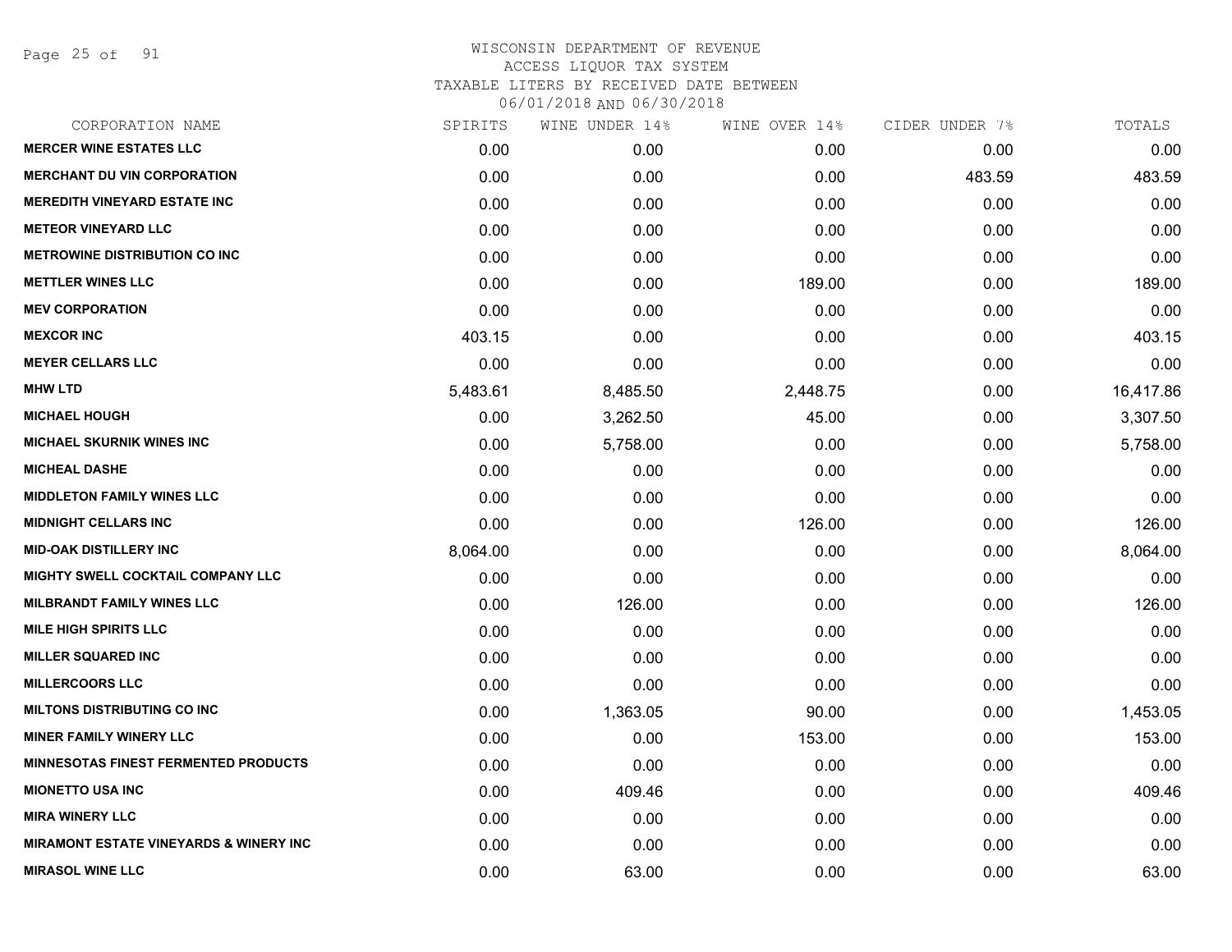WISCONSIN DEPARTMENT OF REVENUE
ACCESS LIQUOR TAX SYSTEM
TAXABLE LITERS BY RECEIVED DATE BETWEEN
06/01/2018 AND 06/30/2018

| CORPORATION NAME | SPIRITS | WINE UNDER 14% | WINE OVER 14% | CIDER UNDER 7% | TOTALS |
|---|---|---|---|---|---|
| **MERCER WINE ESTATES LLC** | 0.00 | 0.00 | 0.00 | 0.00 | 0.00 |
| **MERCHANT DU VIN CORPORATION** | 0.00 | 0.00 | 0.00 | 483.59 | 483.59 |
| **MEREDITH VINEYARD ESTATE INC** | 0.00 | 0.00 | 0.00 | 0.00 | 0.00 |
| **METEOR VINEYARD LLC** | 0.00 | 0.00 | 0.00 | 0.00 | 0.00 |
| **METROWINE DISTRIBUTION CO INC** | 0.00 | 0.00 | 0.00 | 0.00 | 0.00 |
| **METTLER WINES LLC** | 0.00 | 0.00 | 189.00 | 0.00 | 189.00 |
| **MEV CORPORATION** | 0.00 | 0.00 | 0.00 | 0.00 | 0.00 |
| **MEXCOR INC** | 403.15 | 0.00 | 0.00 | 0.00 | 403.15 |
| **MEYER CELLARS LLC** | 0.00 | 0.00 | 0.00 | 0.00 | 0.00 |
| **MHW LTD** | 5,483.61 | 8,485.50 | 2,448.75 | 0.00 | 16,417.86 |
| **MICHAEL HOUGH** | 0.00 | 3,262.50 | 45.00 | 0.00 | 3,307.50 |
| **MICHAEL SKURNIK WINES INC** | 0.00 | 5,758.00 | 0.00 | 0.00 | 5,758.00 |
| **MICHEAL DASHE** | 0.00 | 0.00 | 0.00 | 0.00 | 0.00 |
| **MIDDLETON FAMILY WINES LLC** | 0.00 | 0.00 | 0.00 | 0.00 | 0.00 |
| **MIDNIGHT CELLARS INC** | 0.00 | 0.00 | 126.00 | 0.00 | 126.00 |
| **MID-OAK DISTILLERY INC** | 8,064.00 | 0.00 | 0.00 | 0.00 | 8,064.00 |
| **MIGHTY SWELL COCKTAIL COMPANY LLC** | 0.00 | 0.00 | 0.00 | 0.00 | 0.00 |
| **MILBRANDT FAMILY WINES LLC** | 0.00 | 126.00 | 0.00 | 0.00 | 126.00 |
| **MILE HIGH SPIRITS LLC** | 0.00 | 0.00 | 0.00 | 0.00 | 0.00 |
| **MILLER SQUARED INC** | 0.00 | 0.00 | 0.00 | 0.00 | 0.00 |
| **MILLERCOORS LLC** | 0.00 | 0.00 | 0.00 | 0.00 | 0.00 |
| **MILTONS DISTRIBUTING CO INC** | 0.00 | 1,363.05 | 90.00 | 0.00 | 1,453.05 |
| **MINER FAMILY WINERY LLC** | 0.00 | 0.00 | 153.00 | 0.00 | 153.00 |
| **MINNESOTAS FINEST FERMENTED PRODUCTS** | 0.00 | 0.00 | 0.00 | 0.00 | 0.00 |
| **MIONETTO USA INC** | 0.00 | 409.46 | 0.00 | 0.00 | 409.46 |
| **MIRA WINERY LLC** | 0.00 | 0.00 | 0.00 | 0.00 | 0.00 |
| **MIRAMONT ESTATE VINEYARDS & WINERY INC** | 0.00 | 0.00 | 0.00 | 0.00 | 0.00 |
| **MIRASOL WINE LLC** | 0.00 | 63.00 | 0.00 | 0.00 | 63.00 |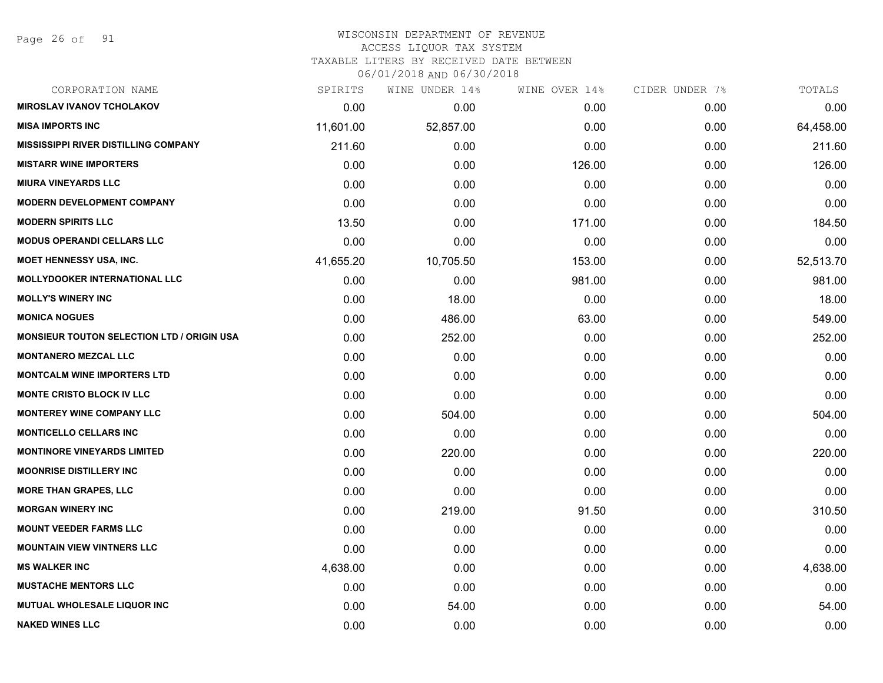WISCONSIN DEPARTMENT OF REVENUE
ACCESS LIQUOR TAX SYSTEM
TAXABLE LITERS BY RECEIVED DATE BETWEEN
06/01/2018 AND 06/30/2018

| CORPORATION NAME | SPIRITS | WINE UNDER 14% | WINE OVER 14% | CIDER UNDER 7% | TOTALS |
|---|---|---|---|---|---|
| MIROSLAV IVANOV TCHOLAKOV | 0.00 | 0.00 | 0.00 | 0.00 | 0.00 |
| MISA IMPORTS INC | 11,601.00 | 52,857.00 | 0.00 | 0.00 | 64,458.00 |
| MISSISSIPPI RIVER DISTILLING COMPANY | 211.60 | 0.00 | 0.00 | 0.00 | 211.60 |
| MISTARR WINE IMPORTERS | 0.00 | 0.00 | 126.00 | 0.00 | 126.00 |
| MIURA VINEYARDS LLC | 0.00 | 0.00 | 0.00 | 0.00 | 0.00 |
| MODERN DEVELOPMENT COMPANY | 0.00 | 0.00 | 0.00 | 0.00 | 0.00 |
| MODERN SPIRITS LLC | 13.50 | 0.00 | 171.00 | 0.00 | 184.50 |
| MODUS OPERANDI CELLARS LLC | 0.00 | 0.00 | 0.00 | 0.00 | 0.00 |
| MOET HENNESSY USA, INC. | 41,655.20 | 10,705.50 | 153.00 | 0.00 | 52,513.70 |
| MOLLYDOOKER INTERNATIONAL LLC | 0.00 | 0.00 | 981.00 | 0.00 | 981.00 |
| MOLLY'S WINERY INC | 0.00 | 18.00 | 0.00 | 0.00 | 18.00 |
| MONICA NOGUES | 0.00 | 486.00 | 63.00 | 0.00 | 549.00 |
| MONSIEUR TOUTON SELECTION LTD / ORIGIN USA | 0.00 | 252.00 | 0.00 | 0.00 | 252.00 |
| MONTANERO MEZCAL LLC | 0.00 | 0.00 | 0.00 | 0.00 | 0.00 |
| MONTCALM WINE IMPORTERS LTD | 0.00 | 0.00 | 0.00 | 0.00 | 0.00 |
| MONTE CRISTO BLOCK IV LLC | 0.00 | 0.00 | 0.00 | 0.00 | 0.00 |
| MONTEREY WINE COMPANY LLC | 0.00 | 504.00 | 0.00 | 0.00 | 504.00 |
| MONTICELLO CELLARS INC | 0.00 | 0.00 | 0.00 | 0.00 | 0.00 |
| MONTINORE VINEYARDS LIMITED | 0.00 | 220.00 | 0.00 | 0.00 | 220.00 |
| MOONRISE DISTILLERY INC | 0.00 | 0.00 | 0.00 | 0.00 | 0.00 |
| MORE THAN GRAPES, LLC | 0.00 | 0.00 | 0.00 | 0.00 | 0.00 |
| MORGAN WINERY INC | 0.00 | 219.00 | 91.50 | 0.00 | 310.50 |
| MOUNT VEEDER FARMS LLC | 0.00 | 0.00 | 0.00 | 0.00 | 0.00 |
| MOUNTAIN VIEW VINTNERS LLC | 0.00 | 0.00 | 0.00 | 0.00 | 0.00 |
| MS WALKER INC | 4,638.00 | 0.00 | 0.00 | 0.00 | 4,638.00 |
| MUSTACHE MENTORS LLC | 0.00 | 0.00 | 0.00 | 0.00 | 0.00 |
| MUTUAL WHOLESALE LIQUOR INC | 0.00 | 54.00 | 0.00 | 0.00 | 54.00 |
| NAKED WINES LLC | 0.00 | 0.00 | 0.00 | 0.00 | 0.00 |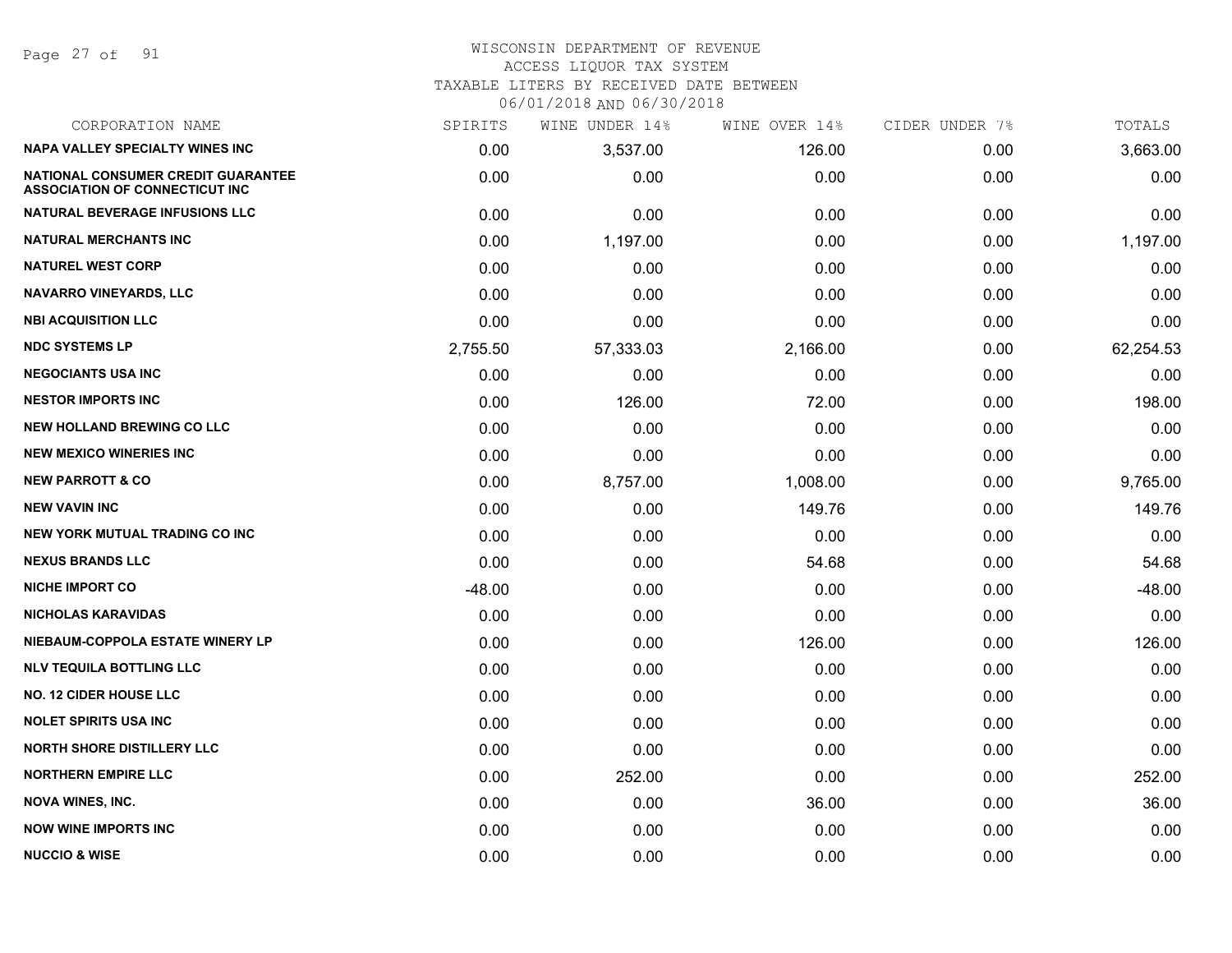WISCONSIN DEPARTMENT OF REVENUE
ACCESS LIQUOR TAX SYSTEM
TAXABLE LITERS BY RECEIVED DATE BETWEEN
06/01/2018 AND 06/30/2018

| CORPORATION NAME | SPIRITS | WINE UNDER 14% | WINE OVER 14% | CIDER UNDER 7% | TOTALS |
|---|---|---|---|---|---|
| **NAPA VALLEY SPECIALTY WINES INC** | 0.00 | 3,537.00 | 126.00 | 0.00 | 3,663.00 |
| **NATIONAL CONSUMER CREDIT GUARANTEE ASSOCIATION OF CONNECTICUT INC** | 0.00 | 0.00 | 0.00 | 0.00 | 0.00 |
| **NATURAL BEVERAGE INFUSIONS LLC** | 0.00 | 0.00 | 0.00 | 0.00 | 0.00 |
| **NATURAL MERCHANTS INC** | 0.00 | 1,197.00 | 0.00 | 0.00 | 1,197.00 |
| **NATUREL WEST CORP** | 0.00 | 0.00 | 0.00 | 0.00 | 0.00 |
| **NAVARRO VINEYARDS, LLC** | 0.00 | 0.00 | 0.00 | 0.00 | 0.00 |
| **NBI ACQUISITION LLC** | 0.00 | 0.00 | 0.00 | 0.00 | 0.00 |
| **NDC SYSTEMS LP** | 2,755.50 | 57,333.03 | 2,166.00 | 0.00 | 62,254.53 |
| **NEGOCIANTS USA INC** | 0.00 | 0.00 | 0.00 | 0.00 | 0.00 |
| **NESTOR IMPORTS INC** | 0.00 | 126.00 | 72.00 | 0.00 | 198.00 |
| **NEW HOLLAND BREWING CO LLC** | 0.00 | 0.00 | 0.00 | 0.00 | 0.00 |
| **NEW MEXICO WINERIES INC** | 0.00 | 0.00 | 0.00 | 0.00 | 0.00 |
| **NEW PARROTT & CO** | 0.00 | 8,757.00 | 1,008.00 | 0.00 | 9,765.00 |
| **NEW VAVIN INC** | 0.00 | 0.00 | 149.76 | 0.00 | 149.76 |
| **NEW YORK MUTUAL TRADING CO INC** | 0.00 | 0.00 | 0.00 | 0.00 | 0.00 |
| **NEXUS BRANDS LLC** | 0.00 | 0.00 | 54.68 | 0.00 | 54.68 |
| **NICHE IMPORT CO** | -48.00 | 0.00 | 0.00 | 0.00 | -48.00 |
| **NICHOLAS KARAVIDAS** | 0.00 | 0.00 | 0.00 | 0.00 | 0.00 |
| **NIEBAUM-COPPOLA ESTATE WINERY LP** | 0.00 | 0.00 | 126.00 | 0.00 | 126.00 |
| **NLV TEQUILA BOTTLING LLC** | 0.00 | 0.00 | 0.00 | 0.00 | 0.00 |
| **NO. 12 CIDER HOUSE LLC** | 0.00 | 0.00 | 0.00 | 0.00 | 0.00 |
| **NOLET SPIRITS USA INC** | 0.00 | 0.00 | 0.00 | 0.00 | 0.00 |
| **NORTH SHORE DISTILLERY LLC** | 0.00 | 0.00 | 0.00 | 0.00 | 0.00 |
| **NORTHERN EMPIRE LLC** | 0.00 | 252.00 | 0.00 | 0.00 | 252.00 |
| **NOVA WINES, INC.** | 0.00 | 0.00 | 36.00 | 0.00 | 36.00 |
| **NOW WINE IMPORTS INC** | 0.00 | 0.00 | 0.00 | 0.00 | 0.00 |
| **NUCCIO & WISE** | 0.00 | 0.00 | 0.00 | 0.00 | 0.00 |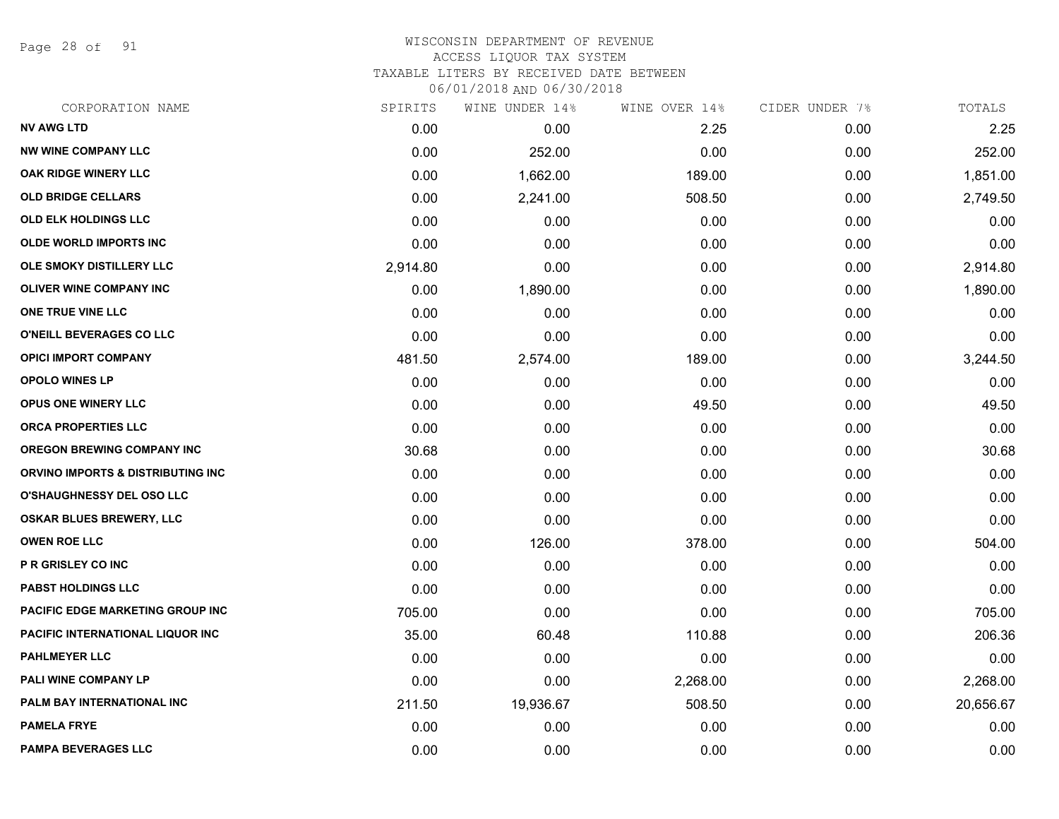# WISCONSIN DEPARTMENT OF REVENUE
## ACCESS LIQUOR TAX SYSTEM
### TAXABLE LITERS BY RECEIVED DATE BETWEEN 06/01/2018 AND 06/30/2018

| CORPORATION NAME | SPIRITS | WINE UNDER 14% | WINE OVER 14% | CIDER UNDER 7% | TOTALS |
|---|---|---|---|---|---|
| NV AWG LTD | 0.00 | 0.00 | 2.25 | 0.00 | 2.25 |
| NW WINE COMPANY LLC | 0.00 | 252.00 | 0.00 | 0.00 | 252.00 |
| OAK RIDGE WINERY LLC | 0.00 | 1,662.00 | 189.00 | 0.00 | 1,851.00 |
| OLD BRIDGE CELLARS | 0.00 | 2,241.00 | 508.50 | 0.00 | 2,749.50 |
| OLD ELK HOLDINGS LLC | 0.00 | 0.00 | 0.00 | 0.00 | 0.00 |
| OLDE WORLD IMPORTS INC | 0.00 | 0.00 | 0.00 | 0.00 | 0.00 |
| OLE SMOKY DISTILLERY LLC | 2,914.80 | 0.00 | 0.00 | 0.00 | 2,914.80 |
| OLIVER WINE COMPANY INC | 0.00 | 1,890.00 | 0.00 | 0.00 | 1,890.00 |
| ONE TRUE VINE LLC | 0.00 | 0.00 | 0.00 | 0.00 | 0.00 |
| O'NEILL BEVERAGES CO LLC | 0.00 | 0.00 | 0.00 | 0.00 | 0.00 |
| OPICI IMPORT COMPANY | 481.50 | 2,574.00 | 189.00 | 0.00 | 3,244.50 |
| OPOLO WINES LP | 0.00 | 0.00 | 0.00 | 0.00 | 0.00 |
| OPUS ONE WINERY LLC | 0.00 | 0.00 | 49.50 | 0.00 | 49.50 |
| ORCA PROPERTIES LLC | 0.00 | 0.00 | 0.00 | 0.00 | 0.00 |
| OREGON BREWING COMPANY INC | 30.68 | 0.00 | 0.00 | 0.00 | 30.68 |
| ORVINO IMPORTS & DISTRIBUTING INC | 0.00 | 0.00 | 0.00 | 0.00 | 0.00 |
| O'SHAUGHNESSY DEL OSO LLC | 0.00 | 0.00 | 0.00 | 0.00 | 0.00 |
| OSKAR BLUES BREWERY, LLC | 0.00 | 0.00 | 0.00 | 0.00 | 0.00 |
| OWEN ROE LLC | 0.00 | 126.00 | 378.00 | 0.00 | 504.00 |
| P R GRISLEY CO INC | 0.00 | 0.00 | 0.00 | 0.00 | 0.00 |
| PABST HOLDINGS LLC | 0.00 | 0.00 | 0.00 | 0.00 | 0.00 |
| PACIFIC EDGE MARKETING GROUP INC | 705.00 | 0.00 | 0.00 | 0.00 | 705.00 |
| PACIFIC INTERNATIONAL LIQUOR INC | 35.00 | 60.48 | 110.88 | 0.00 | 206.36 |
| PAHLMEYER LLC | 0.00 | 0.00 | 0.00 | 0.00 | 0.00 |
| PALI WINE COMPANY LP | 0.00 | 0.00 | 2,268.00 | 0.00 | 2,268.00 |
| PALM BAY INTERNATIONAL INC | 211.50 | 19,936.67 | 508.50 | 0.00 | 20,656.67 |
| PAMELA FRYE | 0.00 | 0.00 | 0.00 | 0.00 | 0.00 |
| PAMPA BEVERAGES LLC | 0.00 | 0.00 | 0.00 | 0.00 | 0.00 |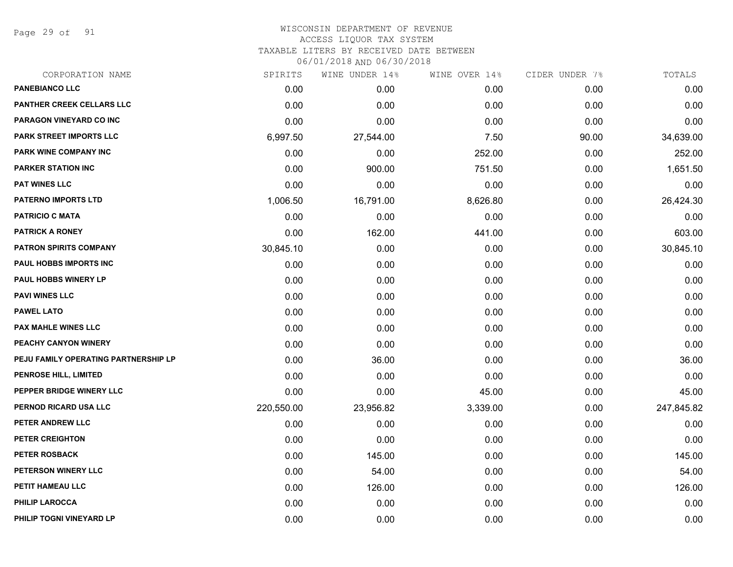WISCONSIN DEPARTMENT OF REVENUE
ACCESS LIQUOR TAX SYSTEM
TAXABLE LITERS BY RECEIVED DATE BETWEEN
06/01/2018 AND 06/30/2018

| CORPORATION NAME | SPIRITS | WINE UNDER 14% | WINE OVER 14% | CIDER UNDER 7% | TOTALS |
|---|---|---|---|---|---|
| PANEBIANCO LLC | 0.00 | 0.00 | 0.00 | 0.00 | 0.00 |
| PANTHER CREEK CELLARS LLC | 0.00 | 0.00 | 0.00 | 0.00 | 0.00 |
| PARAGON VINEYARD CO INC | 0.00 | 0.00 | 0.00 | 0.00 | 0.00 |
| PARK STREET IMPORTS LLC | 6,997.50 | 27,544.00 | 7.50 | 90.00 | 34,639.00 |
| PARK WINE COMPANY INC | 0.00 | 0.00 | 252.00 | 0.00 | 252.00 |
| PARKER STATION INC | 0.00 | 900.00 | 751.50 | 0.00 | 1,651.50 |
| PAT WINES LLC | 0.00 | 0.00 | 0.00 | 0.00 | 0.00 |
| PATERNO IMPORTS LTD | 1,006.50 | 16,791.00 | 8,626.80 | 0.00 | 26,424.30 |
| PATRICIO C MATA | 0.00 | 0.00 | 0.00 | 0.00 | 0.00 |
| PATRICK A RONEY | 0.00 | 162.00 | 441.00 | 0.00 | 603.00 |
| PATRON SPIRITS COMPANY | 30,845.10 | 0.00 | 0.00 | 0.00 | 30,845.10 |
| PAUL HOBBS IMPORTS INC | 0.00 | 0.00 | 0.00 | 0.00 | 0.00 |
| PAUL HOBBS WINERY LP | 0.00 | 0.00 | 0.00 | 0.00 | 0.00 |
| PAVI WINES LLC | 0.00 | 0.00 | 0.00 | 0.00 | 0.00 |
| PAWEL LATO | 0.00 | 0.00 | 0.00 | 0.00 | 0.00 |
| PAX MAHLE WINES LLC | 0.00 | 0.00 | 0.00 | 0.00 | 0.00 |
| PEACHY CANYON WINERY | 0.00 | 0.00 | 0.00 | 0.00 | 0.00 |
| PEJU FAMILY OPERATING PARTNERSHIP LP | 0.00 | 36.00 | 0.00 | 0.00 | 36.00 |
| PENROSE HILL, LIMITED | 0.00 | 0.00 | 0.00 | 0.00 | 0.00 |
| PEPPER BRIDGE WINERY LLC | 0.00 | 0.00 | 45.00 | 0.00 | 45.00 |
| PERNOD RICARD USA LLC | 220,550.00 | 23,956.82 | 3,339.00 | 0.00 | 247,845.82 |
| PETER ANDREW LLC | 0.00 | 0.00 | 0.00 | 0.00 | 0.00 |
| PETER CREIGHTON | 0.00 | 0.00 | 0.00 | 0.00 | 0.00 |
| PETER ROSBACK | 0.00 | 145.00 | 0.00 | 0.00 | 145.00 |
| PETERSON WINERY LLC | 0.00 | 54.00 | 0.00 | 0.00 | 54.00 |
| PETIT HAMEAU LLC | 0.00 | 126.00 | 0.00 | 0.00 | 126.00 |
| PHILIP LAROCCA | 0.00 | 0.00 | 0.00 | 0.00 | 0.00 |
| PHILIP TOGNI VINEYARD LP | 0.00 | 0.00 | 0.00 | 0.00 | 0.00 |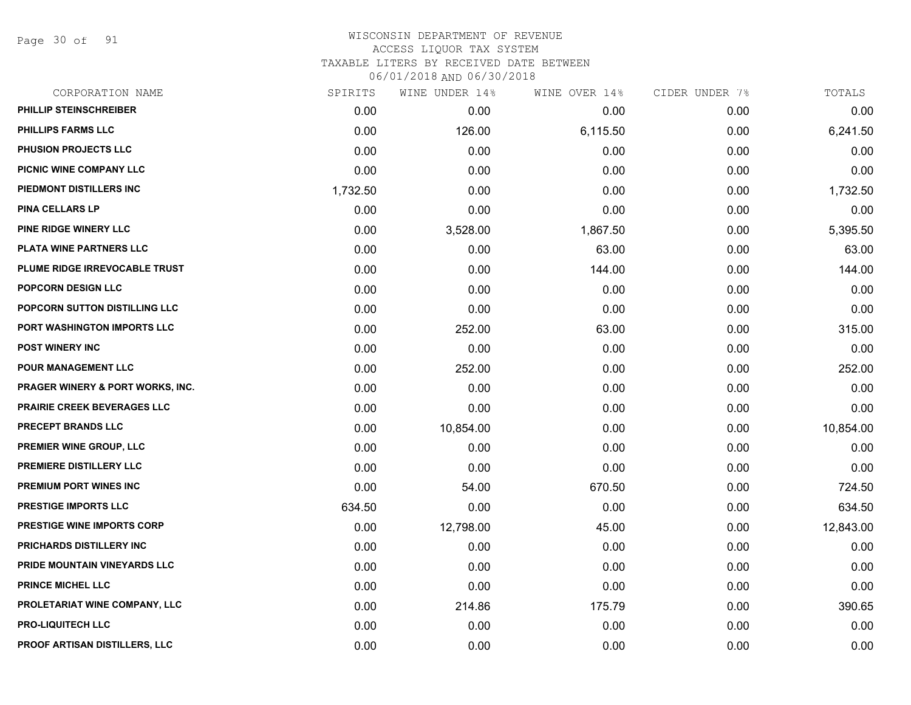WISCONSIN DEPARTMENT OF REVENUE
ACCESS LIQUOR TAX SYSTEM
TAXABLE LITERS BY RECEIVED DATE BETWEEN
06/01/2018 AND 06/30/2018

| CORPORATION NAME | SPIRITS | WINE UNDER 14% | WINE OVER 14% | CIDER UNDER 7% | TOTALS |
|---|---|---|---|---|---|
| PHILLIP STEINSCHREIBER | 0.00 | 0.00 | 0.00 | 0.00 | 0.00 |
| PHILLIPS FARMS LLC | 0.00 | 126.00 | 6,115.50 | 0.00 | 6,241.50 |
| PHUSION PROJECTS LLC | 0.00 | 0.00 | 0.00 | 0.00 | 0.00 |
| PICNIC WINE COMPANY LLC | 0.00 | 0.00 | 0.00 | 0.00 | 0.00 |
| PIEDMONT DISTILLERS INC | 1,732.50 | 0.00 | 0.00 | 0.00 | 1,732.50 |
| PINA CELLARS LP | 0.00 | 0.00 | 0.00 | 0.00 | 0.00 |
| PINE RIDGE WINERY LLC | 0.00 | 3,528.00 | 1,867.50 | 0.00 | 5,395.50 |
| PLATA WINE PARTNERS LLC | 0.00 | 0.00 | 63.00 | 0.00 | 63.00 |
| PLUME RIDGE IRREVOCABLE TRUST | 0.00 | 0.00 | 144.00 | 0.00 | 144.00 |
| POPCORN DESIGN LLC | 0.00 | 0.00 | 0.00 | 0.00 | 0.00 |
| POPCORN SUTTON DISTILLING LLC | 0.00 | 0.00 | 0.00 | 0.00 | 0.00 |
| PORT WASHINGTON IMPORTS LLC | 0.00 | 252.00 | 63.00 | 0.00 | 315.00 |
| POST WINERY INC | 0.00 | 0.00 | 0.00 | 0.00 | 0.00 |
| POUR MANAGEMENT LLC | 0.00 | 252.00 | 0.00 | 0.00 | 252.00 |
| PRAGER WINERY & PORT WORKS, INC. | 0.00 | 0.00 | 0.00 | 0.00 | 0.00 |
| PRAIRIE CREEK BEVERAGES LLC | 0.00 | 0.00 | 0.00 | 0.00 | 0.00 |
| PRECEPT BRANDS LLC | 0.00 | 10,854.00 | 0.00 | 0.00 | 10,854.00 |
| PREMIER WINE GROUP, LLC | 0.00 | 0.00 | 0.00 | 0.00 | 0.00 |
| PREMIERE DISTILLERY LLC | 0.00 | 0.00 | 0.00 | 0.00 | 0.00 |
| PREMIUM PORT WINES INC | 0.00 | 54.00 | 670.50 | 0.00 | 724.50 |
| PRESTIGE IMPORTS LLC | 634.50 | 0.00 | 0.00 | 0.00 | 634.50 |
| PRESTIGE WINE IMPORTS CORP | 0.00 | 12,798.00 | 45.00 | 0.00 | 12,843.00 |
| PRICHARDS DISTILLERY INC | 0.00 | 0.00 | 0.00 | 0.00 | 0.00 |
| PRIDE MOUNTAIN VINEYARDS LLC | 0.00 | 0.00 | 0.00 | 0.00 | 0.00 |
| PRINCE MICHEL LLC | 0.00 | 0.00 | 0.00 | 0.00 | 0.00 |
| PROLETARIAT WINE COMPANY, LLC | 0.00 | 214.86 | 175.79 | 0.00 | 390.65 |
| PRO-LIQUITECH LLC | 0.00 | 0.00 | 0.00 | 0.00 | 0.00 |
| PROOF ARTISAN DISTILLERS, LLC | 0.00 | 0.00 | 0.00 | 0.00 | 0.00 |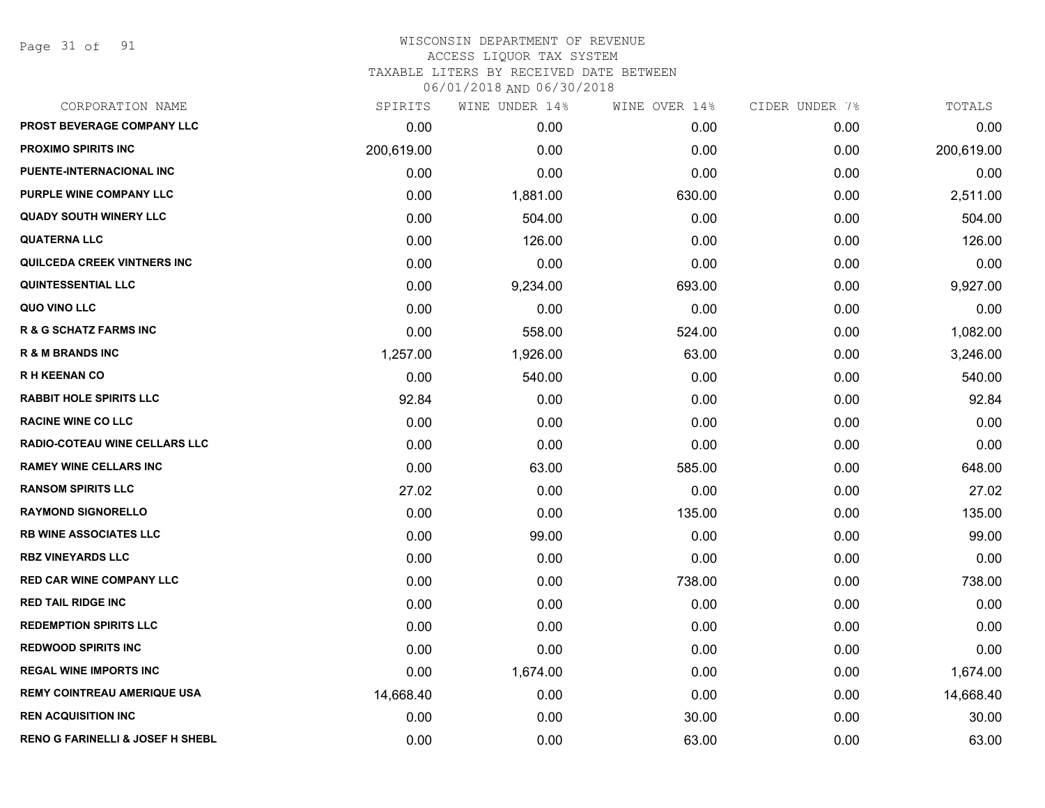# WISCONSIN DEPARTMENT OF REVENUE
## ACCESS LIQUOR TAX SYSTEM
### TAXABLE LITERS BY RECEIVED DATE BETWEEN 06/01/2018 AND 06/30/2018

| CORPORATION NAME | SPIRITS | WINE UNDER 14% | WINE OVER 14% | CIDER UNDER 7% | TOTALS |
|---|---|---|---|---|---|
| PROST BEVERAGE COMPANY LLC | 0.00 | 0.00 | 0.00 | 0.00 | 0.00 |
| PROXIMO SPIRITS INC | 200,619.00 | 0.00 | 0.00 | 0.00 | 200,619.00 |
| PUENTE-INTERNACIONAL INC | 0.00 | 0.00 | 0.00 | 0.00 | 0.00 |
| PURPLE WINE COMPANY LLC | 0.00 | 1,881.00 | 630.00 | 0.00 | 2,511.00 |
| QUADY SOUTH WINERY LLC | 0.00 | 504.00 | 0.00 | 0.00 | 504.00 |
| QUATERNA LLC | 0.00 | 126.00 | 0.00 | 0.00 | 126.00 |
| QUILCEDA CREEK VINTNERS INC | 0.00 | 0.00 | 0.00 | 0.00 | 0.00 |
| QUINTESSENTIAL LLC | 0.00 | 9,234.00 | 693.00 | 0.00 | 9,927.00 |
| QUO VINO LLC | 0.00 | 0.00 | 0.00 | 0.00 | 0.00 |
| R & G SCHATZ FARMS INC | 0.00 | 558.00 | 524.00 | 0.00 | 1,082.00 |
| R & M BRANDS INC | 1,257.00 | 1,926.00 | 63.00 | 0.00 | 3,246.00 |
| R H KEENAN CO | 0.00 | 540.00 | 0.00 | 0.00 | 540.00 |
| RABBIT HOLE SPIRITS LLC | 92.84 | 0.00 | 0.00 | 0.00 | 92.84 |
| RACINE WINE CO LLC | 0.00 | 0.00 | 0.00 | 0.00 | 0.00 |
| RADIO-COTEAU WINE CELLARS LLC | 0.00 | 0.00 | 0.00 | 0.00 | 0.00 |
| RAMEY WINE CELLARS INC | 0.00 | 63.00 | 585.00 | 0.00 | 648.00 |
| RANSOM SPIRITS LLC | 27.02 | 0.00 | 0.00 | 0.00 | 27.02 |
| RAYMOND SIGNORELLO | 0.00 | 0.00 | 135.00 | 0.00 | 135.00 |
| RB WINE ASSOCIATES LLC | 0.00 | 99.00 | 0.00 | 0.00 | 99.00 |
| RBZ VINEYARDS LLC | 0.00 | 0.00 | 0.00 | 0.00 | 0.00 |
| RED CAR WINE COMPANY LLC | 0.00 | 0.00 | 738.00 | 0.00 | 738.00 |
| RED TAIL RIDGE INC | 0.00 | 0.00 | 0.00 | 0.00 | 0.00 |
| REDEMPTION SPIRITS LLC | 0.00 | 0.00 | 0.00 | 0.00 | 0.00 |
| REDWOOD SPIRITS INC | 0.00 | 0.00 | 0.00 | 0.00 | 0.00 |
| REGAL WINE IMPORTS INC | 0.00 | 1,674.00 | 0.00 | 0.00 | 1,674.00 |
| REMY COINTREAU AMERIQUE USA | 14,668.40 | 0.00 | 0.00 | 0.00 | 14,668.40 |
| REN ACQUISITION INC | 0.00 | 0.00 | 30.00 | 0.00 | 30.00 |
| RENO G FARINELLI & JOSEF H SHEBL | 0.00 | 0.00 | 63.00 | 0.00 | 63.00 |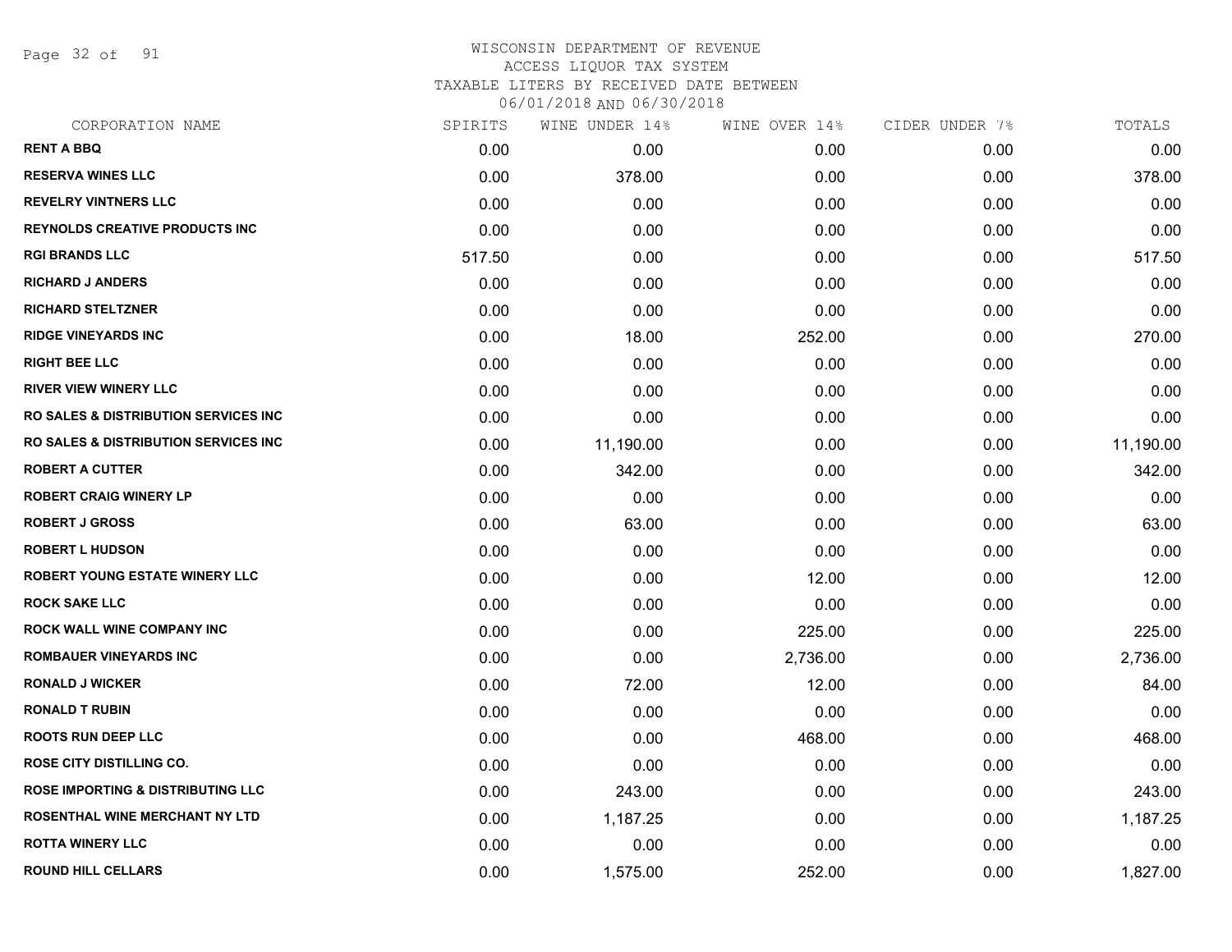WISCONSIN DEPARTMENT OF REVENUE
ACCESS LIQUOR TAX SYSTEM
TAXABLE LITERS BY RECEIVED DATE BETWEEN
06/01/2018 AND 06/30/2018

| CORPORATION NAME | SPIRITS | WINE UNDER 14% | WINE OVER 14% | CIDER UNDER 7% | TOTALS |
|---|---|---|---|---|---|
| RENT A BBQ | 0.00 | 0.00 | 0.00 | 0.00 | 0.00 |
| RESERVA WINES LLC | 0.00 | 378.00 | 0.00 | 0.00 | 378.00 |
| REVELRY VINTNERS LLC | 0.00 | 0.00 | 0.00 | 0.00 | 0.00 |
| REYNOLDS CREATIVE PRODUCTS INC | 0.00 | 0.00 | 0.00 | 0.00 | 0.00 |
| RGI BRANDS LLC | 517.50 | 0.00 | 0.00 | 0.00 | 517.50 |
| RICHARD J ANDERS | 0.00 | 0.00 | 0.00 | 0.00 | 0.00 |
| RICHARD STELTZNER | 0.00 | 0.00 | 0.00 | 0.00 | 0.00 |
| RIDGE VINEYARDS INC | 0.00 | 18.00 | 252.00 | 0.00 | 270.00 |
| RIGHT BEE LLC | 0.00 | 0.00 | 0.00 | 0.00 | 0.00 |
| RIVER VIEW WINERY LLC | 0.00 | 0.00 | 0.00 | 0.00 | 0.00 |
| RO SALES & DISTRIBUTION SERVICES INC | 0.00 | 0.00 | 0.00 | 0.00 | 0.00 |
| RO SALES & DISTRIBUTION SERVICES INC | 0.00 | 11,190.00 | 0.00 | 0.00 | 11,190.00 |
| ROBERT A CUTTER | 0.00 | 342.00 | 0.00 | 0.00 | 342.00 |
| ROBERT CRAIG WINERY LP | 0.00 | 0.00 | 0.00 | 0.00 | 0.00 |
| ROBERT J GROSS | 0.00 | 63.00 | 0.00 | 0.00 | 63.00 |
| ROBERT L HUDSON | 0.00 | 0.00 | 0.00 | 0.00 | 0.00 |
| ROBERT YOUNG ESTATE WINERY LLC | 0.00 | 0.00 | 12.00 | 0.00 | 12.00 |
| ROCK SAKE LLC | 0.00 | 0.00 | 0.00 | 0.00 | 0.00 |
| ROCK WALL WINE COMPANY INC | 0.00 | 0.00 | 225.00 | 0.00 | 225.00 |
| ROMBAUER VINEYARDS INC | 0.00 | 0.00 | 2,736.00 | 0.00 | 2,736.00 |
| RONALD J WICKER | 0.00 | 72.00 | 12.00 | 0.00 | 84.00 |
| RONALD T RUBIN | 0.00 | 0.00 | 0.00 | 0.00 | 0.00 |
| ROOTS RUN DEEP LLC | 0.00 | 0.00 | 468.00 | 0.00 | 468.00 |
| ROSE CITY DISTILLING CO. | 0.00 | 0.00 | 0.00 | 0.00 | 0.00 |
| ROSE IMPORTING & DISTRIBUTING LLC | 0.00 | 243.00 | 0.00 | 0.00 | 243.00 |
| ROSENTHAL WINE MERCHANT NY LTD | 0.00 | 1,187.25 | 0.00 | 0.00 | 1,187.25 |
| ROTTA WINERY LLC | 0.00 | 0.00 | 0.00 | 0.00 | 0.00 |
| ROUND HILL CELLARS | 0.00 | 1,575.00 | 252.00 | 0.00 | 1,827.00 |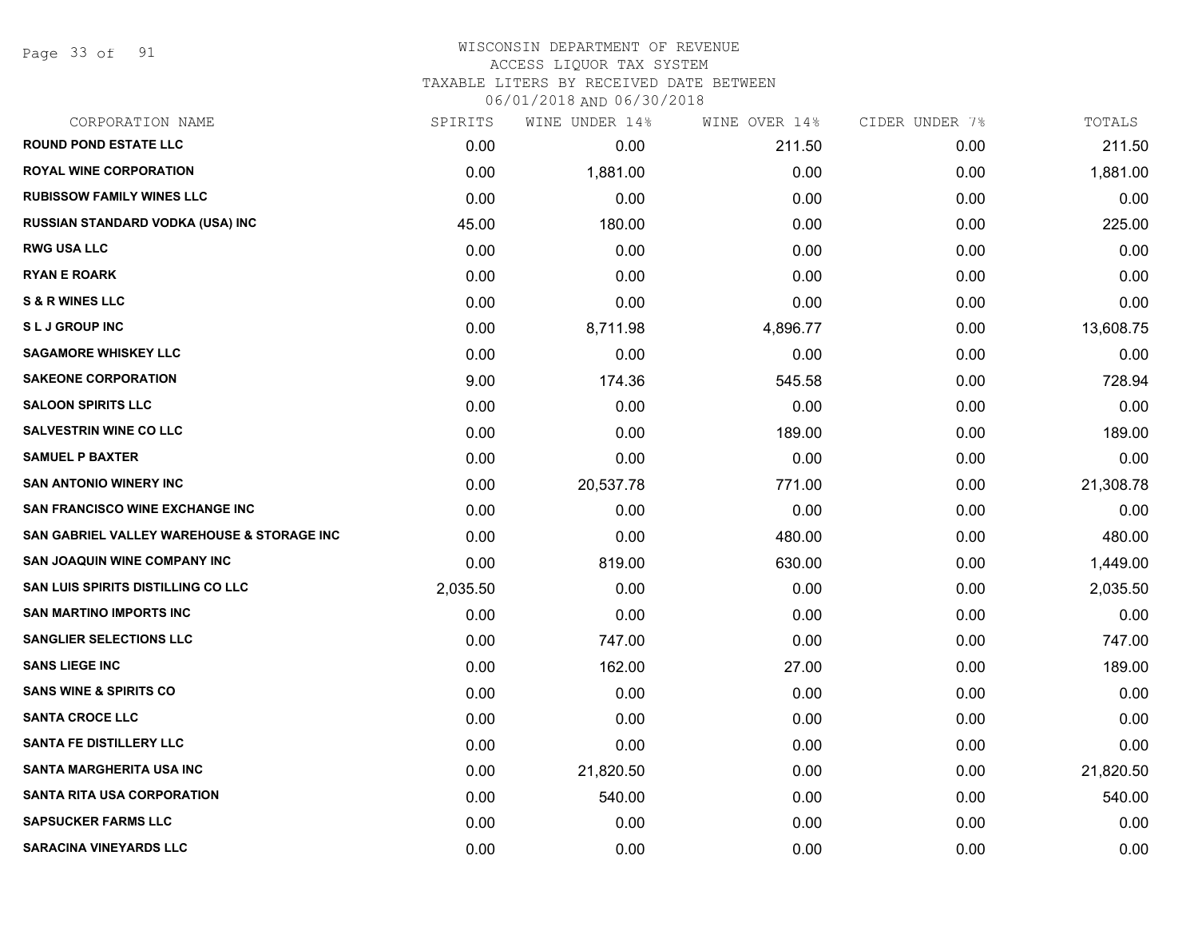# WISCONSIN DEPARTMENT OF REVENUE
## ACCESS LIQUOR TAX SYSTEM
## TAXABLE LITERS BY RECEIVED DATE BETWEEN 06/01/2018 AND 06/30/2018

| CORPORATION NAME | SPIRITS | WINE UNDER 14% | WINE OVER 14% | CIDER UNDER 7% | TOTALS |
|---|---|---|---|---|---|
| ROUND POND ESTATE LLC | 0.00 | 0.00 | 211.50 | 0.00 | 211.50 |
| ROYAL WINE CORPORATION | 0.00 | 1,881.00 | 0.00 | 0.00 | 1,881.00 |
| RUBISSOW FAMILY WINES LLC | 0.00 | 0.00 | 0.00 | 0.00 | 0.00 |
| RUSSIAN STANDARD VODKA (USA) INC | 45.00 | 180.00 | 0.00 | 0.00 | 225.00 |
| RWG USA LLC | 0.00 | 0.00 | 0.00 | 0.00 | 0.00 |
| RYAN E ROARK | 0.00 | 0.00 | 0.00 | 0.00 | 0.00 |
| S & R WINES LLC | 0.00 | 0.00 | 0.00 | 0.00 | 0.00 |
| S L J GROUP INC | 0.00 | 8,711.98 | 4,896.77 | 0.00 | 13,608.75 |
| SAGAMORE WHISKEY LLC | 0.00 | 0.00 | 0.00 | 0.00 | 0.00 |
| SAKEONE CORPORATION | 9.00 | 174.36 | 545.58 | 0.00 | 728.94 |
| SALOON SPIRITS LLC | 0.00 | 0.00 | 0.00 | 0.00 | 0.00 |
| SALVESTRIN WINE CO LLC | 0.00 | 0.00 | 189.00 | 0.00 | 189.00 |
| SAMUEL P BAXTER | 0.00 | 0.00 | 0.00 | 0.00 | 0.00 |
| SAN ANTONIO WINERY INC | 0.00 | 20,537.78 | 771.00 | 0.00 | 21,308.78 |
| SAN FRANCISCO WINE EXCHANGE INC | 0.00 | 0.00 | 0.00 | 0.00 | 0.00 |
| SAN GABRIEL VALLEY WAREHOUSE & STORAGE INC | 0.00 | 0.00 | 480.00 | 0.00 | 480.00 |
| SAN JOAQUIN WINE COMPANY INC | 0.00 | 819.00 | 630.00 | 0.00 | 1,449.00 |
| SAN LUIS SPIRITS DISTILLING CO LLC | 2,035.50 | 0.00 | 0.00 | 0.00 | 2,035.50 |
| SAN MARTINO IMPORTS INC | 0.00 | 0.00 | 0.00 | 0.00 | 0.00 |
| SANGLIER SELECTIONS LLC | 0.00 | 747.00 | 0.00 | 0.00 | 747.00 |
| SANS LIEGE INC | 0.00 | 162.00 | 27.00 | 0.00 | 189.00 |
| SANS WINE & SPIRITS CO | 0.00 | 0.00 | 0.00 | 0.00 | 0.00 |
| SANTA CROCE LLC | 0.00 | 0.00 | 0.00 | 0.00 | 0.00 |
| SANTA FE DISTILLERY LLC | 0.00 | 0.00 | 0.00 | 0.00 | 0.00 |
| SANTA MARGHERITA USA INC | 0.00 | 21,820.50 | 0.00 | 0.00 | 21,820.50 |
| SANTA RITA USA CORPORATION | 0.00 | 540.00 | 0.00 | 0.00 | 540.00 |
| SAPSUCKER FARMS LLC | 0.00 | 0.00 | 0.00 | 0.00 | 0.00 |
| SARACINA VINEYARDS LLC | 0.00 | 0.00 | 0.00 | 0.00 | 0.00 |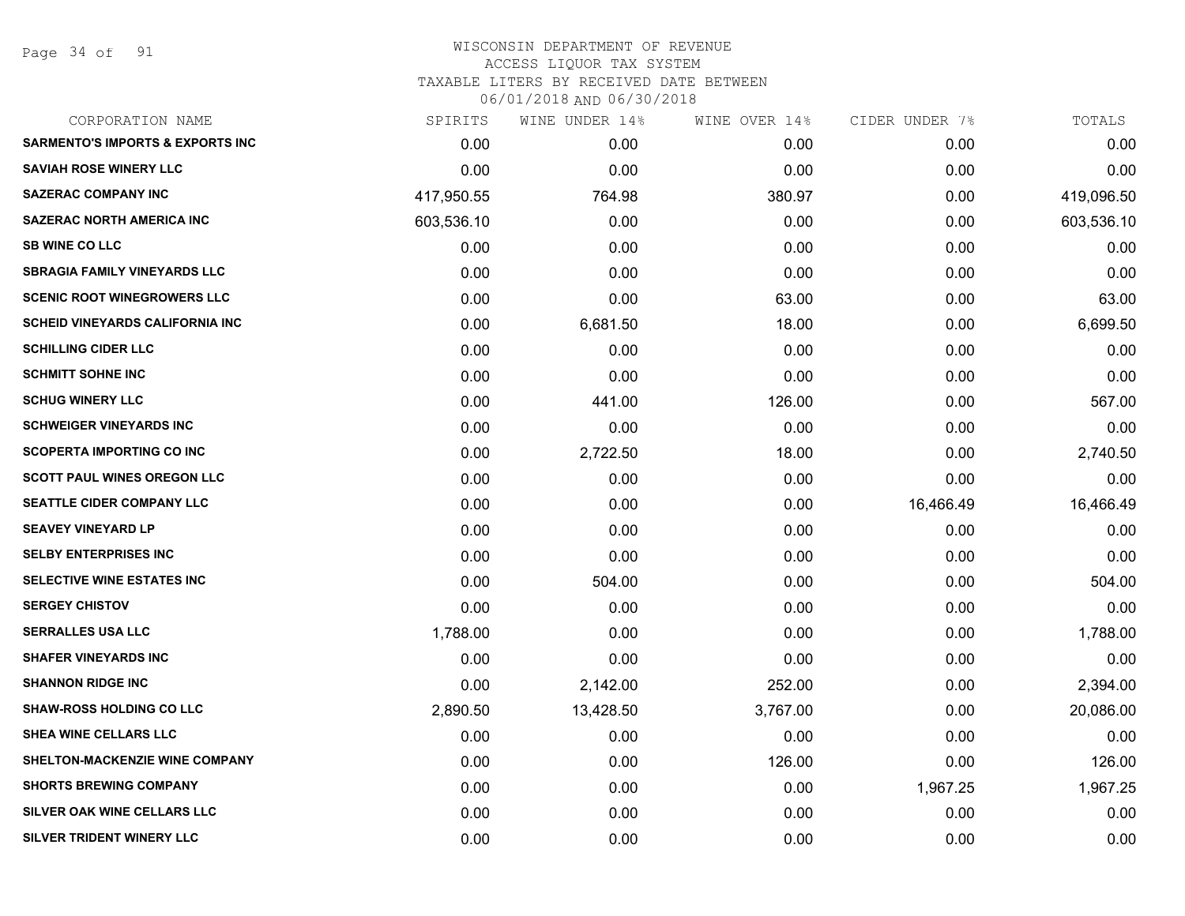WISCONSIN DEPARTMENT OF REVENUE
ACCESS LIQUOR TAX SYSTEM
TAXABLE LITERS BY RECEIVED DATE BETWEEN
06/01/2018 AND 06/30/2018

| CORPORATION NAME | SPIRITS | WINE UNDER 14% | WINE OVER 14% | CIDER UNDER 7% | TOTALS |
|---|---|---|---|---|---|
| SARMENTO'S IMPORTS & EXPORTS INC | 0.00 | 0.00 | 0.00 | 0.00 | 0.00 |
| SAVIAH ROSE WINERY LLC | 0.00 | 0.00 | 0.00 | 0.00 | 0.00 |
| SAZERAC COMPANY INC | 417,950.55 | 764.98 | 380.97 | 0.00 | 419,096.50 |
| SAZERAC NORTH AMERICA INC | 603,536.10 | 0.00 | 0.00 | 0.00 | 603,536.10 |
| SB WINE CO LLC | 0.00 | 0.00 | 0.00 | 0.00 | 0.00 |
| SBRAGIA FAMILY VINEYARDS LLC | 0.00 | 0.00 | 0.00 | 0.00 | 0.00 |
| SCENIC ROOT WINEGROWERS LLC | 0.00 | 0.00 | 63.00 | 0.00 | 63.00 |
| SCHEID VINEYARDS CALIFORNIA INC | 0.00 | 6,681.50 | 18.00 | 0.00 | 6,699.50 |
| SCHILLING CIDER LLC | 0.00 | 0.00 | 0.00 | 0.00 | 0.00 |
| SCHMITT SOHNE INC | 0.00 | 0.00 | 0.00 | 0.00 | 0.00 |
| SCHUG WINERY LLC | 0.00 | 441.00 | 126.00 | 0.00 | 567.00 |
| SCHWEIGER VINEYARDS INC | 0.00 | 0.00 | 0.00 | 0.00 | 0.00 |
| SCOPERTA IMPORTING CO INC | 0.00 | 2,722.50 | 18.00 | 0.00 | 2,740.50 |
| SCOTT PAUL WINES OREGON LLC | 0.00 | 0.00 | 0.00 | 0.00 | 0.00 |
| SEATTLE CIDER COMPANY LLC | 0.00 | 0.00 | 0.00 | 16,466.49 | 16,466.49 |
| SEAVEY VINEYARD LP | 0.00 | 0.00 | 0.00 | 0.00 | 0.00 |
| SELBY ENTERPRISES INC | 0.00 | 0.00 | 0.00 | 0.00 | 0.00 |
| SELECTIVE WINE ESTATES INC | 0.00 | 504.00 | 0.00 | 0.00 | 504.00 |
| SERGEY CHISTOV | 0.00 | 0.00 | 0.00 | 0.00 | 0.00 |
| SERRALLES USA LLC | 1,788.00 | 0.00 | 0.00 | 0.00 | 1,788.00 |
| SHAFER VINEYARDS INC | 0.00 | 0.00 | 0.00 | 0.00 | 0.00 |
| SHANNON RIDGE INC | 0.00 | 2,142.00 | 252.00 | 0.00 | 2,394.00 |
| SHAW-ROSS HOLDING CO LLC | 2,890.50 | 13,428.50 | 3,767.00 | 0.00 | 20,086.00 |
| SHEA WINE CELLARS LLC | 0.00 | 0.00 | 0.00 | 0.00 | 0.00 |
| SHELTON-MACKENZIE WINE COMPANY | 0.00 | 0.00 | 126.00 | 0.00 | 126.00 |
| SHORTS BREWING COMPANY | 0.00 | 0.00 | 0.00 | 1,967.25 | 1,967.25 |
| SILVER OAK WINE CELLARS LLC | 0.00 | 0.00 | 0.00 | 0.00 | 0.00 |
| SILVER TRIDENT WINERY LLC | 0.00 | 0.00 | 0.00 | 0.00 | 0.00 |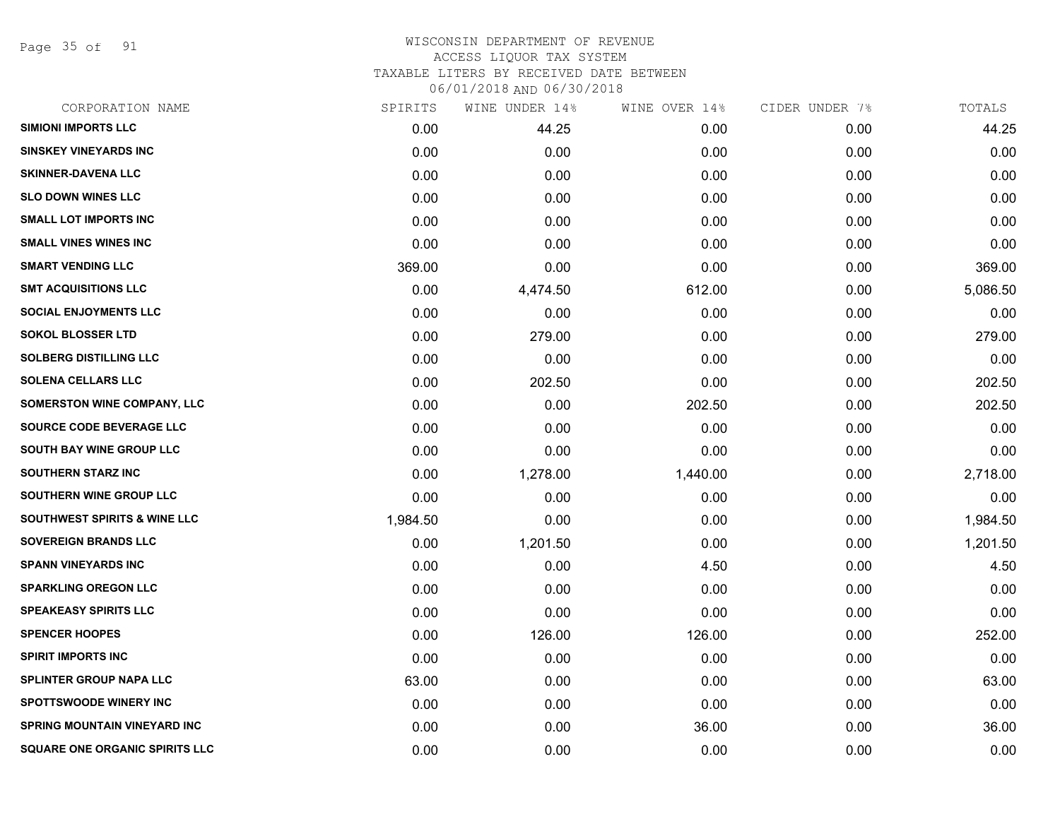# WISCONSIN DEPARTMENT OF REVENUE
ACCESS LIQUOR TAX SYSTEM
TAXABLE LITERS BY RECEIVED DATE BETWEEN
06/01/2018 AND 06/30/2018

| CORPORATION NAME | SPIRITS | WINE UNDER 14% | WINE OVER 14% | CIDER UNDER 7% | TOTALS |
|---|---|---|---|---|---|
| SIMIONI IMPORTS LLC | 0.00 | 44.25 | 0.00 | 0.00 | 44.25 |
| SINSKEY VINEYARDS INC | 0.00 | 0.00 | 0.00 | 0.00 | 0.00 |
| SKINNER-DAVENA LLC | 0.00 | 0.00 | 0.00 | 0.00 | 0.00 |
| SLO DOWN WINES LLC | 0.00 | 0.00 | 0.00 | 0.00 | 0.00 |
| SMALL LOT IMPORTS INC | 0.00 | 0.00 | 0.00 | 0.00 | 0.00 |
| SMALL VINES WINES INC | 0.00 | 0.00 | 0.00 | 0.00 | 0.00 |
| SMART VENDING LLC | 369.00 | 0.00 | 0.00 | 0.00 | 369.00 |
| SMT ACQUISITIONS LLC | 0.00 | 4,474.50 | 612.00 | 0.00 | 5,086.50 |
| SOCIAL ENJOYMENTS LLC | 0.00 | 0.00 | 0.00 | 0.00 | 0.00 |
| SOKOL BLOSSER LTD | 0.00 | 279.00 | 0.00 | 0.00 | 279.00 |
| SOLBERG DISTILLING LLC | 0.00 | 0.00 | 0.00 | 0.00 | 0.00 |
| SOLENA CELLARS LLC | 0.00 | 202.50 | 0.00 | 0.00 | 202.50 |
| SOMERSTON WINE COMPANY, LLC | 0.00 | 0.00 | 202.50 | 0.00 | 202.50 |
| SOURCE CODE BEVERAGE LLC | 0.00 | 0.00 | 0.00 | 0.00 | 0.00 |
| SOUTH BAY WINE GROUP LLC | 0.00 | 0.00 | 0.00 | 0.00 | 0.00 |
| SOUTHERN STARZ INC | 0.00 | 1,278.00 | 1,440.00 | 0.00 | 2,718.00 |
| SOUTHERN WINE GROUP LLC | 0.00 | 0.00 | 0.00 | 0.00 | 0.00 |
| SOUTHWEST SPIRITS & WINE LLC | 1,984.50 | 0.00 | 0.00 | 0.00 | 1,984.50 |
| SOVEREIGN BRANDS LLC | 0.00 | 1,201.50 | 0.00 | 0.00 | 1,201.50 |
| SPANN VINEYARDS INC | 0.00 | 0.00 | 4.50 | 0.00 | 4.50 |
| SPARKLING OREGON LLC | 0.00 | 0.00 | 0.00 | 0.00 | 0.00 |
| SPEAKEASY SPIRITS LLC | 0.00 | 0.00 | 0.00 | 0.00 | 0.00 |
| SPENCER HOOPES | 0.00 | 126.00 | 126.00 | 0.00 | 252.00 |
| SPIRIT IMPORTS INC | 0.00 | 0.00 | 0.00 | 0.00 | 0.00 |
| SPLINTER GROUP NAPA LLC | 63.00 | 0.00 | 0.00 | 0.00 | 63.00 |
| SPOTTSWOODE WINERY INC | 0.00 | 0.00 | 0.00 | 0.00 | 0.00 |
| SPRING MOUNTAIN VINEYARD INC | 0.00 | 0.00 | 36.00 | 0.00 | 36.00 |
| SQUARE ONE ORGANIC SPIRITS LLC | 0.00 | 0.00 | 0.00 | 0.00 | 0.00 |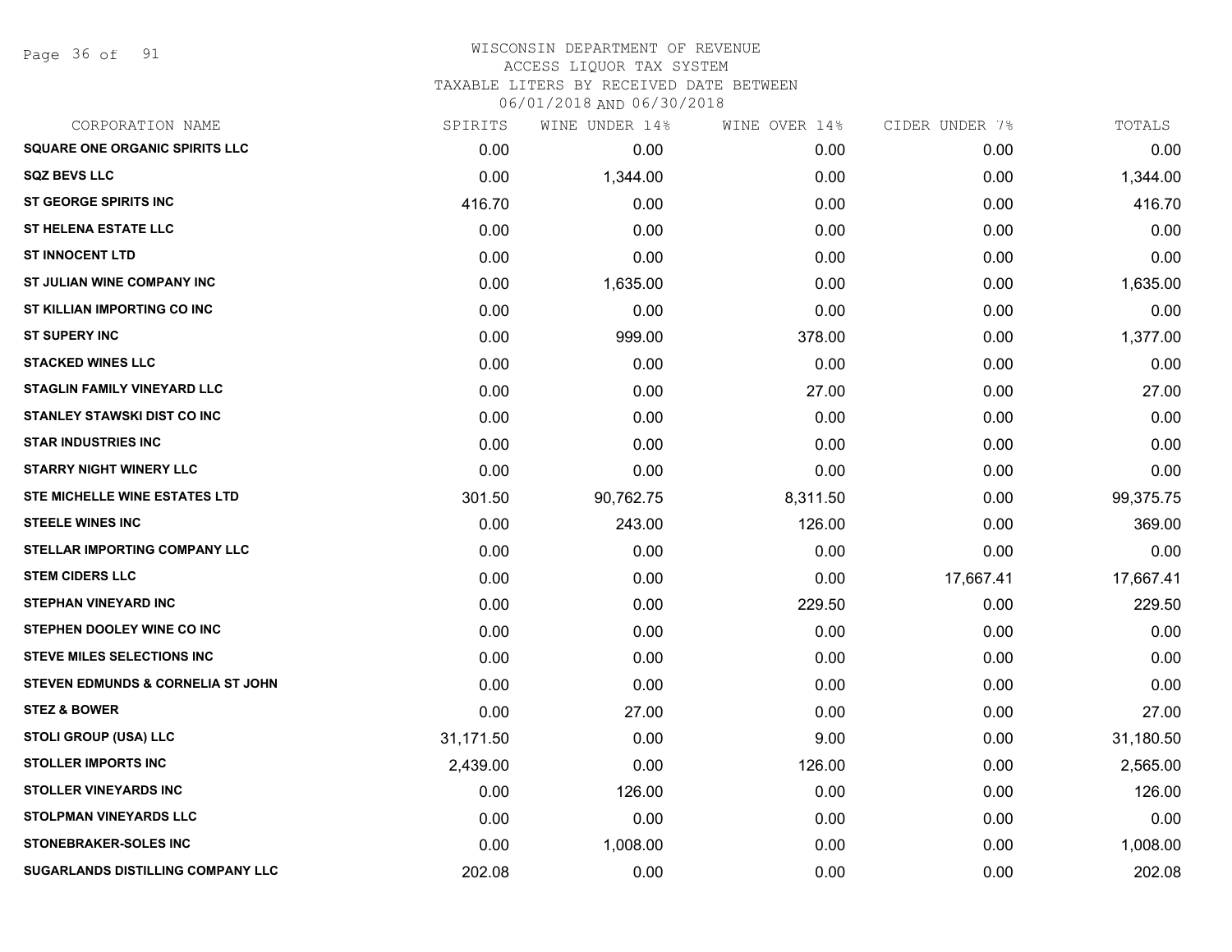WISCONSIN DEPARTMENT OF REVENUE
ACCESS LIQUOR TAX SYSTEM
TAXABLE LITERS BY RECEIVED DATE BETWEEN
06/01/2018 AND 06/30/2018

| CORPORATION NAME | SPIRITS | WINE UNDER 14% | WINE OVER 14% | CIDER UNDER 7% | TOTALS |
|---|---|---|---|---|---|
| SQUARE ONE ORGANIC SPIRITS LLC | 0.00 | 0.00 | 0.00 | 0.00 | 0.00 |
| SQZ BEVS LLC | 0.00 | 1,344.00 | 0.00 | 0.00 | 1,344.00 |
| ST GEORGE SPIRITS INC | 416.70 | 0.00 | 0.00 | 0.00 | 416.70 |
| ST HELENA ESTATE LLC | 0.00 | 0.00 | 0.00 | 0.00 | 0.00 |
| ST INNOCENT LTD | 0.00 | 0.00 | 0.00 | 0.00 | 0.00 |
| ST JULIAN WINE COMPANY INC | 0.00 | 1,635.00 | 0.00 | 0.00 | 1,635.00 |
| ST KILLIAN IMPORTING CO INC | 0.00 | 0.00 | 0.00 | 0.00 | 0.00 |
| ST SUPERY INC | 0.00 | 999.00 | 378.00 | 0.00 | 1,377.00 |
| STACKED WINES LLC | 0.00 | 0.00 | 0.00 | 0.00 | 0.00 |
| STAGLIN FAMILY VINEYARD LLC | 0.00 | 0.00 | 27.00 | 0.00 | 27.00 |
| STANLEY STAWSKI DIST CO INC | 0.00 | 0.00 | 0.00 | 0.00 | 0.00 |
| STAR INDUSTRIES INC | 0.00 | 0.00 | 0.00 | 0.00 | 0.00 |
| STARRY NIGHT WINERY LLC | 0.00 | 0.00 | 0.00 | 0.00 | 0.00 |
| STE MICHELLE WINE ESTATES LTD | 301.50 | 90,762.75 | 8,311.50 | 0.00 | 99,375.75 |
| STEELE WINES INC | 0.00 | 243.00 | 126.00 | 0.00 | 369.00 |
| STELLAR IMPORTING COMPANY LLC | 0.00 | 0.00 | 0.00 | 0.00 | 0.00 |
| STEM CIDERS LLC | 0.00 | 0.00 | 0.00 | 17,667.41 | 17,667.41 |
| STEPHAN VINEYARD INC | 0.00 | 0.00 | 229.50 | 0.00 | 229.50 |
| STEPHEN DOOLEY WINE CO INC | 0.00 | 0.00 | 0.00 | 0.00 | 0.00 |
| STEVE MILES SELECTIONS INC | 0.00 | 0.00 | 0.00 | 0.00 | 0.00 |
| STEVEN EDMUNDS & CORNELIA ST JOHN | 0.00 | 0.00 | 0.00 | 0.00 | 0.00 |
| STEZ & BOWER | 0.00 | 27.00 | 0.00 | 0.00 | 27.00 |
| STOLI GROUP (USA) LLC | 31,171.50 | 0.00 | 9.00 | 0.00 | 31,180.50 |
| STOLLER IMPORTS INC | 2,439.00 | 0.00 | 126.00 | 0.00 | 2,565.00 |
| STOLLER VINEYARDS INC | 0.00 | 126.00 | 0.00 | 0.00 | 126.00 |
| STOLPMAN VINEYARDS LLC | 0.00 | 0.00 | 0.00 | 0.00 | 0.00 |
| STONEBRAKER-SOLES INC | 0.00 | 1,008.00 | 0.00 | 0.00 | 1,008.00 |
| SUGARLANDS DISTILLING COMPANY LLC | 202.08 | 0.00 | 0.00 | 0.00 | 202.08 |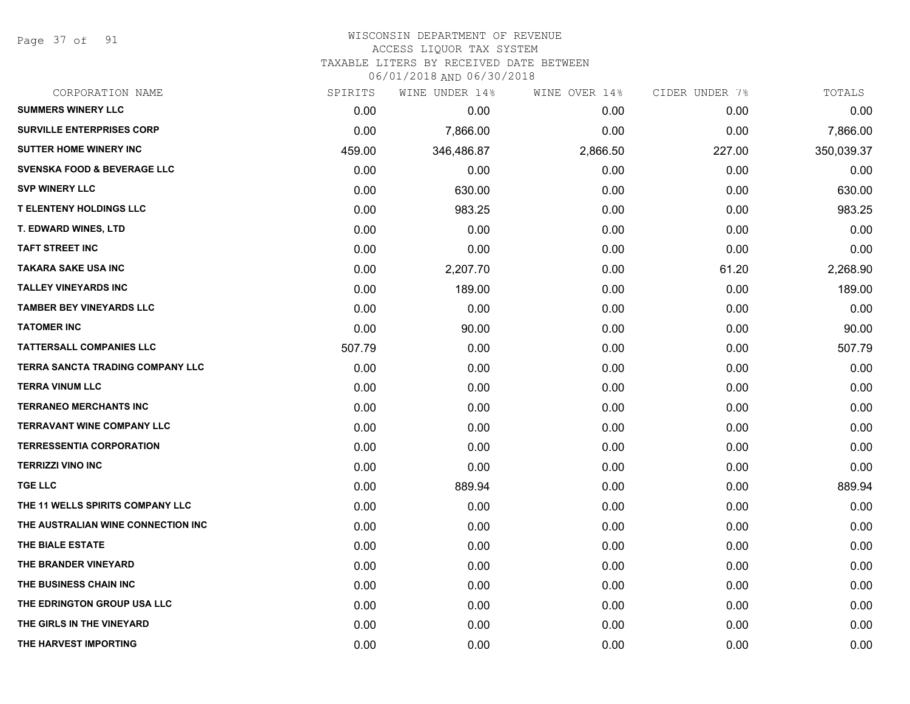WISCONSIN DEPARTMENT OF REVENUE
ACCESS LIQUOR TAX SYSTEM
TAXABLE LITERS BY RECEIVED DATE BETWEEN
06/01/2018 AND 06/30/2018

| CORPORATION NAME | SPIRITS | WINE UNDER 14% | WINE OVER 14% | CIDER UNDER 7% | TOTALS |
|---|---|---|---|---|---|
| SUMMERS WINERY LLC | 0.00 | 0.00 | 0.00 | 0.00 | 0.00 |
| SURVILLE ENTERPRISES CORP | 0.00 | 7,866.00 | 0.00 | 0.00 | 7,866.00 |
| SUTTER HOME WINERY INC | 459.00 | 346,486.87 | 2,866.50 | 227.00 | 350,039.37 |
| SVENSKA FOOD & BEVERAGE LLC | 0.00 | 0.00 | 0.00 | 0.00 | 0.00 |
| SVP WINERY LLC | 0.00 | 630.00 | 0.00 | 0.00 | 630.00 |
| T ELENTENY HOLDINGS LLC | 0.00 | 983.25 | 0.00 | 0.00 | 983.25 |
| T. EDWARD WINES, LTD | 0.00 | 0.00 | 0.00 | 0.00 | 0.00 |
| TAFT STREET INC | 0.00 | 0.00 | 0.00 | 0.00 | 0.00 |
| TAKARA SAKE USA INC | 0.00 | 2,207.70 | 0.00 | 61.20 | 2,268.90 |
| TALLEY VINEYARDS INC | 0.00 | 189.00 | 0.00 | 0.00 | 189.00 |
| TAMBER BEY VINEYARDS LLC | 0.00 | 0.00 | 0.00 | 0.00 | 0.00 |
| TATOMER INC | 0.00 | 90.00 | 0.00 | 0.00 | 90.00 |
| TATTERSALL COMPANIES LLC | 507.79 | 0.00 | 0.00 | 0.00 | 507.79 |
| TERRA SANCTA TRADING COMPANY LLC | 0.00 | 0.00 | 0.00 | 0.00 | 0.00 |
| TERRA VINUM LLC | 0.00 | 0.00 | 0.00 | 0.00 | 0.00 |
| TERRANEO MERCHANTS INC | 0.00 | 0.00 | 0.00 | 0.00 | 0.00 |
| TERRAVANT WINE COMPANY LLC | 0.00 | 0.00 | 0.00 | 0.00 | 0.00 |
| TERRESSENTIA CORPORATION | 0.00 | 0.00 | 0.00 | 0.00 | 0.00 |
| TERRIZZI VINO INC | 0.00 | 0.00 | 0.00 | 0.00 | 0.00 |
| TGE LLC | 0.00 | 889.94 | 0.00 | 0.00 | 889.94 |
| THE 11 WELLS SPIRITS COMPANY LLC | 0.00 | 0.00 | 0.00 | 0.00 | 0.00 |
| THE AUSTRALIAN WINE CONNECTION INC | 0.00 | 0.00 | 0.00 | 0.00 | 0.00 |
| THE BIALE ESTATE | 0.00 | 0.00 | 0.00 | 0.00 | 0.00 |
| THE BRANDER VINEYARD | 0.00 | 0.00 | 0.00 | 0.00 | 0.00 |
| THE BUSINESS CHAIN INC | 0.00 | 0.00 | 0.00 | 0.00 | 0.00 |
| THE EDRINGTON GROUP USA LLC | 0.00 | 0.00 | 0.00 | 0.00 | 0.00 |
| THE GIRLS IN THE VINEYARD | 0.00 | 0.00 | 0.00 | 0.00 | 0.00 |
| THE HARVEST IMPORTING | 0.00 | 0.00 | 0.00 | 0.00 | 0.00 |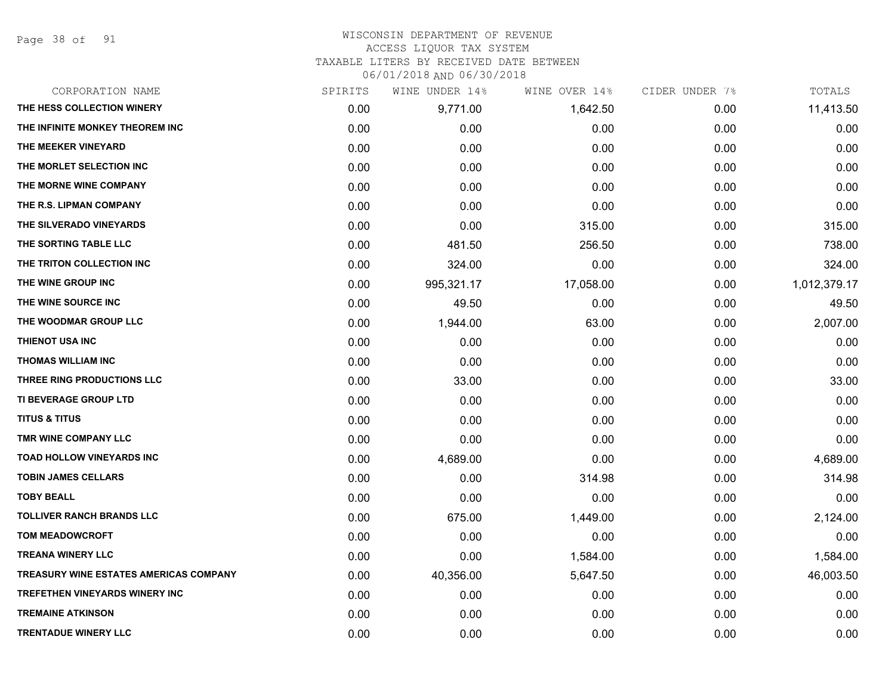WISCONSIN DEPARTMENT OF REVENUE
ACCESS LIQUOR TAX SYSTEM
TAXABLE LITERS BY RECEIVED DATE BETWEEN
06/01/2018 AND 06/30/2018

| CORPORATION NAME | SPIRITS | WINE UNDER 14% | WINE OVER 14% | CIDER UNDER 7% | TOTALS |
|---|---|---|---|---|---|
| THE HESS COLLECTION WINERY | 0.00 | 9,771.00 | 1,642.50 | 0.00 | 11,413.50 |
| THE INFINITE MONKEY THEOREM INC | 0.00 | 0.00 | 0.00 | 0.00 | 0.00 |
| THE MEEKER VINEYARD | 0.00 | 0.00 | 0.00 | 0.00 | 0.00 |
| THE MORLET SELECTION INC | 0.00 | 0.00 | 0.00 | 0.00 | 0.00 |
| THE MORNE WINE COMPANY | 0.00 | 0.00 | 0.00 | 0.00 | 0.00 |
| THE R.S. LIPMAN COMPANY | 0.00 | 0.00 | 0.00 | 0.00 | 0.00 |
| THE SILVERADO VINEYARDS | 0.00 | 0.00 | 315.00 | 0.00 | 315.00 |
| THE SORTING TABLE LLC | 0.00 | 481.50 | 256.50 | 0.00 | 738.00 |
| THE TRITON COLLECTION INC | 0.00 | 324.00 | 0.00 | 0.00 | 324.00 |
| THE WINE GROUP INC | 0.00 | 995,321.17 | 17,058.00 | 0.00 | 1,012,379.17 |
| THE WINE SOURCE INC | 0.00 | 49.50 | 0.00 | 0.00 | 49.50 |
| THE WOODMAR GROUP LLC | 0.00 | 1,944.00 | 63.00 | 0.00 | 2,007.00 |
| THIENOT USA INC | 0.00 | 0.00 | 0.00 | 0.00 | 0.00 |
| THOMAS WILLIAM INC | 0.00 | 0.00 | 0.00 | 0.00 | 0.00 |
| THREE RING PRODUCTIONS LLC | 0.00 | 33.00 | 0.00 | 0.00 | 33.00 |
| TI BEVERAGE GROUP LTD | 0.00 | 0.00 | 0.00 | 0.00 | 0.00 |
| TITUS & TITUS | 0.00 | 0.00 | 0.00 | 0.00 | 0.00 |
| TMR WINE COMPANY LLC | 0.00 | 0.00 | 0.00 | 0.00 | 0.00 |
| TOAD HOLLOW VINEYARDS INC | 0.00 | 4,689.00 | 0.00 | 0.00 | 4,689.00 |
| TOBIN JAMES CELLARS | 0.00 | 0.00 | 314.98 | 0.00 | 314.98 |
| TOBY BEALL | 0.00 | 0.00 | 0.00 | 0.00 | 0.00 |
| TOLLIVER RANCH BRANDS LLC | 0.00 | 675.00 | 1,449.00 | 0.00 | 2,124.00 |
| TOM MEADOWCROFT | 0.00 | 0.00 | 0.00 | 0.00 | 0.00 |
| TREANA WINERY LLC | 0.00 | 0.00 | 1,584.00 | 0.00 | 1,584.00 |
| TREASURY WINE ESTATES AMERICAS COMPANY | 0.00 | 40,356.00 | 5,647.50 | 0.00 | 46,003.50 |
| TREFETHEN VINEYARDS WINERY INC | 0.00 | 0.00 | 0.00 | 0.00 | 0.00 |
| TREMAINE ATKINSON | 0.00 | 0.00 | 0.00 | 0.00 | 0.00 |
| TRENTADUE WINERY LLC | 0.00 | 0.00 | 0.00 | 0.00 | 0.00 |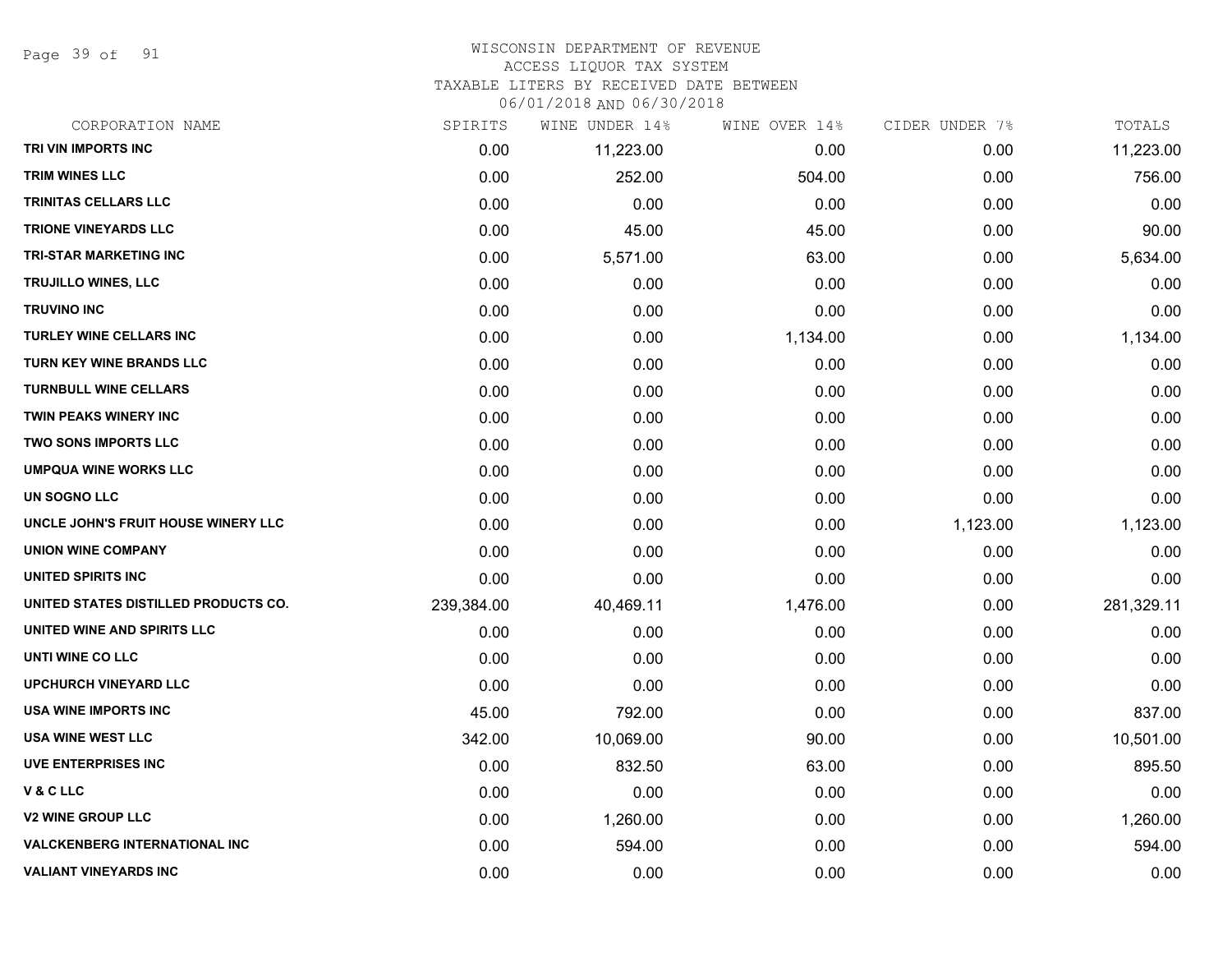WISCONSIN DEPARTMENT OF REVENUE
ACCESS LIQUOR TAX SYSTEM
TAXABLE LITERS BY RECEIVED DATE BETWEEN
06/01/2018 AND 06/30/2018

| CORPORATION NAME | SPIRITS | WINE UNDER 14% | WINE OVER 14% | CIDER UNDER 7% | TOTALS |
|---|---|---|---|---|---|
| TRI VIN IMPORTS INC | 0.00 | 11,223.00 | 0.00 | 0.00 | 11,223.00 |
| TRIM WINES LLC | 0.00 | 252.00 | 504.00 | 0.00 | 756.00 |
| TRINITAS CELLARS LLC | 0.00 | 0.00 | 0.00 | 0.00 | 0.00 |
| TRIONE VINEYARDS LLC | 0.00 | 45.00 | 45.00 | 0.00 | 90.00 |
| TRI-STAR MARKETING INC | 0.00 | 5,571.00 | 63.00 | 0.00 | 5,634.00 |
| TRUJILLO WINES, LLC | 0.00 | 0.00 | 0.00 | 0.00 | 0.00 |
| TRUVINO INC | 0.00 | 0.00 | 0.00 | 0.00 | 0.00 |
| TURLEY WINE CELLARS INC | 0.00 | 0.00 | 1,134.00 | 0.00 | 1,134.00 |
| TURN KEY WINE BRANDS LLC | 0.00 | 0.00 | 0.00 | 0.00 | 0.00 |
| TURNBULL WINE CELLARS | 0.00 | 0.00 | 0.00 | 0.00 | 0.00 |
| TWIN PEAKS WINERY INC | 0.00 | 0.00 | 0.00 | 0.00 | 0.00 |
| TWO SONS IMPORTS LLC | 0.00 | 0.00 | 0.00 | 0.00 | 0.00 |
| UMPQUA WINE WORKS LLC | 0.00 | 0.00 | 0.00 | 0.00 | 0.00 |
| UN SOGNO LLC | 0.00 | 0.00 | 0.00 | 0.00 | 0.00 |
| UNCLE JOHN'S FRUIT HOUSE WINERY LLC | 0.00 | 0.00 | 0.00 | 1,123.00 | 1,123.00 |
| UNION WINE COMPANY | 0.00 | 0.00 | 0.00 | 0.00 | 0.00 |
| UNITED SPIRITS INC | 0.00 | 0.00 | 0.00 | 0.00 | 0.00 |
| UNITED STATES DISTILLED PRODUCTS CO. | 239,384.00 | 40,469.11 | 1,476.00 | 0.00 | 281,329.11 |
| UNITED WINE AND SPIRITS LLC | 0.00 | 0.00 | 0.00 | 0.00 | 0.00 |
| UNTI WINE CO LLC | 0.00 | 0.00 | 0.00 | 0.00 | 0.00 |
| UPCHURCH VINEYARD LLC | 0.00 | 0.00 | 0.00 | 0.00 | 0.00 |
| USA WINE IMPORTS INC | 45.00 | 792.00 | 0.00 | 0.00 | 837.00 |
| USA WINE WEST LLC | 342.00 | 10,069.00 | 90.00 | 0.00 | 10,501.00 |
| UVE ENTERPRISES INC | 0.00 | 832.50 | 63.00 | 0.00 | 895.50 |
| V & C LLC | 0.00 | 0.00 | 0.00 | 0.00 | 0.00 |
| V2 WINE GROUP LLC | 0.00 | 1,260.00 | 0.00 | 0.00 | 1,260.00 |
| VALCKENBERG INTERNATIONAL INC | 0.00 | 594.00 | 0.00 | 0.00 | 594.00 |
| VALIANT VINEYARDS INC | 0.00 | 0.00 | 0.00 | 0.00 | 0.00 |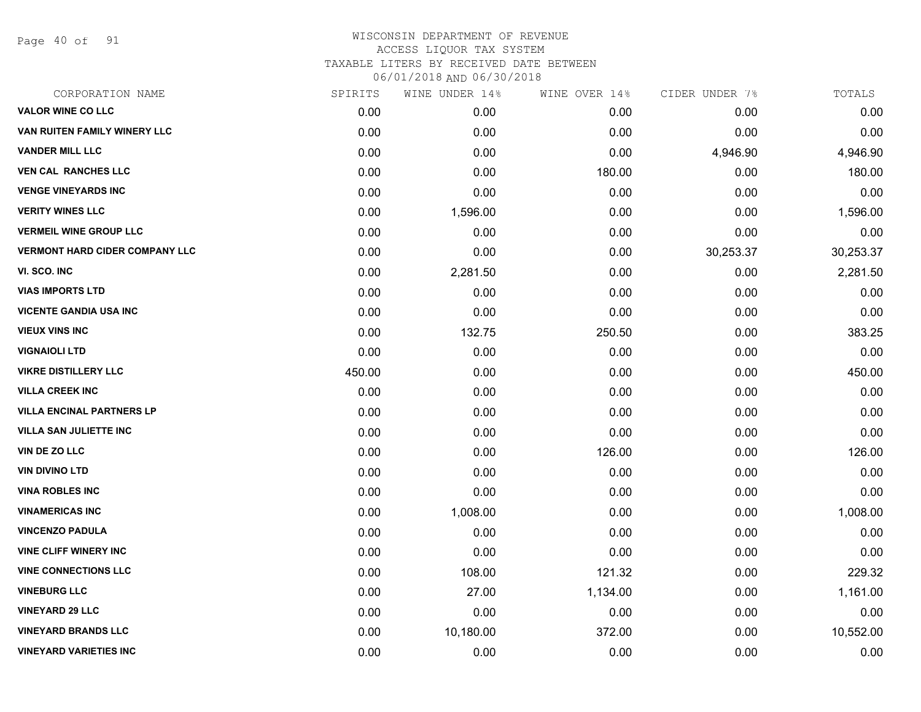# WISCONSIN DEPARTMENT OF REVENUE
ACCESS LIQUOR TAX SYSTEM
TAXABLE LITERS BY RECEIVED DATE BETWEEN
06/01/2018 AND 06/30/2018

| CORPORATION NAME | SPIRITS | WINE UNDER 14% | WINE OVER 14% | CIDER UNDER 7% | TOTALS |
|---|---|---|---|---|---|
| VALOR WINE CO LLC | 0.00 | 0.00 | 0.00 | 0.00 | 0.00 |
| VAN RUITEN FAMILY WINERY LLC | 0.00 | 0.00 | 0.00 | 0.00 | 0.00 |
| VANDER MILL LLC | 0.00 | 0.00 | 0.00 | 4,946.90 | 4,946.90 |
| VEN CAL RANCHES LLC | 0.00 | 0.00 | 180.00 | 0.00 | 180.00 |
| VENGE VINEYARDS INC | 0.00 | 0.00 | 0.00 | 0.00 | 0.00 |
| VERITY WINES LLC | 0.00 | 1,596.00 | 0.00 | 0.00 | 1,596.00 |
| VERMEIL WINE GROUP LLC | 0.00 | 0.00 | 0.00 | 0.00 | 0.00 |
| VERMONT HARD CIDER COMPANY LLC | 0.00 | 0.00 | 0.00 | 30,253.37 | 30,253.37 |
| VI. SCO. INC | 0.00 | 2,281.50 | 0.00 | 0.00 | 2,281.50 |
| VIAS IMPORTS LTD | 0.00 | 0.00 | 0.00 | 0.00 | 0.00 |
| VICENTE GANDIA USA INC | 0.00 | 0.00 | 0.00 | 0.00 | 0.00 |
| VIEUX VINS INC | 0.00 | 132.75 | 250.50 | 0.00 | 383.25 |
| VIGNAIOLI LTD | 0.00 | 0.00 | 0.00 | 0.00 | 0.00 |
| VIKRE DISTILLERY LLC | 450.00 | 0.00 | 0.00 | 0.00 | 450.00 |
| VILLA CREEK INC | 0.00 | 0.00 | 0.00 | 0.00 | 0.00 |
| VILLA ENCINAL PARTNERS LP | 0.00 | 0.00 | 0.00 | 0.00 | 0.00 |
| VILLA SAN JULIETTE INC | 0.00 | 0.00 | 0.00 | 0.00 | 0.00 |
| VIN DE ZO LLC | 0.00 | 0.00 | 126.00 | 0.00 | 126.00 |
| VIN DIVINO LTD | 0.00 | 0.00 | 0.00 | 0.00 | 0.00 |
| VINA ROBLES INC | 0.00 | 0.00 | 0.00 | 0.00 | 0.00 |
| VINAMERICAS INC | 0.00 | 1,008.00 | 0.00 | 0.00 | 1,008.00 |
| VINCENZO PADULA | 0.00 | 0.00 | 0.00 | 0.00 | 0.00 |
| VINE CLIFF WINERY INC | 0.00 | 0.00 | 0.00 | 0.00 | 0.00 |
| VINE CONNECTIONS LLC | 0.00 | 108.00 | 121.32 | 0.00 | 229.32 |
| VINEBURG LLC | 0.00 | 27.00 | 1,134.00 | 0.00 | 1,161.00 |
| VINEYARD 29 LLC | 0.00 | 0.00 | 0.00 | 0.00 | 0.00 |
| VINEYARD BRANDS LLC | 0.00 | 10,180.00 | 372.00 | 0.00 | 10,552.00 |
| VINEYARD VARIETIES INC | 0.00 | 0.00 | 0.00 | 0.00 | 0.00 |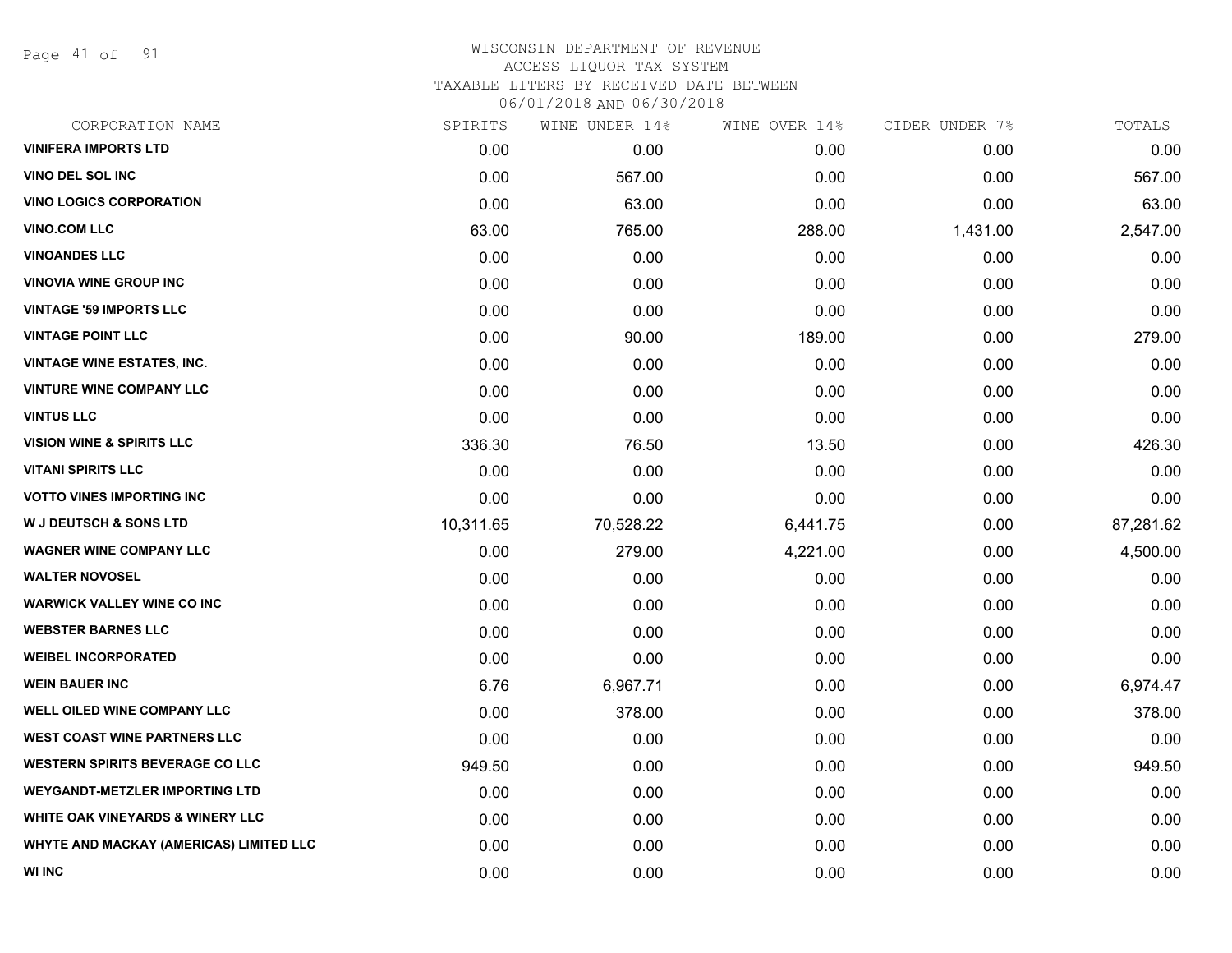WISCONSIN DEPARTMENT OF REVENUE
ACCESS LIQUOR TAX SYSTEM
TAXABLE LITERS BY RECEIVED DATE BETWEEN
06/01/2018 AND 06/30/2018

| CORPORATION NAME | SPIRITS | WINE UNDER 14% | WINE OVER 14% | CIDER UNDER 7% | TOTALS |
|---|---|---|---|---|---|
| VINIFERA IMPORTS LTD | 0.00 | 0.00 | 0.00 | 0.00 | 0.00 |
| VINO DEL SOL INC | 0.00 | 567.00 | 0.00 | 0.00 | 567.00 |
| VINO LOGICS CORPORATION | 0.00 | 63.00 | 0.00 | 0.00 | 63.00 |
| VINO.COM LLC | 63.00 | 765.00 | 288.00 | 1,431.00 | 2,547.00 |
| VINOANDES LLC | 0.00 | 0.00 | 0.00 | 0.00 | 0.00 |
| VINOVIA WINE GROUP INC | 0.00 | 0.00 | 0.00 | 0.00 | 0.00 |
| VINTAGE '59 IMPORTS LLC | 0.00 | 0.00 | 0.00 | 0.00 | 0.00 |
| VINTAGE POINT LLC | 0.00 | 90.00 | 189.00 | 0.00 | 279.00 |
| VINTAGE WINE ESTATES, INC. | 0.00 | 0.00 | 0.00 | 0.00 | 0.00 |
| VINTURE WINE COMPANY LLC | 0.00 | 0.00 | 0.00 | 0.00 | 0.00 |
| VINTUS LLC | 0.00 | 0.00 | 0.00 | 0.00 | 0.00 |
| VISION WINE & SPIRITS LLC | 336.30 | 76.50 | 13.50 | 0.00 | 426.30 |
| VITANI SPIRITS LLC | 0.00 | 0.00 | 0.00 | 0.00 | 0.00 |
| VOTTO VINES IMPORTING INC | 0.00 | 0.00 | 0.00 | 0.00 | 0.00 |
| W J DEUTSCH & SONS LTD | 10,311.65 | 70,528.22 | 6,441.75 | 0.00 | 87,281.62 |
| WAGNER WINE COMPANY LLC | 0.00 | 279.00 | 4,221.00 | 0.00 | 4,500.00 |
| WALTER NOVOSEL | 0.00 | 0.00 | 0.00 | 0.00 | 0.00 |
| WARWICK VALLEY WINE CO INC | 0.00 | 0.00 | 0.00 | 0.00 | 0.00 |
| WEBSTER BARNES LLC | 0.00 | 0.00 | 0.00 | 0.00 | 0.00 |
| WEIBEL INCORPORATED | 0.00 | 0.00 | 0.00 | 0.00 | 0.00 |
| WEIN BAUER INC | 6.76 | 6,967.71 | 0.00 | 0.00 | 6,974.47 |
| WELL OILED WINE COMPANY LLC | 0.00 | 378.00 | 0.00 | 0.00 | 378.00 |
| WEST COAST WINE PARTNERS LLC | 0.00 | 0.00 | 0.00 | 0.00 | 0.00 |
| WESTERN SPIRITS BEVERAGE CO LLC | 949.50 | 0.00 | 0.00 | 0.00 | 949.50 |
| WEYGANDT-METZLER IMPORTING LTD | 0.00 | 0.00 | 0.00 | 0.00 | 0.00 |
| WHITE OAK VINEYARDS & WINERY LLC | 0.00 | 0.00 | 0.00 | 0.00 | 0.00 |
| WHYTE AND MACKAY (AMERICAS) LIMITED LLC | 0.00 | 0.00 | 0.00 | 0.00 | 0.00 |
| WI INC | 0.00 | 0.00 | 0.00 | 0.00 | 0.00 |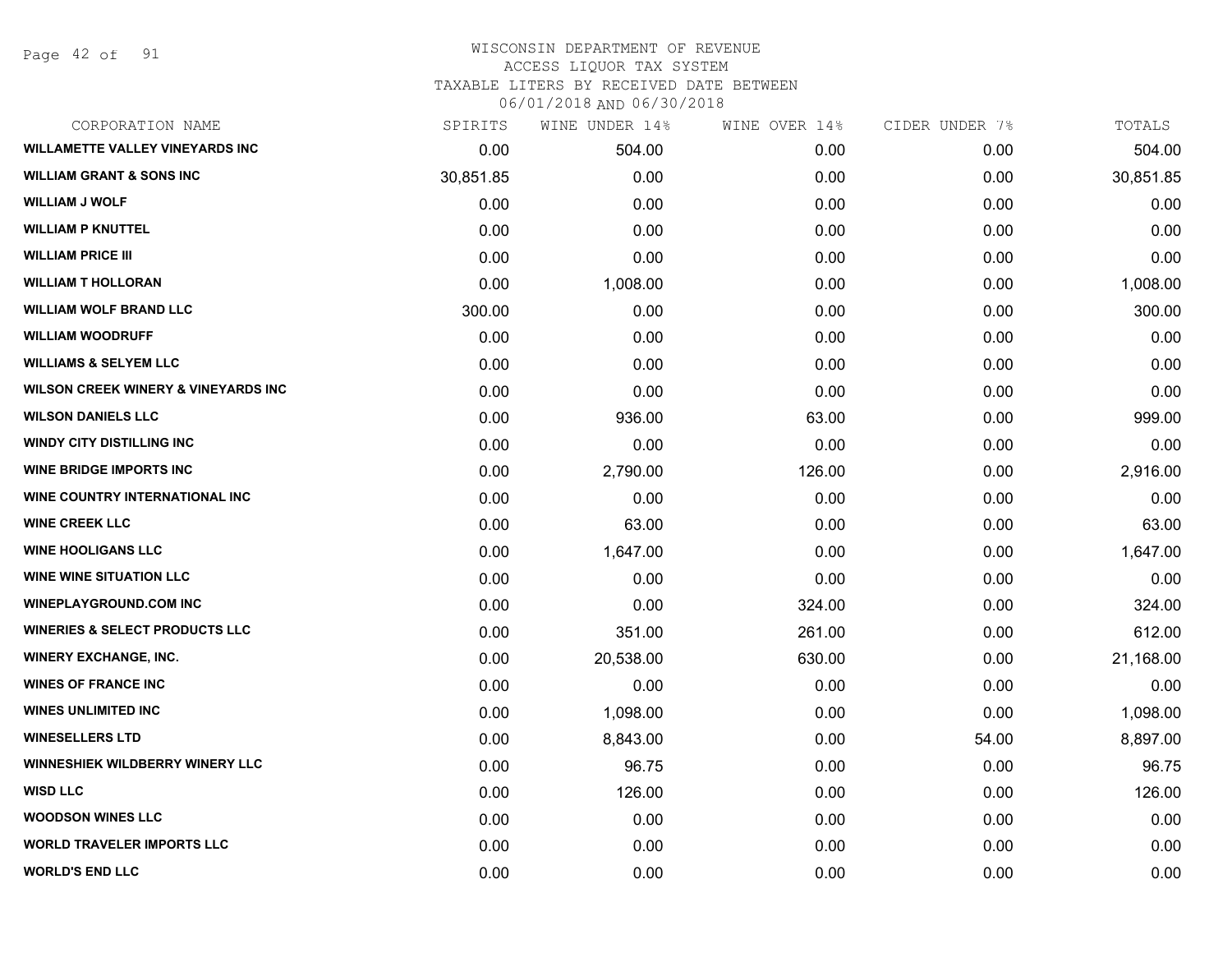# WISCONSIN DEPARTMENT OF REVENUE
ACCESS LIQUOR TAX SYSTEM
TAXABLE LITERS BY RECEIVED DATE BETWEEN
06/01/2018 AND 06/30/2018

| CORPORATION NAME | SPIRITS | WINE UNDER 14% | WINE OVER 14% | CIDER UNDER 7% | TOTALS |
|---|---|---|---|---|---|
| WILLAMETTE VALLEY VINEYARDS INC | 0.00 | 504.00 | 0.00 | 0.00 | 504.00 |
| WILLIAM GRANT & SONS INC | 30,851.85 | 0.00 | 0.00 | 0.00 | 30,851.85 |
| WILLIAM J WOLF | 0.00 | 0.00 | 0.00 | 0.00 | 0.00 |
| WILLIAM P KNUTTEL | 0.00 | 0.00 | 0.00 | 0.00 | 0.00 |
| WILLIAM PRICE III | 0.00 | 0.00 | 0.00 | 0.00 | 0.00 |
| WILLIAM T HOLLORAN | 0.00 | 1,008.00 | 0.00 | 0.00 | 1,008.00 |
| WILLIAM WOLF BRAND LLC | 300.00 | 0.00 | 0.00 | 0.00 | 300.00 |
| WILLIAM WOODRUFF | 0.00 | 0.00 | 0.00 | 0.00 | 0.00 |
| WILLIAMS & SELYEM LLC | 0.00 | 0.00 | 0.00 | 0.00 | 0.00 |
| WILSON CREEK WINERY & VINEYARDS INC | 0.00 | 0.00 | 0.00 | 0.00 | 0.00 |
| WILSON DANIELS LLC | 0.00 | 936.00 | 63.00 | 0.00 | 999.00 |
| WINDY CITY DISTILLING INC | 0.00 | 0.00 | 0.00 | 0.00 | 0.00 |
| WINE BRIDGE IMPORTS INC | 0.00 | 2,790.00 | 126.00 | 0.00 | 2,916.00 |
| WINE COUNTRY INTERNATIONAL INC | 0.00 | 0.00 | 0.00 | 0.00 | 0.00 |
| WINE CREEK LLC | 0.00 | 63.00 | 0.00 | 0.00 | 63.00 |
| WINE HOOLIGANS LLC | 0.00 | 1,647.00 | 0.00 | 0.00 | 1,647.00 |
| WINE WINE SITUATION LLC | 0.00 | 0.00 | 0.00 | 0.00 | 0.00 |
| WINEPLAYGROUND.COM INC | 0.00 | 0.00 | 324.00 | 0.00 | 324.00 |
| WINERIES & SELECT PRODUCTS LLC | 0.00 | 351.00 | 261.00 | 0.00 | 612.00 |
| WINERY EXCHANGE, INC. | 0.00 | 20,538.00 | 630.00 | 0.00 | 21,168.00 |
| WINES OF FRANCE INC | 0.00 | 0.00 | 0.00 | 0.00 | 0.00 |
| WINES UNLIMITED INC | 0.00 | 1,098.00 | 0.00 | 0.00 | 1,098.00 |
| WINESELLERS LTD | 0.00 | 8,843.00 | 0.00 | 54.00 | 8,897.00 |
| WINNESHIEK WILDBERRY WINERY LLC | 0.00 | 96.75 | 0.00 | 0.00 | 96.75 |
| WISD LLC | 0.00 | 126.00 | 0.00 | 0.00 | 126.00 |
| WOODSON WINES LLC | 0.00 | 0.00 | 0.00 | 0.00 | 0.00 |
| WORLD TRAVELER IMPORTS LLC | 0.00 | 0.00 | 0.00 | 0.00 | 0.00 |
| WORLD'S END LLC | 0.00 | 0.00 | 0.00 | 0.00 | 0.00 |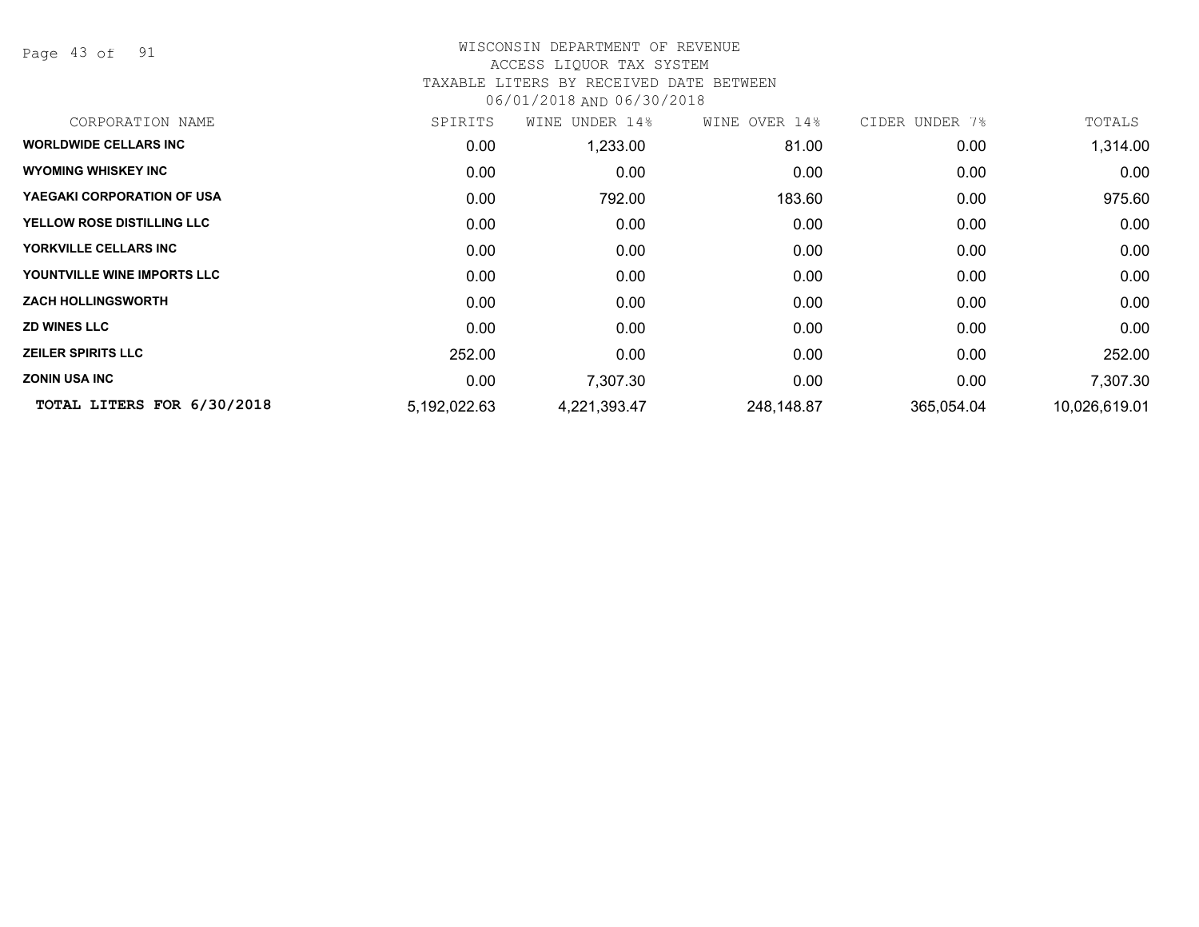WISCONSIN DEPARTMENT OF REVENUE
ACCESS LIQUOR TAX SYSTEM
TAXABLE LITERS BY RECEIVED DATE BETWEEN
06/01/2018 AND 06/30/2018

| CORPORATION NAME | SPIRITS | WINE UNDER 14% | WINE OVER 14% | CIDER UNDER 7% | TOTALS |
|---|---|---|---|---|---|
| **WORLDWIDE CELLARS INC** | 0.00 | 1,233.00 | 81.00 | 0.00 | 1,314.00 |
| **WYOMING WHISKEY INC** | 0.00 | 0.00 | 0.00 | 0.00 | 0.00 |
| **YAEGAKI CORPORATION OF USA** | 0.00 | 792.00 | 183.60 | 0.00 | 975.60 |
| **YELLOW ROSE DISTILLING LLC** | 0.00 | 0.00 | 0.00 | 0.00 | 0.00 |
| **YORKVILLE CELLARS INC** | 0.00 | 0.00 | 0.00 | 0.00 | 0.00 |
| **YOUNTVILLE WINE IMPORTS LLC** | 0.00 | 0.00 | 0.00 | 0.00 | 0.00 |
| **ZACH HOLLINGSWORTH** | 0.00 | 0.00 | 0.00 | 0.00 | 0.00 |
| **ZD WINES LLC** | 0.00 | 0.00 | 0.00 | 0.00 | 0.00 |
| **ZEILER SPIRITS LLC** | 252.00 | 0.00 | 0.00 | 0.00 | 252.00 |
| **ZONIN USA INC** | 0.00 | 7,307.30 | 0.00 | 0.00 | 7,307.30 |
| **TOTAL LITERS FOR 6/30/2018** | 5,192,022.63 | 4,221,393.47 | 248,148.87 | 365,054.04 | 10,026,619.01 |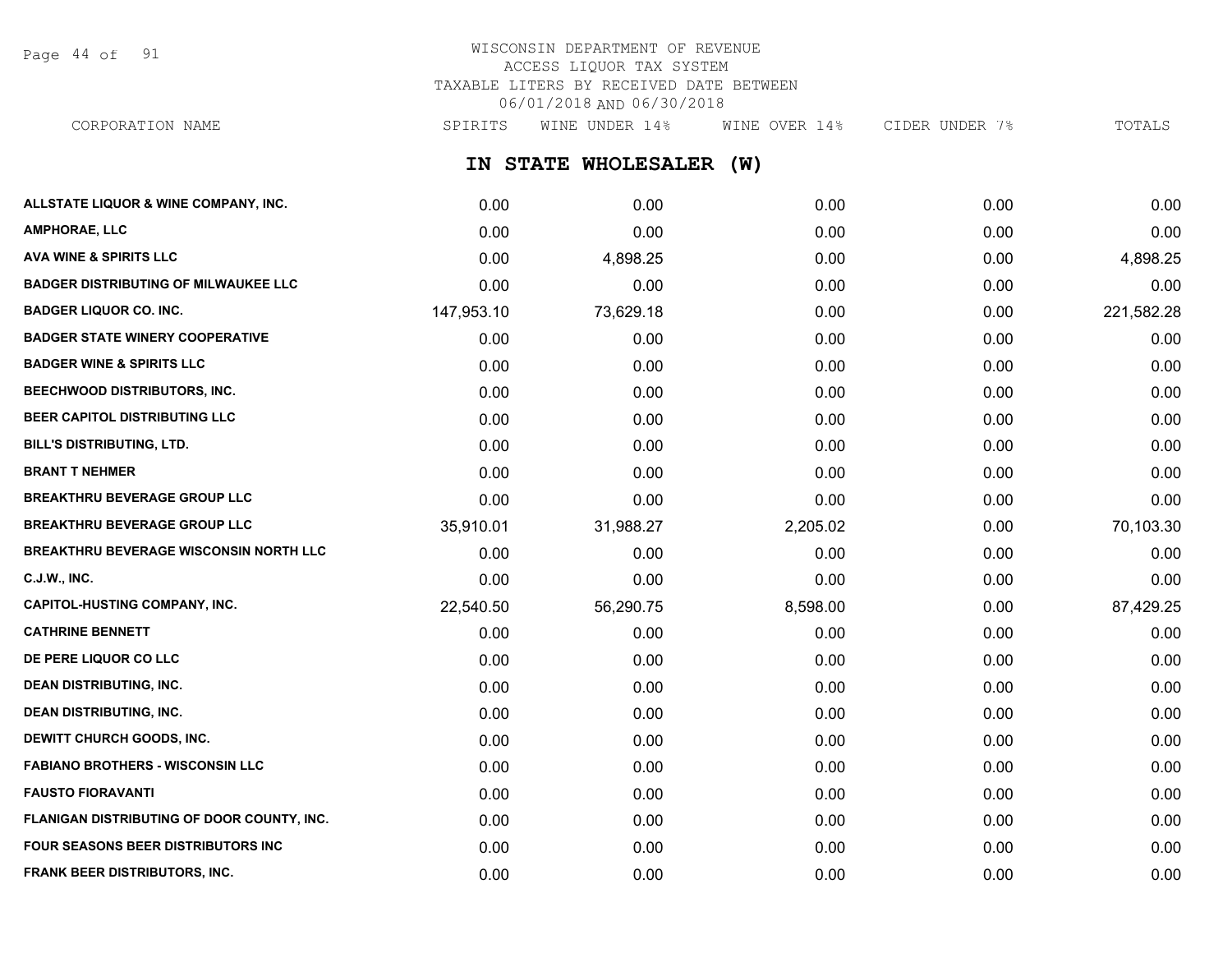WISCONSIN DEPARTMENT OF REVENUE
ACCESS LIQUOR TAX SYSTEM
TAXABLE LITERS BY RECEIVED DATE BETWEEN
06/01/2018 AND 06/30/2018

## IN STATE WHOLESALER (W)

| CORPORATION NAME | SPIRITS | WINE UNDER 14% | WINE OVER 14% | CIDER UNDER 7% | TOTALS |
|---|---|---|---|---|---|
| ALLSTATE LIQUOR & WINE COMPANY, INC. | 0.00 | 0.00 | 0.00 | 0.00 | 0.00 |
| AMPHORAE, LLC | 0.00 | 0.00 | 0.00 | 0.00 | 0.00 |
| AVA WINE & SPIRITS LLC | 0.00 | 4,898.25 | 0.00 | 0.00 | 4,898.25 |
| BADGER DISTRIBUTING OF MILWAUKEE LLC | 0.00 | 0.00 | 0.00 | 0.00 | 0.00 |
| BADGER LIQUOR CO. INC. | 147,953.10 | 73,629.18 | 0.00 | 0.00 | 221,582.28 |
| BADGER STATE WINERY COOPERATIVE | 0.00 | 0.00 | 0.00 | 0.00 | 0.00 |
| BADGER WINE & SPIRITS LLC | 0.00 | 0.00 | 0.00 | 0.00 | 0.00 |
| BEECHWOOD DISTRIBUTORS, INC. | 0.00 | 0.00 | 0.00 | 0.00 | 0.00 |
| BEER CAPITOL DISTRIBUTING LLC | 0.00 | 0.00 | 0.00 | 0.00 | 0.00 |
| BILL'S DISTRIBUTING, LTD. | 0.00 | 0.00 | 0.00 | 0.00 | 0.00 |
| BRANT T NEHMER | 0.00 | 0.00 | 0.00 | 0.00 | 0.00 |
| BREAKTHRU BEVERAGE GROUP LLC | 0.00 | 0.00 | 0.00 | 0.00 | 0.00 |
| BREAKTHRU BEVERAGE GROUP LLC | 35,910.01 | 31,988.27 | 2,205.02 | 0.00 | 70,103.30 |
| BREAKTHRU BEVERAGE WISCONSIN NORTH LLC | 0.00 | 0.00 | 0.00 | 0.00 | 0.00 |
| C.J.W., INC. | 0.00 | 0.00 | 0.00 | 0.00 | 0.00 |
| CAPITOL-HUSTING COMPANY, INC. | 22,540.50 | 56,290.75 | 8,598.00 | 0.00 | 87,429.25 |
| CATHRINE BENNETT | 0.00 | 0.00 | 0.00 | 0.00 | 0.00 |
| DE PERE LIQUOR CO LLC | 0.00 | 0.00 | 0.00 | 0.00 | 0.00 |
| DEAN DISTRIBUTING, INC. | 0.00 | 0.00 | 0.00 | 0.00 | 0.00 |
| DEAN DISTRIBUTING, INC. | 0.00 | 0.00 | 0.00 | 0.00 | 0.00 |
| DEWITT CHURCH GOODS, INC. | 0.00 | 0.00 | 0.00 | 0.00 | 0.00 |
| FABIANO BROTHERS - WISCONSIN LLC | 0.00 | 0.00 | 0.00 | 0.00 | 0.00 |
| FAUSTO FIORAVANTI | 0.00 | 0.00 | 0.00 | 0.00 | 0.00 |
| FLANIGAN DISTRIBUTING OF DOOR COUNTY, INC. | 0.00 | 0.00 | 0.00 | 0.00 | 0.00 |
| FOUR SEASONS BEER DISTRIBUTORS INC | 0.00 | 0.00 | 0.00 | 0.00 | 0.00 |
| FRANK BEER DISTRIBUTORS, INC. | 0.00 | 0.00 | 0.00 | 0.00 | 0.00 |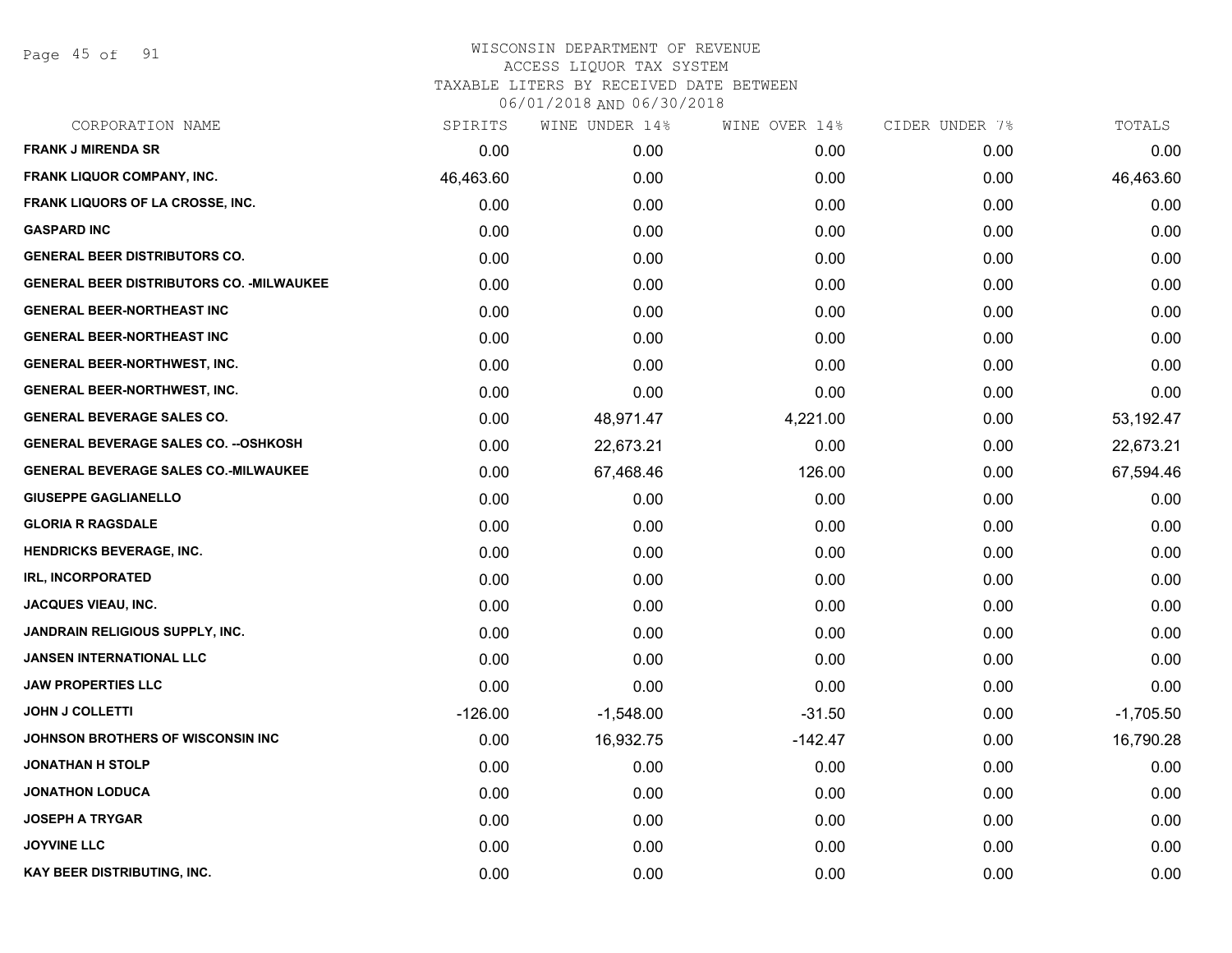# WISCONSIN DEPARTMENT OF REVENUE
## ACCESS LIQUOR TAX SYSTEM
### TAXABLE LITERS BY RECEIVED DATE BETWEEN 06/01/2018 AND 06/30/2018

| CORPORATION NAME | SPIRITS | WINE UNDER 14% | WINE OVER 14% | CIDER UNDER 7% | TOTALS |
|---|---|---|---|---|---|
| FRANK J MIRENDA SR | 0.00 | 0.00 | 0.00 | 0.00 | 0.00 |
| FRANK LIQUOR COMPANY, INC. | 46,463.60 | 0.00 | 0.00 | 0.00 | 46,463.60 |
| FRANK LIQUORS OF LA CROSSE, INC. | 0.00 | 0.00 | 0.00 | 0.00 | 0.00 |
| GASPARD INC | 0.00 | 0.00 | 0.00 | 0.00 | 0.00 |
| GENERAL BEER DISTRIBUTORS CO. | 0.00 | 0.00 | 0.00 | 0.00 | 0.00 |
| GENERAL BEER DISTRIBUTORS CO. -MILWAUKEE | 0.00 | 0.00 | 0.00 | 0.00 | 0.00 |
| GENERAL BEER-NORTHEAST INC | 0.00 | 0.00 | 0.00 | 0.00 | 0.00 |
| GENERAL BEER-NORTHEAST INC | 0.00 | 0.00 | 0.00 | 0.00 | 0.00 |
| GENERAL BEER-NORTHWEST, INC. | 0.00 | 0.00 | 0.00 | 0.00 | 0.00 |
| GENERAL BEER-NORTHWEST, INC. | 0.00 | 0.00 | 0.00 | 0.00 | 0.00 |
| GENERAL BEVERAGE SALES CO. | 0.00 | 48,971.47 | 4,221.00 | 0.00 | 53,192.47 |
| GENERAL BEVERAGE SALES CO. --OSHKOSH | 0.00 | 22,673.21 | 0.00 | 0.00 | 22,673.21 |
| GENERAL BEVERAGE SALES CO.-MILWAUKEE | 0.00 | 67,468.46 | 126.00 | 0.00 | 67,594.46 |
| GIUSEPPE GAGLIANELLO | 0.00 | 0.00 | 0.00 | 0.00 | 0.00 |
| GLORIA R RAGSDALE | 0.00 | 0.00 | 0.00 | 0.00 | 0.00 |
| HENDRICKS BEVERAGE, INC. | 0.00 | 0.00 | 0.00 | 0.00 | 0.00 |
| IRL, INCORPORATED | 0.00 | 0.00 | 0.00 | 0.00 | 0.00 |
| JACQUES VIEAU, INC. | 0.00 | 0.00 | 0.00 | 0.00 | 0.00 |
| JANDRAIN RELIGIOUS SUPPLY, INC. | 0.00 | 0.00 | 0.00 | 0.00 | 0.00 |
| JANSEN INTERNATIONAL LLC | 0.00 | 0.00 | 0.00 | 0.00 | 0.00 |
| JAW PROPERTIES LLC | 0.00 | 0.00 | 0.00 | 0.00 | 0.00 |
| JOHN J COLLETTI | -126.00 | -1,548.00 | -31.50 | 0.00 | -1,705.50 |
| JOHNSON BROTHERS OF WISCONSIN INC | 0.00 | 16,932.75 | -142.47 | 0.00 | 16,790.28 |
| JONATHAN H STOLP | 0.00 | 0.00 | 0.00 | 0.00 | 0.00 |
| JONATHON LODUCA | 0.00 | 0.00 | 0.00 | 0.00 | 0.00 |
| JOSEPH A TRYGAR | 0.00 | 0.00 | 0.00 | 0.00 | 0.00 |
| JOYVINE LLC | 0.00 | 0.00 | 0.00 | 0.00 | 0.00 |
| KAY BEER DISTRIBUTING, INC. | 0.00 | 0.00 | 0.00 | 0.00 | 0.00 |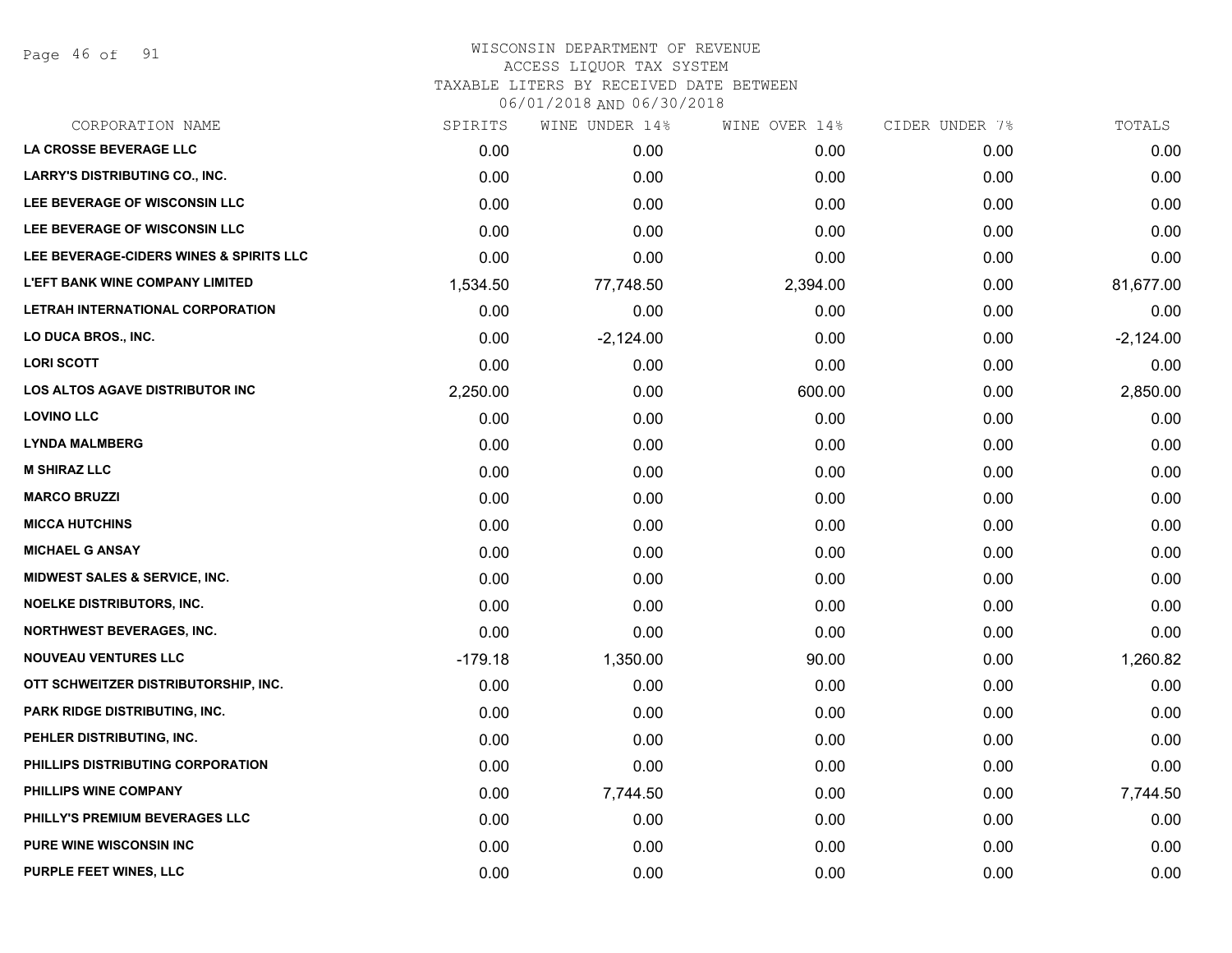WISCONSIN DEPARTMENT OF REVENUE
ACCESS LIQUOR TAX SYSTEM
TAXABLE LITERS BY RECEIVED DATE BETWEEN
06/01/2018 AND 06/30/2018

| CORPORATION NAME | SPIRITS | WINE UNDER 14% | WINE OVER 14% | CIDER UNDER 7% | TOTALS |
|---|---|---|---|---|---|
| LA CROSSE BEVERAGE LLC | 0.00 | 0.00 | 0.00 | 0.00 | 0.00 |
| LARRY'S DISTRIBUTING CO., INC. | 0.00 | 0.00 | 0.00 | 0.00 | 0.00 |
| LEE BEVERAGE OF WISCONSIN LLC | 0.00 | 0.00 | 0.00 | 0.00 | 0.00 |
| LEE BEVERAGE OF WISCONSIN LLC | 0.00 | 0.00 | 0.00 | 0.00 | 0.00 |
| LEE BEVERAGE-CIDERS WINES & SPIRITS LLC | 0.00 | 0.00 | 0.00 | 0.00 | 0.00 |
| L'EFT BANK WINE COMPANY LIMITED | 1,534.50 | 77,748.50 | 2,394.00 | 0.00 | 81,677.00 |
| LETRAH INTERNATIONAL CORPORATION | 0.00 | 0.00 | 0.00 | 0.00 | 0.00 |
| LO DUCA BROS., INC. | 0.00 | -2,124.00 | 0.00 | 0.00 | -2,124.00 |
| LORI SCOTT | 0.00 | 0.00 | 0.00 | 0.00 | 0.00 |
| LOS ALTOS AGAVE DISTRIBUTOR INC | 2,250.00 | 0.00 | 600.00 | 0.00 | 2,850.00 |
| LOVINO LLC | 0.00 | 0.00 | 0.00 | 0.00 | 0.00 |
| LYNDA MALMBERG | 0.00 | 0.00 | 0.00 | 0.00 | 0.00 |
| M SHIRAZ LLC | 0.00 | 0.00 | 0.00 | 0.00 | 0.00 |
| MARCO BRUZZI | 0.00 | 0.00 | 0.00 | 0.00 | 0.00 |
| MICCA HUTCHINS | 0.00 | 0.00 | 0.00 | 0.00 | 0.00 |
| MICHAEL G ANSAY | 0.00 | 0.00 | 0.00 | 0.00 | 0.00 |
| MIDWEST SALES & SERVICE, INC. | 0.00 | 0.00 | 0.00 | 0.00 | 0.00 |
| NOELKE DISTRIBUTORS, INC. | 0.00 | 0.00 | 0.00 | 0.00 | 0.00 |
| NORTHWEST BEVERAGES, INC. | 0.00 | 0.00 | 0.00 | 0.00 | 0.00 |
| NOUVEAU VENTURES LLC | -179.18 | 1,350.00 | 90.00 | 0.00 | 1,260.82 |
| OTT SCHWEITZER DISTRIBUTORSHIP, INC. | 0.00 | 0.00 | 0.00 | 0.00 | 0.00 |
| PARK RIDGE DISTRIBUTING, INC. | 0.00 | 0.00 | 0.00 | 0.00 | 0.00 |
| PEHLER DISTRIBUTING, INC. | 0.00 | 0.00 | 0.00 | 0.00 | 0.00 |
| PHILLIPS DISTRIBUTING CORPORATION | 0.00 | 0.00 | 0.00 | 0.00 | 0.00 |
| PHILLIPS WINE COMPANY | 0.00 | 7,744.50 | 0.00 | 0.00 | 7,744.50 |
| PHILLY'S PREMIUM BEVERAGES LLC | 0.00 | 0.00 | 0.00 | 0.00 | 0.00 |
| PURE WINE WISCONSIN INC | 0.00 | 0.00 | 0.00 | 0.00 | 0.00 |
| PURPLE FEET WINES, LLC | 0.00 | 0.00 | 0.00 | 0.00 | 0.00 |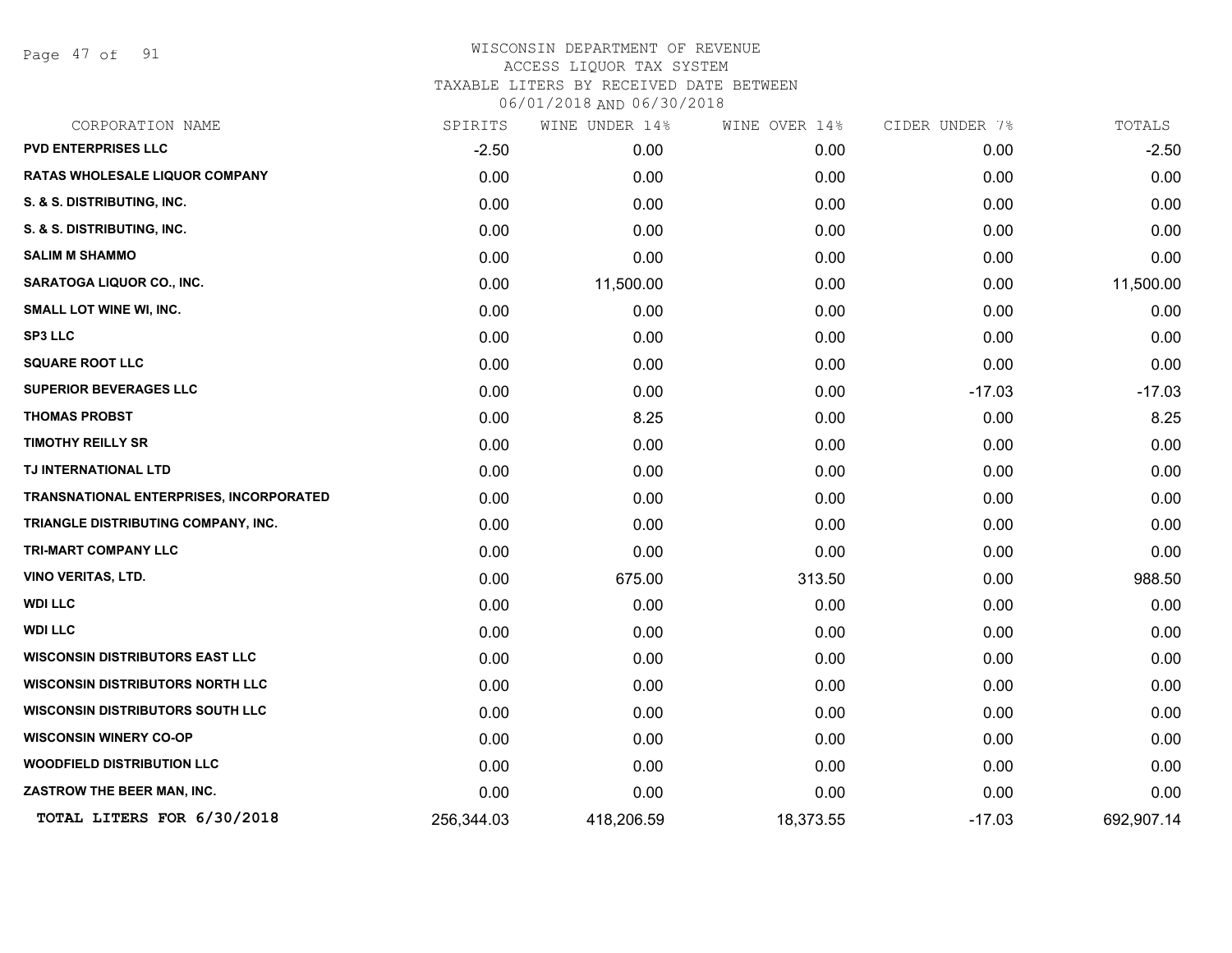WISCONSIN DEPARTMENT OF REVENUE
ACCESS LIQUOR TAX SYSTEM
TAXABLE LITERS BY RECEIVED DATE BETWEEN
06/01/2018 AND 06/30/2018

| CORPORATION NAME | SPIRITS | WINE UNDER 14% | WINE OVER 14% | CIDER UNDER 7% | TOTALS |
|---|---|---|---|---|---|
| PVD ENTERPRISES LLC | -2.50 | 0.00 | 0.00 | 0.00 | -2.50 |
| RATAS WHOLESALE LIQUOR COMPANY | 0.00 | 0.00 | 0.00 | 0.00 | 0.00 |
| S. & S. DISTRIBUTING, INC. | 0.00 | 0.00 | 0.00 | 0.00 | 0.00 |
| S. & S. DISTRIBUTING, INC. | 0.00 | 0.00 | 0.00 | 0.00 | 0.00 |
| SALIM M SHAMMO | 0.00 | 0.00 | 0.00 | 0.00 | 0.00 |
| SARATOGA LIQUOR CO., INC. | 0.00 | 11,500.00 | 0.00 | 0.00 | 11,500.00 |
| SMALL LOT WINE WI, INC. | 0.00 | 0.00 | 0.00 | 0.00 | 0.00 |
| SP3 LLC | 0.00 | 0.00 | 0.00 | 0.00 | 0.00 |
| SQUARE ROOT LLC | 0.00 | 0.00 | 0.00 | 0.00 | 0.00 |
| SUPERIOR BEVERAGES LLC | 0.00 | 0.00 | 0.00 | -17.03 | -17.03 |
| THOMAS PROBST | 0.00 | 8.25 | 0.00 | 0.00 | 8.25 |
| TIMOTHY REILLY SR | 0.00 | 0.00 | 0.00 | 0.00 | 0.00 |
| TJ INTERNATIONAL LTD | 0.00 | 0.00 | 0.00 | 0.00 | 0.00 |
| TRANSNATIONAL ENTERPRISES, INCORPORATED | 0.00 | 0.00 | 0.00 | 0.00 | 0.00 |
| TRIANGLE DISTRIBUTING COMPANY, INC. | 0.00 | 0.00 | 0.00 | 0.00 | 0.00 |
| TRI-MART COMPANY LLC | 0.00 | 0.00 | 0.00 | 0.00 | 0.00 |
| VINO VERITAS, LTD. | 0.00 | 675.00 | 313.50 | 0.00 | 988.50 |
| WDI LLC | 0.00 | 0.00 | 0.00 | 0.00 | 0.00 |
| WDI LLC | 0.00 | 0.00 | 0.00 | 0.00 | 0.00 |
| WISCONSIN DISTRIBUTORS EAST LLC | 0.00 | 0.00 | 0.00 | 0.00 | 0.00 |
| WISCONSIN DISTRIBUTORS NORTH LLC | 0.00 | 0.00 | 0.00 | 0.00 | 0.00 |
| WISCONSIN DISTRIBUTORS SOUTH LLC | 0.00 | 0.00 | 0.00 | 0.00 | 0.00 |
| WISCONSIN WINERY CO-OP | 0.00 | 0.00 | 0.00 | 0.00 | 0.00 |
| WOODFIELD DISTRIBUTION LLC | 0.00 | 0.00 | 0.00 | 0.00 | 0.00 |
| ZASTROW THE BEER MAN, INC. | 0.00 | 0.00 | 0.00 | 0.00 | 0.00 |
| **TOTAL LITERS FOR 6/30/2018** | 256,344.03 | 418,206.59 | 18,373.55 | -17.03 | 692,907.14 |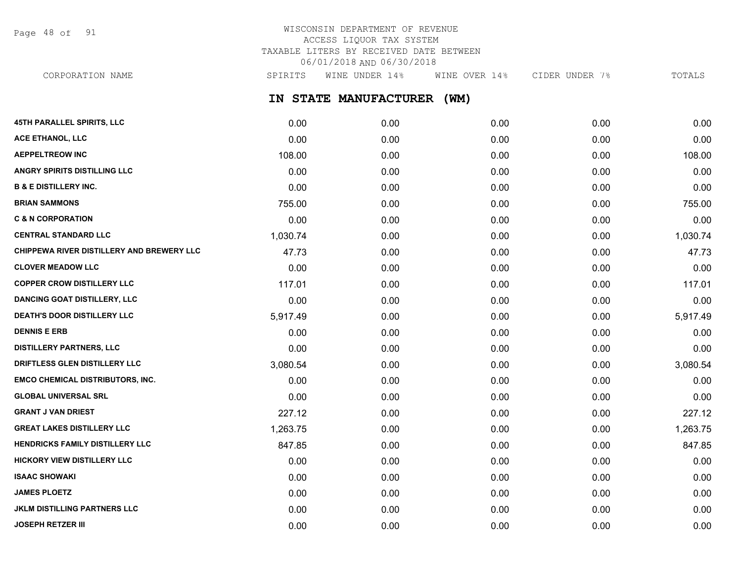# WISCONSIN DEPARTMENT OF REVENUE
## ACCESS LIQUOR TAX SYSTEM
### TAXABLE LITERS BY RECEIVED DATE BETWEEN 06/01/2018 AND 06/30/2018

## IN STATE MANUFACTURER (WM)

| CORPORATION NAME | SPIRITS | WINE UNDER 14% | WINE OVER 14% | CIDER UNDER 7% | TOTALS |
|---|---|---|---|---|---|
| 45TH PARALLEL SPIRITS, LLC | 0.00 | 0.00 | 0.00 | 0.00 | 0.00 |
| ACE ETHANOL, LLC | 0.00 | 0.00 | 0.00 | 0.00 | 0.00 |
| AEPPELTREOW INC | 108.00 | 0.00 | 0.00 | 0.00 | 108.00 |
| ANGRY SPIRITS DISTILLING LLC | 0.00 | 0.00 | 0.00 | 0.00 | 0.00 |
| B & E DISTILLERY INC. | 0.00 | 0.00 | 0.00 | 0.00 | 0.00 |
| BRIAN SAMMONS | 755.00 | 0.00 | 0.00 | 0.00 | 755.00 |
| C & N CORPORATION | 0.00 | 0.00 | 0.00 | 0.00 | 0.00 |
| CENTRAL STANDARD LLC | 1,030.74 | 0.00 | 0.00 | 0.00 | 1,030.74 |
| CHIPPEWA RIVER DISTILLERY AND BREWERY LLC | 47.73 | 0.00 | 0.00 | 0.00 | 47.73 |
| CLOVER MEADOW LLC | 0.00 | 0.00 | 0.00 | 0.00 | 0.00 |
| COPPER CROW DISTILLERY LLC | 117.01 | 0.00 | 0.00 | 0.00 | 117.01 |
| DANCING GOAT DISTILLERY, LLC | 0.00 | 0.00 | 0.00 | 0.00 | 0.00 |
| DEATH'S DOOR DISTILLERY LLC | 5,917.49 | 0.00 | 0.00 | 0.00 | 5,917.49 |
| DENNIS E ERB | 0.00 | 0.00 | 0.00 | 0.00 | 0.00 |
| DISTILLERY PARTNERS, LLC | 0.00 | 0.00 | 0.00 | 0.00 | 0.00 |
| DRIFTLESS GLEN DISTILLERY LLC | 3,080.54 | 0.00 | 0.00 | 0.00 | 3,080.54 |
| EMCO CHEMICAL DISTRIBUTORS, INC. | 0.00 | 0.00 | 0.00 | 0.00 | 0.00 |
| GLOBAL UNIVERSAL SRL | 0.00 | 0.00 | 0.00 | 0.00 | 0.00 |
| GRANT J VAN DRIEST | 227.12 | 0.00 | 0.00 | 0.00 | 227.12 |
| GREAT LAKES DISTILLERY LLC | 1,263.75 | 0.00 | 0.00 | 0.00 | 1,263.75 |
| HENDRICKS FAMILY DISTILLERY LLC | 847.85 | 0.00 | 0.00 | 0.00 | 847.85 |
| HICKORY VIEW DISTILLERY LLC | 0.00 | 0.00 | 0.00 | 0.00 | 0.00 |
| ISAAC SHOWAKI | 0.00 | 0.00 | 0.00 | 0.00 | 0.00 |
| JAMES PLOETZ | 0.00 | 0.00 | 0.00 | 0.00 | 0.00 |
| JKLM DISTILLING PARTNERS LLC | 0.00 | 0.00 | 0.00 | 0.00 | 0.00 |
| JOSEPH RETZER III | 0.00 | 0.00 | 0.00 | 0.00 | 0.00 |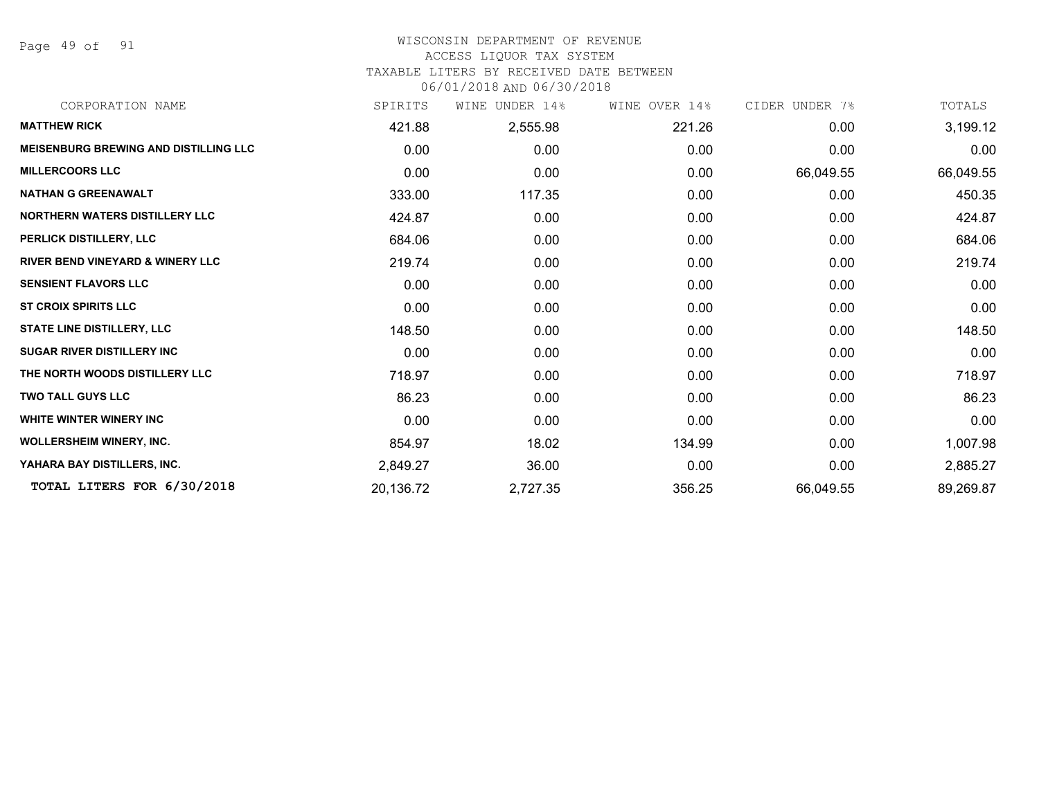# WISCONSIN DEPARTMENT OF REVENUE
## ACCESS LIQUOR TAX SYSTEM
### TAXABLE LITERS BY RECEIVED DATE BETWEEN 06/01/2018 AND 06/30/2018

| CORPORATION NAME | SPIRITS | WINE UNDER 14% | WINE OVER 14% | CIDER UNDER 7% | TOTALS |
|---|---|---|---|---|---|
| **MATTHEW RICK** | 421.88 | 2,555.98 | 221.26 | 0.00 | 3,199.12 |
| **MEISENBURG BREWING AND DISTILLING LLC** | 0.00 | 0.00 | 0.00 | 0.00 | 0.00 |
| **MILLERCOORS LLC** | 0.00 | 0.00 | 0.00 | 66,049.55 | 66,049.55 |
| **NATHAN G GREENAWALT** | 333.00 | 117.35 | 0.00 | 0.00 | 450.35 |
| **NORTHERN WATERS DISTILLERY LLC** | 424.87 | 0.00 | 0.00 | 0.00 | 424.87 |
| **PERLICK DISTILLERY, LLC** | 684.06 | 0.00 | 0.00 | 0.00 | 684.06 |
| **RIVER BEND VINEYARD & WINERY LLC** | 219.74 | 0.00 | 0.00 | 0.00 | 219.74 |
| **SENSIENT FLAVORS LLC** | 0.00 | 0.00 | 0.00 | 0.00 | 0.00 |
| **ST CROIX SPIRITS LLC** | 0.00 | 0.00 | 0.00 | 0.00 | 0.00 |
| **STATE LINE DISTILLERY, LLC** | 148.50 | 0.00 | 0.00 | 0.00 | 148.50 |
| **SUGAR RIVER DISTILLERY INC** | 0.00 | 0.00 | 0.00 | 0.00 | 0.00 |
| **THE NORTH WOODS DISTILLERY LLC** | 718.97 | 0.00 | 0.00 | 0.00 | 718.97 |
| **TWO TALL GUYS LLC** | 86.23 | 0.00 | 0.00 | 0.00 | 86.23 |
| **WHITE WINTER WINERY INC** | 0.00 | 0.00 | 0.00 | 0.00 | 0.00 |
| **WOLLERSHEIM WINERY, INC.** | 854.97 | 18.02 | 134.99 | 0.00 | 1,007.98 |
| **YAHARA BAY DISTILLERS, INC.** | 2,849.27 | 36.00 | 0.00 | 0.00 | 2,885.27 |
| **TOTAL LITERS FOR 6/30/2018** | 20,136.72 | 2,727.35 | 356.25 | 66,049.55 | 89,269.87 |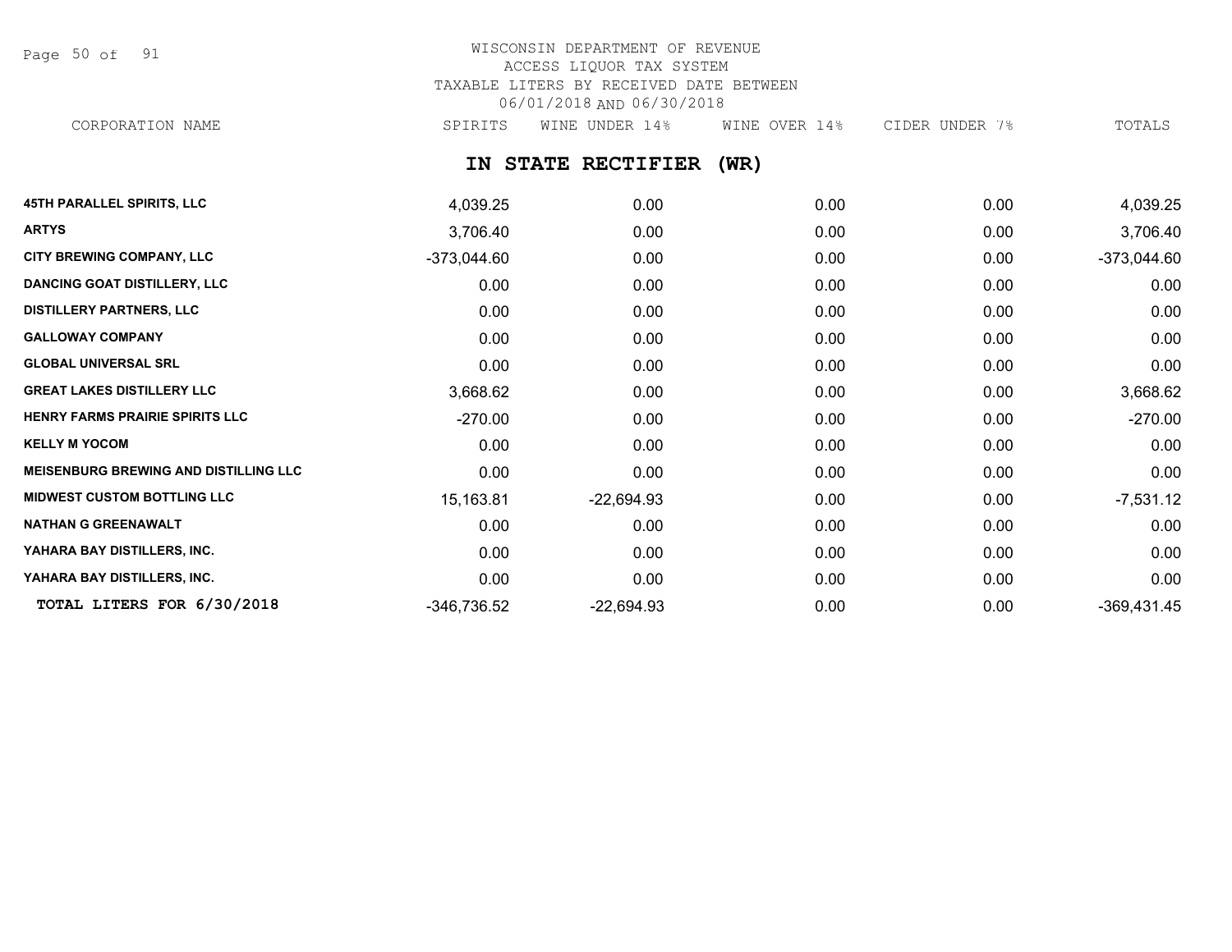WISCONSIN DEPARTMENT OF REVENUE
ACCESS LIQUOR TAX SYSTEM
TAXABLE LITERS BY RECEIVED DATE BETWEEN
06/01/2018 AND 06/30/2018

## IN STATE RECTIFIER (WR)

| CORPORATION NAME | SPIRITS | WINE UNDER 14% | WINE OVER 14% | CIDER UNDER 7% | TOTALS |
|---|---|---|---|---|---|
| **45TH PARALLEL SPIRITS, LLC** | 4,039.25 | 0.00 | 0.00 | 0.00 | 4,039.25 |
| **ARTYS** | 3,706.40 | 0.00 | 0.00 | 0.00 | 3,706.40 |
| **CITY BREWING COMPANY, LLC** | -373,044.60 | 0.00 | 0.00 | 0.00 | -373,044.60 |
| **DANCING GOAT DISTILLERY, LLC** | 0.00 | 0.00 | 0.00 | 0.00 | 0.00 |
| **DISTILLERY PARTNERS, LLC** | 0.00 | 0.00 | 0.00 | 0.00 | 0.00 |
| **GALLOWAY COMPANY** | 0.00 | 0.00 | 0.00 | 0.00 | 0.00 |
| **GLOBAL UNIVERSAL SRL** | 0.00 | 0.00 | 0.00 | 0.00 | 0.00 |
| **GREAT LAKES DISTILLERY LLC** | 3,668.62 | 0.00 | 0.00 | 0.00 | 3,668.62 |
| **HENRY FARMS PRAIRIE SPIRITS LLC** | -270.00 | 0.00 | 0.00 | 0.00 | -270.00 |
| **KELLY M YOCOM** | 0.00 | 0.00 | 0.00 | 0.00 | 0.00 |
| **MEISENBURG BREWING AND DISTILLING LLC** | 0.00 | 0.00 | 0.00 | 0.00 | 0.00 |
| **MIDWEST CUSTOM BOTTLING LLC** | 15,163.81 | -22,694.93 | 0.00 | 0.00 | -7,531.12 |
| **NATHAN G GREENAWALT** | 0.00 | 0.00 | 0.00 | 0.00 | 0.00 |
| **YAHARA BAY DISTILLERS, INC.** | 0.00 | 0.00 | 0.00 | 0.00 | 0.00 |
| **YAHARA BAY DISTILLERS, INC.** | 0.00 | 0.00 | 0.00 | 0.00 | 0.00 |
| **TOTAL LITERS FOR 6/30/2018** | -346,736.52 | -22,694.93 | 0.00 | 0.00 | -369,431.45 |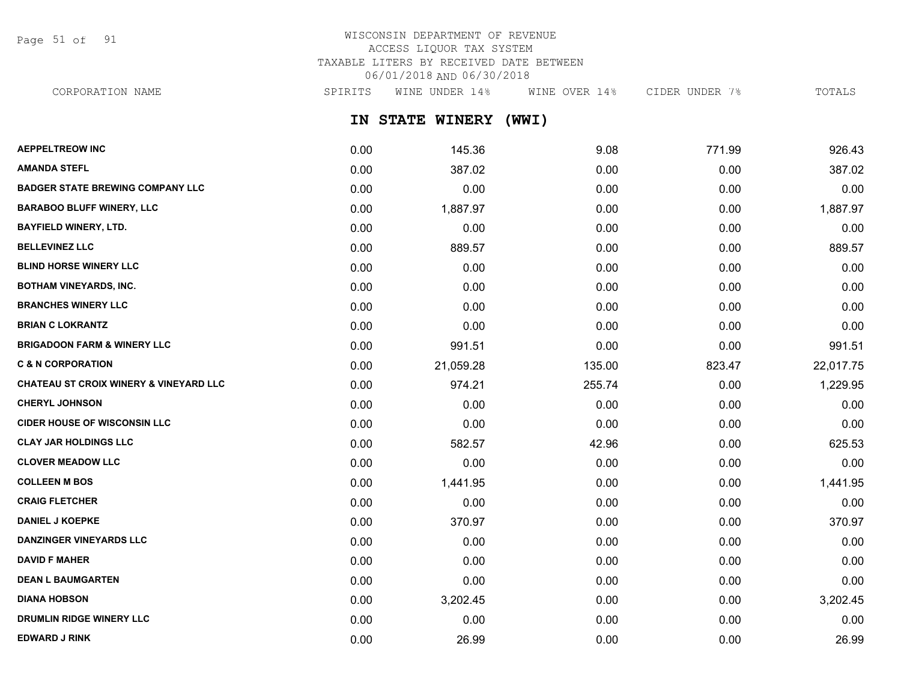WISCONSIN DEPARTMENT OF REVENUE
ACCESS LIQUOR TAX SYSTEM
TAXABLE LITERS BY RECEIVED DATE BETWEEN
06/01/2018 AND 06/30/2018

## IN STATE WINERY (WWI)

| CORPORATION NAME | SPIRITS | WINE UNDER 14% | WINE OVER 14% | CIDER UNDER 7% | TOTALS |
|---|---|---|---|---|---|
| AEPPELTREOW INC | 0.00 | 145.36 | 9.08 | 771.99 | 926.43 |
| AMANDA STEFL | 0.00 | 387.02 | 0.00 | 0.00 | 387.02 |
| BADGER STATE BREWING COMPANY LLC | 0.00 | 0.00 | 0.00 | 0.00 | 0.00 |
| BARABOO BLUFF WINERY, LLC | 0.00 | 1,887.97 | 0.00 | 0.00 | 1,887.97 |
| BAYFIELD WINERY, LTD. | 0.00 | 0.00 | 0.00 | 0.00 | 0.00 |
| BELLEVINEZ LLC | 0.00 | 889.57 | 0.00 | 0.00 | 889.57 |
| BLIND HORSE WINERY LLC | 0.00 | 0.00 | 0.00 | 0.00 | 0.00 |
| BOTHAM VINEYARDS, INC. | 0.00 | 0.00 | 0.00 | 0.00 | 0.00 |
| BRANCHES WINERY LLC | 0.00 | 0.00 | 0.00 | 0.00 | 0.00 |
| BRIAN C LOKRANTZ | 0.00 | 0.00 | 0.00 | 0.00 | 0.00 |
| BRIGADOON FARM & WINERY LLC | 0.00 | 991.51 | 0.00 | 0.00 | 991.51 |
| C & N CORPORATION | 0.00 | 21,059.28 | 135.00 | 823.47 | 22,017.75 |
| CHATEAU ST CROIX WINERY & VINEYARD LLC | 0.00 | 974.21 | 255.74 | 0.00 | 1,229.95 |
| CHERYL JOHNSON | 0.00 | 0.00 | 0.00 | 0.00 | 0.00 |
| CIDER HOUSE OF WISCONSIN LLC | 0.00 | 0.00 | 0.00 | 0.00 | 0.00 |
| CLAY JAR HOLDINGS LLC | 0.00 | 582.57 | 42.96 | 0.00 | 625.53 |
| CLOVER MEADOW LLC | 0.00 | 0.00 | 0.00 | 0.00 | 0.00 |
| COLLEEN M BOS | 0.00 | 1,441.95 | 0.00 | 0.00 | 1,441.95 |
| CRAIG FLETCHER | 0.00 | 0.00 | 0.00 | 0.00 | 0.00 |
| DANIEL J KOEPKE | 0.00 | 370.97 | 0.00 | 0.00 | 370.97 |
| DANZINGER VINEYARDS LLC | 0.00 | 0.00 | 0.00 | 0.00 | 0.00 |
| DAVID F MAHER | 0.00 | 0.00 | 0.00 | 0.00 | 0.00 |
| DEAN L BAUMGARTEN | 0.00 | 0.00 | 0.00 | 0.00 | 0.00 |
| DIANA HOBSON | 0.00 | 3,202.45 | 0.00 | 0.00 | 3,202.45 |
| DRUMLIN RIDGE WINERY LLC | 0.00 | 0.00 | 0.00 | 0.00 | 0.00 |
| EDWARD J RINK | 0.00 | 26.99 | 0.00 | 0.00 | 26.99 |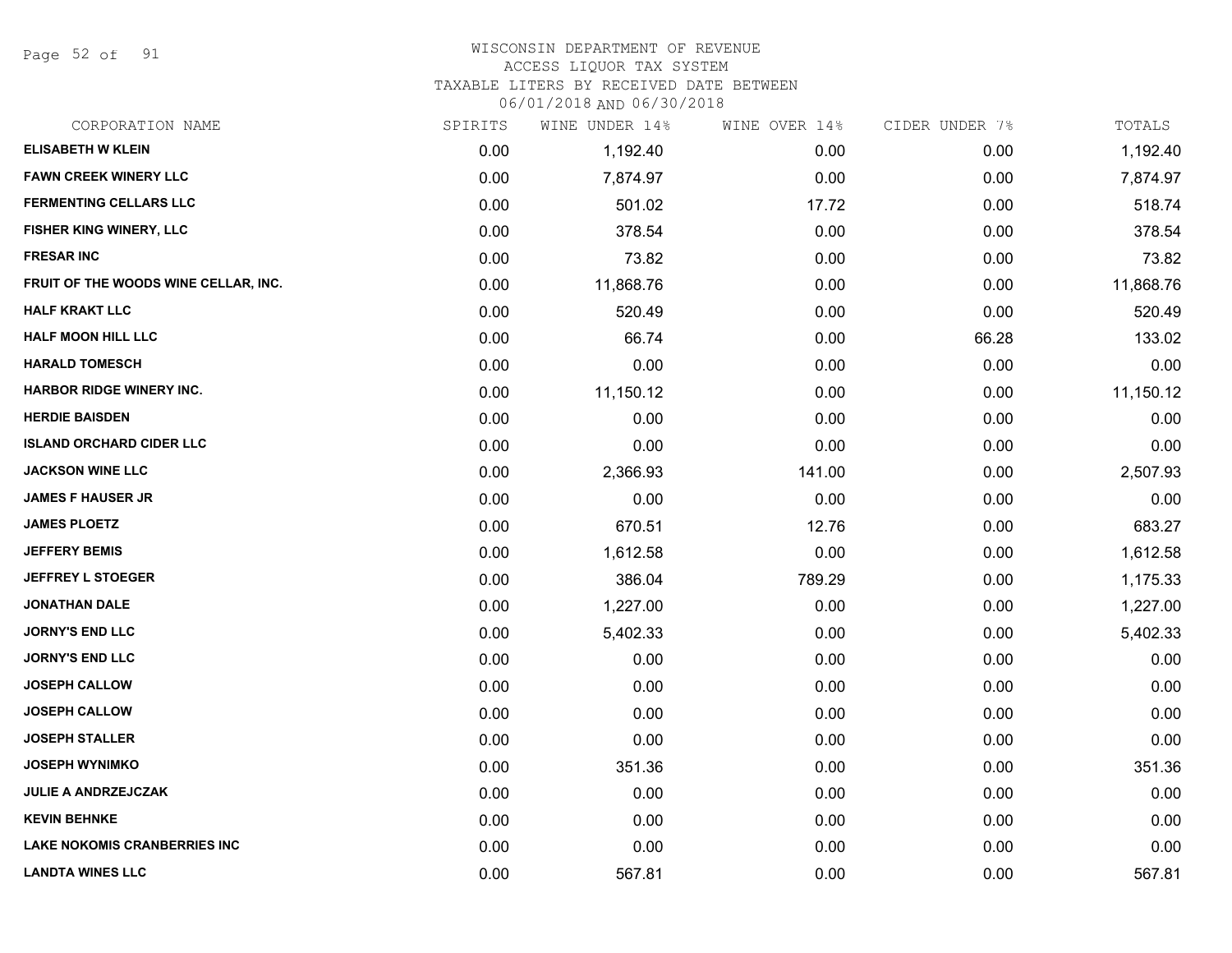# WISCONSIN DEPARTMENT OF REVENUE
## ACCESS LIQUOR TAX SYSTEM
### TAXABLE LITERS BY RECEIVED DATE BETWEEN 06/01/2018 AND 06/30/2018

| CORPORATION NAME | SPIRITS | WINE UNDER 14% | WINE OVER 14% | CIDER UNDER 7% | TOTALS |
|---|---|---|---|---|---|
| ELISABETH W KLEIN | 0.00 | 1,192.40 | 0.00 | 0.00 | 1,192.40 |
| FAWN CREEK WINERY LLC | 0.00 | 7,874.97 | 0.00 | 0.00 | 7,874.97 |
| FERMENTING CELLARS LLC | 0.00 | 501.02 | 17.72 | 0.00 | 518.74 |
| FISHER KING WINERY, LLC | 0.00 | 378.54 | 0.00 | 0.00 | 378.54 |
| FRESAR INC | 0.00 | 73.82 | 0.00 | 0.00 | 73.82 |
| FRUIT OF THE WOODS WINE CELLAR, INC. | 0.00 | 11,868.76 | 0.00 | 0.00 | 11,868.76 |
| HALF KRAKT LLC | 0.00 | 520.49 | 0.00 | 0.00 | 520.49 |
| HALF MOON HILL LLC | 0.00 | 66.74 | 0.00 | 66.28 | 133.02 |
| HARALD TOMESCH | 0.00 | 0.00 | 0.00 | 0.00 | 0.00 |
| HARBOR RIDGE WINERY INC. | 0.00 | 11,150.12 | 0.00 | 0.00 | 11,150.12 |
| HERDIE BAISDEN | 0.00 | 0.00 | 0.00 | 0.00 | 0.00 |
| ISLAND ORCHARD CIDER LLC | 0.00 | 0.00 | 0.00 | 0.00 | 0.00 |
| JACKSON WINE LLC | 0.00 | 2,366.93 | 141.00 | 0.00 | 2,507.93 |
| JAMES F HAUSER JR | 0.00 | 0.00 | 0.00 | 0.00 | 0.00 |
| JAMES PLOETZ | 0.00 | 670.51 | 12.76 | 0.00 | 683.27 |
| JEFFERY BEMIS | 0.00 | 1,612.58 | 0.00 | 0.00 | 1,612.58 |
| JEFFREY L STOEGER | 0.00 | 386.04 | 789.29 | 0.00 | 1,175.33 |
| JONATHAN DALE | 0.00 | 1,227.00 | 0.00 | 0.00 | 1,227.00 |
| JORNY'S END LLC | 0.00 | 5,402.33 | 0.00 | 0.00 | 5,402.33 |
| JORNY'S END LLC | 0.00 | 0.00 | 0.00 | 0.00 | 0.00 |
| JOSEPH CALLOW | 0.00 | 0.00 | 0.00 | 0.00 | 0.00 |
| JOSEPH CALLOW | 0.00 | 0.00 | 0.00 | 0.00 | 0.00 |
| JOSEPH STALLER | 0.00 | 0.00 | 0.00 | 0.00 | 0.00 |
| JOSEPH WYNIMKO | 0.00 | 351.36 | 0.00 | 0.00 | 351.36 |
| JULIE A ANDRZEJCZAK | 0.00 | 0.00 | 0.00 | 0.00 | 0.00 |
| KEVIN BEHNKE | 0.00 | 0.00 | 0.00 | 0.00 | 0.00 |
| LAKE NOKOMIS CRANBERRIES INC | 0.00 | 0.00 | 0.00 | 0.00 | 0.00 |
| LANDTA WINES LLC | 0.00 | 567.81 | 0.00 | 0.00 | 567.81 |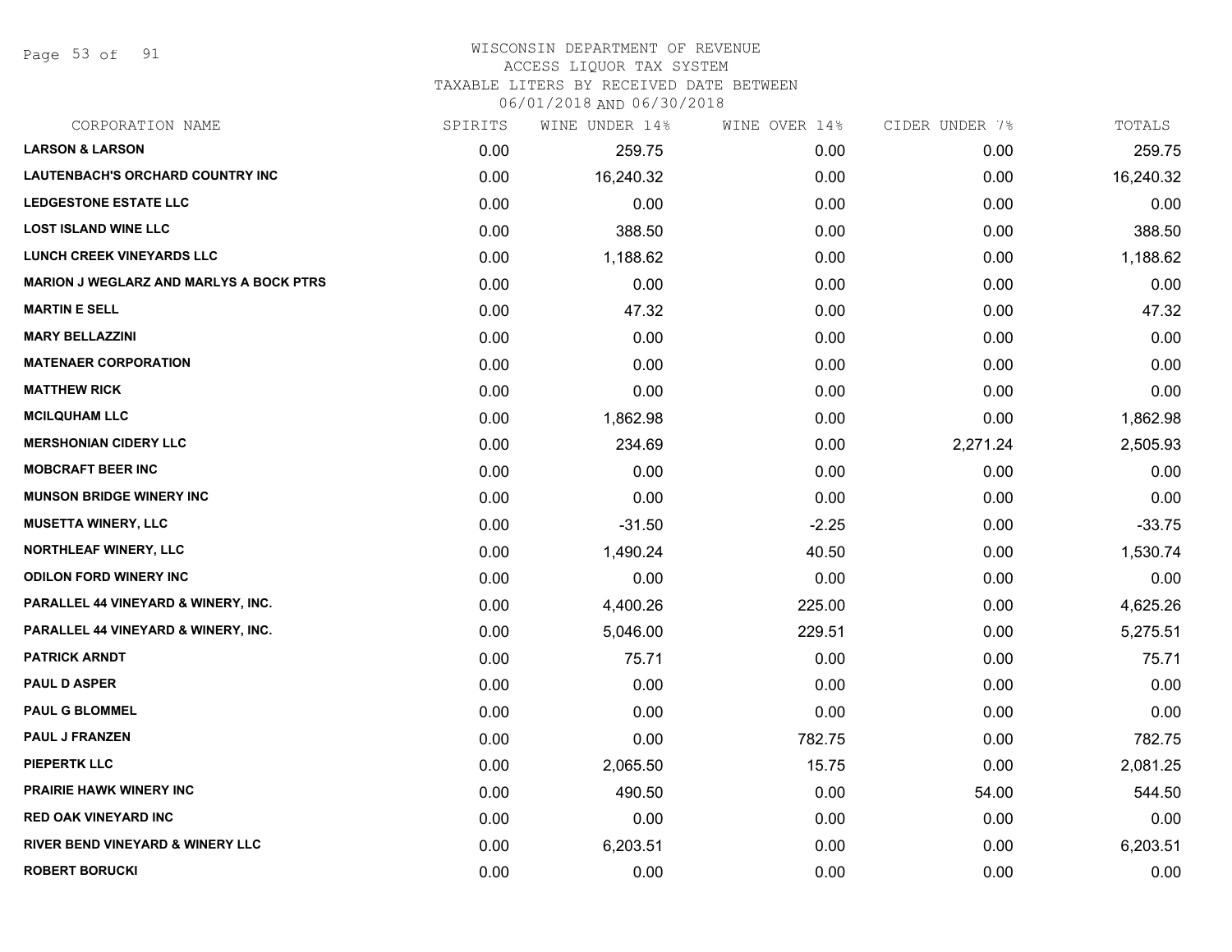WISCONSIN DEPARTMENT OF REVENUE
ACCESS LIQUOR TAX SYSTEM
TAXABLE LITERS BY RECEIVED DATE BETWEEN
06/01/2018 AND 06/30/2018

| CORPORATION NAME | SPIRITS | WINE UNDER 14% | WINE OVER 14% | CIDER UNDER 7% | TOTALS |
|---|---|---|---|---|---|
| **LARSON & LARSON** | 0.00 | 259.75 | 0.00 | 0.00 | 259.75 |
| **LAUTENBACH'S ORCHARD COUNTRY INC** | 0.00 | 16,240.32 | 0.00 | 0.00 | 16,240.32 |
| **LEDGESTONE ESTATE LLC** | 0.00 | 0.00 | 0.00 | 0.00 | 0.00 |
| **LOST ISLAND WINE LLC** | 0.00 | 388.50 | 0.00 | 0.00 | 388.50 |
| **LUNCH CREEK VINEYARDS LLC** | 0.00 | 1,188.62 | 0.00 | 0.00 | 1,188.62 |
| **MARION J WEGLARZ AND MARLYS A BOCK PTRS** | 0.00 | 0.00 | 0.00 | 0.00 | 0.00 |
| **MARTIN E SELL** | 0.00 | 47.32 | 0.00 | 0.00 | 47.32 |
| **MARY BELLAZZINI** | 0.00 | 0.00 | 0.00 | 0.00 | 0.00 |
| **MATENAER CORPORATION** | 0.00 | 0.00 | 0.00 | 0.00 | 0.00 |
| **MATTHEW RICK** | 0.00 | 0.00 | 0.00 | 0.00 | 0.00 |
| **MCILQUHAM LLC** | 0.00 | 1,862.98 | 0.00 | 0.00 | 1,862.98 |
| **MERSHONIAN CIDERY LLC** | 0.00 | 234.69 | 0.00 | 2,271.24 | 2,505.93 |
| **MOBCRAFT BEER INC** | 0.00 | 0.00 | 0.00 | 0.00 | 0.00 |
| **MUNSON BRIDGE WINERY INC** | 0.00 | 0.00 | 0.00 | 0.00 | 0.00 |
| **MUSETTA WINERY, LLC** | 0.00 | -31.50 | -2.25 | 0.00 | -33.75 |
| **NORTHLEAF WINERY, LLC** | 0.00 | 1,490.24 | 40.50 | 0.00 | 1,530.74 |
| **ODILON FORD WINERY INC** | 0.00 | 0.00 | 0.00 | 0.00 | 0.00 |
| **PARALLEL 44 VINEYARD & WINERY, INC.** | 0.00 | 4,400.26 | 225.00 | 0.00 | 4,625.26 |
| **PARALLEL 44 VINEYARD & WINERY, INC.** | 0.00 | 5,046.00 | 229.51 | 0.00 | 5,275.51 |
| **PATRICK ARNDT** | 0.00 | 75.71 | 0.00 | 0.00 | 75.71 |
| **PAUL D ASPER** | 0.00 | 0.00 | 0.00 | 0.00 | 0.00 |
| **PAUL G BLOMMEL** | 0.00 | 0.00 | 0.00 | 0.00 | 0.00 |
| **PAUL J FRANZEN** | 0.00 | 0.00 | 782.75 | 0.00 | 782.75 |
| **PIEPERTK LLC** | 0.00 | 2,065.50 | 15.75 | 0.00 | 2,081.25 |
| **PRAIRIE HAWK WINERY INC** | 0.00 | 490.50 | 0.00 | 54.00 | 544.50 |
| **RED OAK VINEYARD INC** | 0.00 | 0.00 | 0.00 | 0.00 | 0.00 |
| **RIVER BEND VINEYARD & WINERY LLC** | 0.00 | 6,203.51 | 0.00 | 0.00 | 6,203.51 |
| **ROBERT BORUCKI** | 0.00 | 0.00 | 0.00 | 0.00 | 0.00 |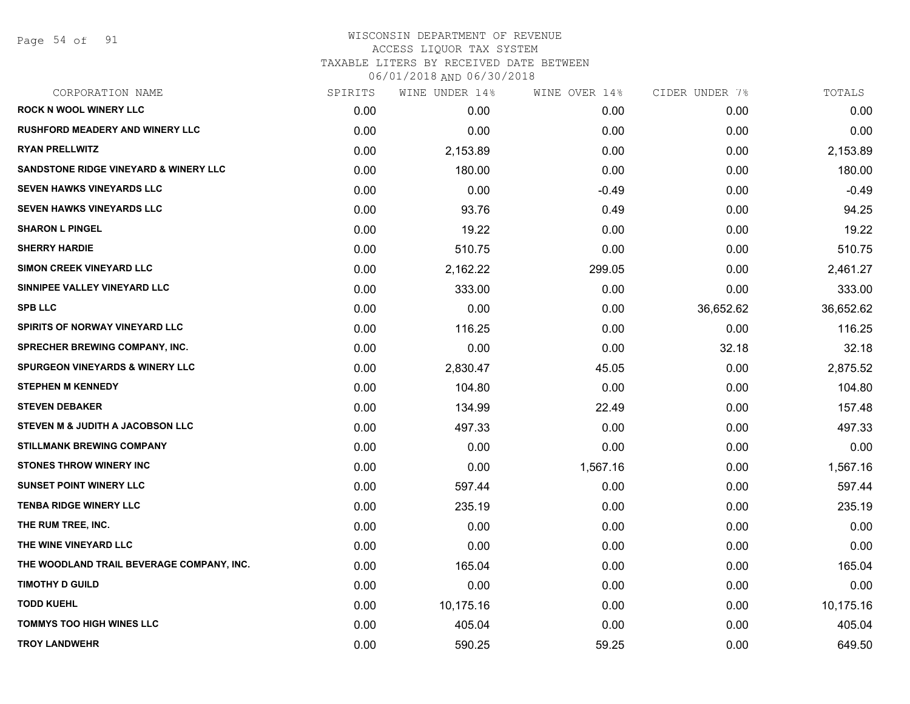WISCONSIN DEPARTMENT OF REVENUE
ACCESS LIQUOR TAX SYSTEM
TAXABLE LITERS BY RECEIVED DATE BETWEEN
06/01/2018 AND 06/30/2018

| CORPORATION NAME | SPIRITS | WINE UNDER 14% | WINE OVER 14% | CIDER UNDER 7% | TOTALS |
|---|---|---|---|---|---|
| ROCK N WOOL WINERY LLC | 0.00 | 0.00 | 0.00 | 0.00 | 0.00 |
| RUSHFORD MEADERY AND WINERY LLC | 0.00 | 0.00 | 0.00 | 0.00 | 0.00 |
| RYAN PRELLWITZ | 0.00 | 2,153.89 | 0.00 | 0.00 | 2,153.89 |
| SANDSTONE RIDGE VINEYARD & WINERY LLC | 0.00 | 180.00 | 0.00 | 0.00 | 180.00 |
| SEVEN HAWKS VINEYARDS LLC | 0.00 | 0.00 | -0.49 | 0.00 | -0.49 |
| SEVEN HAWKS VINEYARDS LLC | 0.00 | 93.76 | 0.49 | 0.00 | 94.25 |
| SHARON L PINGEL | 0.00 | 19.22 | 0.00 | 0.00 | 19.22 |
| SHERRY HARDIE | 0.00 | 510.75 | 0.00 | 0.00 | 510.75 |
| SIMON CREEK VINEYARD LLC | 0.00 | 2,162.22 | 299.05 | 0.00 | 2,461.27 |
| SINNIPEE VALLEY VINEYARD LLC | 0.00 | 333.00 | 0.00 | 0.00 | 333.00 |
| SPB LLC | 0.00 | 0.00 | 0.00 | 36,652.62 | 36,652.62 |
| SPIRITS OF NORWAY VINEYARD LLC | 0.00 | 116.25 | 0.00 | 0.00 | 116.25 |
| SPRECHER BREWING COMPANY, INC. | 0.00 | 0.00 | 0.00 | 32.18 | 32.18 |
| SPURGEON VINEYARDS & WINERY LLC | 0.00 | 2,830.47 | 45.05 | 0.00 | 2,875.52 |
| STEPHEN M KENNEDY | 0.00 | 104.80 | 0.00 | 0.00 | 104.80 |
| STEVEN DEBAKER | 0.00 | 134.99 | 22.49 | 0.00 | 157.48 |
| STEVEN M & JUDITH A JACOBSON LLC | 0.00 | 497.33 | 0.00 | 0.00 | 497.33 |
| STILLMANK BREWING COMPANY | 0.00 | 0.00 | 0.00 | 0.00 | 0.00 |
| STONES THROW WINERY INC | 0.00 | 0.00 | 1,567.16 | 0.00 | 1,567.16 |
| SUNSET POINT WINERY LLC | 0.00 | 597.44 | 0.00 | 0.00 | 597.44 |
| TENBA RIDGE WINERY LLC | 0.00 | 235.19 | 0.00 | 0.00 | 235.19 |
| THE RUM TREE, INC. | 0.00 | 0.00 | 0.00 | 0.00 | 0.00 |
| THE WINE VINEYARD LLC | 0.00 | 0.00 | 0.00 | 0.00 | 0.00 |
| THE WOODLAND TRAIL BEVERAGE COMPANY, INC. | 0.00 | 165.04 | 0.00 | 0.00 | 165.04 |
| TIMOTHY D GUILD | 0.00 | 0.00 | 0.00 | 0.00 | 0.00 |
| TODD KUEHL | 0.00 | 10,175.16 | 0.00 | 0.00 | 10,175.16 |
| TOMMYS TOO HIGH WINES LLC | 0.00 | 405.04 | 0.00 | 0.00 | 405.04 |
| TROY LANDWEHR | 0.00 | 590.25 | 59.25 | 0.00 | 649.50 |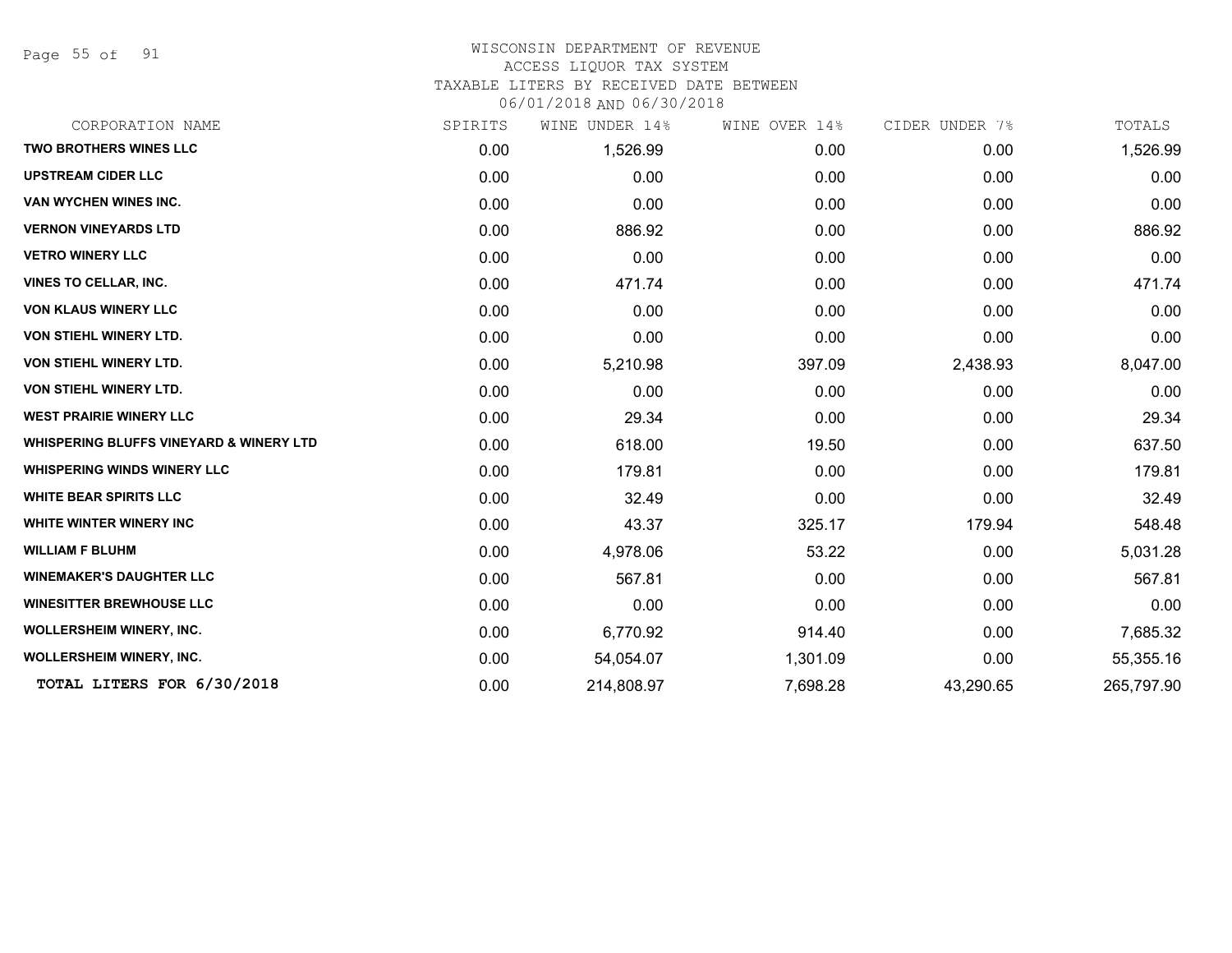WISCONSIN DEPARTMENT OF REVENUE
ACCESS LIQUOR TAX SYSTEM
TAXABLE LITERS BY RECEIVED DATE BETWEEN
06/01/2018 AND 06/30/2018

| CORPORATION NAME | SPIRITS | WINE UNDER 14% | WINE OVER 14% | CIDER UNDER 7% | TOTALS |
|---|---|---|---|---|---|
| TWO BROTHERS WINES LLC | 0.00 | 1,526.99 | 0.00 | 0.00 | 1,526.99 |
| UPSTREAM CIDER LLC | 0.00 | 0.00 | 0.00 | 0.00 | 0.00 |
| VAN WYCHEN WINES INC. | 0.00 | 0.00 | 0.00 | 0.00 | 0.00 |
| VERNON VINEYARDS LTD | 0.00 | 886.92 | 0.00 | 0.00 | 886.92 |
| VETRO WINERY LLC | 0.00 | 0.00 | 0.00 | 0.00 | 0.00 |
| VINES TO CELLAR, INC. | 0.00 | 471.74 | 0.00 | 0.00 | 471.74 |
| VON KLAUS WINERY LLC | 0.00 | 0.00 | 0.00 | 0.00 | 0.00 |
| VON STIEHL WINERY LTD. | 0.00 | 0.00 | 0.00 | 0.00 | 0.00 |
| VON STIEHL WINERY LTD. | 0.00 | 5,210.98 | 397.09 | 2,438.93 | 8,047.00 |
| VON STIEHL WINERY LTD. | 0.00 | 0.00 | 0.00 | 0.00 | 0.00 |
| WEST PRAIRIE WINERY LLC | 0.00 | 29.34 | 0.00 | 0.00 | 29.34 |
| WHISPERING BLUFFS VINEYARD & WINERY LTD | 0.00 | 618.00 | 19.50 | 0.00 | 637.50 |
| WHISPERING WINDS WINERY LLC | 0.00 | 179.81 | 0.00 | 0.00 | 179.81 |
| WHITE BEAR SPIRITS LLC | 0.00 | 32.49 | 0.00 | 0.00 | 32.49 |
| WHITE WINTER WINERY INC | 0.00 | 43.37 | 325.17 | 179.94 | 548.48 |
| WILLIAM F BLUHM | 0.00 | 4,978.06 | 53.22 | 0.00 | 5,031.28 |
| WINEMAKER'S DAUGHTER LLC | 0.00 | 567.81 | 0.00 | 0.00 | 567.81 |
| WINESITTER BREWHOUSE LLC | 0.00 | 0.00 | 0.00 | 0.00 | 0.00 |
| WOLLERSHEIM WINERY, INC. | 0.00 | 6,770.92 | 914.40 | 0.00 | 7,685.32 |
| WOLLERSHEIM WINERY, INC. | 0.00 | 54,054.07 | 1,301.09 | 0.00 | 55,355.16 |
| **TOTAL LITERS FOR 6/30/2018** | 0.00 | 214,808.97 | 7,698.28 | 43,290.65 | 265,797.90 |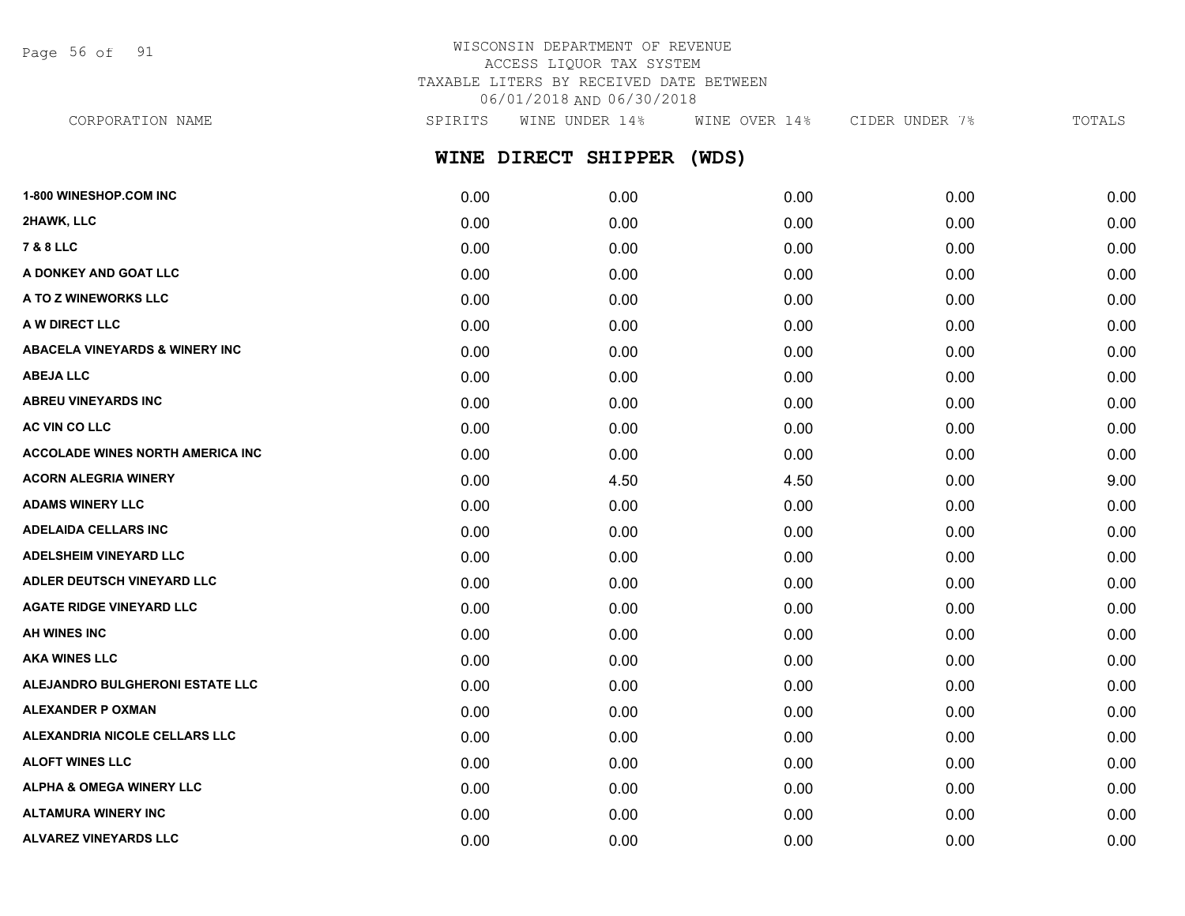WISCONSIN DEPARTMENT OF REVENUE
ACCESS LIQUOR TAX SYSTEM
TAXABLE LITERS BY RECEIVED DATE BETWEEN
06/01/2018 AND 06/30/2018

## WINE DIRECT SHIPPER (WDS)

| CORPORATION NAME | SPIRITS | WINE UNDER 14% | WINE OVER 14% | CIDER UNDER 7% | TOTALS |
|---|---|---|---|---|---|
| 1-800 WINESHOP.COM INC | 0.00 | 0.00 | 0.00 | 0.00 | 0.00 |
| 2HAWK, LLC | 0.00 | 0.00 | 0.00 | 0.00 | 0.00 |
| 7 & 8 LLC | 0.00 | 0.00 | 0.00 | 0.00 | 0.00 |
| A DONKEY AND GOAT LLC | 0.00 | 0.00 | 0.00 | 0.00 | 0.00 |
| A TO Z WINEWORKS LLC | 0.00 | 0.00 | 0.00 | 0.00 | 0.00 |
| A W DIRECT LLC | 0.00 | 0.00 | 0.00 | 0.00 | 0.00 |
| ABACELA VINEYARDS & WINERY INC | 0.00 | 0.00 | 0.00 | 0.00 | 0.00 |
| ABEJA LLC | 0.00 | 0.00 | 0.00 | 0.00 | 0.00 |
| ABREU VINEYARDS INC | 0.00 | 0.00 | 0.00 | 0.00 | 0.00 |
| AC VIN CO LLC | 0.00 | 0.00 | 0.00 | 0.00 | 0.00 |
| ACCOLADE WINES NORTH AMERICA INC | 0.00 | 0.00 | 0.00 | 0.00 | 0.00 |
| ACORN ALEGRIA WINERY | 0.00 | 4.50 | 4.50 | 0.00 | 9.00 |
| ADAMS WINERY LLC | 0.00 | 0.00 | 0.00 | 0.00 | 0.00 |
| ADELAIDA CELLARS INC | 0.00 | 0.00 | 0.00 | 0.00 | 0.00 |
| ADELSHEIM VINEYARD LLC | 0.00 | 0.00 | 0.00 | 0.00 | 0.00 |
| ADLER DEUTSCH VINEYARD LLC | 0.00 | 0.00 | 0.00 | 0.00 | 0.00 |
| AGATE RIDGE VINEYARD LLC | 0.00 | 0.00 | 0.00 | 0.00 | 0.00 |
| AH WINES INC | 0.00 | 0.00 | 0.00 | 0.00 | 0.00 |
| AKA WINES LLC | 0.00 | 0.00 | 0.00 | 0.00 | 0.00 |
| ALEJANDRO BULGHERONI ESTATE LLC | 0.00 | 0.00 | 0.00 | 0.00 | 0.00 |
| ALEXANDER P OXMAN | 0.00 | 0.00 | 0.00 | 0.00 | 0.00 |
| ALEXANDRIA NICOLE CELLARS LLC | 0.00 | 0.00 | 0.00 | 0.00 | 0.00 |
| ALOFT WINES LLC | 0.00 | 0.00 | 0.00 | 0.00 | 0.00 |
| ALPHA & OMEGA WINERY LLC | 0.00 | 0.00 | 0.00 | 0.00 | 0.00 |
| ALTAMURA WINERY INC | 0.00 | 0.00 | 0.00 | 0.00 | 0.00 |
| ALVAREZ VINEYARDS LLC | 0.00 | 0.00 | 0.00 | 0.00 | 0.00 |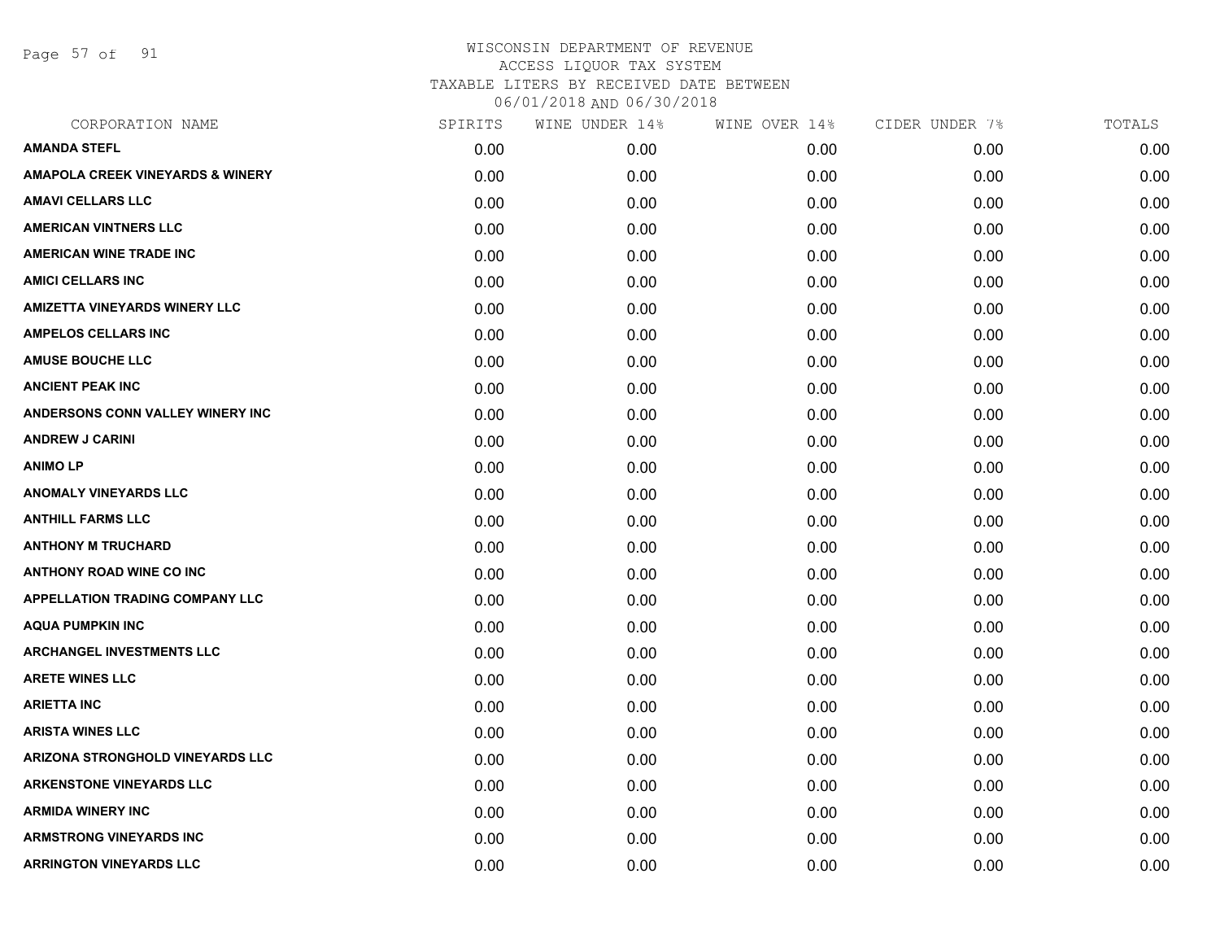# WISCONSIN DEPARTMENT OF REVENUE
## ACCESS LIQUOR TAX SYSTEM
### TAXABLE LITERS BY RECEIVED DATE BETWEEN 06/01/2018 AND 06/30/2018

| CORPORATION NAME | SPIRITS | WINE UNDER 14% | WINE OVER 14% | CIDER UNDER 7% | TOTALS |
|---|---|---|---|---|---|
| **AMANDA STEFL** | 0.00 | 0.00 | 0.00 | 0.00 | 0.00 |
| **AMAPOLA CREEK VINEYARDS & WINERY** | 0.00 | 0.00 | 0.00 | 0.00 | 0.00 |
| **AMAVI CELLARS LLC** | 0.00 | 0.00 | 0.00 | 0.00 | 0.00 |
| **AMERICAN VINTNERS LLC** | 0.00 | 0.00 | 0.00 | 0.00 | 0.00 |
| **AMERICAN WINE TRADE INC** | 0.00 | 0.00 | 0.00 | 0.00 | 0.00 |
| **AMICI CELLARS INC** | 0.00 | 0.00 | 0.00 | 0.00 | 0.00 |
| **AMIZETTA VINEYARDS WINERY LLC** | 0.00 | 0.00 | 0.00 | 0.00 | 0.00 |
| **AMPELOS CELLARS INC** | 0.00 | 0.00 | 0.00 | 0.00 | 0.00 |
| **AMUSE BOUCHE LLC** | 0.00 | 0.00 | 0.00 | 0.00 | 0.00 |
| **ANCIENT PEAK INC** | 0.00 | 0.00 | 0.00 | 0.00 | 0.00 |
| **ANDERSONS CONN VALLEY WINERY INC** | 0.00 | 0.00 | 0.00 | 0.00 | 0.00 |
| **ANDREW J CARINI** | 0.00 | 0.00 | 0.00 | 0.00 | 0.00 |
| **ANIMO LP** | 0.00 | 0.00 | 0.00 | 0.00 | 0.00 |
| **ANOMALY VINEYARDS LLC** | 0.00 | 0.00 | 0.00 | 0.00 | 0.00 |
| **ANTHILL FARMS LLC** | 0.00 | 0.00 | 0.00 | 0.00 | 0.00 |
| **ANTHONY M TRUCHARD** | 0.00 | 0.00 | 0.00 | 0.00 | 0.00 |
| **ANTHONY ROAD WINE CO INC** | 0.00 | 0.00 | 0.00 | 0.00 | 0.00 |
| **APPELLATION TRADING COMPANY LLC** | 0.00 | 0.00 | 0.00 | 0.00 | 0.00 |
| **AQUA PUMPKIN INC** | 0.00 | 0.00 | 0.00 | 0.00 | 0.00 |
| **ARCHANGEL INVESTMENTS LLC** | 0.00 | 0.00 | 0.00 | 0.00 | 0.00 |
| **ARETE WINES LLC** | 0.00 | 0.00 | 0.00 | 0.00 | 0.00 |
| **ARIETTA INC** | 0.00 | 0.00 | 0.00 | 0.00 | 0.00 |
| **ARISTA WINES LLC** | 0.00 | 0.00 | 0.00 | 0.00 | 0.00 |
| **ARIZONA STRONGHOLD VINEYARDS LLC** | 0.00 | 0.00 | 0.00 | 0.00 | 0.00 |
| **ARKENSTONE VINEYARDS LLC** | 0.00 | 0.00 | 0.00 | 0.00 | 0.00 |
| **ARMIDA WINERY INC** | 0.00 | 0.00 | 0.00 | 0.00 | 0.00 |
| **ARMSTRONG VINEYARDS INC** | 0.00 | 0.00 | 0.00 | 0.00 | 0.00 |
| **ARRINGTON VINEYARDS LLC** | 0.00 | 0.00 | 0.00 | 0.00 | 0.00 |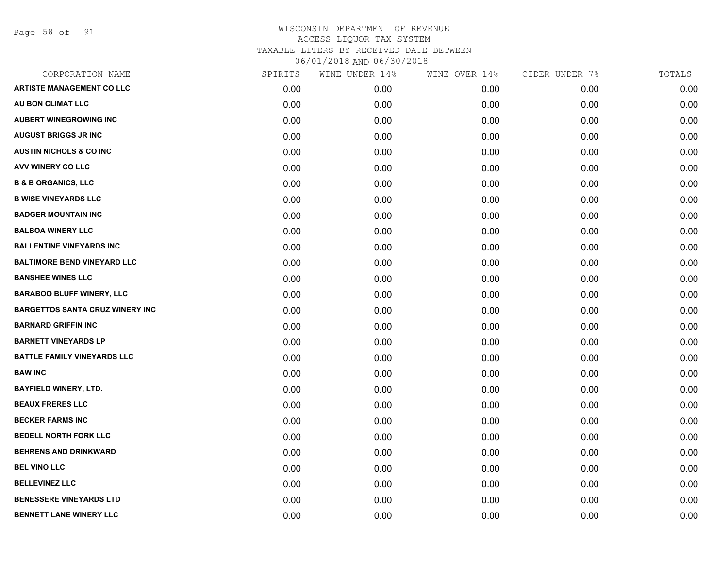WISCONSIN DEPARTMENT OF REVENUE
ACCESS LIQUOR TAX SYSTEM
TAXABLE LITERS BY RECEIVED DATE BETWEEN
06/01/2018 AND 06/30/2018

| CORPORATION NAME | SPIRITS | WINE UNDER 14% | WINE OVER 14% | CIDER UNDER 7% | TOTALS |
|---|---|---|---|---|---|
| ARTISTE MANAGEMENT CO LLC | 0.00 | 0.00 | 0.00 | 0.00 | 0.00 |
| AU BON CLIMAT LLC | 0.00 | 0.00 | 0.00 | 0.00 | 0.00 |
| AUBERT WINEGROWING INC | 0.00 | 0.00 | 0.00 | 0.00 | 0.00 |
| AUGUST BRIGGS JR INC | 0.00 | 0.00 | 0.00 | 0.00 | 0.00 |
| AUSTIN NICHOLS & CO INC | 0.00 | 0.00 | 0.00 | 0.00 | 0.00 |
| AVV WINERY CO LLC | 0.00 | 0.00 | 0.00 | 0.00 | 0.00 |
| B & B ORGANICS, LLC | 0.00 | 0.00 | 0.00 | 0.00 | 0.00 |
| B WISE VINEYARDS LLC | 0.00 | 0.00 | 0.00 | 0.00 | 0.00 |
| BADGER MOUNTAIN INC | 0.00 | 0.00 | 0.00 | 0.00 | 0.00 |
| BALBOA WINERY LLC | 0.00 | 0.00 | 0.00 | 0.00 | 0.00 |
| BALLENTINE VINEYARDS INC | 0.00 | 0.00 | 0.00 | 0.00 | 0.00 |
| BALTIMORE BEND VINEYARD LLC | 0.00 | 0.00 | 0.00 | 0.00 | 0.00 |
| BANSHEE WINES LLC | 0.00 | 0.00 | 0.00 | 0.00 | 0.00 |
| BARABOO BLUFF WINERY, LLC | 0.00 | 0.00 | 0.00 | 0.00 | 0.00 |
| BARGETTOS SANTA CRUZ WINERY INC | 0.00 | 0.00 | 0.00 | 0.00 | 0.00 |
| BARNARD GRIFFIN INC | 0.00 | 0.00 | 0.00 | 0.00 | 0.00 |
| BARNETT VINEYARDS LP | 0.00 | 0.00 | 0.00 | 0.00 | 0.00 |
| BATTLE FAMILY VINEYARDS LLC | 0.00 | 0.00 | 0.00 | 0.00 | 0.00 |
| BAW INC | 0.00 | 0.00 | 0.00 | 0.00 | 0.00 |
| BAYFIELD WINERY, LTD. | 0.00 | 0.00 | 0.00 | 0.00 | 0.00 |
| BEAUX FRERES LLC | 0.00 | 0.00 | 0.00 | 0.00 | 0.00 |
| BECKER FARMS INC | 0.00 | 0.00 | 0.00 | 0.00 | 0.00 |
| BEDELL NORTH FORK LLC | 0.00 | 0.00 | 0.00 | 0.00 | 0.00 |
| BEHRENS AND DRINKWARD | 0.00 | 0.00 | 0.00 | 0.00 | 0.00 |
| BEL VINO LLC | 0.00 | 0.00 | 0.00 | 0.00 | 0.00 |
| BELLEVINEZ LLC | 0.00 | 0.00 | 0.00 | 0.00 | 0.00 |
| BENESSERE VINEYARDS LTD | 0.00 | 0.00 | 0.00 | 0.00 | 0.00 |
| BENNETT LANE WINERY LLC | 0.00 | 0.00 | 0.00 | 0.00 | 0.00 |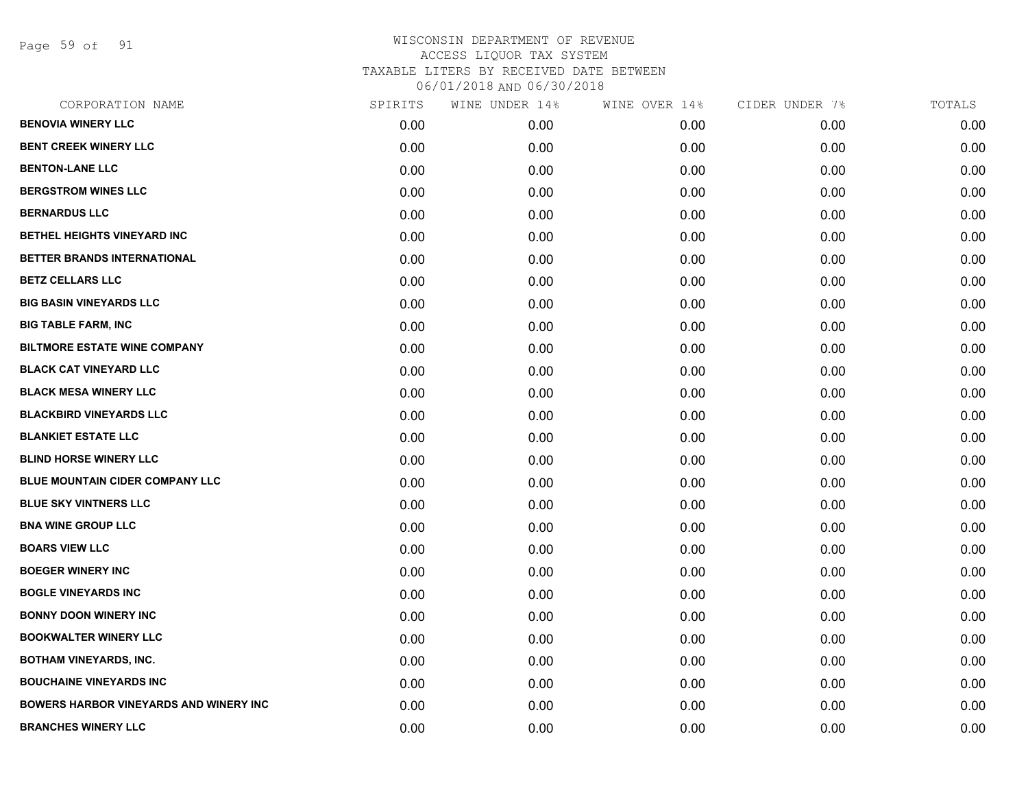# WISCONSIN DEPARTMENT OF REVENUE
ACCESS LIQUOR TAX SYSTEM
TAXABLE LITERS BY RECEIVED DATE BETWEEN
06/01/2018 AND 06/30/2018

| CORPORATION NAME | SPIRITS | WINE UNDER 14% | WINE OVER 14% | CIDER UNDER 7% | TOTALS |
|---|---|---|---|---|---|
| BENOVIA WINERY LLC | 0.00 | 0.00 | 0.00 | 0.00 | 0.00 |
| BENT CREEK WINERY LLC | 0.00 | 0.00 | 0.00 | 0.00 | 0.00 |
| BENTON-LANE LLC | 0.00 | 0.00 | 0.00 | 0.00 | 0.00 |
| BERGSTROM WINES LLC | 0.00 | 0.00 | 0.00 | 0.00 | 0.00 |
| BERNARDUS LLC | 0.00 | 0.00 | 0.00 | 0.00 | 0.00 |
| BETHEL HEIGHTS VINEYARD INC | 0.00 | 0.00 | 0.00 | 0.00 | 0.00 |
| BETTER BRANDS INTERNATIONAL | 0.00 | 0.00 | 0.00 | 0.00 | 0.00 |
| BETZ CELLARS LLC | 0.00 | 0.00 | 0.00 | 0.00 | 0.00 |
| BIG BASIN VINEYARDS LLC | 0.00 | 0.00 | 0.00 | 0.00 | 0.00 |
| BIG TABLE FARM, INC | 0.00 | 0.00 | 0.00 | 0.00 | 0.00 |
| BILTMORE ESTATE WINE COMPANY | 0.00 | 0.00 | 0.00 | 0.00 | 0.00 |
| BLACK CAT VINEYARD LLC | 0.00 | 0.00 | 0.00 | 0.00 | 0.00 |
| BLACK MESA WINERY LLC | 0.00 | 0.00 | 0.00 | 0.00 | 0.00 |
| BLACKBIRD VINEYARDS LLC | 0.00 | 0.00 | 0.00 | 0.00 | 0.00 |
| BLANKIET ESTATE LLC | 0.00 | 0.00 | 0.00 | 0.00 | 0.00 |
| BLIND HORSE WINERY LLC | 0.00 | 0.00 | 0.00 | 0.00 | 0.00 |
| BLUE MOUNTAIN CIDER COMPANY LLC | 0.00 | 0.00 | 0.00 | 0.00 | 0.00 |
| BLUE SKY VINTNERS LLC | 0.00 | 0.00 | 0.00 | 0.00 | 0.00 |
| BNA WINE GROUP LLC | 0.00 | 0.00 | 0.00 | 0.00 | 0.00 |
| BOARS VIEW LLC | 0.00 | 0.00 | 0.00 | 0.00 | 0.00 |
| BOEGER WINERY INC | 0.00 | 0.00 | 0.00 | 0.00 | 0.00 |
| BOGLE VINEYARDS INC | 0.00 | 0.00 | 0.00 | 0.00 | 0.00 |
| BONNY DOON WINERY INC | 0.00 | 0.00 | 0.00 | 0.00 | 0.00 |
| BOOKWALTER WINERY LLC | 0.00 | 0.00 | 0.00 | 0.00 | 0.00 |
| BOTHAM VINEYARDS, INC. | 0.00 | 0.00 | 0.00 | 0.00 | 0.00 |
| BOUCHAINE VINEYARDS INC | 0.00 | 0.00 | 0.00 | 0.00 | 0.00 |
| BOWERS HARBOR VINEYARDS AND WINERY INC | 0.00 | 0.00 | 0.00 | 0.00 | 0.00 |
| BRANCHES WINERY LLC | 0.00 | 0.00 | 0.00 | 0.00 | 0.00 |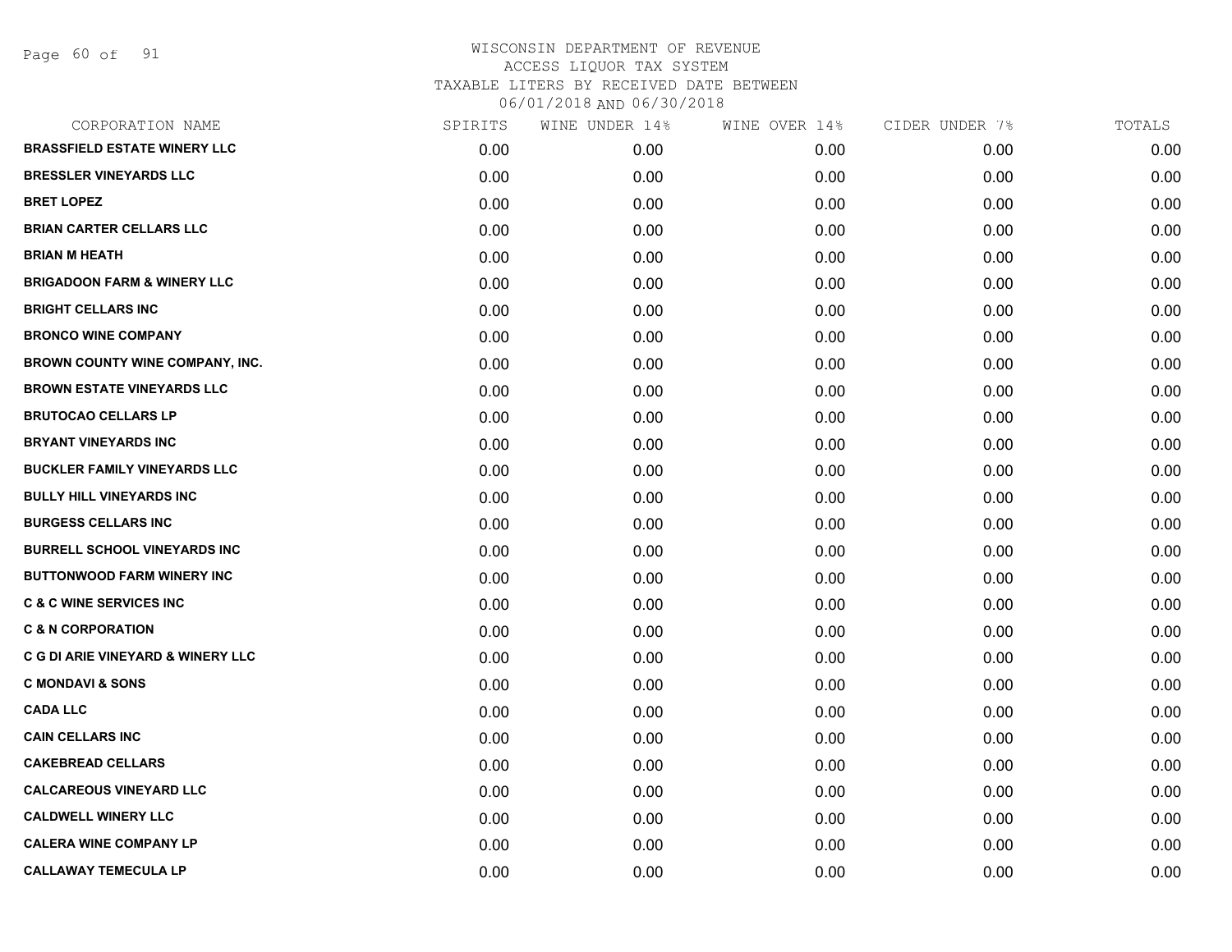# WISCONSIN DEPARTMENT OF REVENUE
## ACCESS LIQUOR TAX SYSTEM
### TAXABLE LITERS BY RECEIVED DATE BETWEEN 06/01/2018 AND 06/30/2018

| CORPORATION NAME | SPIRITS | WINE UNDER 14% | WINE OVER 14% | CIDER UNDER 7% | TOTALS |
|---|---|---|---|---|---|
| BRASSFIELD ESTATE WINERY LLC | 0.00 | 0.00 | 0.00 | 0.00 | 0.00 |
| BRESSLER VINEYARDS LLC | 0.00 | 0.00 | 0.00 | 0.00 | 0.00 |
| BRET LOPEZ | 0.00 | 0.00 | 0.00 | 0.00 | 0.00 |
| BRIAN CARTER CELLARS LLC | 0.00 | 0.00 | 0.00 | 0.00 | 0.00 |
| BRIAN M HEATH | 0.00 | 0.00 | 0.00 | 0.00 | 0.00 |
| BRIGADOON FARM & WINERY LLC | 0.00 | 0.00 | 0.00 | 0.00 | 0.00 |
| BRIGHT CELLARS INC | 0.00 | 0.00 | 0.00 | 0.00 | 0.00 |
| BRONCO WINE COMPANY | 0.00 | 0.00 | 0.00 | 0.00 | 0.00 |
| BROWN COUNTY WINE COMPANY, INC. | 0.00 | 0.00 | 0.00 | 0.00 | 0.00 |
| BROWN ESTATE VINEYARDS LLC | 0.00 | 0.00 | 0.00 | 0.00 | 0.00 |
| BRUTOCAO CELLARS LP | 0.00 | 0.00 | 0.00 | 0.00 | 0.00 |
| BRYANT VINEYARDS INC | 0.00 | 0.00 | 0.00 | 0.00 | 0.00 |
| BUCKLER FAMILY VINEYARDS LLC | 0.00 | 0.00 | 0.00 | 0.00 | 0.00 |
| BULLY HILL VINEYARDS INC | 0.00 | 0.00 | 0.00 | 0.00 | 0.00 |
| BURGESS CELLARS INC | 0.00 | 0.00 | 0.00 | 0.00 | 0.00 |
| BURRELL SCHOOL VINEYARDS INC | 0.00 | 0.00 | 0.00 | 0.00 | 0.00 |
| BUTTONWOOD FARM WINERY INC | 0.00 | 0.00 | 0.00 | 0.00 | 0.00 |
| C & C WINE SERVICES INC | 0.00 | 0.00 | 0.00 | 0.00 | 0.00 |
| C & N CORPORATION | 0.00 | 0.00 | 0.00 | 0.00 | 0.00 |
| C G DI ARIE VINEYARD & WINERY LLC | 0.00 | 0.00 | 0.00 | 0.00 | 0.00 |
| C MONDAVI & SONS | 0.00 | 0.00 | 0.00 | 0.00 | 0.00 |
| CADA LLC | 0.00 | 0.00 | 0.00 | 0.00 | 0.00 |
| CAIN CELLARS INC | 0.00 | 0.00 | 0.00 | 0.00 | 0.00 |
| CAKEBREAD CELLARS | 0.00 | 0.00 | 0.00 | 0.00 | 0.00 |
| CALCAREOUS VINEYARD LLC | 0.00 | 0.00 | 0.00 | 0.00 | 0.00 |
| CALDWELL WINERY LLC | 0.00 | 0.00 | 0.00 | 0.00 | 0.00 |
| CALERA WINE COMPANY LP | 0.00 | 0.00 | 0.00 | 0.00 | 0.00 |
| CALLAWAY TEMECULA LP | 0.00 | 0.00 | 0.00 | 0.00 | 0.00 |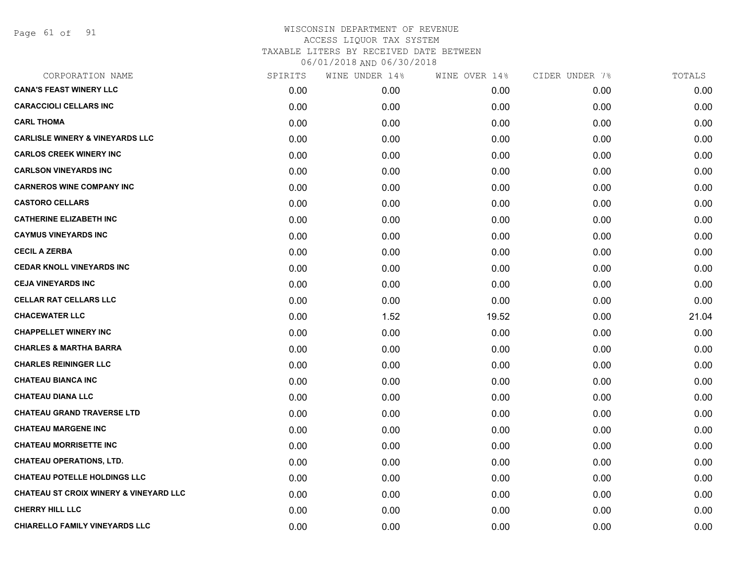WISCONSIN DEPARTMENT OF REVENUE
ACCESS LIQUOR TAX SYSTEM
TAXABLE LITERS BY RECEIVED DATE BETWEEN
06/01/2018 AND 06/30/2018

| CORPORATION NAME | SPIRITS | WINE UNDER 14% | WINE OVER 14% | CIDER UNDER 7% | TOTALS |
|---|---|---|---|---|---|
| **CANA'S FEAST WINERY LLC** | 0.00 | 0.00 | 0.00 | 0.00 | 0.00 |
| **CARACCIOLI CELLARS INC** | 0.00 | 0.00 | 0.00 | 0.00 | 0.00 |
| **CARL THOMA** | 0.00 | 0.00 | 0.00 | 0.00 | 0.00 |
| **CARLISLE WINERY & VINEYARDS LLC** | 0.00 | 0.00 | 0.00 | 0.00 | 0.00 |
| **CARLOS CREEK WINERY INC** | 0.00 | 0.00 | 0.00 | 0.00 | 0.00 |
| **CARLSON VINEYARDS INC** | 0.00 | 0.00 | 0.00 | 0.00 | 0.00 |
| **CARNEROS WINE COMPANY INC** | 0.00 | 0.00 | 0.00 | 0.00 | 0.00 |
| **CASTORO CELLARS** | 0.00 | 0.00 | 0.00 | 0.00 | 0.00 |
| **CATHERINE ELIZABETH INC** | 0.00 | 0.00 | 0.00 | 0.00 | 0.00 |
| **CAYMUS VINEYARDS INC** | 0.00 | 0.00 | 0.00 | 0.00 | 0.00 |
| **CECIL A ZERBA** | 0.00 | 0.00 | 0.00 | 0.00 | 0.00 |
| **CEDAR KNOLL VINEYARDS INC** | 0.00 | 0.00 | 0.00 | 0.00 | 0.00 |
| **CEJA VINEYARDS INC** | 0.00 | 0.00 | 0.00 | 0.00 | 0.00 |
| **CELLAR RAT CELLARS LLC** | 0.00 | 0.00 | 0.00 | 0.00 | 0.00 |
| **CHACEWATER LLC** | 0.00 | 1.52 | 19.52 | 0.00 | 21.04 |
| **CHAPPELLET WINERY INC** | 0.00 | 0.00 | 0.00 | 0.00 | 0.00 |
| **CHARLES & MARTHA BARRA** | 0.00 | 0.00 | 0.00 | 0.00 | 0.00 |
| **CHARLES REININGER LLC** | 0.00 | 0.00 | 0.00 | 0.00 | 0.00 |
| **CHATEAU BIANCA INC** | 0.00 | 0.00 | 0.00 | 0.00 | 0.00 |
| **CHATEAU DIANA LLC** | 0.00 | 0.00 | 0.00 | 0.00 | 0.00 |
| **CHATEAU GRAND TRAVERSE LTD** | 0.00 | 0.00 | 0.00 | 0.00 | 0.00 |
| **CHATEAU MARGENE INC** | 0.00 | 0.00 | 0.00 | 0.00 | 0.00 |
| **CHATEAU MORRISETTE INC** | 0.00 | 0.00 | 0.00 | 0.00 | 0.00 |
| **CHATEAU OPERATIONS, LTD.** | 0.00 | 0.00 | 0.00 | 0.00 | 0.00 |
| **CHATEAU POTELLE HOLDINGS LLC** | 0.00 | 0.00 | 0.00 | 0.00 | 0.00 |
| **CHATEAU ST CROIX WINERY & VINEYARD LLC** | 0.00 | 0.00 | 0.00 | 0.00 | 0.00 |
| **CHERRY HILL LLC** | 0.00 | 0.00 | 0.00 | 0.00 | 0.00 |
| **CHIARELLO FAMILY VINEYARDS LLC** | 0.00 | 0.00 | 0.00 | 0.00 | 0.00 |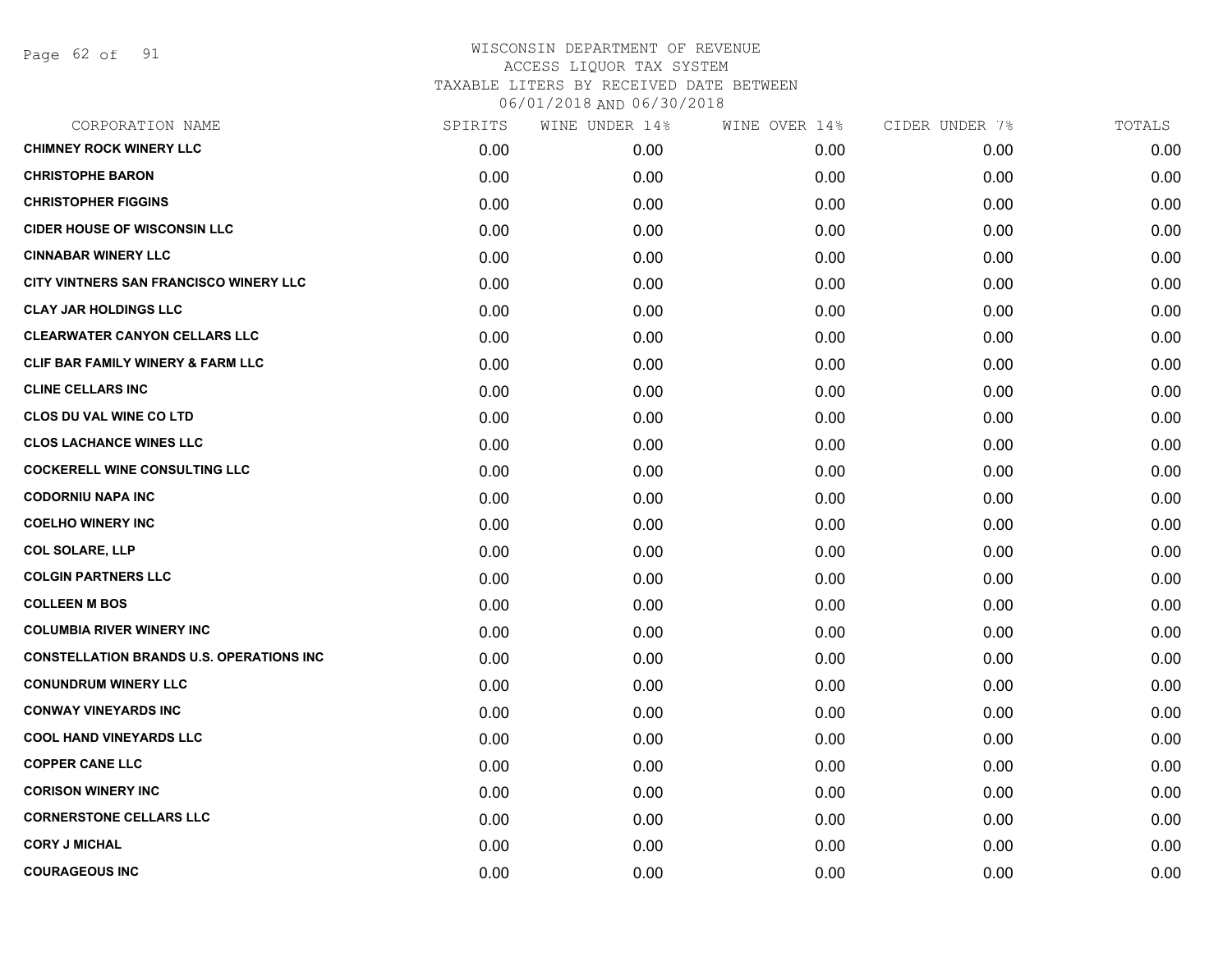# WISCONSIN DEPARTMENT OF REVENUE
ACCESS LIQUOR TAX SYSTEM
TAXABLE LITERS BY RECEIVED DATE BETWEEN
06/01/2018 AND 06/30/2018

| CORPORATION NAME | SPIRITS | WINE UNDER 14% | WINE OVER 14% | CIDER UNDER 7% | TOTALS |
|---|---|---|---|---|---|
| CHIMNEY ROCK WINERY LLC | 0.00 | 0.00 | 0.00 | 0.00 | 0.00 |
| CHRISTOPHE BARON | 0.00 | 0.00 | 0.00 | 0.00 | 0.00 |
| CHRISTOPHER FIGGINS | 0.00 | 0.00 | 0.00 | 0.00 | 0.00 |
| CIDER HOUSE OF WISCONSIN LLC | 0.00 | 0.00 | 0.00 | 0.00 | 0.00 |
| CINNABAR WINERY LLC | 0.00 | 0.00 | 0.00 | 0.00 | 0.00 |
| CITY VINTNERS SAN FRANCISCO WINERY LLC | 0.00 | 0.00 | 0.00 | 0.00 | 0.00 |
| CLAY JAR HOLDINGS LLC | 0.00 | 0.00 | 0.00 | 0.00 | 0.00 |
| CLEARWATER CANYON CELLARS LLC | 0.00 | 0.00 | 0.00 | 0.00 | 0.00 |
| CLIF BAR FAMILY WINERY & FARM LLC | 0.00 | 0.00 | 0.00 | 0.00 | 0.00 |
| CLINE CELLARS INC | 0.00 | 0.00 | 0.00 | 0.00 | 0.00 |
| CLOS DU VAL WINE CO LTD | 0.00 | 0.00 | 0.00 | 0.00 | 0.00 |
| CLOS LACHANCE WINES LLC | 0.00 | 0.00 | 0.00 | 0.00 | 0.00 |
| COCKERELL WINE CONSULTING LLC | 0.00 | 0.00 | 0.00 | 0.00 | 0.00 |
| CODORNIU NAPA INC | 0.00 | 0.00 | 0.00 | 0.00 | 0.00 |
| COELHO WINERY INC | 0.00 | 0.00 | 0.00 | 0.00 | 0.00 |
| COL SOLARE, LLP | 0.00 | 0.00 | 0.00 | 0.00 | 0.00 |
| COLGIN PARTNERS LLC | 0.00 | 0.00 | 0.00 | 0.00 | 0.00 |
| COLLEEN M BOS | 0.00 | 0.00 | 0.00 | 0.00 | 0.00 |
| COLUMBIA RIVER WINERY INC | 0.00 | 0.00 | 0.00 | 0.00 | 0.00 |
| CONSTELLATION BRANDS U.S. OPERATIONS INC | 0.00 | 0.00 | 0.00 | 0.00 | 0.00 |
| CONUNDRUM WINERY LLC | 0.00 | 0.00 | 0.00 | 0.00 | 0.00 |
| CONWAY VINEYARDS INC | 0.00 | 0.00 | 0.00 | 0.00 | 0.00 |
| COOL HAND VINEYARDS LLC | 0.00 | 0.00 | 0.00 | 0.00 | 0.00 |
| COPPER CANE LLC | 0.00 | 0.00 | 0.00 | 0.00 | 0.00 |
| CORISON WINERY INC | 0.00 | 0.00 | 0.00 | 0.00 | 0.00 |
| CORNERSTONE CELLARS LLC | 0.00 | 0.00 | 0.00 | 0.00 | 0.00 |
| CORY J MICHAL | 0.00 | 0.00 | 0.00 | 0.00 | 0.00 |
| COURAGEOUS INC | 0.00 | 0.00 | 0.00 | 0.00 | 0.00 |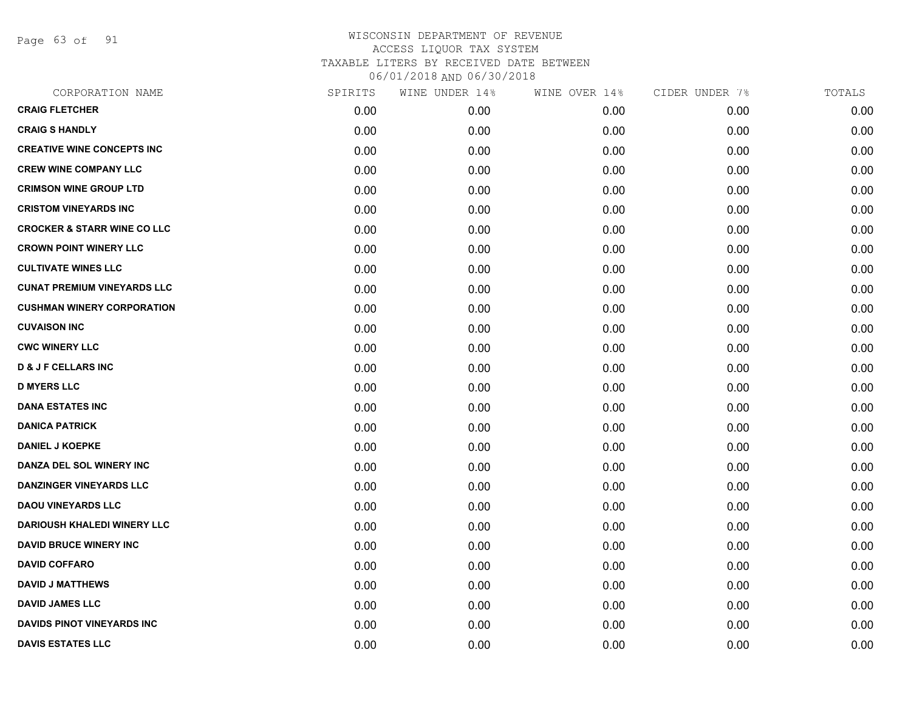WISCONSIN DEPARTMENT OF REVENUE
ACCESS LIQUOR TAX SYSTEM
TAXABLE LITERS BY RECEIVED DATE BETWEEN
06/01/2018 AND 06/30/2018

| CORPORATION NAME | SPIRITS | WINE UNDER 14% | WINE OVER 14% | CIDER UNDER 7% | TOTALS |
|---|---|---|---|---|---|
| CRAIG FLETCHER | 0.00 | 0.00 | 0.00 | 0.00 | 0.00 |
| CRAIG S HANDLY | 0.00 | 0.00 | 0.00 | 0.00 | 0.00 |
| CREATIVE WINE CONCEPTS INC | 0.00 | 0.00 | 0.00 | 0.00 | 0.00 |
| CREW WINE COMPANY LLC | 0.00 | 0.00 | 0.00 | 0.00 | 0.00 |
| CRIMSON WINE GROUP LTD | 0.00 | 0.00 | 0.00 | 0.00 | 0.00 |
| CRISTOM VINEYARDS INC | 0.00 | 0.00 | 0.00 | 0.00 | 0.00 |
| CROCKER & STARR WINE CO LLC | 0.00 | 0.00 | 0.00 | 0.00 | 0.00 |
| CROWN POINT WINERY LLC | 0.00 | 0.00 | 0.00 | 0.00 | 0.00 |
| CULTIVATE WINES LLC | 0.00 | 0.00 | 0.00 | 0.00 | 0.00 |
| CUNAT PREMIUM VINEYARDS LLC | 0.00 | 0.00 | 0.00 | 0.00 | 0.00 |
| CUSHMAN WINERY CORPORATION | 0.00 | 0.00 | 0.00 | 0.00 | 0.00 |
| CUVAISON INC | 0.00 | 0.00 | 0.00 | 0.00 | 0.00 |
| CWC WINERY LLC | 0.00 | 0.00 | 0.00 | 0.00 | 0.00 |
| D & J F CELLARS INC | 0.00 | 0.00 | 0.00 | 0.00 | 0.00 |
| D MYERS LLC | 0.00 | 0.00 | 0.00 | 0.00 | 0.00 |
| DANA ESTATES INC | 0.00 | 0.00 | 0.00 | 0.00 | 0.00 |
| DANICA PATRICK | 0.00 | 0.00 | 0.00 | 0.00 | 0.00 |
| DANIEL J KOEPKE | 0.00 | 0.00 | 0.00 | 0.00 | 0.00 |
| DANZA DEL SOL WINERY INC | 0.00 | 0.00 | 0.00 | 0.00 | 0.00 |
| DANZINGER VINEYARDS LLC | 0.00 | 0.00 | 0.00 | 0.00 | 0.00 |
| DAOU VINEYARDS LLC | 0.00 | 0.00 | 0.00 | 0.00 | 0.00 |
| DARIOUSH KHALEDI WINERY LLC | 0.00 | 0.00 | 0.00 | 0.00 | 0.00 |
| DAVID BRUCE WINERY INC | 0.00 | 0.00 | 0.00 | 0.00 | 0.00 |
| DAVID COFFARO | 0.00 | 0.00 | 0.00 | 0.00 | 0.00 |
| DAVID J MATTHEWS | 0.00 | 0.00 | 0.00 | 0.00 | 0.00 |
| DAVID JAMES LLC | 0.00 | 0.00 | 0.00 | 0.00 | 0.00 |
| DAVIDS PINOT VINEYARDS INC | 0.00 | 0.00 | 0.00 | 0.00 | 0.00 |
| DAVIS ESTATES LLC | 0.00 | 0.00 | 0.00 | 0.00 | 0.00 |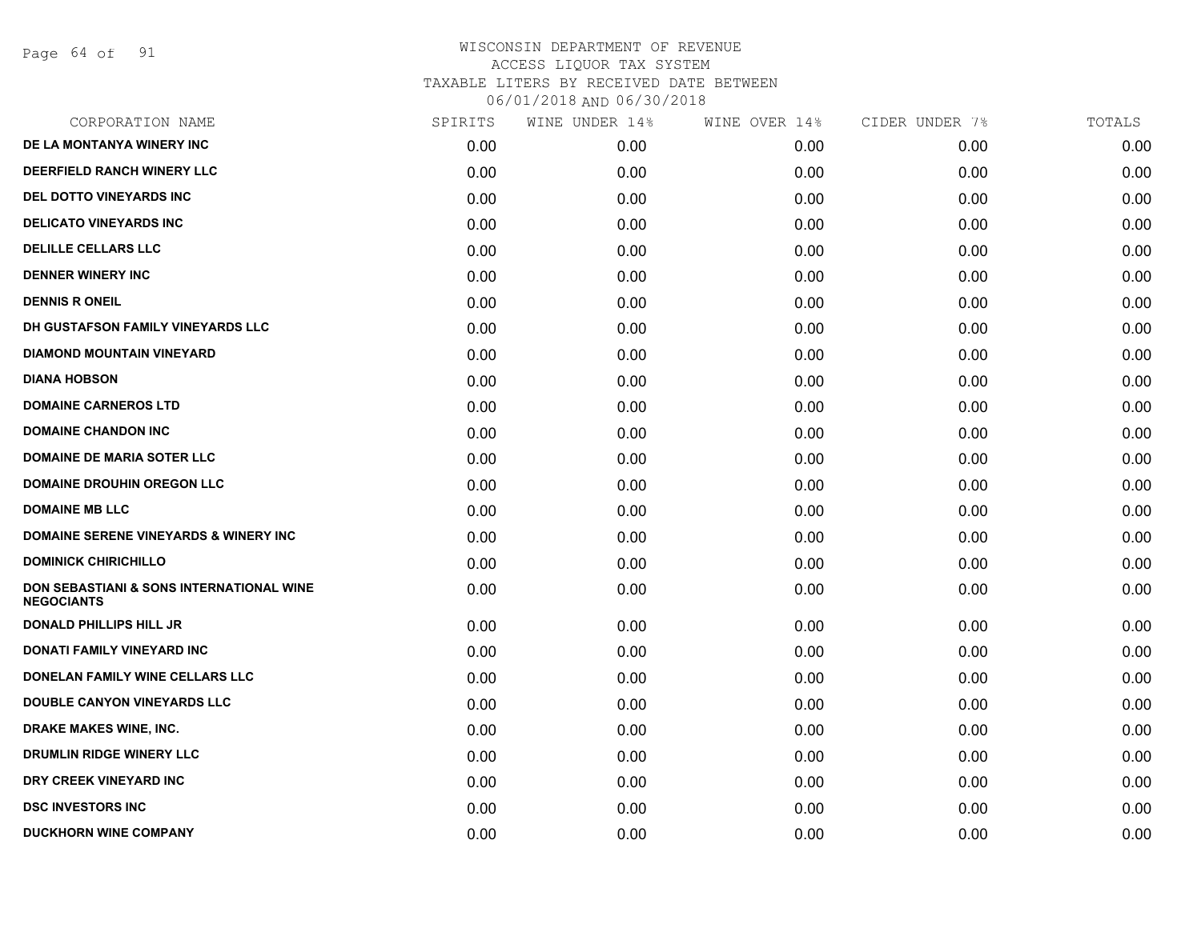WISCONSIN DEPARTMENT OF REVENUE
ACCESS LIQUOR TAX SYSTEM
TAXABLE LITERS BY RECEIVED DATE BETWEEN
06/01/2018 AND 06/30/2018

| CORPORATION NAME | SPIRITS | WINE UNDER 14% | WINE OVER 14% | CIDER UNDER 7% | TOTALS |
|---|---|---|---|---|---|
| DE LA MONTANYA WINERY INC | 0.00 | 0.00 | 0.00 | 0.00 | 0.00 |
| DEERFIELD RANCH WINERY LLC | 0.00 | 0.00 | 0.00 | 0.00 | 0.00 |
| DEL DOTTO VINEYARDS INC | 0.00 | 0.00 | 0.00 | 0.00 | 0.00 |
| DELICATO VINEYARDS INC | 0.00 | 0.00 | 0.00 | 0.00 | 0.00 |
| DELILLE CELLARS LLC | 0.00 | 0.00 | 0.00 | 0.00 | 0.00 |
| DENNER WINERY INC | 0.00 | 0.00 | 0.00 | 0.00 | 0.00 |
| DENNIS R ONEIL | 0.00 | 0.00 | 0.00 | 0.00 | 0.00 |
| DH GUSTAFSON FAMILY VINEYARDS LLC | 0.00 | 0.00 | 0.00 | 0.00 | 0.00 |
| DIAMOND MOUNTAIN VINEYARD | 0.00 | 0.00 | 0.00 | 0.00 | 0.00 |
| DIANA HOBSON | 0.00 | 0.00 | 0.00 | 0.00 | 0.00 |
| DOMAINE CARNEROS LTD | 0.00 | 0.00 | 0.00 | 0.00 | 0.00 |
| DOMAINE CHANDON INC | 0.00 | 0.00 | 0.00 | 0.00 | 0.00 |
| DOMAINE DE MARIA SOTER LLC | 0.00 | 0.00 | 0.00 | 0.00 | 0.00 |
| DOMAINE DROUHIN OREGON LLC | 0.00 | 0.00 | 0.00 | 0.00 | 0.00 |
| DOMAINE MB LLC | 0.00 | 0.00 | 0.00 | 0.00 | 0.00 |
| DOMAINE SERENE VINEYARDS & WINERY INC | 0.00 | 0.00 | 0.00 | 0.00 | 0.00 |
| DOMINICK CHIRICHILLO | 0.00 | 0.00 | 0.00 | 0.00 | 0.00 |
| DON SEBASTIANI & SONS INTERNATIONAL WINE NEGOCIANTS | 0.00 | 0.00 | 0.00 | 0.00 | 0.00 |
| DONALD PHILLIPS HILL JR | 0.00 | 0.00 | 0.00 | 0.00 | 0.00 |
| DONATI FAMILY VINEYARD INC | 0.00 | 0.00 | 0.00 | 0.00 | 0.00 |
| DONELAN FAMILY WINE CELLARS LLC | 0.00 | 0.00 | 0.00 | 0.00 | 0.00 |
| DOUBLE CANYON VINEYARDS LLC | 0.00 | 0.00 | 0.00 | 0.00 | 0.00 |
| DRAKE MAKES WINE, INC. | 0.00 | 0.00 | 0.00 | 0.00 | 0.00 |
| DRUMLIN RIDGE WINERY LLC | 0.00 | 0.00 | 0.00 | 0.00 | 0.00 |
| DRY CREEK VINEYARD INC | 0.00 | 0.00 | 0.00 | 0.00 | 0.00 |
| DSC INVESTORS INC | 0.00 | 0.00 | 0.00 | 0.00 | 0.00 |
| DUCKHORN WINE COMPANY | 0.00 | 0.00 | 0.00 | 0.00 | 0.00 |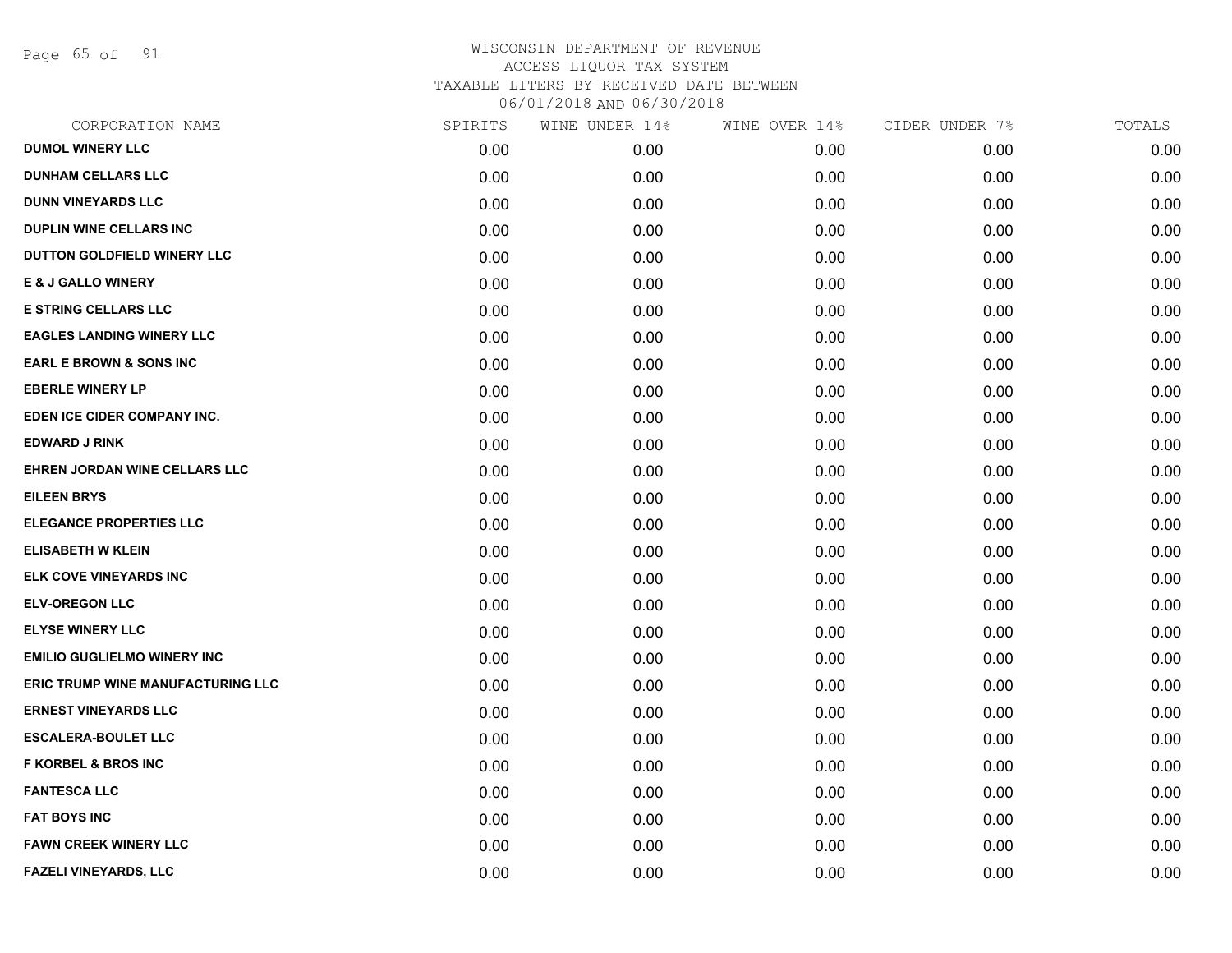# WISCONSIN DEPARTMENT OF REVENUE
ACCESS LIQUOR TAX SYSTEM
TAXABLE LITERS BY RECEIVED DATE BETWEEN
06/01/2018 AND 06/30/2018

| CORPORATION NAME | SPIRITS | WINE UNDER 14% | WINE OVER 14% | CIDER UNDER 7% | TOTALS |
|---|---|---|---|---|---|
| DUMOL WINERY LLC | 0.00 | 0.00 | 0.00 | 0.00 | 0.00 |
| DUNHAM CELLARS LLC | 0.00 | 0.00 | 0.00 | 0.00 | 0.00 |
| DUNN VINEYARDS LLC | 0.00 | 0.00 | 0.00 | 0.00 | 0.00 |
| DUPLIN WINE CELLARS INC | 0.00 | 0.00 | 0.00 | 0.00 | 0.00 |
| DUTTON GOLDFIELD WINERY LLC | 0.00 | 0.00 | 0.00 | 0.00 | 0.00 |
| E & J GALLO WINERY | 0.00 | 0.00 | 0.00 | 0.00 | 0.00 |
| E STRING CELLARS LLC | 0.00 | 0.00 | 0.00 | 0.00 | 0.00 |
| EAGLES LANDING WINERY LLC | 0.00 | 0.00 | 0.00 | 0.00 | 0.00 |
| EARL E BROWN & SONS INC | 0.00 | 0.00 | 0.00 | 0.00 | 0.00 |
| EBERLE WINERY LP | 0.00 | 0.00 | 0.00 | 0.00 | 0.00 |
| EDEN ICE CIDER COMPANY INC. | 0.00 | 0.00 | 0.00 | 0.00 | 0.00 |
| EDWARD J RINK | 0.00 | 0.00 | 0.00 | 0.00 | 0.00 |
| EHREN JORDAN WINE CELLARS LLC | 0.00 | 0.00 | 0.00 | 0.00 | 0.00 |
| EILEEN BRYS | 0.00 | 0.00 | 0.00 | 0.00 | 0.00 |
| ELEGANCE PROPERTIES LLC | 0.00 | 0.00 | 0.00 | 0.00 | 0.00 |
| ELISABETH W KLEIN | 0.00 | 0.00 | 0.00 | 0.00 | 0.00 |
| ELK COVE VINEYARDS INC | 0.00 | 0.00 | 0.00 | 0.00 | 0.00 |
| ELV-OREGON LLC | 0.00 | 0.00 | 0.00 | 0.00 | 0.00 |
| ELYSE WINERY LLC | 0.00 | 0.00 | 0.00 | 0.00 | 0.00 |
| EMILIO GUGLIELMO WINERY INC | 0.00 | 0.00 | 0.00 | 0.00 | 0.00 |
| ERIC TRUMP WINE MANUFACTURING LLC | 0.00 | 0.00 | 0.00 | 0.00 | 0.00 |
| ERNEST VINEYARDS LLC | 0.00 | 0.00 | 0.00 | 0.00 | 0.00 |
| ESCALERA-BOULET LLC | 0.00 | 0.00 | 0.00 | 0.00 | 0.00 |
| F KORBEL & BROS INC | 0.00 | 0.00 | 0.00 | 0.00 | 0.00 |
| FANTESCA LLC | 0.00 | 0.00 | 0.00 | 0.00 | 0.00 |
| FAT BOYS INC | 0.00 | 0.00 | 0.00 | 0.00 | 0.00 |
| FAWN CREEK WINERY LLC | 0.00 | 0.00 | 0.00 | 0.00 | 0.00 |
| FAZELI VINEYARDS, LLC | 0.00 | 0.00 | 0.00 | 0.00 | 0.00 |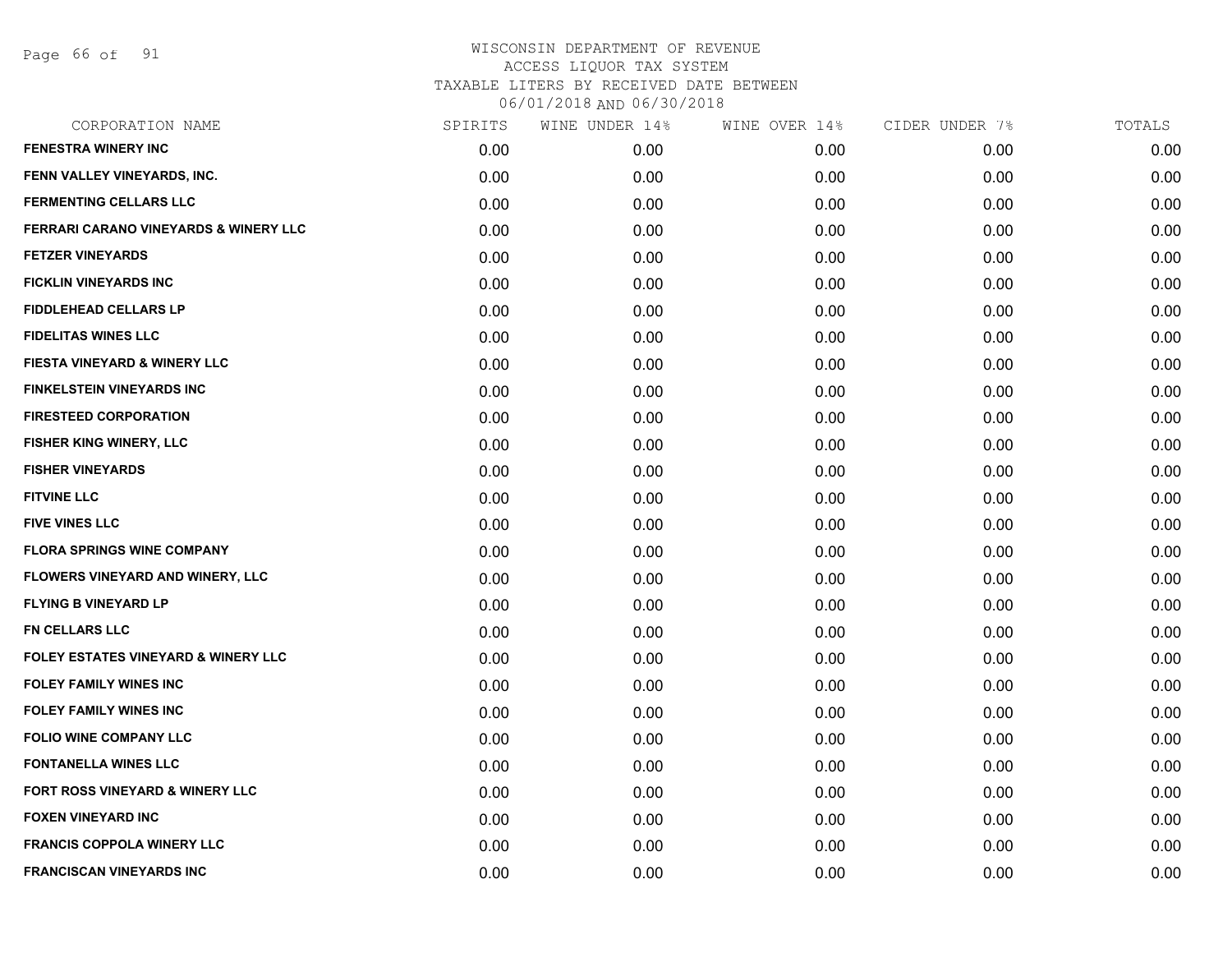# WISCONSIN DEPARTMENT OF REVENUE
## ACCESS LIQUOR TAX SYSTEM
### TAXABLE LITERS BY RECEIVED DATE BETWEEN 06/01/2018 AND 06/30/2018

| CORPORATION NAME | SPIRITS | WINE UNDER 14% | WINE OVER 14% | CIDER UNDER 7% | TOTALS |
|---|---|---|---|---|---|
| FENESTRA WINERY INC | 0.00 | 0.00 | 0.00 | 0.00 | 0.00 |
| FENN VALLEY VINEYARDS, INC. | 0.00 | 0.00 | 0.00 | 0.00 | 0.00 |
| FERMENTING CELLARS LLC | 0.00 | 0.00 | 0.00 | 0.00 | 0.00 |
| FERRARI CARANO VINEYARDS & WINERY LLC | 0.00 | 0.00 | 0.00 | 0.00 | 0.00 |
| FETZER VINEYARDS | 0.00 | 0.00 | 0.00 | 0.00 | 0.00 |
| FICKLIN VINEYARDS INC | 0.00 | 0.00 | 0.00 | 0.00 | 0.00 |
| FIDDLEHEAD CELLARS LP | 0.00 | 0.00 | 0.00 | 0.00 | 0.00 |
| FIDELITAS WINES LLC | 0.00 | 0.00 | 0.00 | 0.00 | 0.00 |
| FIESTA VINEYARD & WINERY LLC | 0.00 | 0.00 | 0.00 | 0.00 | 0.00 |
| FINKELSTEIN VINEYARDS INC | 0.00 | 0.00 | 0.00 | 0.00 | 0.00 |
| FIRESTEED CORPORATION | 0.00 | 0.00 | 0.00 | 0.00 | 0.00 |
| FISHER KING WINERY, LLC | 0.00 | 0.00 | 0.00 | 0.00 | 0.00 |
| FISHER VINEYARDS | 0.00 | 0.00 | 0.00 | 0.00 | 0.00 |
| FITVINE LLC | 0.00 | 0.00 | 0.00 | 0.00 | 0.00 |
| FIVE VINES LLC | 0.00 | 0.00 | 0.00 | 0.00 | 0.00 |
| FLORA SPRINGS WINE COMPANY | 0.00 | 0.00 | 0.00 | 0.00 | 0.00 |
| FLOWERS VINEYARD AND WINERY, LLC | 0.00 | 0.00 | 0.00 | 0.00 | 0.00 |
| FLYING B VINEYARD LP | 0.00 | 0.00 | 0.00 | 0.00 | 0.00 |
| FN CELLARS LLC | 0.00 | 0.00 | 0.00 | 0.00 | 0.00 |
| FOLEY ESTATES VINEYARD & WINERY LLC | 0.00 | 0.00 | 0.00 | 0.00 | 0.00 |
| FOLEY FAMILY WINES INC | 0.00 | 0.00 | 0.00 | 0.00 | 0.00 |
| FOLEY FAMILY WINES INC | 0.00 | 0.00 | 0.00 | 0.00 | 0.00 |
| FOLIO WINE COMPANY LLC | 0.00 | 0.00 | 0.00 | 0.00 | 0.00 |
| FONTANELLA WINES LLC | 0.00 | 0.00 | 0.00 | 0.00 | 0.00 |
| FORT ROSS VINEYARD & WINERY LLC | 0.00 | 0.00 | 0.00 | 0.00 | 0.00 |
| FOXEN VINEYARD INC | 0.00 | 0.00 | 0.00 | 0.00 | 0.00 |
| FRANCIS COPPOLA WINERY LLC | 0.00 | 0.00 | 0.00 | 0.00 | 0.00 |
| FRANCISCAN VINEYARDS INC | 0.00 | 0.00 | 0.00 | 0.00 | 0.00 |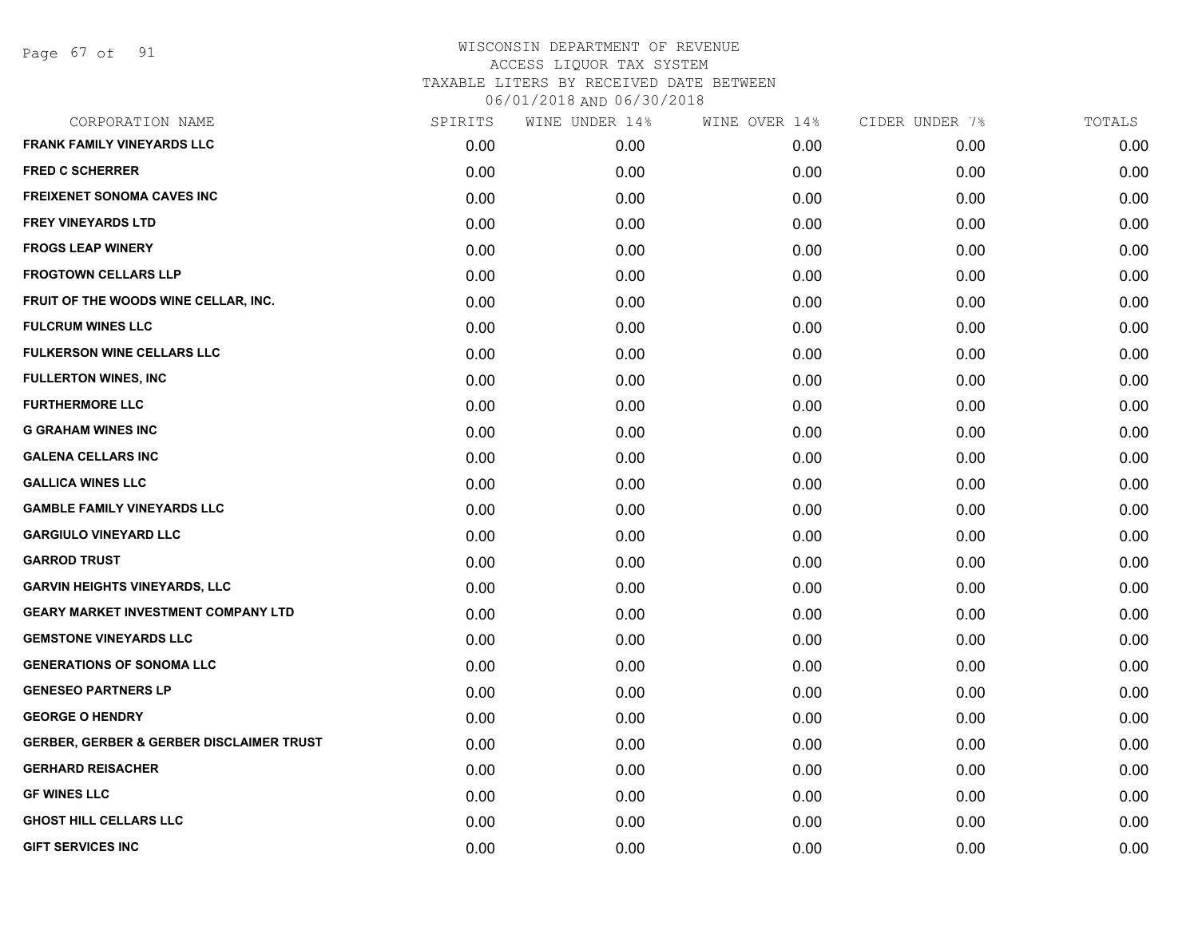# WISCONSIN DEPARTMENT OF REVENUE
ACCESS LIQUOR TAX SYSTEM
TAXABLE LITERS BY RECEIVED DATE BETWEEN
06/01/2018 AND 06/30/2018

| CORPORATION NAME | SPIRITS | WINE UNDER 14% | WINE OVER 14% | CIDER UNDER 7% | TOTALS |
|---|---|---|---|---|---|
| FRANK FAMILY VINEYARDS LLC | 0.00 | 0.00 | 0.00 | 0.00 | 0.00 |
| FRED C SCHERRER | 0.00 | 0.00 | 0.00 | 0.00 | 0.00 |
| FREIXENET SONOMA CAVES INC | 0.00 | 0.00 | 0.00 | 0.00 | 0.00 |
| FREY VINEYARDS LTD | 0.00 | 0.00 | 0.00 | 0.00 | 0.00 |
| FROGS LEAP WINERY | 0.00 | 0.00 | 0.00 | 0.00 | 0.00 |
| FROGTOWN CELLARS LLP | 0.00 | 0.00 | 0.00 | 0.00 | 0.00 |
| FRUIT OF THE WOODS WINE CELLAR, INC. | 0.00 | 0.00 | 0.00 | 0.00 | 0.00 |
| FULCRUM WINES LLC | 0.00 | 0.00 | 0.00 | 0.00 | 0.00 |
| FULKERSON WINE CELLARS LLC | 0.00 | 0.00 | 0.00 | 0.00 | 0.00 |
| FULLERTON WINES, INC | 0.00 | 0.00 | 0.00 | 0.00 | 0.00 |
| FURTHERMORE LLC | 0.00 | 0.00 | 0.00 | 0.00 | 0.00 |
| G GRAHAM WINES INC | 0.00 | 0.00 | 0.00 | 0.00 | 0.00 |
| GALENA CELLARS INC | 0.00 | 0.00 | 0.00 | 0.00 | 0.00 |
| GALLICA WINES LLC | 0.00 | 0.00 | 0.00 | 0.00 | 0.00 |
| GAMBLE FAMILY VINEYARDS LLC | 0.00 | 0.00 | 0.00 | 0.00 | 0.00 |
| GARGIULO VINEYARD LLC | 0.00 | 0.00 | 0.00 | 0.00 | 0.00 |
| GARROD TRUST | 0.00 | 0.00 | 0.00 | 0.00 | 0.00 |
| GARVIN HEIGHTS VINEYARDS, LLC | 0.00 | 0.00 | 0.00 | 0.00 | 0.00 |
| GEARY MARKET INVESTMENT COMPANY LTD | 0.00 | 0.00 | 0.00 | 0.00 | 0.00 |
| GEMSTONE VINEYARDS LLC | 0.00 | 0.00 | 0.00 | 0.00 | 0.00 |
| GENERATIONS OF SONOMA LLC | 0.00 | 0.00 | 0.00 | 0.00 | 0.00 |
| GENESEO PARTNERS LP | 0.00 | 0.00 | 0.00 | 0.00 | 0.00 |
| GEORGE O HENDRY | 0.00 | 0.00 | 0.00 | 0.00 | 0.00 |
| GERBER, GERBER & GERBER DISCLAIMER TRUST | 0.00 | 0.00 | 0.00 | 0.00 | 0.00 |
| GERHARD REISACHER | 0.00 | 0.00 | 0.00 | 0.00 | 0.00 |
| GF WINES LLC | 0.00 | 0.00 | 0.00 | 0.00 | 0.00 |
| GHOST HILL CELLARS LLC | 0.00 | 0.00 | 0.00 | 0.00 | 0.00 |
| GIFT SERVICES INC | 0.00 | 0.00 | 0.00 | 0.00 | 0.00 |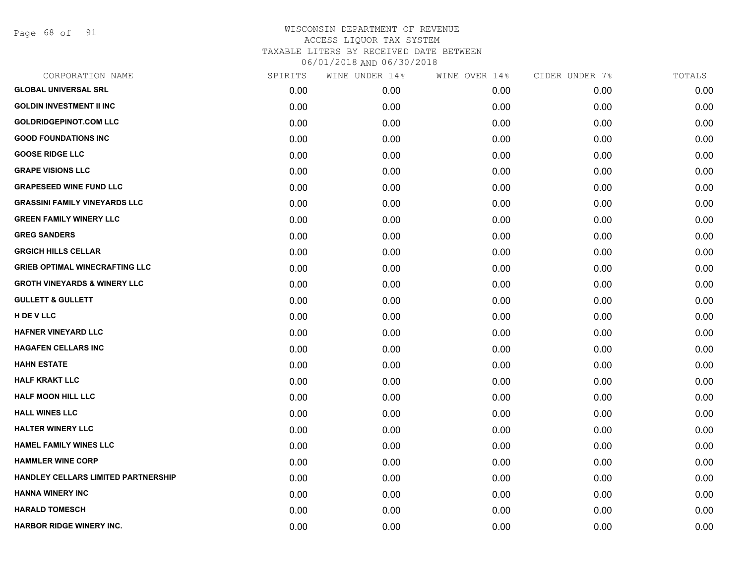WISCONSIN DEPARTMENT OF REVENUE
ACCESS LIQUOR TAX SYSTEM
TAXABLE LITERS BY RECEIVED DATE BETWEEN
06/01/2018 AND 06/30/2018

| CORPORATION NAME | SPIRITS | WINE UNDER 14% | WINE OVER 14% | CIDER UNDER 7% | TOTALS |
|---|---|---|---|---|---|
| GLOBAL UNIVERSAL SRL | 0.00 | 0.00 | 0.00 | 0.00 | 0.00 |
| GOLDIN INVESTMENT II INC | 0.00 | 0.00 | 0.00 | 0.00 | 0.00 |
| GOLDRIDGEPINOT.COM LLC | 0.00 | 0.00 | 0.00 | 0.00 | 0.00 |
| GOOD FOUNDATIONS INC | 0.00 | 0.00 | 0.00 | 0.00 | 0.00 |
| GOOSE RIDGE LLC | 0.00 | 0.00 | 0.00 | 0.00 | 0.00 |
| GRAPE VISIONS LLC | 0.00 | 0.00 | 0.00 | 0.00 | 0.00 |
| GRAPESEED WINE FUND LLC | 0.00 | 0.00 | 0.00 | 0.00 | 0.00 |
| GRASSINI FAMILY VINEYARDS LLC | 0.00 | 0.00 | 0.00 | 0.00 | 0.00 |
| GREEN FAMILY WINERY LLC | 0.00 | 0.00 | 0.00 | 0.00 | 0.00 |
| GREG SANDERS | 0.00 | 0.00 | 0.00 | 0.00 | 0.00 |
| GRGICH HILLS CELLAR | 0.00 | 0.00 | 0.00 | 0.00 | 0.00 |
| GRIEB OPTIMAL WINECRAFTING LLC | 0.00 | 0.00 | 0.00 | 0.00 | 0.00 |
| GROTH VINEYARDS & WINERY LLC | 0.00 | 0.00 | 0.00 | 0.00 | 0.00 |
| GULLETT & GULLETT | 0.00 | 0.00 | 0.00 | 0.00 | 0.00 |
| H DE V LLC | 0.00 | 0.00 | 0.00 | 0.00 | 0.00 |
| HAFNER VINEYARD LLC | 0.00 | 0.00 | 0.00 | 0.00 | 0.00 |
| HAGAFEN CELLARS INC | 0.00 | 0.00 | 0.00 | 0.00 | 0.00 |
| HAHN ESTATE | 0.00 | 0.00 | 0.00 | 0.00 | 0.00 |
| HALF KRAKT LLC | 0.00 | 0.00 | 0.00 | 0.00 | 0.00 |
| HALF MOON HILL LLC | 0.00 | 0.00 | 0.00 | 0.00 | 0.00 |
| HALL WINES LLC | 0.00 | 0.00 | 0.00 | 0.00 | 0.00 |
| HALTER WINERY LLC | 0.00 | 0.00 | 0.00 | 0.00 | 0.00 |
| HAMEL FAMILY WINES LLC | 0.00 | 0.00 | 0.00 | 0.00 | 0.00 |
| HAMMLER WINE CORP | 0.00 | 0.00 | 0.00 | 0.00 | 0.00 |
| HANDLEY CELLARS LIMITED PARTNERSHIP | 0.00 | 0.00 | 0.00 | 0.00 | 0.00 |
| HANNA WINERY INC | 0.00 | 0.00 | 0.00 | 0.00 | 0.00 |
| HARALD TOMESCH | 0.00 | 0.00 | 0.00 | 0.00 | 0.00 |
| HARBOR RIDGE WINERY INC. | 0.00 | 0.00 | 0.00 | 0.00 | 0.00 |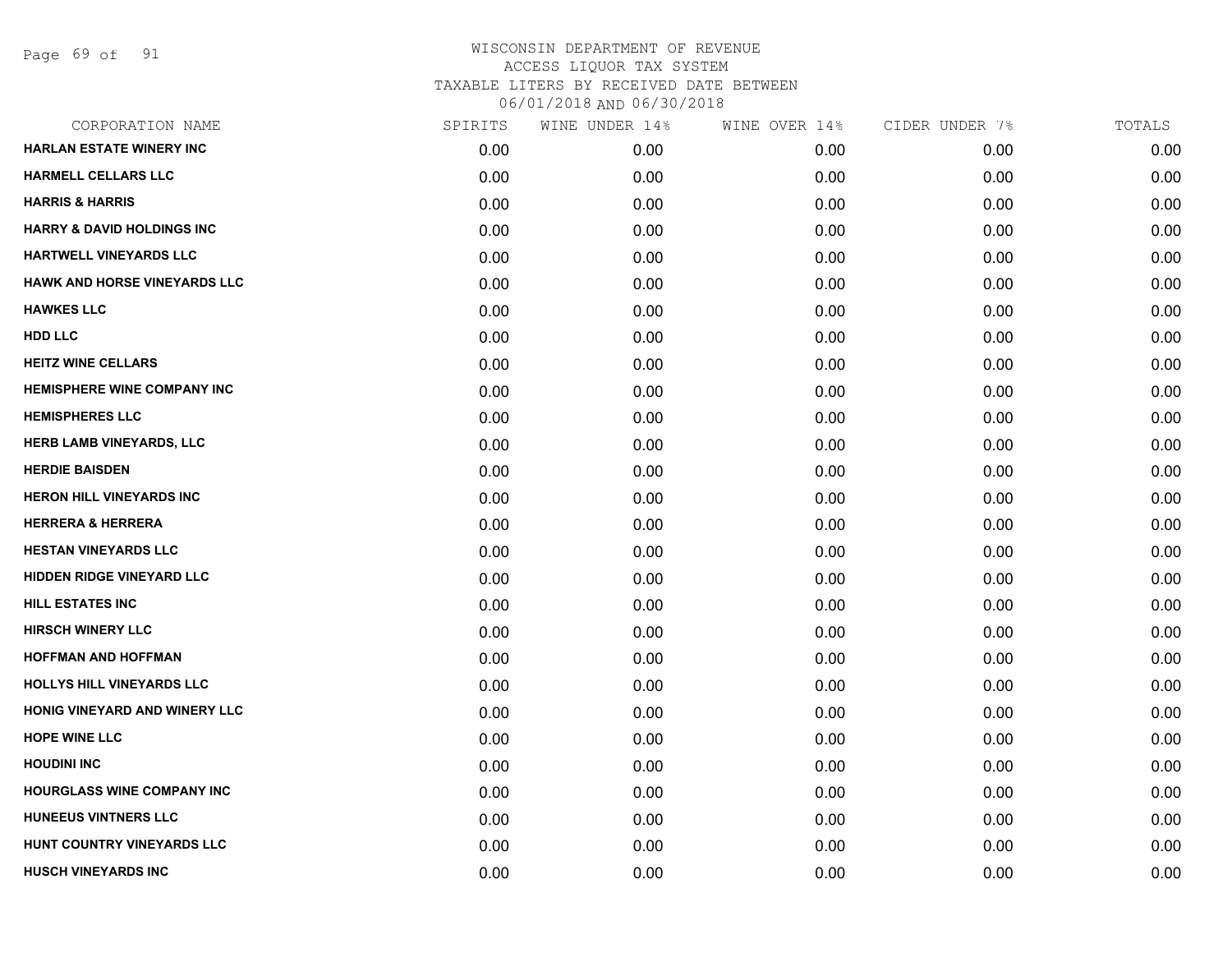WISCONSIN DEPARTMENT OF REVENUE
ACCESS LIQUOR TAX SYSTEM
TAXABLE LITERS BY RECEIVED DATE BETWEEN
06/01/2018 AND 06/30/2018

| CORPORATION NAME | SPIRITS | WINE UNDER 14% | WINE OVER 14% | CIDER UNDER 7% | TOTALS |
|---|---|---|---|---|---|
| HARLAN ESTATE WINERY INC | 0.00 | 0.00 | 0.00 | 0.00 | 0.00 |
| HARMELL CELLARS LLC | 0.00 | 0.00 | 0.00 | 0.00 | 0.00 |
| HARRIS & HARRIS | 0.00 | 0.00 | 0.00 | 0.00 | 0.00 |
| HARRY & DAVID HOLDINGS INC | 0.00 | 0.00 | 0.00 | 0.00 | 0.00 |
| HARTWELL VINEYARDS LLC | 0.00 | 0.00 | 0.00 | 0.00 | 0.00 |
| HAWK AND HORSE VINEYARDS LLC | 0.00 | 0.00 | 0.00 | 0.00 | 0.00 |
| HAWKES LLC | 0.00 | 0.00 | 0.00 | 0.00 | 0.00 |
| HDD LLC | 0.00 | 0.00 | 0.00 | 0.00 | 0.00 |
| HEITZ WINE CELLARS | 0.00 | 0.00 | 0.00 | 0.00 | 0.00 |
| HEMISPHERE WINE COMPANY INC | 0.00 | 0.00 | 0.00 | 0.00 | 0.00 |
| HEMISPHERES LLC | 0.00 | 0.00 | 0.00 | 0.00 | 0.00 |
| HERB LAMB VINEYARDS, LLC | 0.00 | 0.00 | 0.00 | 0.00 | 0.00 |
| HERDIE BAISDEN | 0.00 | 0.00 | 0.00 | 0.00 | 0.00 |
| HERON HILL VINEYARDS INC | 0.00 | 0.00 | 0.00 | 0.00 | 0.00 |
| HERRERA & HERRERA | 0.00 | 0.00 | 0.00 | 0.00 | 0.00 |
| HESTAN VINEYARDS LLC | 0.00 | 0.00 | 0.00 | 0.00 | 0.00 |
| HIDDEN RIDGE VINEYARD LLC | 0.00 | 0.00 | 0.00 | 0.00 | 0.00 |
| HILL ESTATES INC | 0.00 | 0.00 | 0.00 | 0.00 | 0.00 |
| HIRSCH WINERY LLC | 0.00 | 0.00 | 0.00 | 0.00 | 0.00 |
| HOFFMAN AND HOFFMAN | 0.00 | 0.00 | 0.00 | 0.00 | 0.00 |
| HOLLYS HILL VINEYARDS LLC | 0.00 | 0.00 | 0.00 | 0.00 | 0.00 |
| HONIG VINEYARD AND WINERY LLC | 0.00 | 0.00 | 0.00 | 0.00 | 0.00 |
| HOPE WINE LLC | 0.00 | 0.00 | 0.00 | 0.00 | 0.00 |
| HOUDINI INC | 0.00 | 0.00 | 0.00 | 0.00 | 0.00 |
| HOURGLASS WINE COMPANY INC | 0.00 | 0.00 | 0.00 | 0.00 | 0.00 |
| HUNEEUS VINTNERS LLC | 0.00 | 0.00 | 0.00 | 0.00 | 0.00 |
| HUNT COUNTRY VINEYARDS LLC | 0.00 | 0.00 | 0.00 | 0.00 | 0.00 |
| HUSCH VINEYARDS INC | 0.00 | 0.00 | 0.00 | 0.00 | 0.00 |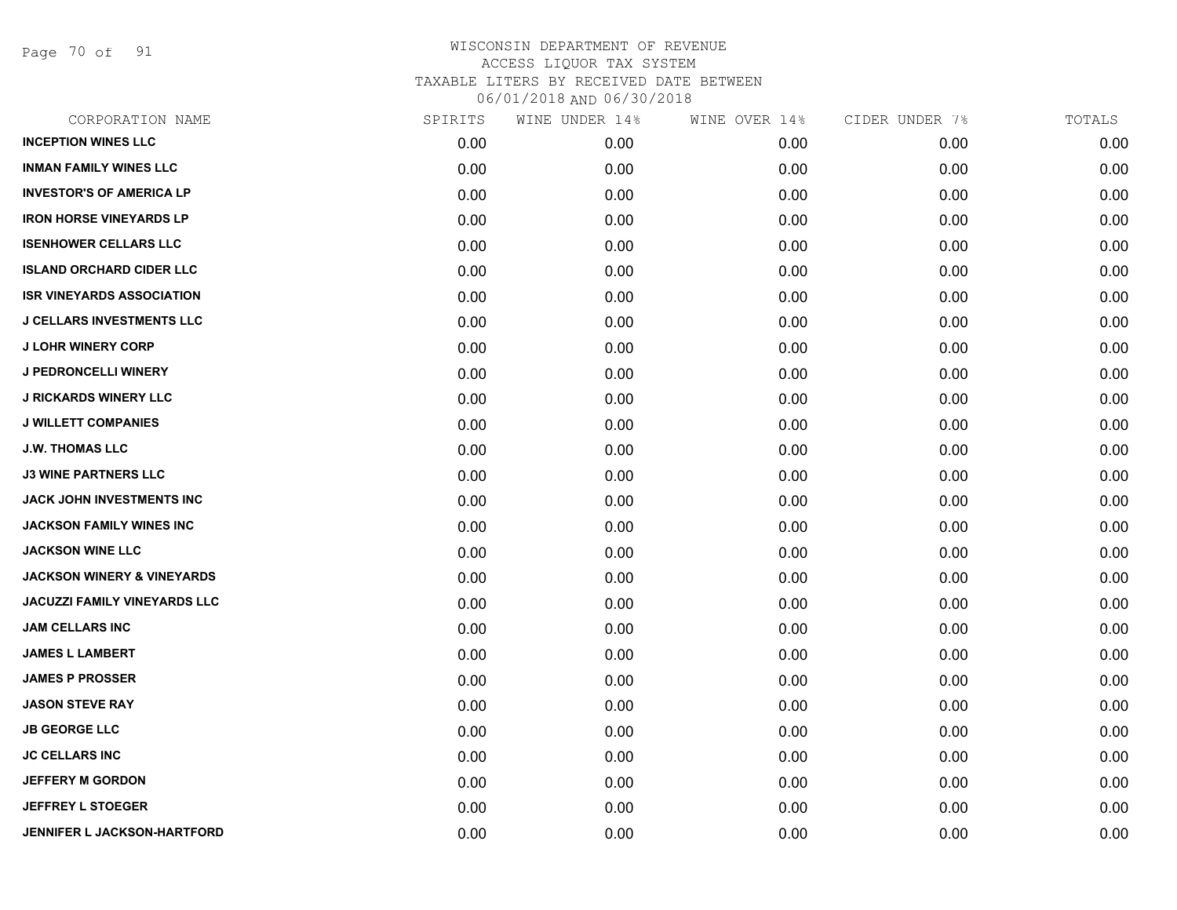WISCONSIN DEPARTMENT OF REVENUE
ACCESS LIQUOR TAX SYSTEM
TAXABLE LITERS BY RECEIVED DATE BETWEEN
06/01/2018 AND 06/30/2018

| CORPORATION NAME | SPIRITS | WINE UNDER 14% | WINE OVER 14% | CIDER UNDER 7% | TOTALS |
|---|---|---|---|---|---|
| **INCEPTION WINES LLC** | 0.00 | 0.00 | 0.00 | 0.00 | 0.00 |
| **INMAN FAMILY WINES LLC** | 0.00 | 0.00 | 0.00 | 0.00 | 0.00 |
| **INVESTOR'S OF AMERICA LP** | 0.00 | 0.00 | 0.00 | 0.00 | 0.00 |
| **IRON HORSE VINEYARDS LP** | 0.00 | 0.00 | 0.00 | 0.00 | 0.00 |
| **ISENHOWER CELLARS LLC** | 0.00 | 0.00 | 0.00 | 0.00 | 0.00 |
| **ISLAND ORCHARD CIDER LLC** | 0.00 | 0.00 | 0.00 | 0.00 | 0.00 |
| **ISR VINEYARDS ASSOCIATION** | 0.00 | 0.00 | 0.00 | 0.00 | 0.00 |
| **J CELLARS INVESTMENTS LLC** | 0.00 | 0.00 | 0.00 | 0.00 | 0.00 |
| **J LOHR WINERY CORP** | 0.00 | 0.00 | 0.00 | 0.00 | 0.00 |
| **J PEDRONCELLI WINERY** | 0.00 | 0.00 | 0.00 | 0.00 | 0.00 |
| **J RICKARDS WINERY LLC** | 0.00 | 0.00 | 0.00 | 0.00 | 0.00 |
| **J WILLETT COMPANIES** | 0.00 | 0.00 | 0.00 | 0.00 | 0.00 |
| **J.W. THOMAS LLC** | 0.00 | 0.00 | 0.00 | 0.00 | 0.00 |
| **J3 WINE PARTNERS LLC** | 0.00 | 0.00 | 0.00 | 0.00 | 0.00 |
| **JACK JOHN INVESTMENTS INC** | 0.00 | 0.00 | 0.00 | 0.00 | 0.00 |
| **JACKSON FAMILY WINES INC** | 0.00 | 0.00 | 0.00 | 0.00 | 0.00 |
| **JACKSON WINE LLC** | 0.00 | 0.00 | 0.00 | 0.00 | 0.00 |
| **JACKSON WINERY & VINEYARDS** | 0.00 | 0.00 | 0.00 | 0.00 | 0.00 |
| **JACUZZI FAMILY VINEYARDS LLC** | 0.00 | 0.00 | 0.00 | 0.00 | 0.00 |
| **JAM CELLARS INC** | 0.00 | 0.00 | 0.00 | 0.00 | 0.00 |
| **JAMES L LAMBERT** | 0.00 | 0.00 | 0.00 | 0.00 | 0.00 |
| **JAMES P PROSSER** | 0.00 | 0.00 | 0.00 | 0.00 | 0.00 |
| **JASON STEVE RAY** | 0.00 | 0.00 | 0.00 | 0.00 | 0.00 |
| **JB GEORGE LLC** | 0.00 | 0.00 | 0.00 | 0.00 | 0.00 |
| **JC CELLARS INC** | 0.00 | 0.00 | 0.00 | 0.00 | 0.00 |
| **JEFFERY M GORDON** | 0.00 | 0.00 | 0.00 | 0.00 | 0.00 |
| **JEFFREY L STOEGER** | 0.00 | 0.00 | 0.00 | 0.00 | 0.00 |
| **JENNIFER L JACKSON-HARTFORD** | 0.00 | 0.00 | 0.00 | 0.00 | 0.00 |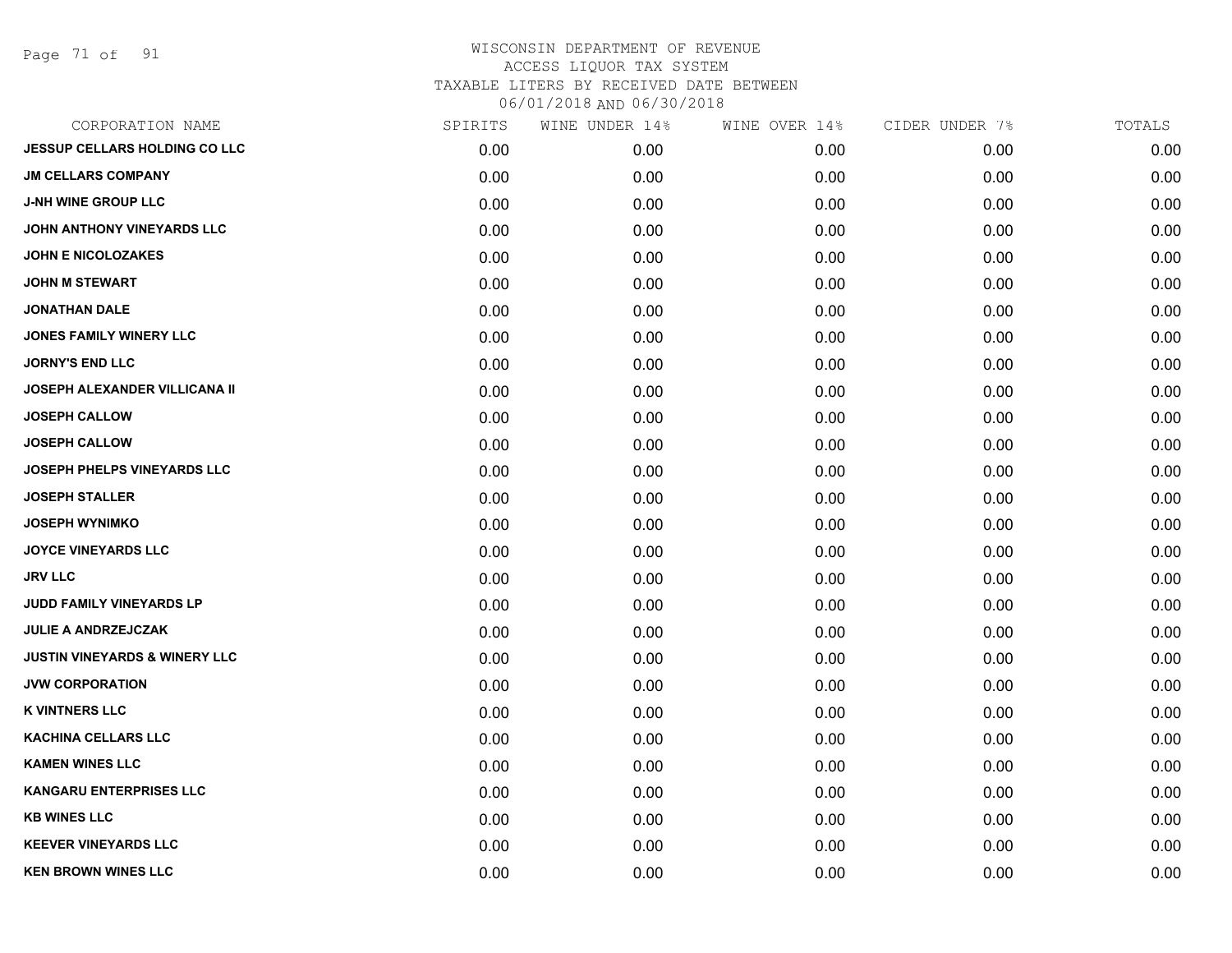# WISCONSIN DEPARTMENT OF REVENUE
ACCESS LIQUOR TAX SYSTEM
TAXABLE LITERS BY RECEIVED DATE BETWEEN
06/01/2018 AND 06/30/2018

| CORPORATION NAME | SPIRITS | WINE UNDER 14% | WINE OVER 14% | CIDER UNDER 7% | TOTALS |
|---|---|---|---|---|---|
| JESSUP CELLARS HOLDING CO LLC | 0.00 | 0.00 | 0.00 | 0.00 | 0.00 |
| JM CELLARS COMPANY | 0.00 | 0.00 | 0.00 | 0.00 | 0.00 |
| J-NH WINE GROUP LLC | 0.00 | 0.00 | 0.00 | 0.00 | 0.00 |
| JOHN ANTHONY VINEYARDS LLC | 0.00 | 0.00 | 0.00 | 0.00 | 0.00 |
| JOHN E NICOLOZAKES | 0.00 | 0.00 | 0.00 | 0.00 | 0.00 |
| JOHN M STEWART | 0.00 | 0.00 | 0.00 | 0.00 | 0.00 |
| JONATHAN DALE | 0.00 | 0.00 | 0.00 | 0.00 | 0.00 |
| JONES FAMILY WINERY LLC | 0.00 | 0.00 | 0.00 | 0.00 | 0.00 |
| JORNY'S END LLC | 0.00 | 0.00 | 0.00 | 0.00 | 0.00 |
| JOSEPH ALEXANDER VILLICANA II | 0.00 | 0.00 | 0.00 | 0.00 | 0.00 |
| JOSEPH CALLOW | 0.00 | 0.00 | 0.00 | 0.00 | 0.00 |
| JOSEPH CALLOW | 0.00 | 0.00 | 0.00 | 0.00 | 0.00 |
| JOSEPH PHELPS VINEYARDS LLC | 0.00 | 0.00 | 0.00 | 0.00 | 0.00 |
| JOSEPH STALLER | 0.00 | 0.00 | 0.00 | 0.00 | 0.00 |
| JOSEPH WYNIMKO | 0.00 | 0.00 | 0.00 | 0.00 | 0.00 |
| JOYCE VINEYARDS LLC | 0.00 | 0.00 | 0.00 | 0.00 | 0.00 |
| JRV LLC | 0.00 | 0.00 | 0.00 | 0.00 | 0.00 |
| JUDD FAMILY VINEYARDS LP | 0.00 | 0.00 | 0.00 | 0.00 | 0.00 |
| JULIE A ANDRZEJCZAK | 0.00 | 0.00 | 0.00 | 0.00 | 0.00 |
| JUSTIN VINEYARDS & WINERY LLC | 0.00 | 0.00 | 0.00 | 0.00 | 0.00 |
| JVW CORPORATION | 0.00 | 0.00 | 0.00 | 0.00 | 0.00 |
| K VINTNERS LLC | 0.00 | 0.00 | 0.00 | 0.00 | 0.00 |
| KACHINA CELLARS LLC | 0.00 | 0.00 | 0.00 | 0.00 | 0.00 |
| KAMEN WINES LLC | 0.00 | 0.00 | 0.00 | 0.00 | 0.00 |
| KANGARU ENTERPRISES LLC | 0.00 | 0.00 | 0.00 | 0.00 | 0.00 |
| KB WINES LLC | 0.00 | 0.00 | 0.00 | 0.00 | 0.00 |
| KEEVER VINEYARDS LLC | 0.00 | 0.00 | 0.00 | 0.00 | 0.00 |
| KEN BROWN WINES LLC | 0.00 | 0.00 | 0.00 | 0.00 | 0.00 |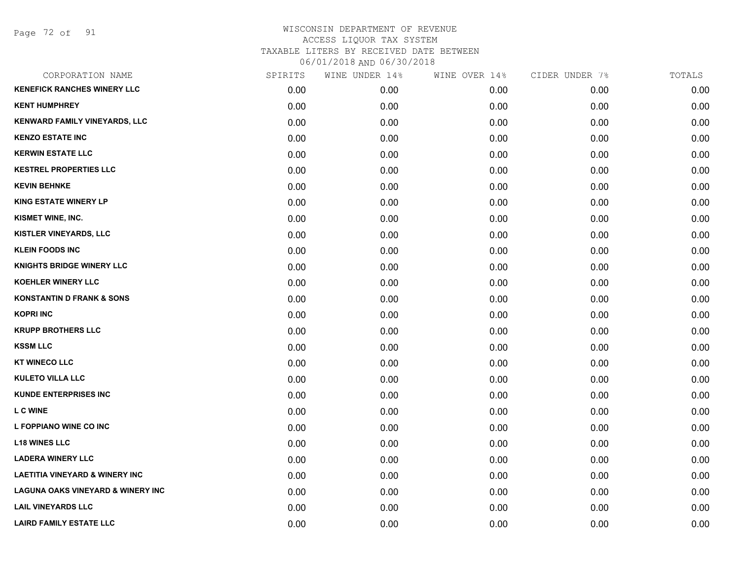WISCONSIN DEPARTMENT OF REVENUE
ACCESS LIQUOR TAX SYSTEM
TAXABLE LITERS BY RECEIVED DATE BETWEEN
06/01/2018 AND 06/30/2018

| CORPORATION NAME | SPIRITS | WINE UNDER 14% | WINE OVER 14% | CIDER UNDER 7% | TOTALS |
|---|---|---|---|---|---|
| KENEFICK RANCHES WINERY LLC | 0.00 | 0.00 | 0.00 | 0.00 | 0.00 |
| KENT HUMPHREY | 0.00 | 0.00 | 0.00 | 0.00 | 0.00 |
| KENWARD FAMILY VINEYARDS, LLC | 0.00 | 0.00 | 0.00 | 0.00 | 0.00 |
| KENZO ESTATE INC | 0.00 | 0.00 | 0.00 | 0.00 | 0.00 |
| KERWIN ESTATE LLC | 0.00 | 0.00 | 0.00 | 0.00 | 0.00 |
| KESTREL PROPERTIES LLC | 0.00 | 0.00 | 0.00 | 0.00 | 0.00 |
| KEVIN BEHNKE | 0.00 | 0.00 | 0.00 | 0.00 | 0.00 |
| KING ESTATE WINERY LP | 0.00 | 0.00 | 0.00 | 0.00 | 0.00 |
| KISMET WINE, INC. | 0.00 | 0.00 | 0.00 | 0.00 | 0.00 |
| KISTLER VINEYARDS, LLC | 0.00 | 0.00 | 0.00 | 0.00 | 0.00 |
| KLEIN FOODS INC | 0.00 | 0.00 | 0.00 | 0.00 | 0.00 |
| KNIGHTS BRIDGE WINERY LLC | 0.00 | 0.00 | 0.00 | 0.00 | 0.00 |
| KOEHLER WINERY LLC | 0.00 | 0.00 | 0.00 | 0.00 | 0.00 |
| KONSTANTIN D FRANK & SONS | 0.00 | 0.00 | 0.00 | 0.00 | 0.00 |
| KOPRI INC | 0.00 | 0.00 | 0.00 | 0.00 | 0.00 |
| KRUPP BROTHERS LLC | 0.00 | 0.00 | 0.00 | 0.00 | 0.00 |
| KSSM LLC | 0.00 | 0.00 | 0.00 | 0.00 | 0.00 |
| KT WINECO LLC | 0.00 | 0.00 | 0.00 | 0.00 | 0.00 |
| KULETO VILLA LLC | 0.00 | 0.00 | 0.00 | 0.00 | 0.00 |
| KUNDE ENTERPRISES INC | 0.00 | 0.00 | 0.00 | 0.00 | 0.00 |
| L C WINE | 0.00 | 0.00 | 0.00 | 0.00 | 0.00 |
| L FOPPIANO WINE CO INC | 0.00 | 0.00 | 0.00 | 0.00 | 0.00 |
| L18 WINES LLC | 0.00 | 0.00 | 0.00 | 0.00 | 0.00 |
| LADERA WINERY LLC | 0.00 | 0.00 | 0.00 | 0.00 | 0.00 |
| LAETITIA VINEYARD & WINERY INC | 0.00 | 0.00 | 0.00 | 0.00 | 0.00 |
| LAGUNA OAKS VINEYARD & WINERY INC | 0.00 | 0.00 | 0.00 | 0.00 | 0.00 |
| LAIL VINEYARDS LLC | 0.00 | 0.00 | 0.00 | 0.00 | 0.00 |
| LAIRD FAMILY ESTATE LLC | 0.00 | 0.00 | 0.00 | 0.00 | 0.00 |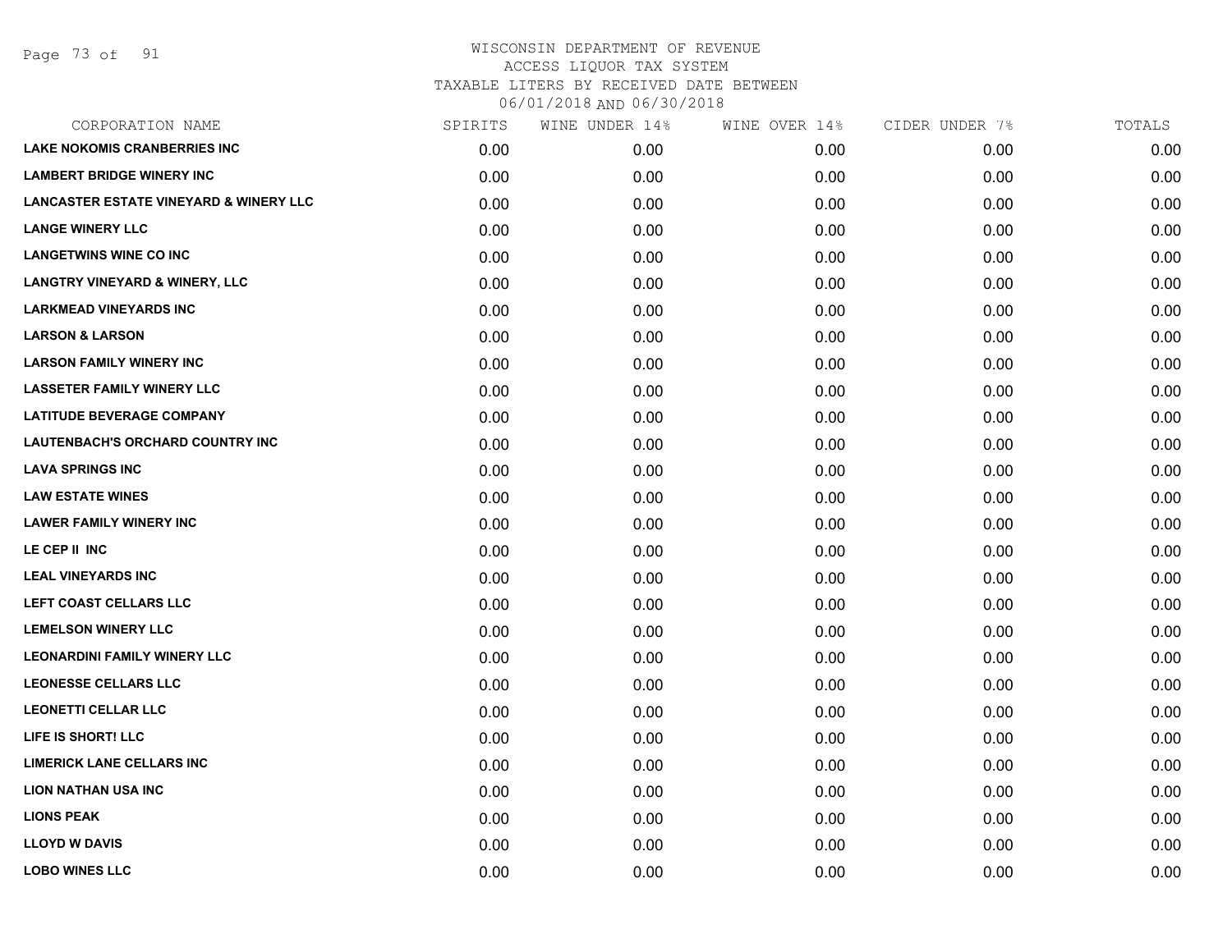WISCONSIN DEPARTMENT OF REVENUE
ACCESS LIQUOR TAX SYSTEM
TAXABLE LITERS BY RECEIVED DATE BETWEEN
06/01/2018 AND 06/30/2018

| CORPORATION NAME | SPIRITS | WINE UNDER 14% | WINE OVER 14% | CIDER UNDER 7% | TOTALS |
|---|---|---|---|---|---|
| LAKE NOKOMIS CRANBERRIES INC | 0.00 | 0.00 | 0.00 | 0.00 | 0.00 |
| LAMBERT BRIDGE WINERY INC | 0.00 | 0.00 | 0.00 | 0.00 | 0.00 |
| LANCASTER ESTATE VINEYARD & WINERY LLC | 0.00 | 0.00 | 0.00 | 0.00 | 0.00 |
| LANGE WINERY LLC | 0.00 | 0.00 | 0.00 | 0.00 | 0.00 |
| LANGETWINS WINE CO INC | 0.00 | 0.00 | 0.00 | 0.00 | 0.00 |
| LANGTRY VINEYARD & WINERY, LLC | 0.00 | 0.00 | 0.00 | 0.00 | 0.00 |
| LARKMEAD VINEYARDS INC | 0.00 | 0.00 | 0.00 | 0.00 | 0.00 |
| LARSON & LARSON | 0.00 | 0.00 | 0.00 | 0.00 | 0.00 |
| LARSON FAMILY WINERY INC | 0.00 | 0.00 | 0.00 | 0.00 | 0.00 |
| LASSETER FAMILY WINERY LLC | 0.00 | 0.00 | 0.00 | 0.00 | 0.00 |
| LATITUDE BEVERAGE COMPANY | 0.00 | 0.00 | 0.00 | 0.00 | 0.00 |
| LAUTENBACH'S ORCHARD COUNTRY INC | 0.00 | 0.00 | 0.00 | 0.00 | 0.00 |
| LAVA SPRINGS INC | 0.00 | 0.00 | 0.00 | 0.00 | 0.00 |
| LAW ESTATE WINES | 0.00 | 0.00 | 0.00 | 0.00 | 0.00 |
| LAWER FAMILY WINERY INC | 0.00 | 0.00 | 0.00 | 0.00 | 0.00 |
| LE CEP II INC | 0.00 | 0.00 | 0.00 | 0.00 | 0.00 |
| LEAL VINEYARDS INC | 0.00 | 0.00 | 0.00 | 0.00 | 0.00 |
| LEFT COAST CELLARS LLC | 0.00 | 0.00 | 0.00 | 0.00 | 0.00 |
| LEMELSON WINERY LLC | 0.00 | 0.00 | 0.00 | 0.00 | 0.00 |
| LEONARDINI FAMILY WINERY LLC | 0.00 | 0.00 | 0.00 | 0.00 | 0.00 |
| LEONESSE CELLARS LLC | 0.00 | 0.00 | 0.00 | 0.00 | 0.00 |
| LEONETTI CELLAR LLC | 0.00 | 0.00 | 0.00 | 0.00 | 0.00 |
| LIFE IS SHORT! LLC | 0.00 | 0.00 | 0.00 | 0.00 | 0.00 |
| LIMERICK LANE CELLARS INC | 0.00 | 0.00 | 0.00 | 0.00 | 0.00 |
| LION NATHAN USA INC | 0.00 | 0.00 | 0.00 | 0.00 | 0.00 |
| LIONS PEAK | 0.00 | 0.00 | 0.00 | 0.00 | 0.00 |
| LLOYD W DAVIS | 0.00 | 0.00 | 0.00 | 0.00 | 0.00 |
| LOBO WINES LLC | 0.00 | 0.00 | 0.00 | 0.00 | 0.00 |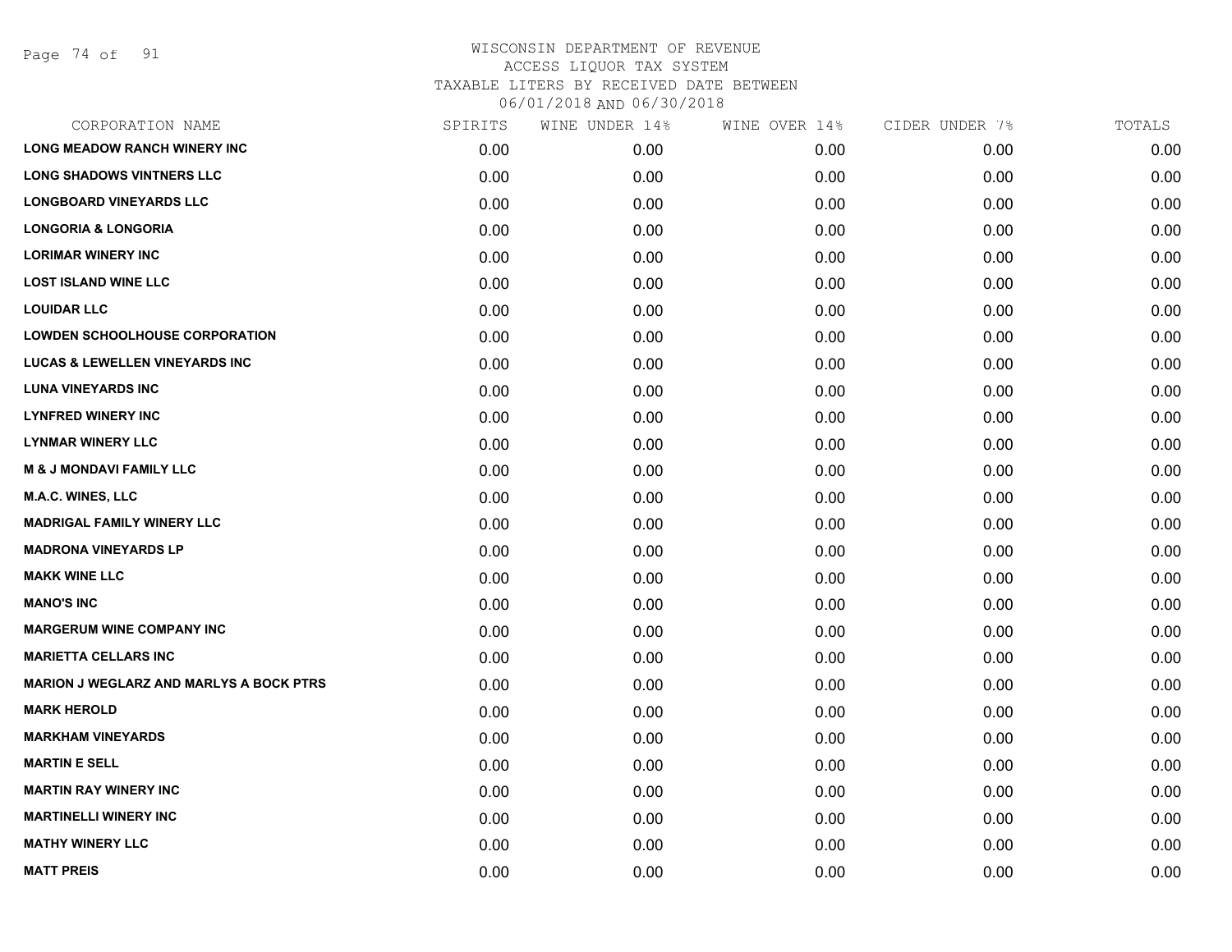# WISCONSIN DEPARTMENT OF REVENUE
## ACCESS LIQUOR TAX SYSTEM
### TAXABLE LITERS BY RECEIVED DATE BETWEEN 06/01/2018 AND 06/30/2018

| CORPORATION NAME | SPIRITS | WINE UNDER 14% | WINE OVER 14% | CIDER UNDER 7% | TOTALS |
|---|---|---|---|---|---|
| **LONG MEADOW RANCH WINERY INC** | 0.00 | 0.00 | 0.00 | 0.00 | 0.00 |
| **LONG SHADOWS VINTNERS LLC** | 0.00 | 0.00 | 0.00 | 0.00 | 0.00 |
| **LONGBOARD VINEYARDS LLC** | 0.00 | 0.00 | 0.00 | 0.00 | 0.00 |
| **LONGORIA & LONGORIA** | 0.00 | 0.00 | 0.00 | 0.00 | 0.00 |
| **LORIMAR WINERY INC** | 0.00 | 0.00 | 0.00 | 0.00 | 0.00 |
| **LOST ISLAND WINE LLC** | 0.00 | 0.00 | 0.00 | 0.00 | 0.00 |
| **LOUIDAR LLC** | 0.00 | 0.00 | 0.00 | 0.00 | 0.00 |
| **LOWDEN SCHOOLHOUSE CORPORATION** | 0.00 | 0.00 | 0.00 | 0.00 | 0.00 |
| **LUCAS & LEWELLEN VINEYARDS INC** | 0.00 | 0.00 | 0.00 | 0.00 | 0.00 |
| **LUNA VINEYARDS INC** | 0.00 | 0.00 | 0.00 | 0.00 | 0.00 |
| **LYNFRED WINERY INC** | 0.00 | 0.00 | 0.00 | 0.00 | 0.00 |
| **LYNMAR WINERY LLC** | 0.00 | 0.00 | 0.00 | 0.00 | 0.00 |
| **M & J MONDAVI FAMILY LLC** | 0.00 | 0.00 | 0.00 | 0.00 | 0.00 |
| **M.A.C. WINES, LLC** | 0.00 | 0.00 | 0.00 | 0.00 | 0.00 |
| **MADRIGAL FAMILY WINERY LLC** | 0.00 | 0.00 | 0.00 | 0.00 | 0.00 |
| **MADRONA VINEYARDS LP** | 0.00 | 0.00 | 0.00 | 0.00 | 0.00 |
| **MAKK WINE LLC** | 0.00 | 0.00 | 0.00 | 0.00 | 0.00 |
| **MANO'S INC** | 0.00 | 0.00 | 0.00 | 0.00 | 0.00 |
| **MARGERUM WINE COMPANY INC** | 0.00 | 0.00 | 0.00 | 0.00 | 0.00 |
| **MARIETTA CELLARS INC** | 0.00 | 0.00 | 0.00 | 0.00 | 0.00 |
| **MARION J WEGLARZ AND MARLYS A BOCK PTRS** | 0.00 | 0.00 | 0.00 | 0.00 | 0.00 |
| **MARK HEROLD** | 0.00 | 0.00 | 0.00 | 0.00 | 0.00 |
| **MARKHAM VINEYARDS** | 0.00 | 0.00 | 0.00 | 0.00 | 0.00 |
| **MARTIN E SELL** | 0.00 | 0.00 | 0.00 | 0.00 | 0.00 |
| **MARTIN RAY WINERY INC** | 0.00 | 0.00 | 0.00 | 0.00 | 0.00 |
| **MARTINELLI WINERY INC** | 0.00 | 0.00 | 0.00 | 0.00 | 0.00 |
| **MATHY WINERY LLC** | 0.00 | 0.00 | 0.00 | 0.00 | 0.00 |
| **MATT PREIS** | 0.00 | 0.00 | 0.00 | 0.00 | 0.00 |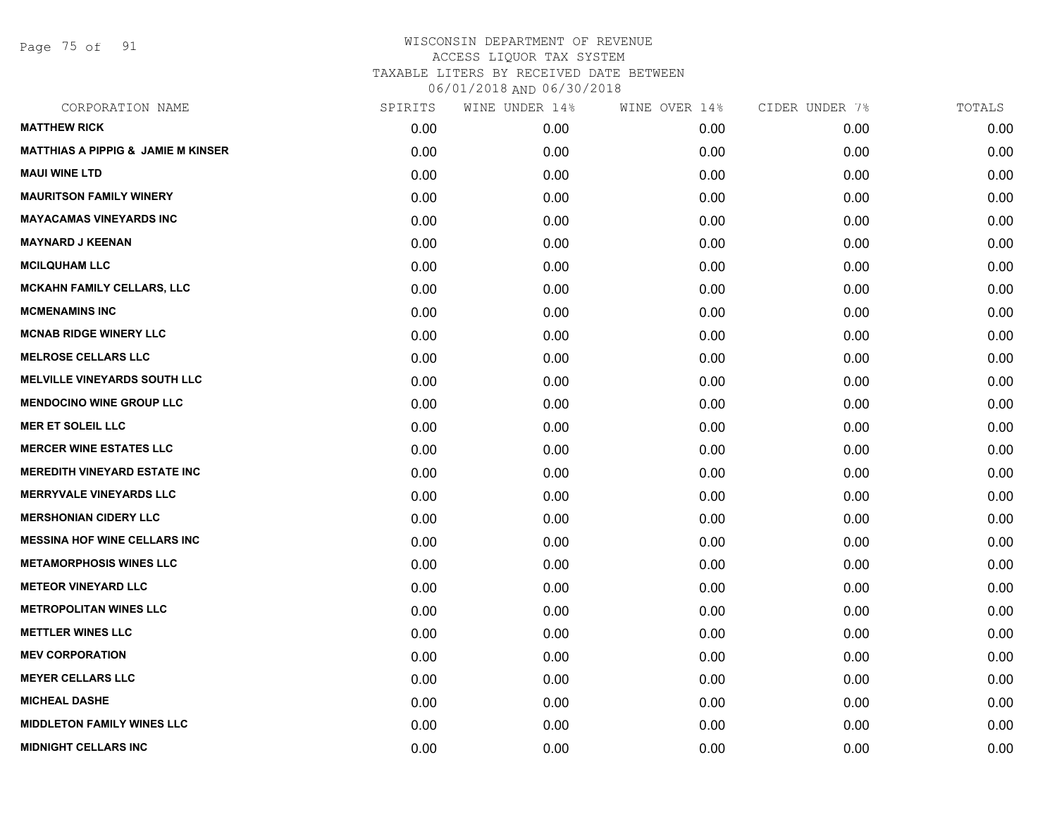WISCONSIN DEPARTMENT OF REVENUE
ACCESS LIQUOR TAX SYSTEM
TAXABLE LITERS BY RECEIVED DATE BETWEEN
06/01/2018 AND 06/30/2018

| CORPORATION NAME | SPIRITS | WINE UNDER 14% | WINE OVER 14% | CIDER UNDER 7% | TOTALS |
|---|---|---|---|---|---|
| **MATTHEW RICK** | 0.00 | 0.00 | 0.00 | 0.00 | 0.00 |
| **MATTHIAS A PIPPIG & JAMIE M KINSER** | 0.00 | 0.00 | 0.00 | 0.00 | 0.00 |
| **MAUI WINE LTD** | 0.00 | 0.00 | 0.00 | 0.00 | 0.00 |
| **MAURITSON FAMILY WINERY** | 0.00 | 0.00 | 0.00 | 0.00 | 0.00 |
| **MAYACAMAS VINEYARDS INC** | 0.00 | 0.00 | 0.00 | 0.00 | 0.00 |
| **MAYNARD J KEENAN** | 0.00 | 0.00 | 0.00 | 0.00 | 0.00 |
| **MCILQUHAM LLC** | 0.00 | 0.00 | 0.00 | 0.00 | 0.00 |
| **MCKAHN FAMILY CELLARS, LLC** | 0.00 | 0.00 | 0.00 | 0.00 | 0.00 |
| **MCMENAMINS INC** | 0.00 | 0.00 | 0.00 | 0.00 | 0.00 |
| **MCNAB RIDGE WINERY LLC** | 0.00 | 0.00 | 0.00 | 0.00 | 0.00 |
| **MELROSE CELLARS LLC** | 0.00 | 0.00 | 0.00 | 0.00 | 0.00 |
| **MELVILLE VINEYARDS SOUTH LLC** | 0.00 | 0.00 | 0.00 | 0.00 | 0.00 |
| **MENDOCINO WINE GROUP LLC** | 0.00 | 0.00 | 0.00 | 0.00 | 0.00 |
| **MER ET SOLEIL LLC** | 0.00 | 0.00 | 0.00 | 0.00 | 0.00 |
| **MERCER WINE ESTATES LLC** | 0.00 | 0.00 | 0.00 | 0.00 | 0.00 |
| **MEREDITH VINEYARD ESTATE INC** | 0.00 | 0.00 | 0.00 | 0.00 | 0.00 |
| **MERRYVALE VINEYARDS LLC** | 0.00 | 0.00 | 0.00 | 0.00 | 0.00 |
| **MERSHONIAN CIDERY LLC** | 0.00 | 0.00 | 0.00 | 0.00 | 0.00 |
| **MESSINA HOF WINE CELLARS INC** | 0.00 | 0.00 | 0.00 | 0.00 | 0.00 |
| **METAMORPHOSIS WINES LLC** | 0.00 | 0.00 | 0.00 | 0.00 | 0.00 |
| **METEOR VINEYARD LLC** | 0.00 | 0.00 | 0.00 | 0.00 | 0.00 |
| **METROPOLITAN WINES LLC** | 0.00 | 0.00 | 0.00 | 0.00 | 0.00 |
| **METTLER WINES LLC** | 0.00 | 0.00 | 0.00 | 0.00 | 0.00 |
| **MEV CORPORATION** | 0.00 | 0.00 | 0.00 | 0.00 | 0.00 |
| **MEYER CELLARS LLC** | 0.00 | 0.00 | 0.00 | 0.00 | 0.00 |
| **MICHEAL DASHE** | 0.00 | 0.00 | 0.00 | 0.00 | 0.00 |
| **MIDDLETON FAMILY WINES LLC** | 0.00 | 0.00 | 0.00 | 0.00 | 0.00 |
| **MIDNIGHT CELLARS INC** | 0.00 | 0.00 | 0.00 | 0.00 | 0.00 |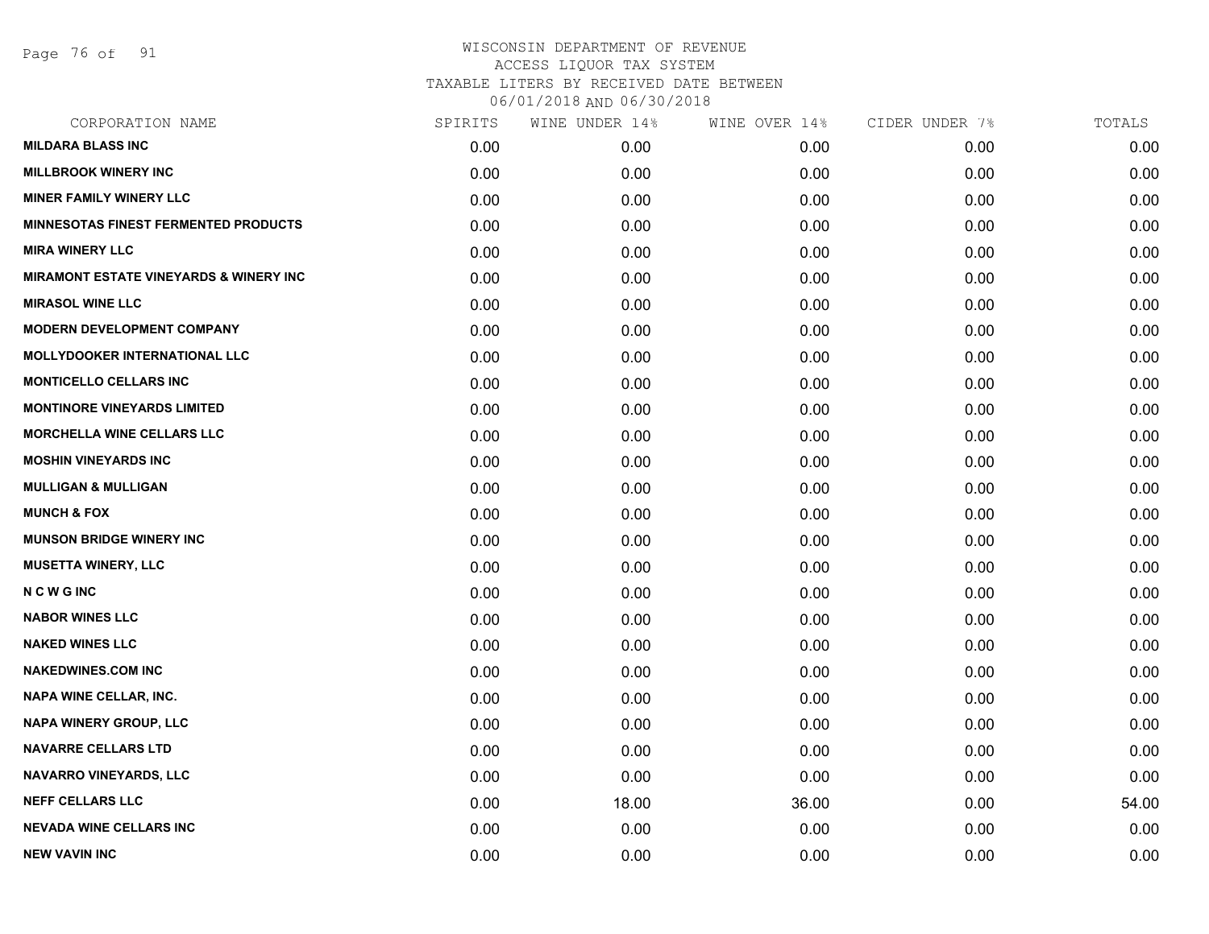WISCONSIN DEPARTMENT OF REVENUE
ACCESS LIQUOR TAX SYSTEM
TAXABLE LITERS BY RECEIVED DATE BETWEEN
06/01/2018 AND 06/30/2018

| CORPORATION NAME | SPIRITS | WINE UNDER 14% | WINE OVER 14% | CIDER UNDER 7% | TOTALS |
|---|---|---|---|---|---|
| MILDARA BLASS INC | 0.00 | 0.00 | 0.00 | 0.00 | 0.00 |
| MILLBROOK WINERY INC | 0.00 | 0.00 | 0.00 | 0.00 | 0.00 |
| MINER FAMILY WINERY LLC | 0.00 | 0.00 | 0.00 | 0.00 | 0.00 |
| MINNESOTAS FINEST FERMENTED PRODUCTS | 0.00 | 0.00 | 0.00 | 0.00 | 0.00 |
| MIRA WINERY LLC | 0.00 | 0.00 | 0.00 | 0.00 | 0.00 |
| MIRAMONT ESTATE VINEYARDS & WINERY INC | 0.00 | 0.00 | 0.00 | 0.00 | 0.00 |
| MIRASOL WINE LLC | 0.00 | 0.00 | 0.00 | 0.00 | 0.00 |
| MODERN DEVELOPMENT COMPANY | 0.00 | 0.00 | 0.00 | 0.00 | 0.00 |
| MOLLYDOOKER INTERNATIONAL LLC | 0.00 | 0.00 | 0.00 | 0.00 | 0.00 |
| MONTICELLO CELLARS INC | 0.00 | 0.00 | 0.00 | 0.00 | 0.00 |
| MONTINORE VINEYARDS LIMITED | 0.00 | 0.00 | 0.00 | 0.00 | 0.00 |
| MORCHELLA WINE CELLARS LLC | 0.00 | 0.00 | 0.00 | 0.00 | 0.00 |
| MOSHIN VINEYARDS INC | 0.00 | 0.00 | 0.00 | 0.00 | 0.00 |
| MULLIGAN & MULLIGAN | 0.00 | 0.00 | 0.00 | 0.00 | 0.00 |
| MUNCH & FOX | 0.00 | 0.00 | 0.00 | 0.00 | 0.00 |
| MUNSON BRIDGE WINERY INC | 0.00 | 0.00 | 0.00 | 0.00 | 0.00 |
| MUSETTA WINERY, LLC | 0.00 | 0.00 | 0.00 | 0.00 | 0.00 |
| N C W G INC | 0.00 | 0.00 | 0.00 | 0.00 | 0.00 |
| NABOR WINES LLC | 0.00 | 0.00 | 0.00 | 0.00 | 0.00 |
| NAKED WINES LLC | 0.00 | 0.00 | 0.00 | 0.00 | 0.00 |
| NAKEDWINES.COM INC | 0.00 | 0.00 | 0.00 | 0.00 | 0.00 |
| NAPA WINE CELLAR, INC. | 0.00 | 0.00 | 0.00 | 0.00 | 0.00 |
| NAPA WINERY GROUP, LLC | 0.00 | 0.00 | 0.00 | 0.00 | 0.00 |
| NAVARRE CELLARS LTD | 0.00 | 0.00 | 0.00 | 0.00 | 0.00 |
| NAVARRO VINEYARDS, LLC | 0.00 | 0.00 | 0.00 | 0.00 | 0.00 |
| NEFF CELLARS LLC | 0.00 | 18.00 | 36.00 | 0.00 | 54.00 |
| NEVADA WINE CELLARS INC | 0.00 | 0.00 | 0.00 | 0.00 | 0.00 |
| NEW VAVIN INC | 0.00 | 0.00 | 0.00 | 0.00 | 0.00 |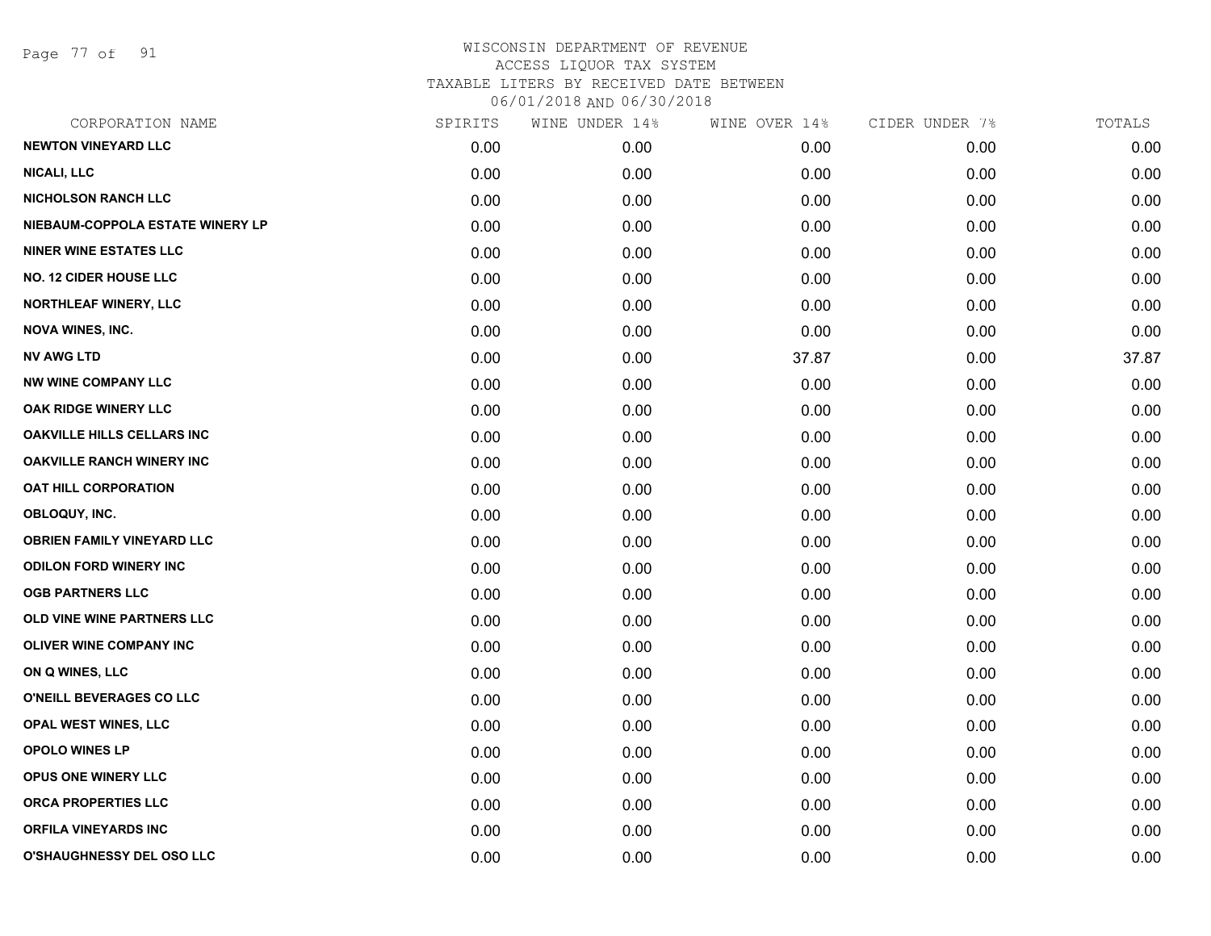WISCONSIN DEPARTMENT OF REVENUE
ACCESS LIQUOR TAX SYSTEM
TAXABLE LITERS BY RECEIVED DATE BETWEEN
06/01/2018 AND 06/30/2018

| CORPORATION NAME | SPIRITS | WINE UNDER 14% | WINE OVER 14% | CIDER UNDER 7% | TOTALS |
|---|---|---|---|---|---|
| NEWTON VINEYARD LLC | 0.00 | 0.00 | 0.00 | 0.00 | 0.00 |
| NICALI, LLC | 0.00 | 0.00 | 0.00 | 0.00 | 0.00 |
| NICHOLSON RANCH LLC | 0.00 | 0.00 | 0.00 | 0.00 | 0.00 |
| NIEBAUM-COPPOLA ESTATE WINERY LP | 0.00 | 0.00 | 0.00 | 0.00 | 0.00 |
| NINER WINE ESTATES LLC | 0.00 | 0.00 | 0.00 | 0.00 | 0.00 |
| NO. 12 CIDER HOUSE LLC | 0.00 | 0.00 | 0.00 | 0.00 | 0.00 |
| NORTHLEAF WINERY, LLC | 0.00 | 0.00 | 0.00 | 0.00 | 0.00 |
| NOVA WINES, INC. | 0.00 | 0.00 | 0.00 | 0.00 | 0.00 |
| NV AWG LTD | 0.00 | 0.00 | 37.87 | 0.00 | 37.87 |
| NW WINE COMPANY LLC | 0.00 | 0.00 | 0.00 | 0.00 | 0.00 |
| OAK RIDGE WINERY LLC | 0.00 | 0.00 | 0.00 | 0.00 | 0.00 |
| OAKVILLE HILLS CELLARS INC | 0.00 | 0.00 | 0.00 | 0.00 | 0.00 |
| OAKVILLE RANCH WINERY INC | 0.00 | 0.00 | 0.00 | 0.00 | 0.00 |
| OAT HILL CORPORATION | 0.00 | 0.00 | 0.00 | 0.00 | 0.00 |
| OBLOQUY, INC. | 0.00 | 0.00 | 0.00 | 0.00 | 0.00 |
| OBRIEN FAMILY VINEYARD LLC | 0.00 | 0.00 | 0.00 | 0.00 | 0.00 |
| ODILON FORD WINERY INC | 0.00 | 0.00 | 0.00 | 0.00 | 0.00 |
| OGB PARTNERS LLC | 0.00 | 0.00 | 0.00 | 0.00 | 0.00 |
| OLD VINE WINE PARTNERS LLC | 0.00 | 0.00 | 0.00 | 0.00 | 0.00 |
| OLIVER WINE COMPANY INC | 0.00 | 0.00 | 0.00 | 0.00 | 0.00 |
| ON Q WINES, LLC | 0.00 | 0.00 | 0.00 | 0.00 | 0.00 |
| O'NEILL BEVERAGES CO LLC | 0.00 | 0.00 | 0.00 | 0.00 | 0.00 |
| OPAL WEST WINES, LLC | 0.00 | 0.00 | 0.00 | 0.00 | 0.00 |
| OPOLO WINES LP | 0.00 | 0.00 | 0.00 | 0.00 | 0.00 |
| OPUS ONE WINERY LLC | 0.00 | 0.00 | 0.00 | 0.00 | 0.00 |
| ORCA PROPERTIES LLC | 0.00 | 0.00 | 0.00 | 0.00 | 0.00 |
| ORFILA VINEYARDS INC | 0.00 | 0.00 | 0.00 | 0.00 | 0.00 |
| O'SHAUGHNESSY DEL OSO LLC | 0.00 | 0.00 | 0.00 | 0.00 | 0.00 |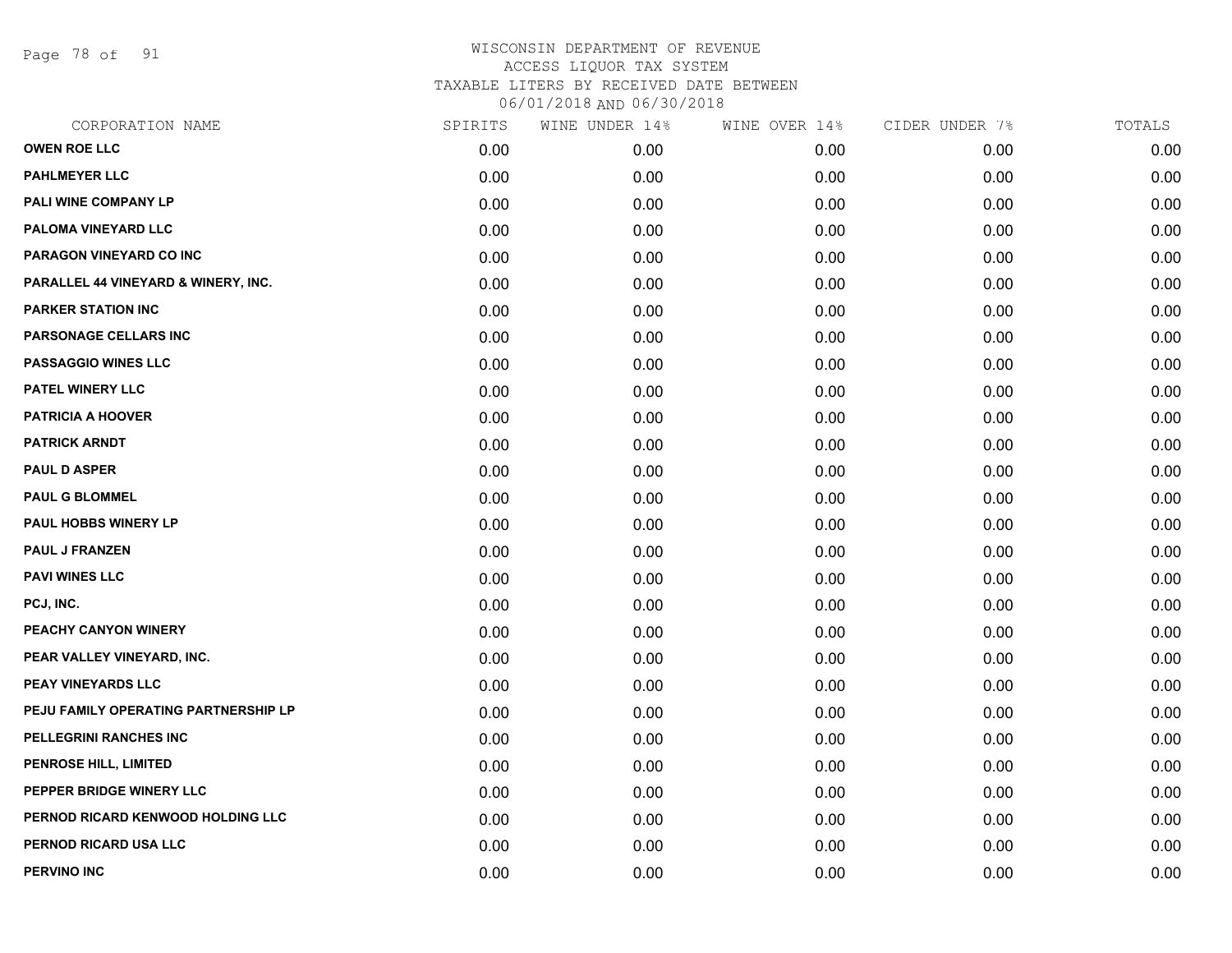WISCONSIN DEPARTMENT OF REVENUE
ACCESS LIQUOR TAX SYSTEM
TAXABLE LITERS BY RECEIVED DATE BETWEEN
06/01/2018 AND 06/30/2018

| CORPORATION NAME | SPIRITS | WINE UNDER 14% | WINE OVER 14% | CIDER UNDER 7% | TOTALS |
|---|---|---|---|---|---|
| OWEN ROE LLC | 0.00 | 0.00 | 0.00 | 0.00 | 0.00 |
| PAHLMEYER LLC | 0.00 | 0.00 | 0.00 | 0.00 | 0.00 |
| PALI WINE COMPANY LP | 0.00 | 0.00 | 0.00 | 0.00 | 0.00 |
| PALOMA VINEYARD LLC | 0.00 | 0.00 | 0.00 | 0.00 | 0.00 |
| PARAGON VINEYARD CO INC | 0.00 | 0.00 | 0.00 | 0.00 | 0.00 |
| PARALLEL 44 VINEYARD & WINERY, INC. | 0.00 | 0.00 | 0.00 | 0.00 | 0.00 |
| PARKER STATION INC | 0.00 | 0.00 | 0.00 | 0.00 | 0.00 |
| PARSONAGE CELLARS INC | 0.00 | 0.00 | 0.00 | 0.00 | 0.00 |
| PASSAGGIO WINES LLC | 0.00 | 0.00 | 0.00 | 0.00 | 0.00 |
| PATEL WINERY LLC | 0.00 | 0.00 | 0.00 | 0.00 | 0.00 |
| PATRICIA A HOOVER | 0.00 | 0.00 | 0.00 | 0.00 | 0.00 |
| PATRICK ARNDT | 0.00 | 0.00 | 0.00 | 0.00 | 0.00 |
| PAUL D ASPER | 0.00 | 0.00 | 0.00 | 0.00 | 0.00 |
| PAUL G BLOMMEL | 0.00 | 0.00 | 0.00 | 0.00 | 0.00 |
| PAUL HOBBS WINERY LP | 0.00 | 0.00 | 0.00 | 0.00 | 0.00 |
| PAUL J FRANZEN | 0.00 | 0.00 | 0.00 | 0.00 | 0.00 |
| PAVI WINES LLC | 0.00 | 0.00 | 0.00 | 0.00 | 0.00 |
| PCJ, INC. | 0.00 | 0.00 | 0.00 | 0.00 | 0.00 |
| PEACHY CANYON WINERY | 0.00 | 0.00 | 0.00 | 0.00 | 0.00 |
| PEAR VALLEY VINEYARD, INC. | 0.00 | 0.00 | 0.00 | 0.00 | 0.00 |
| PEAY VINEYARDS LLC | 0.00 | 0.00 | 0.00 | 0.00 | 0.00 |
| PEJU FAMILY OPERATING PARTNERSHIP LP | 0.00 | 0.00 | 0.00 | 0.00 | 0.00 |
| PELLEGRINI RANCHES INC | 0.00 | 0.00 | 0.00 | 0.00 | 0.00 |
| PENROSE HILL, LIMITED | 0.00 | 0.00 | 0.00 | 0.00 | 0.00 |
| PEPPER BRIDGE WINERY LLC | 0.00 | 0.00 | 0.00 | 0.00 | 0.00 |
| PERNOD RICARD KENWOOD HOLDING LLC | 0.00 | 0.00 | 0.00 | 0.00 | 0.00 |
| PERNOD RICARD USA LLC | 0.00 | 0.00 | 0.00 | 0.00 | 0.00 |
| PERVINO INC | 0.00 | 0.00 | 0.00 | 0.00 | 0.00 |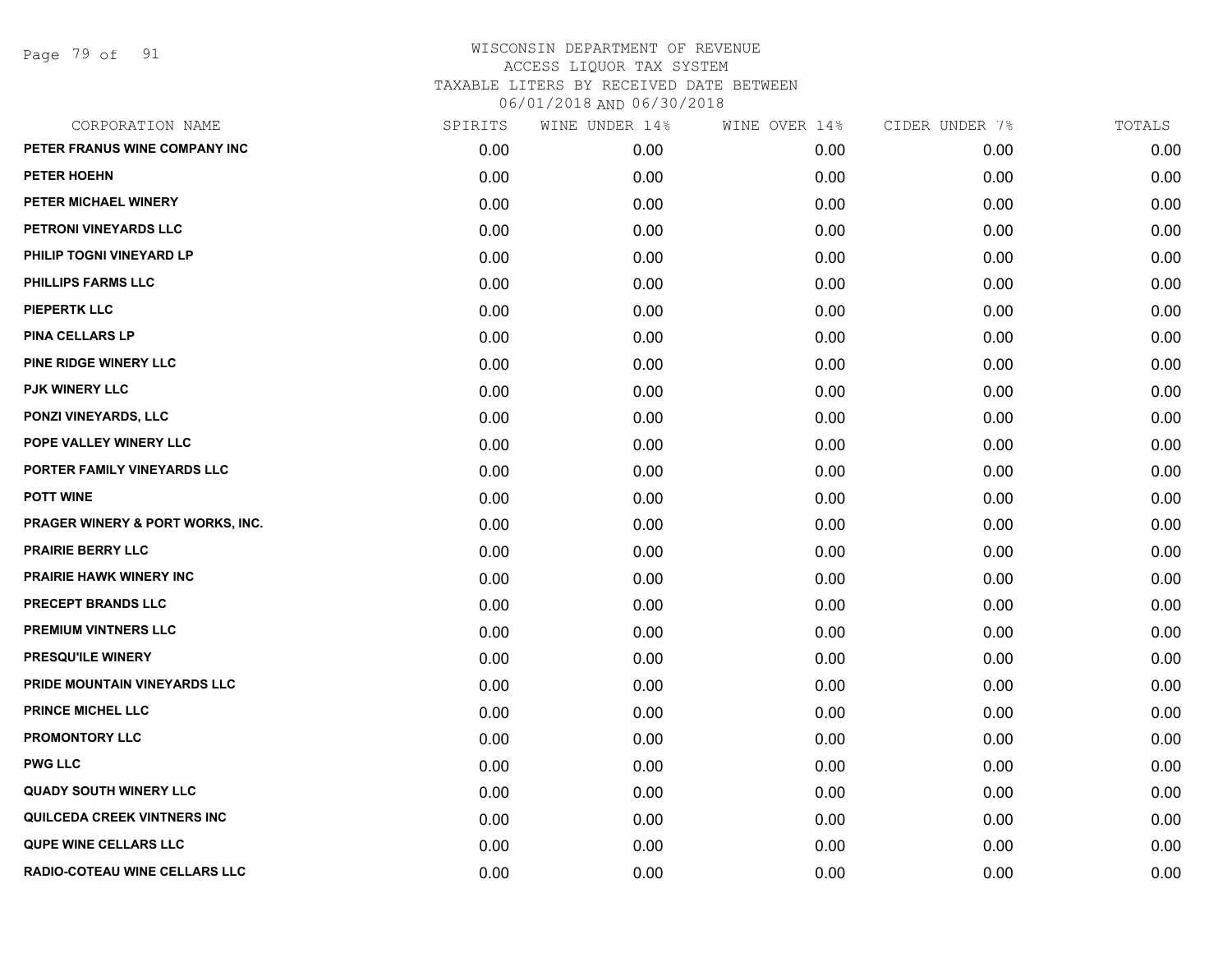# WISCONSIN DEPARTMENT OF REVENUE
## ACCESS LIQUOR TAX SYSTEM
### TAXABLE LITERS BY RECEIVED DATE BETWEEN 06/01/2018 AND 06/30/2018

| CORPORATION NAME | SPIRITS | WINE UNDER 14% | WINE OVER 14% | CIDER UNDER 7% | TOTALS |
|---|---|---|---|---|---|
| PETER FRANUS WINE COMPANY INC | 0.00 | 0.00 | 0.00 | 0.00 | 0.00 |
| PETER HOEHN | 0.00 | 0.00 | 0.00 | 0.00 | 0.00 |
| PETER MICHAEL WINERY | 0.00 | 0.00 | 0.00 | 0.00 | 0.00 |
| PETRONI VINEYARDS LLC | 0.00 | 0.00 | 0.00 | 0.00 | 0.00 |
| PHILIP TOGNI VINEYARD LP | 0.00 | 0.00 | 0.00 | 0.00 | 0.00 |
| PHILLIPS FARMS LLC | 0.00 | 0.00 | 0.00 | 0.00 | 0.00 |
| PIEPERTK LLC | 0.00 | 0.00 | 0.00 | 0.00 | 0.00 |
| PINA CELLARS LP | 0.00 | 0.00 | 0.00 | 0.00 | 0.00 |
| PINE RIDGE WINERY LLC | 0.00 | 0.00 | 0.00 | 0.00 | 0.00 |
| PJK WINERY LLC | 0.00 | 0.00 | 0.00 | 0.00 | 0.00 |
| PONZI VINEYARDS, LLC | 0.00 | 0.00 | 0.00 | 0.00 | 0.00 |
| POPE VALLEY WINERY LLC | 0.00 | 0.00 | 0.00 | 0.00 | 0.00 |
| PORTER FAMILY VINEYARDS LLC | 0.00 | 0.00 | 0.00 | 0.00 | 0.00 |
| POTT WINE | 0.00 | 0.00 | 0.00 | 0.00 | 0.00 |
| PRAGER WINERY & PORT WORKS, INC. | 0.00 | 0.00 | 0.00 | 0.00 | 0.00 |
| PRAIRIE BERRY LLC | 0.00 | 0.00 | 0.00 | 0.00 | 0.00 |
| PRAIRIE HAWK WINERY INC | 0.00 | 0.00 | 0.00 | 0.00 | 0.00 |
| PRECEPT BRANDS LLC | 0.00 | 0.00 | 0.00 | 0.00 | 0.00 |
| PREMIUM VINTNERS LLC | 0.00 | 0.00 | 0.00 | 0.00 | 0.00 |
| PRESQU'ILE WINERY | 0.00 | 0.00 | 0.00 | 0.00 | 0.00 |
| PRIDE MOUNTAIN VINEYARDS LLC | 0.00 | 0.00 | 0.00 | 0.00 | 0.00 |
| PRINCE MICHEL LLC | 0.00 | 0.00 | 0.00 | 0.00 | 0.00 |
| PROMONTORY LLC | 0.00 | 0.00 | 0.00 | 0.00 | 0.00 |
| PWG LLC | 0.00 | 0.00 | 0.00 | 0.00 | 0.00 |
| QUADY SOUTH WINERY LLC | 0.00 | 0.00 | 0.00 | 0.00 | 0.00 |
| QUILCEDA CREEK VINTNERS INC | 0.00 | 0.00 | 0.00 | 0.00 | 0.00 |
| QUPE WINE CELLARS LLC | 0.00 | 0.00 | 0.00 | 0.00 | 0.00 |
| RADIO-COTEAU WINE CELLARS LLC | 0.00 | 0.00 | 0.00 | 0.00 | 0.00 |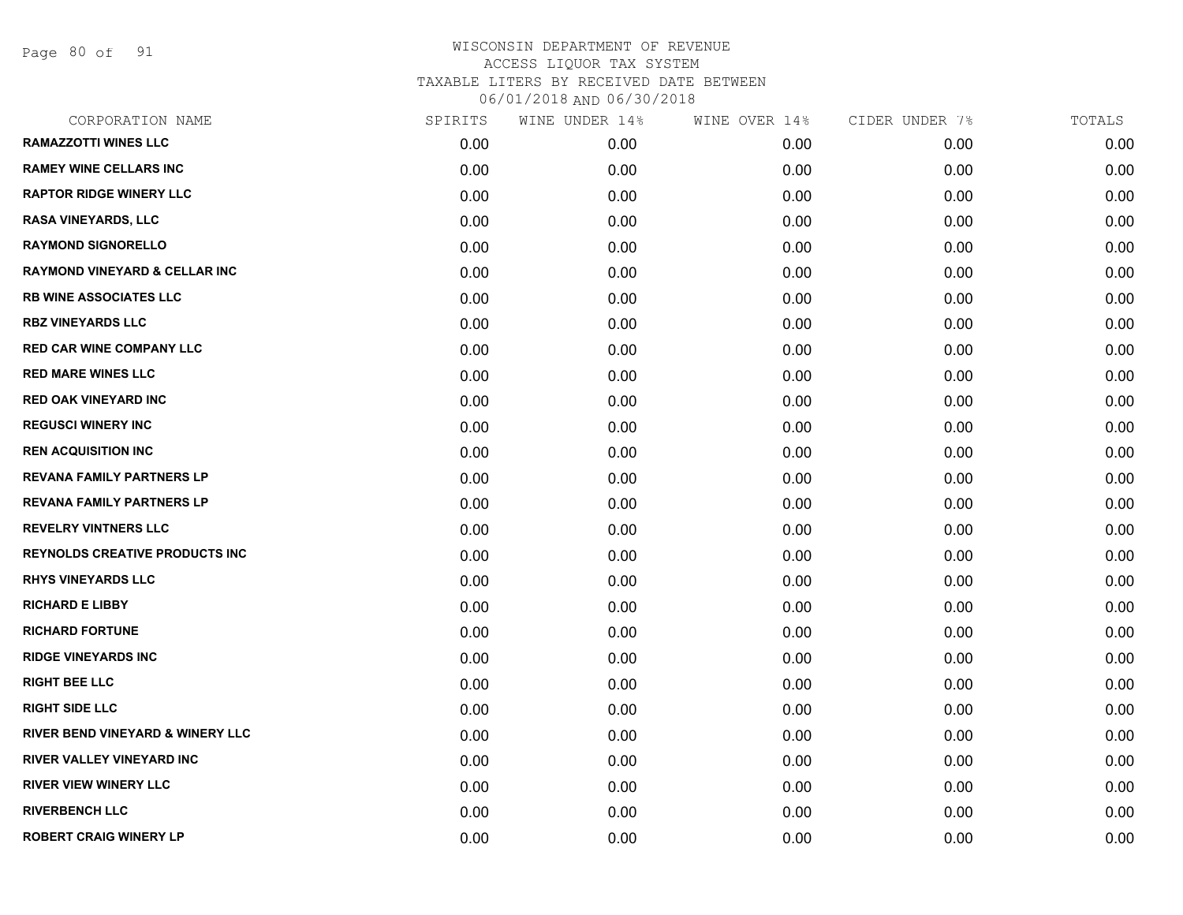WISCONSIN DEPARTMENT OF REVENUE
ACCESS LIQUOR TAX SYSTEM
TAXABLE LITERS BY RECEIVED DATE BETWEEN
06/01/2018 AND 06/30/2018

| CORPORATION NAME | SPIRITS | WINE UNDER 14% | WINE OVER 14% | CIDER UNDER 7% | TOTALS |
|---|---|---|---|---|---|
| RAMAZZOTTI WINES LLC | 0.00 | 0.00 | 0.00 | 0.00 | 0.00 |
| RAMEY WINE CELLARS INC | 0.00 | 0.00 | 0.00 | 0.00 | 0.00 |
| RAPTOR RIDGE WINERY LLC | 0.00 | 0.00 | 0.00 | 0.00 | 0.00 |
| RASA VINEYARDS, LLC | 0.00 | 0.00 | 0.00 | 0.00 | 0.00 |
| RAYMOND SIGNORELLO | 0.00 | 0.00 | 0.00 | 0.00 | 0.00 |
| RAYMOND VINEYARD & CELLAR INC | 0.00 | 0.00 | 0.00 | 0.00 | 0.00 |
| RB WINE ASSOCIATES LLC | 0.00 | 0.00 | 0.00 | 0.00 | 0.00 |
| RBZ VINEYARDS LLC | 0.00 | 0.00 | 0.00 | 0.00 | 0.00 |
| RED CAR WINE COMPANY LLC | 0.00 | 0.00 | 0.00 | 0.00 | 0.00 |
| RED MARE WINES LLC | 0.00 | 0.00 | 0.00 | 0.00 | 0.00 |
| RED OAK VINEYARD INC | 0.00 | 0.00 | 0.00 | 0.00 | 0.00 |
| REGUSCI WINERY INC | 0.00 | 0.00 | 0.00 | 0.00 | 0.00 |
| REN ACQUISITION INC | 0.00 | 0.00 | 0.00 | 0.00 | 0.00 |
| REVANA FAMILY PARTNERS LP | 0.00 | 0.00 | 0.00 | 0.00 | 0.00 |
| REVANA FAMILY PARTNERS LP | 0.00 | 0.00 | 0.00 | 0.00 | 0.00 |
| REVELRY VINTNERS LLC | 0.00 | 0.00 | 0.00 | 0.00 | 0.00 |
| REYNOLDS CREATIVE PRODUCTS INC | 0.00 | 0.00 | 0.00 | 0.00 | 0.00 |
| RHYS VINEYARDS LLC | 0.00 | 0.00 | 0.00 | 0.00 | 0.00 |
| RICHARD E LIBBY | 0.00 | 0.00 | 0.00 | 0.00 | 0.00 |
| RICHARD FORTUNE | 0.00 | 0.00 | 0.00 | 0.00 | 0.00 |
| RIDGE VINEYARDS INC | 0.00 | 0.00 | 0.00 | 0.00 | 0.00 |
| RIGHT BEE LLC | 0.00 | 0.00 | 0.00 | 0.00 | 0.00 |
| RIGHT SIDE LLC | 0.00 | 0.00 | 0.00 | 0.00 | 0.00 |
| RIVER BEND VINEYARD & WINERY LLC | 0.00 | 0.00 | 0.00 | 0.00 | 0.00 |
| RIVER VALLEY VINEYARD INC | 0.00 | 0.00 | 0.00 | 0.00 | 0.00 |
| RIVER VIEW WINERY LLC | 0.00 | 0.00 | 0.00 | 0.00 | 0.00 |
| RIVERBENCH LLC | 0.00 | 0.00 | 0.00 | 0.00 | 0.00 |
| ROBERT CRAIG WINERY LP | 0.00 | 0.00 | 0.00 | 0.00 | 0.00 |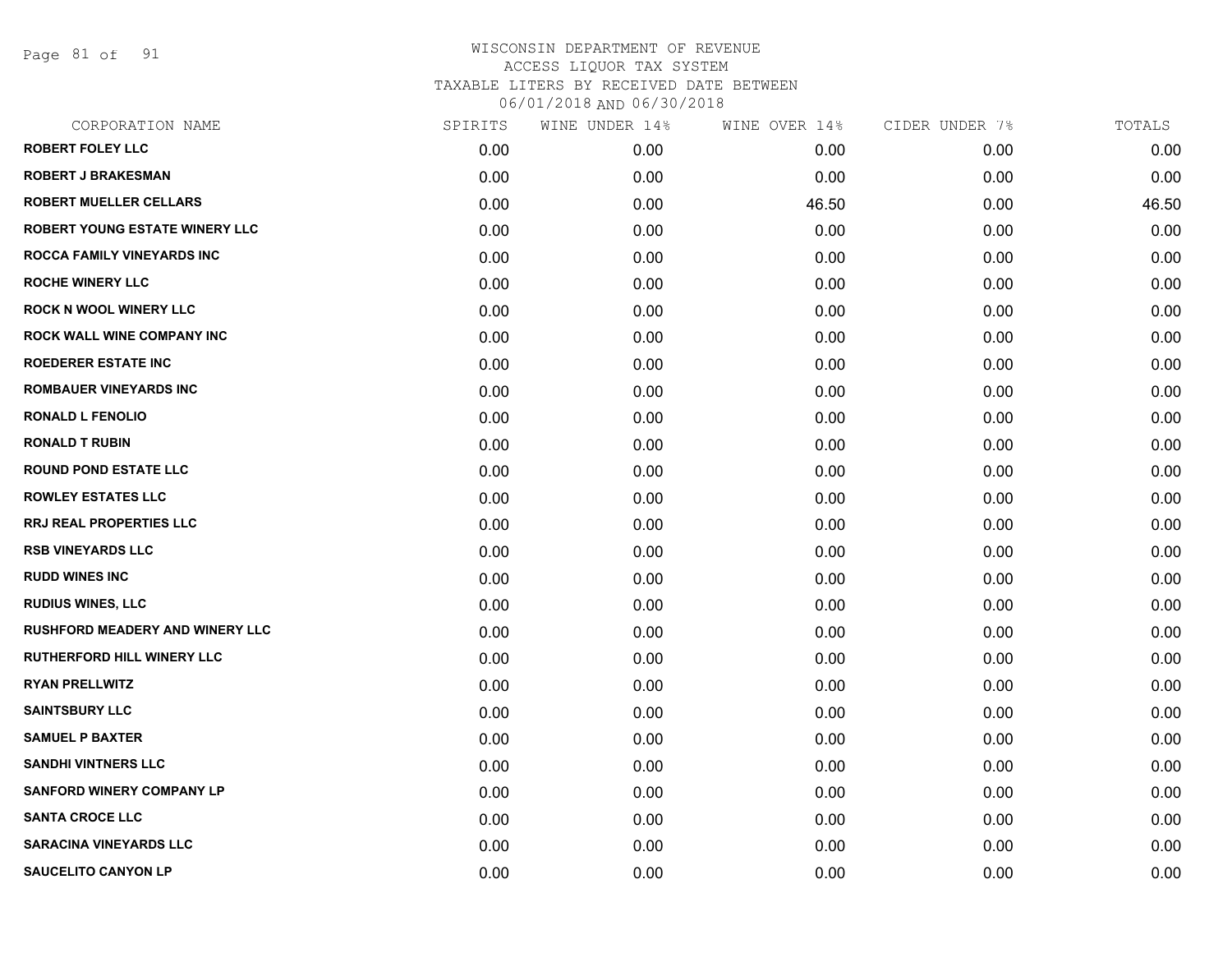WISCONSIN DEPARTMENT OF REVENUE
ACCESS LIQUOR TAX SYSTEM
TAXABLE LITERS BY RECEIVED DATE BETWEEN
06/01/2018 AND 06/30/2018

| CORPORATION NAME | SPIRITS | WINE UNDER 14% | WINE OVER 14% | CIDER UNDER 7% | TOTALS |
|---|---|---|---|---|---|
| **ROBERT FOLEY LLC** | 0.00 | 0.00 | 0.00 | 0.00 | 0.00 |
| **ROBERT J BRAKESMAN** | 0.00 | 0.00 | 0.00 | 0.00 | 0.00 |
| **ROBERT MUELLER CELLARS** | 0.00 | 0.00 | 46.50 | 0.00 | 46.50 |
| **ROBERT YOUNG ESTATE WINERY LLC** | 0.00 | 0.00 | 0.00 | 0.00 | 0.00 |
| **ROCCA FAMILY VINEYARDS INC** | 0.00 | 0.00 | 0.00 | 0.00 | 0.00 |
| **ROCHE WINERY LLC** | 0.00 | 0.00 | 0.00 | 0.00 | 0.00 |
| **ROCK N WOOL WINERY LLC** | 0.00 | 0.00 | 0.00 | 0.00 | 0.00 |
| **ROCK WALL WINE COMPANY INC** | 0.00 | 0.00 | 0.00 | 0.00 | 0.00 |
| **ROEDERER ESTATE INC** | 0.00 | 0.00 | 0.00 | 0.00 | 0.00 |
| **ROMBAUER VINEYARDS INC** | 0.00 | 0.00 | 0.00 | 0.00 | 0.00 |
| **RONALD L FENOLIO** | 0.00 | 0.00 | 0.00 | 0.00 | 0.00 |
| **RONALD T RUBIN** | 0.00 | 0.00 | 0.00 | 0.00 | 0.00 |
| **ROUND POND ESTATE LLC** | 0.00 | 0.00 | 0.00 | 0.00 | 0.00 |
| **ROWLEY ESTATES LLC** | 0.00 | 0.00 | 0.00 | 0.00 | 0.00 |
| **RRJ REAL PROPERTIES LLC** | 0.00 | 0.00 | 0.00 | 0.00 | 0.00 |
| **RSB VINEYARDS LLC** | 0.00 | 0.00 | 0.00 | 0.00 | 0.00 |
| **RUDD WINES INC** | 0.00 | 0.00 | 0.00 | 0.00 | 0.00 |
| **RUDIUS WINES, LLC** | 0.00 | 0.00 | 0.00 | 0.00 | 0.00 |
| **RUSHFORD MEADERY AND WINERY LLC** | 0.00 | 0.00 | 0.00 | 0.00 | 0.00 |
| **RUTHERFORD HILL WINERY LLC** | 0.00 | 0.00 | 0.00 | 0.00 | 0.00 |
| **RYAN PRELLWITZ** | 0.00 | 0.00 | 0.00 | 0.00 | 0.00 |
| **SAINTSBURY LLC** | 0.00 | 0.00 | 0.00 | 0.00 | 0.00 |
| **SAMUEL P BAXTER** | 0.00 | 0.00 | 0.00 | 0.00 | 0.00 |
| **SANDHI VINTNERS LLC** | 0.00 | 0.00 | 0.00 | 0.00 | 0.00 |
| **SANFORD WINERY COMPANY LP** | 0.00 | 0.00 | 0.00 | 0.00 | 0.00 |
| **SANTA CROCE LLC** | 0.00 | 0.00 | 0.00 | 0.00 | 0.00 |
| **SARACINA VINEYARDS LLC** | 0.00 | 0.00 | 0.00 | 0.00 | 0.00 |
| **SAUCELITO CANYON LP** | 0.00 | 0.00 | 0.00 | 0.00 | 0.00 |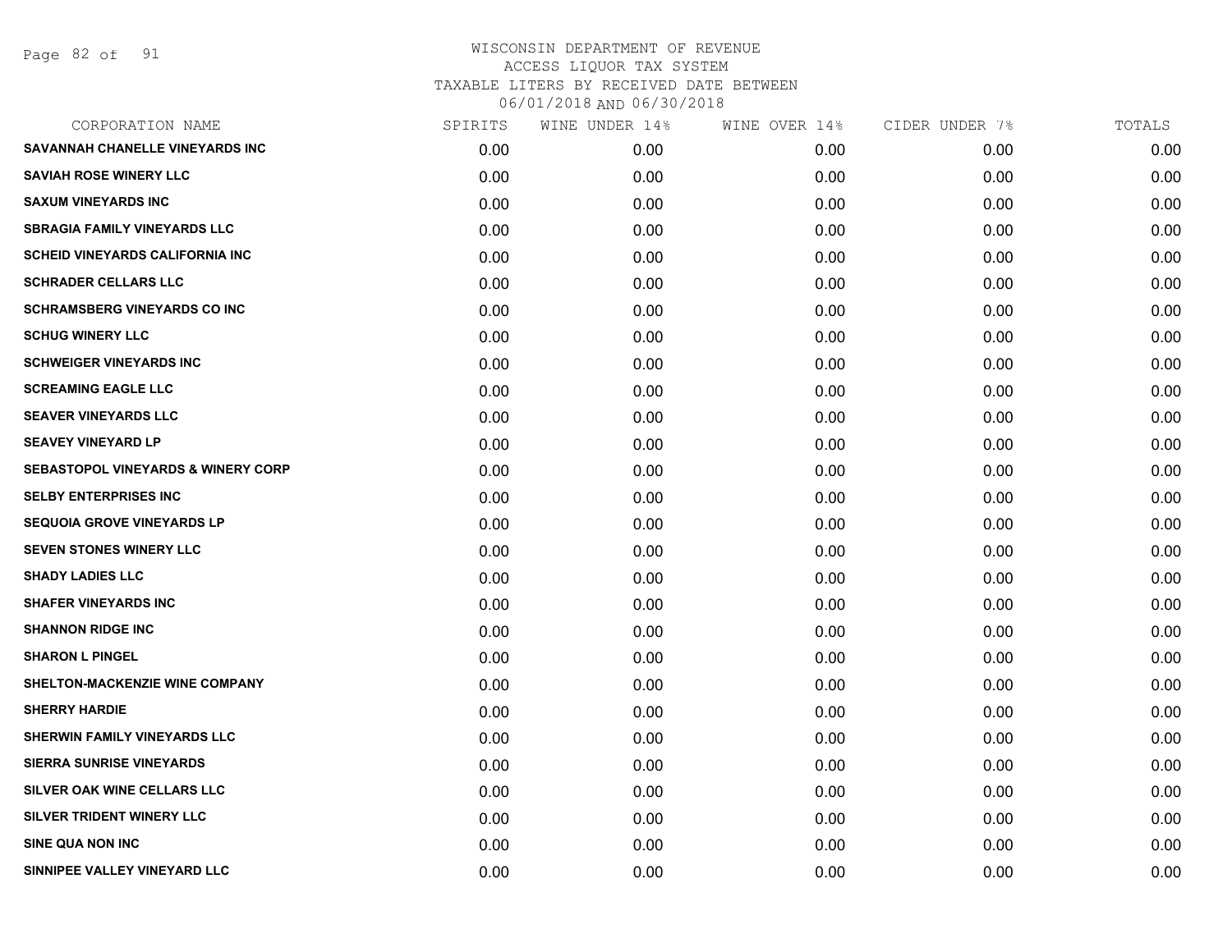WISCONSIN DEPARTMENT OF REVENUE
ACCESS LIQUOR TAX SYSTEM
TAXABLE LITERS BY RECEIVED DATE BETWEEN
06/01/2018 AND 06/30/2018

| CORPORATION NAME | SPIRITS | WINE UNDER 14% | WINE OVER 14% | CIDER UNDER 7% | TOTALS |
|---|---|---|---|---|---|
| SAVANNAH CHANELLE VINEYARDS INC | 0.00 | 0.00 | 0.00 | 0.00 | 0.00 |
| SAVIAH ROSE WINERY LLC | 0.00 | 0.00 | 0.00 | 0.00 | 0.00 |
| SAXUM VINEYARDS INC | 0.00 | 0.00 | 0.00 | 0.00 | 0.00 |
| SBRAGIA FAMILY VINEYARDS LLC | 0.00 | 0.00 | 0.00 | 0.00 | 0.00 |
| SCHEID VINEYARDS CALIFORNIA INC | 0.00 | 0.00 | 0.00 | 0.00 | 0.00 |
| SCHRADER CELLARS LLC | 0.00 | 0.00 | 0.00 | 0.00 | 0.00 |
| SCHRAMSBERG VINEYARDS CO INC | 0.00 | 0.00 | 0.00 | 0.00 | 0.00 |
| SCHUG WINERY LLC | 0.00 | 0.00 | 0.00 | 0.00 | 0.00 |
| SCHWEIGER VINEYARDS INC | 0.00 | 0.00 | 0.00 | 0.00 | 0.00 |
| SCREAMING EAGLE LLC | 0.00 | 0.00 | 0.00 | 0.00 | 0.00 |
| SEAVER VINEYARDS LLC | 0.00 | 0.00 | 0.00 | 0.00 | 0.00 |
| SEAVEY VINEYARD LP | 0.00 | 0.00 | 0.00 | 0.00 | 0.00 |
| SEBASTOPOL VINEYARDS & WINERY CORP | 0.00 | 0.00 | 0.00 | 0.00 | 0.00 |
| SELBY ENTERPRISES INC | 0.00 | 0.00 | 0.00 | 0.00 | 0.00 |
| SEQUOIA GROVE VINEYARDS LP | 0.00 | 0.00 | 0.00 | 0.00 | 0.00 |
| SEVEN STONES WINERY LLC | 0.00 | 0.00 | 0.00 | 0.00 | 0.00 |
| SHADY LADIES LLC | 0.00 | 0.00 | 0.00 | 0.00 | 0.00 |
| SHAFER VINEYARDS INC | 0.00 | 0.00 | 0.00 | 0.00 | 0.00 |
| SHANNON RIDGE INC | 0.00 | 0.00 | 0.00 | 0.00 | 0.00 |
| SHARON L PINGEL | 0.00 | 0.00 | 0.00 | 0.00 | 0.00 |
| SHELTON-MACKENZIE WINE COMPANY | 0.00 | 0.00 | 0.00 | 0.00 | 0.00 |
| SHERRY HARDIE | 0.00 | 0.00 | 0.00 | 0.00 | 0.00 |
| SHERWIN FAMILY VINEYARDS LLC | 0.00 | 0.00 | 0.00 | 0.00 | 0.00 |
| SIERRA SUNRISE VINEYARDS | 0.00 | 0.00 | 0.00 | 0.00 | 0.00 |
| SILVER OAK WINE CELLARS LLC | 0.00 | 0.00 | 0.00 | 0.00 | 0.00 |
| SILVER TRIDENT WINERY LLC | 0.00 | 0.00 | 0.00 | 0.00 | 0.00 |
| SINE QUA NON INC | 0.00 | 0.00 | 0.00 | 0.00 | 0.00 |
| SINNIPEE VALLEY VINEYARD LLC | 0.00 | 0.00 | 0.00 | 0.00 | 0.00 |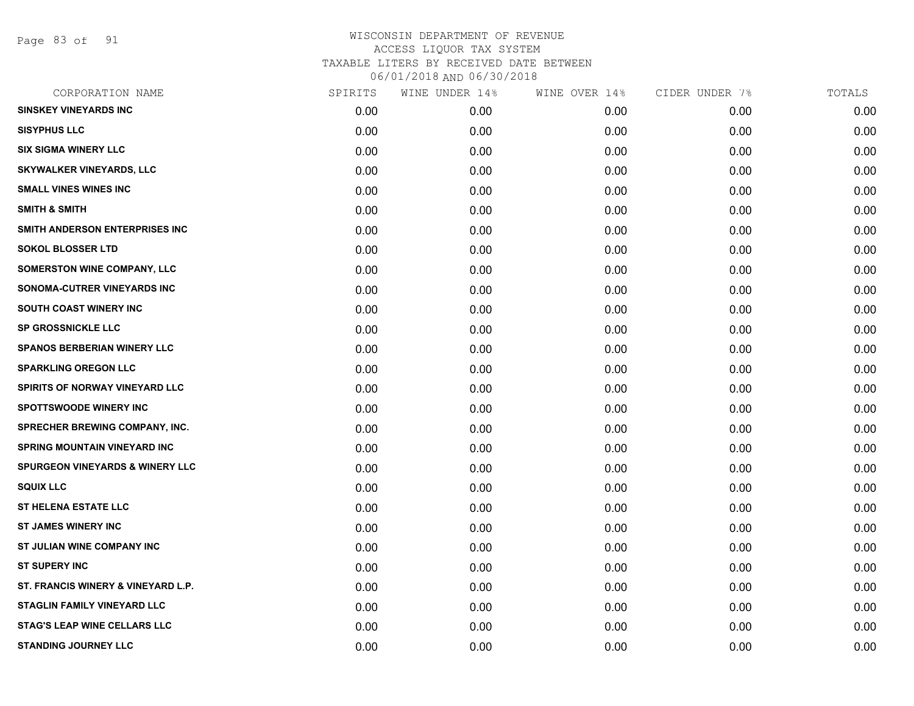WISCONSIN DEPARTMENT OF REVENUE
ACCESS LIQUOR TAX SYSTEM
TAXABLE LITERS BY RECEIVED DATE BETWEEN
06/01/2018 AND 06/30/2018

| CORPORATION NAME | SPIRITS | WINE UNDER 14% | WINE OVER 14% | CIDER UNDER 7% | TOTALS |
|---|---|---|---|---|---|
| SINSKEY VINEYARDS INC | 0.00 | 0.00 | 0.00 | 0.00 | 0.00 |
| SISYPHUS LLC | 0.00 | 0.00 | 0.00 | 0.00 | 0.00 |
| SIX SIGMA WINERY LLC | 0.00 | 0.00 | 0.00 | 0.00 | 0.00 |
| SKYWALKER VINEYARDS, LLC | 0.00 | 0.00 | 0.00 | 0.00 | 0.00 |
| SMALL VINES WINES INC | 0.00 | 0.00 | 0.00 | 0.00 | 0.00 |
| SMITH & SMITH | 0.00 | 0.00 | 0.00 | 0.00 | 0.00 |
| SMITH ANDERSON ENTERPRISES INC | 0.00 | 0.00 | 0.00 | 0.00 | 0.00 |
| SOKOL BLOSSER LTD | 0.00 | 0.00 | 0.00 | 0.00 | 0.00 |
| SOMERSTON WINE COMPANY, LLC | 0.00 | 0.00 | 0.00 | 0.00 | 0.00 |
| SONOMA-CUTRER VINEYARDS INC | 0.00 | 0.00 | 0.00 | 0.00 | 0.00 |
| SOUTH COAST WINERY INC | 0.00 | 0.00 | 0.00 | 0.00 | 0.00 |
| SP GROSSNICKLE LLC | 0.00 | 0.00 | 0.00 | 0.00 | 0.00 |
| SPANOS BERBERIAN WINERY LLC | 0.00 | 0.00 | 0.00 | 0.00 | 0.00 |
| SPARKLING OREGON LLC | 0.00 | 0.00 | 0.00 | 0.00 | 0.00 |
| SPIRITS OF NORWAY VINEYARD LLC | 0.00 | 0.00 | 0.00 | 0.00 | 0.00 |
| SPOTTSWOODE WINERY INC | 0.00 | 0.00 | 0.00 | 0.00 | 0.00 |
| SPRECHER BREWING COMPANY, INC. | 0.00 | 0.00 | 0.00 | 0.00 | 0.00 |
| SPRING MOUNTAIN VINEYARD INC | 0.00 | 0.00 | 0.00 | 0.00 | 0.00 |
| SPURGEON VINEYARDS & WINERY LLC | 0.00 | 0.00 | 0.00 | 0.00 | 0.00 |
| SQUIX LLC | 0.00 | 0.00 | 0.00 | 0.00 | 0.00 |
| ST HELENA ESTATE LLC | 0.00 | 0.00 | 0.00 | 0.00 | 0.00 |
| ST JAMES WINERY INC | 0.00 | 0.00 | 0.00 | 0.00 | 0.00 |
| ST JULIAN WINE COMPANY INC | 0.00 | 0.00 | 0.00 | 0.00 | 0.00 |
| ST SUPERY INC | 0.00 | 0.00 | 0.00 | 0.00 | 0.00 |
| ST. FRANCIS WINERY & VINEYARD L.P. | 0.00 | 0.00 | 0.00 | 0.00 | 0.00 |
| STAGLIN FAMILY VINEYARD LLC | 0.00 | 0.00 | 0.00 | 0.00 | 0.00 |
| STAG'S LEAP WINE CELLARS LLC | 0.00 | 0.00 | 0.00 | 0.00 | 0.00 |
| STANDING JOURNEY LLC | 0.00 | 0.00 | 0.00 | 0.00 | 0.00 |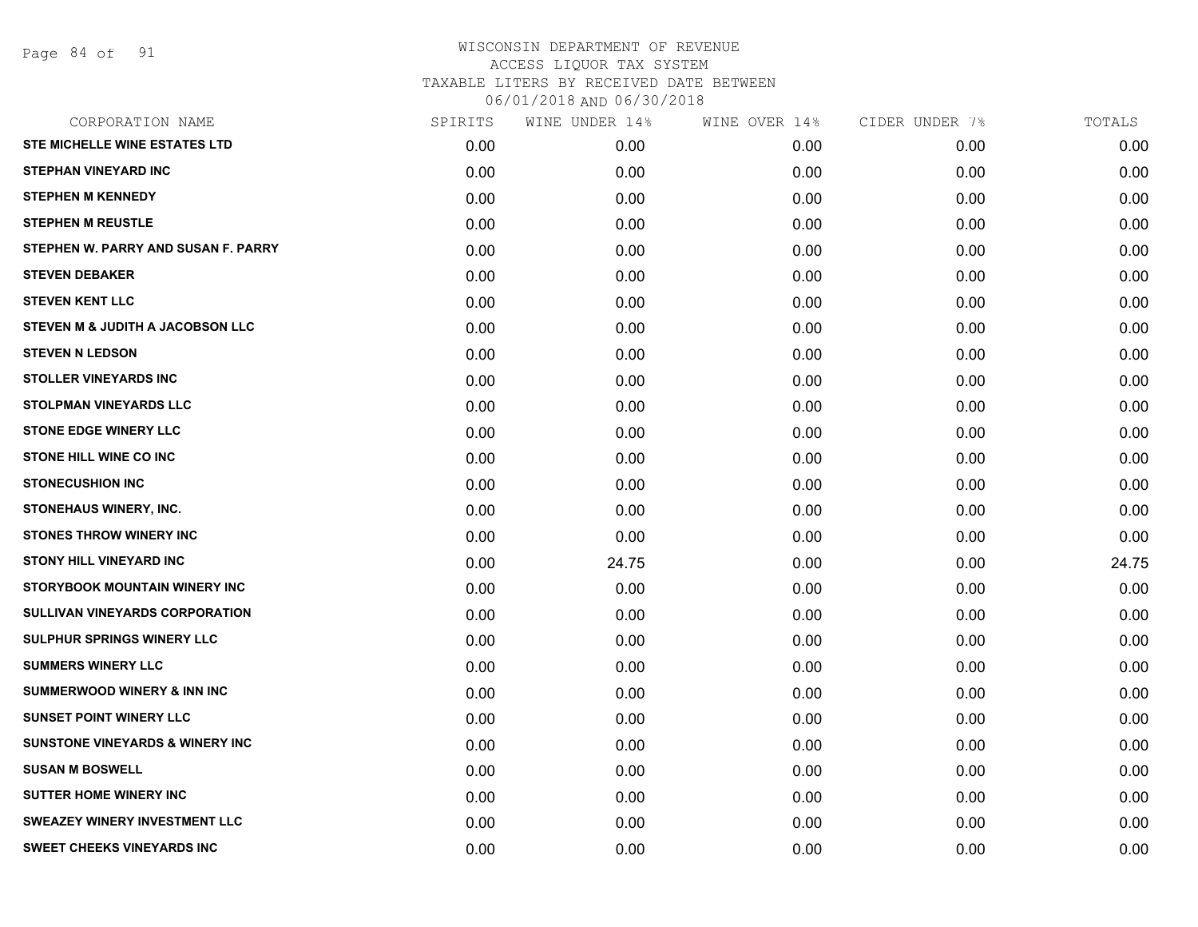WISCONSIN DEPARTMENT OF REVENUE
ACCESS LIQUOR TAX SYSTEM
TAXABLE LITERS BY RECEIVED DATE BETWEEN
06/01/2018 AND 06/30/2018

| CORPORATION NAME | SPIRITS | WINE UNDER 14% | WINE OVER 14% | CIDER UNDER 7% | TOTALS |
|---|---|---|---|---|---|
| STE MICHELLE WINE ESTATES LTD | 0.00 | 0.00 | 0.00 | 0.00 | 0.00 |
| STEPHAN VINEYARD INC | 0.00 | 0.00 | 0.00 | 0.00 | 0.00 |
| STEPHEN M KENNEDY | 0.00 | 0.00 | 0.00 | 0.00 | 0.00 |
| STEPHEN M REUSTLE | 0.00 | 0.00 | 0.00 | 0.00 | 0.00 |
| STEPHEN W. PARRY AND SUSAN F. PARRY | 0.00 | 0.00 | 0.00 | 0.00 | 0.00 |
| STEVEN DEBAKER | 0.00 | 0.00 | 0.00 | 0.00 | 0.00 |
| STEVEN KENT LLC | 0.00 | 0.00 | 0.00 | 0.00 | 0.00 |
| STEVEN M & JUDITH A JACOBSON LLC | 0.00 | 0.00 | 0.00 | 0.00 | 0.00 |
| STEVEN N LEDSON | 0.00 | 0.00 | 0.00 | 0.00 | 0.00 |
| STOLLER VINEYARDS INC | 0.00 | 0.00 | 0.00 | 0.00 | 0.00 |
| STOLPMAN VINEYARDS LLC | 0.00 | 0.00 | 0.00 | 0.00 | 0.00 |
| STONE EDGE WINERY LLC | 0.00 | 0.00 | 0.00 | 0.00 | 0.00 |
| STONE HILL WINE CO INC | 0.00 | 0.00 | 0.00 | 0.00 | 0.00 |
| STONECUSHION INC | 0.00 | 0.00 | 0.00 | 0.00 | 0.00 |
| STONEHAUS WINERY, INC. | 0.00 | 0.00 | 0.00 | 0.00 | 0.00 |
| STONES THROW WINERY INC | 0.00 | 0.00 | 0.00 | 0.00 | 0.00 |
| STONY HILL VINEYARD INC | 0.00 | 24.75 | 0.00 | 0.00 | 24.75 |
| STORYBOOK MOUNTAIN WINERY INC | 0.00 | 0.00 | 0.00 | 0.00 | 0.00 |
| SULLIVAN VINEYARDS CORPORATION | 0.00 | 0.00 | 0.00 | 0.00 | 0.00 |
| SULPHUR SPRINGS WINERY LLC | 0.00 | 0.00 | 0.00 | 0.00 | 0.00 |
| SUMMERS WINERY LLC | 0.00 | 0.00 | 0.00 | 0.00 | 0.00 |
| SUMMERWOOD WINERY & INN INC | 0.00 | 0.00 | 0.00 | 0.00 | 0.00 |
| SUNSET POINT WINERY LLC | 0.00 | 0.00 | 0.00 | 0.00 | 0.00 |
| SUNSTONE VINEYARDS & WINERY INC | 0.00 | 0.00 | 0.00 | 0.00 | 0.00 |
| SUSAN M BOSWELL | 0.00 | 0.00 | 0.00 | 0.00 | 0.00 |
| SUTTER HOME WINERY INC | 0.00 | 0.00 | 0.00 | 0.00 | 0.00 |
| SWEAZEY WINERY INVESTMENT LLC | 0.00 | 0.00 | 0.00 | 0.00 | 0.00 |
| SWEET CHEEKS VINEYARDS INC | 0.00 | 0.00 | 0.00 | 0.00 | 0.00 |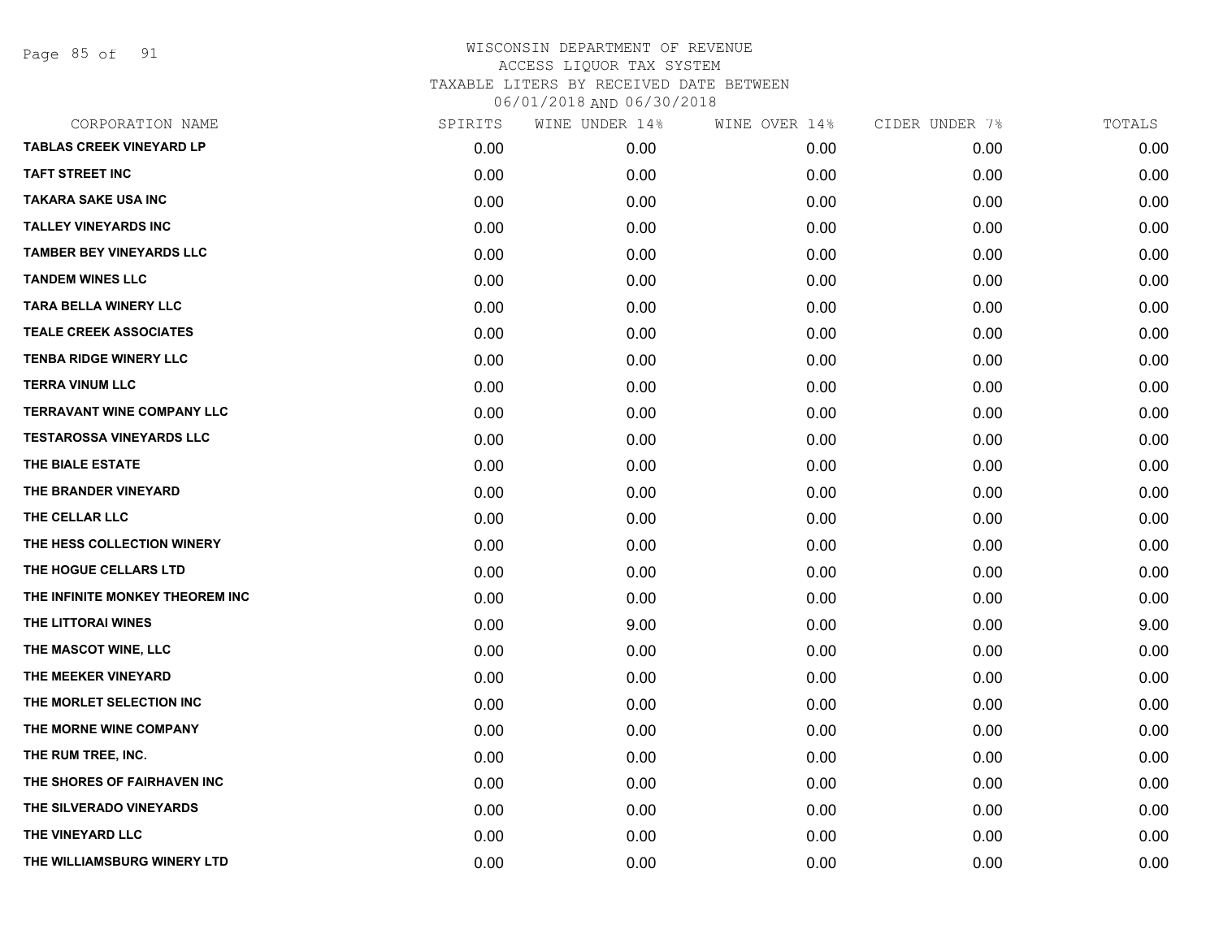# WISCONSIN DEPARTMENT OF REVENUE
## ACCESS LIQUOR TAX SYSTEM
### TAXABLE LITERS BY RECEIVED DATE BETWEEN 06/01/2018 AND 06/30/2018

| CORPORATION NAME | SPIRITS | WINE UNDER 14% | WINE OVER 14% | CIDER UNDER 7% | TOTALS |
|---|---|---|---|---|---|
| TABLAS CREEK VINEYARD LP | 0.00 | 0.00 | 0.00 | 0.00 | 0.00 |
| TAFT STREET INC | 0.00 | 0.00 | 0.00 | 0.00 | 0.00 |
| TAKARA SAKE USA INC | 0.00 | 0.00 | 0.00 | 0.00 | 0.00 |
| TALLEY VINEYARDS INC | 0.00 | 0.00 | 0.00 | 0.00 | 0.00 |
| TAMBER BEY VINEYARDS LLC | 0.00 | 0.00 | 0.00 | 0.00 | 0.00 |
| TANDEM WINES LLC | 0.00 | 0.00 | 0.00 | 0.00 | 0.00 |
| TARA BELLA WINERY LLC | 0.00 | 0.00 | 0.00 | 0.00 | 0.00 |
| TEALE CREEK ASSOCIATES | 0.00 | 0.00 | 0.00 | 0.00 | 0.00 |
| TENBA RIDGE WINERY LLC | 0.00 | 0.00 | 0.00 | 0.00 | 0.00 |
| TERRA VINUM LLC | 0.00 | 0.00 | 0.00 | 0.00 | 0.00 |
| TERRAVANT WINE COMPANY LLC | 0.00 | 0.00 | 0.00 | 0.00 | 0.00 |
| TESTAROSSA VINEYARDS LLC | 0.00 | 0.00 | 0.00 | 0.00 | 0.00 |
| THE BIALE ESTATE | 0.00 | 0.00 | 0.00 | 0.00 | 0.00 |
| THE BRANDER VINEYARD | 0.00 | 0.00 | 0.00 | 0.00 | 0.00 |
| THE CELLAR LLC | 0.00 | 0.00 | 0.00 | 0.00 | 0.00 |
| THE HESS COLLECTION WINERY | 0.00 | 0.00 | 0.00 | 0.00 | 0.00 |
| THE HOGUE CELLARS LTD | 0.00 | 0.00 | 0.00 | 0.00 | 0.00 |
| THE INFINITE MONKEY THEOREM INC | 0.00 | 0.00 | 0.00 | 0.00 | 0.00 |
| THE LITTORAI WINES | 0.00 | 9.00 | 0.00 | 0.00 | 9.00 |
| THE MASCOT WINE, LLC | 0.00 | 0.00 | 0.00 | 0.00 | 0.00 |
| THE MEEKER VINEYARD | 0.00 | 0.00 | 0.00 | 0.00 | 0.00 |
| THE MORLET SELECTION INC | 0.00 | 0.00 | 0.00 | 0.00 | 0.00 |
| THE MORNE WINE COMPANY | 0.00 | 0.00 | 0.00 | 0.00 | 0.00 |
| THE RUM TREE, INC. | 0.00 | 0.00 | 0.00 | 0.00 | 0.00 |
| THE SHORES OF FAIRHAVEN INC | 0.00 | 0.00 | 0.00 | 0.00 | 0.00 |
| THE SILVERADO VINEYARDS | 0.00 | 0.00 | 0.00 | 0.00 | 0.00 |
| THE VINEYARD LLC | 0.00 | 0.00 | 0.00 | 0.00 | 0.00 |
| THE WILLIAMSBURG WINERY LTD | 0.00 | 0.00 | 0.00 | 0.00 | 0.00 |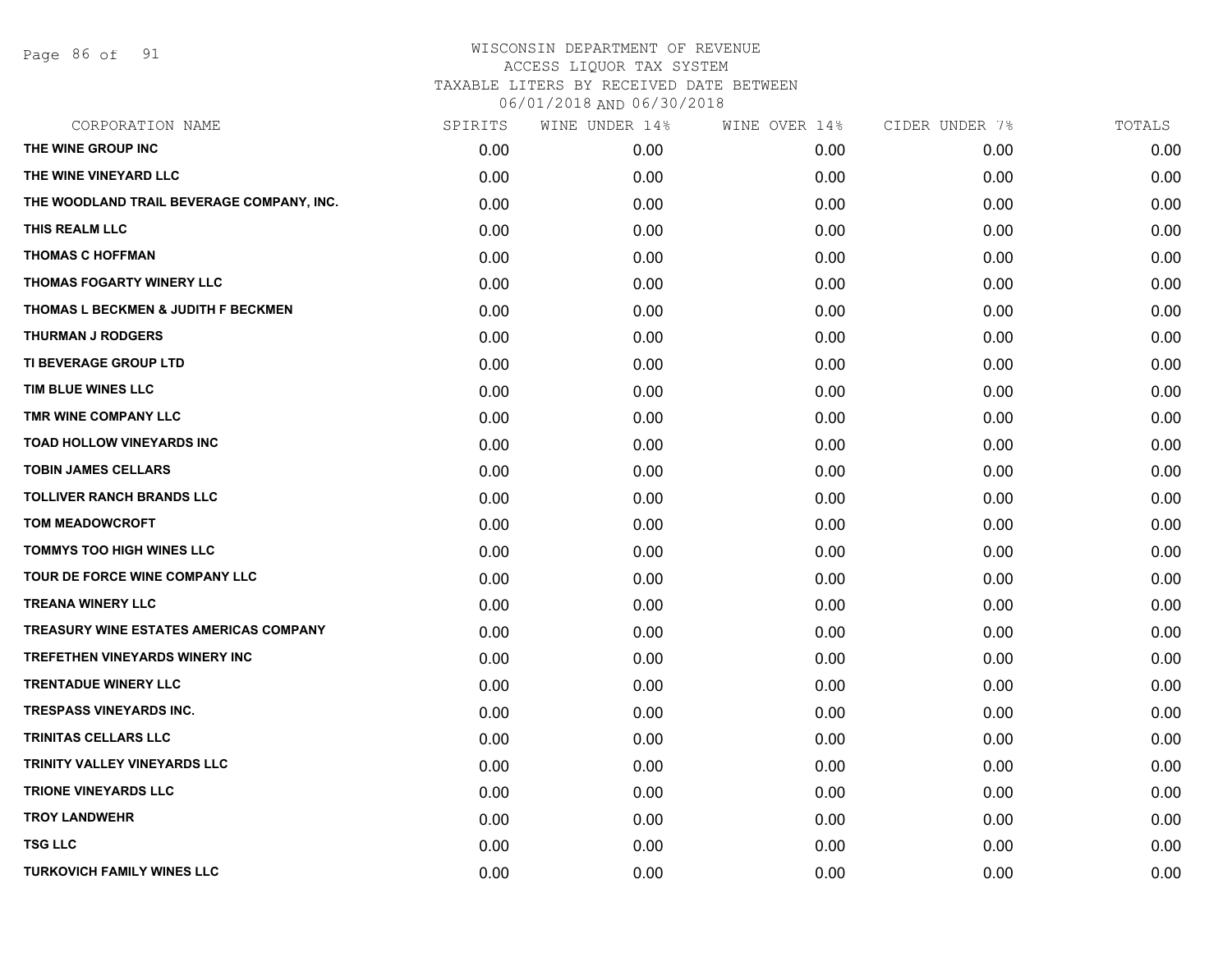WISCONSIN DEPARTMENT OF REVENUE
ACCESS LIQUOR TAX SYSTEM
TAXABLE LITERS BY RECEIVED DATE BETWEEN
06/01/2018 AND 06/30/2018

| CORPORATION NAME | SPIRITS | WINE UNDER 14% | WINE OVER 14% | CIDER UNDER 7% | TOTALS |
|---|---|---|---|---|---|
| THE WINE GROUP INC | 0.00 | 0.00 | 0.00 | 0.00 | 0.00 |
| THE WINE VINEYARD LLC | 0.00 | 0.00 | 0.00 | 0.00 | 0.00 |
| THE WOODLAND TRAIL BEVERAGE COMPANY, INC. | 0.00 | 0.00 | 0.00 | 0.00 | 0.00 |
| THIS REALM LLC | 0.00 | 0.00 | 0.00 | 0.00 | 0.00 |
| THOMAS C HOFFMAN | 0.00 | 0.00 | 0.00 | 0.00 | 0.00 |
| THOMAS FOGARTY WINERY LLC | 0.00 | 0.00 | 0.00 | 0.00 | 0.00 |
| THOMAS L BECKMEN & JUDITH F BECKMEN | 0.00 | 0.00 | 0.00 | 0.00 | 0.00 |
| THURMAN J RODGERS | 0.00 | 0.00 | 0.00 | 0.00 | 0.00 |
| TI BEVERAGE GROUP LTD | 0.00 | 0.00 | 0.00 | 0.00 | 0.00 |
| TIM BLUE WINES LLC | 0.00 | 0.00 | 0.00 | 0.00 | 0.00 |
| TMR WINE COMPANY LLC | 0.00 | 0.00 | 0.00 | 0.00 | 0.00 |
| TOAD HOLLOW VINEYARDS INC | 0.00 | 0.00 | 0.00 | 0.00 | 0.00 |
| TOBIN JAMES CELLARS | 0.00 | 0.00 | 0.00 | 0.00 | 0.00 |
| TOLLIVER RANCH BRANDS LLC | 0.00 | 0.00 | 0.00 | 0.00 | 0.00 |
| TOM MEADOWCROFT | 0.00 | 0.00 | 0.00 | 0.00 | 0.00 |
| TOMMYS TOO HIGH WINES LLC | 0.00 | 0.00 | 0.00 | 0.00 | 0.00 |
| TOUR DE FORCE WINE COMPANY LLC | 0.00 | 0.00 | 0.00 | 0.00 | 0.00 |
| TREANA WINERY LLC | 0.00 | 0.00 | 0.00 | 0.00 | 0.00 |
| TREASURY WINE ESTATES AMERICAS COMPANY | 0.00 | 0.00 | 0.00 | 0.00 | 0.00 |
| TREFETHEN VINEYARDS WINERY INC | 0.00 | 0.00 | 0.00 | 0.00 | 0.00 |
| TRENTADUE WINERY LLC | 0.00 | 0.00 | 0.00 | 0.00 | 0.00 |
| TRESPASS VINEYARDS INC. | 0.00 | 0.00 | 0.00 | 0.00 | 0.00 |
| TRINITAS CELLARS LLC | 0.00 | 0.00 | 0.00 | 0.00 | 0.00 |
| TRINITY VALLEY VINEYARDS LLC | 0.00 | 0.00 | 0.00 | 0.00 | 0.00 |
| TRIONE VINEYARDS LLC | 0.00 | 0.00 | 0.00 | 0.00 | 0.00 |
| TROY LANDWEHR | 0.00 | 0.00 | 0.00 | 0.00 | 0.00 |
| TSG LLC | 0.00 | 0.00 | 0.00 | 0.00 | 0.00 |
| TURKOVICH FAMILY WINES LLC | 0.00 | 0.00 | 0.00 | 0.00 | 0.00 |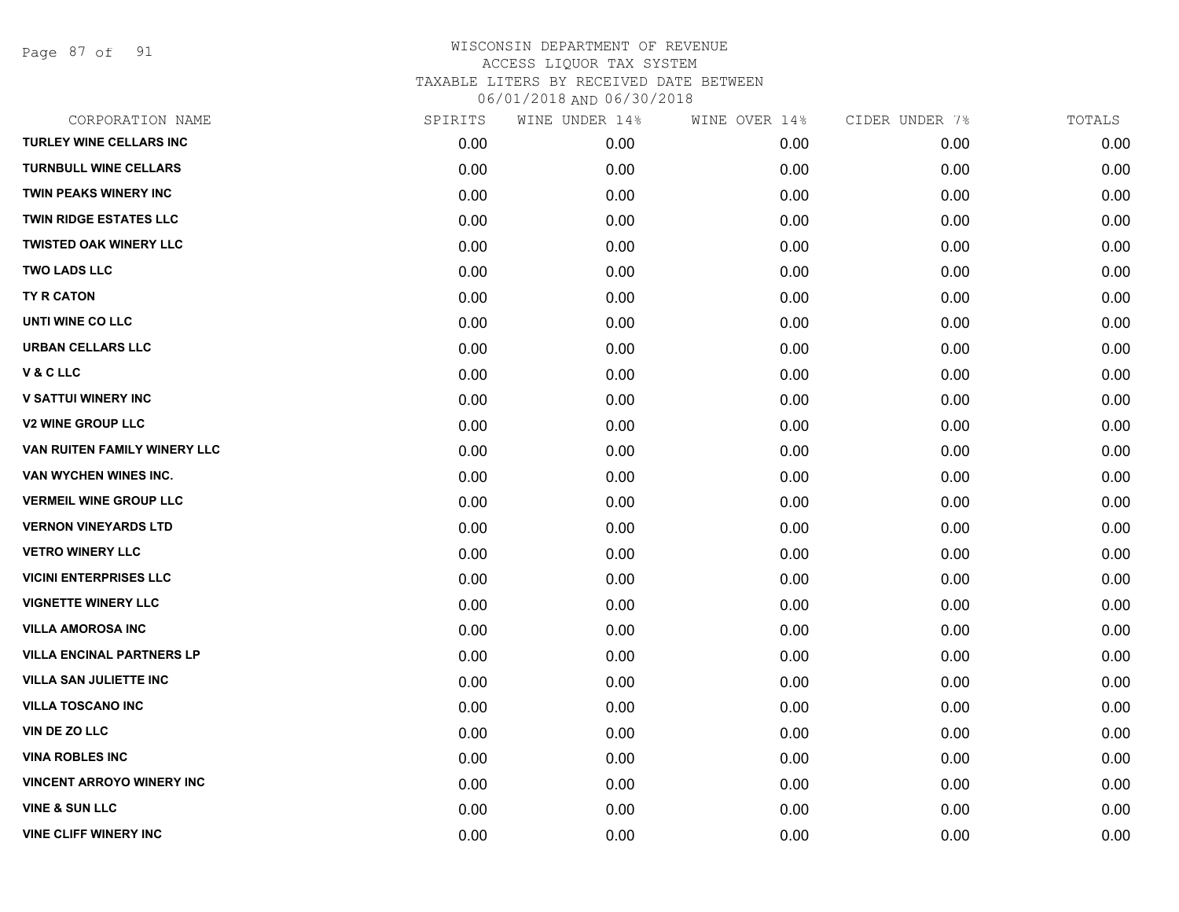WISCONSIN DEPARTMENT OF REVENUE
ACCESS LIQUOR TAX SYSTEM
TAXABLE LITERS BY RECEIVED DATE BETWEEN
06/01/2018 AND 06/30/2018

| CORPORATION NAME | SPIRITS | WINE UNDER 14% | WINE OVER 14% | CIDER UNDER 7% | TOTALS |
|---|---|---|---|---|---|
| TURLEY WINE CELLARS INC | 0.00 | 0.00 | 0.00 | 0.00 | 0.00 |
| TURNBULL WINE CELLARS | 0.00 | 0.00 | 0.00 | 0.00 | 0.00 |
| TWIN PEAKS WINERY INC | 0.00 | 0.00 | 0.00 | 0.00 | 0.00 |
| TWIN RIDGE ESTATES LLC | 0.00 | 0.00 | 0.00 | 0.00 | 0.00 |
| TWISTED OAK WINERY LLC | 0.00 | 0.00 | 0.00 | 0.00 | 0.00 |
| TWO LADS LLC | 0.00 | 0.00 | 0.00 | 0.00 | 0.00 |
| TY R CATON | 0.00 | 0.00 | 0.00 | 0.00 | 0.00 |
| UNTI WINE CO LLC | 0.00 | 0.00 | 0.00 | 0.00 | 0.00 |
| URBAN CELLARS LLC | 0.00 | 0.00 | 0.00 | 0.00 | 0.00 |
| V & C LLC | 0.00 | 0.00 | 0.00 | 0.00 | 0.00 |
| V SATTUI WINERY INC | 0.00 | 0.00 | 0.00 | 0.00 | 0.00 |
| V2 WINE GROUP LLC | 0.00 | 0.00 | 0.00 | 0.00 | 0.00 |
| VAN RUITEN FAMILY WINERY LLC | 0.00 | 0.00 | 0.00 | 0.00 | 0.00 |
| VAN WYCHEN WINES INC. | 0.00 | 0.00 | 0.00 | 0.00 | 0.00 |
| VERMEIL WINE GROUP LLC | 0.00 | 0.00 | 0.00 | 0.00 | 0.00 |
| VERNON VINEYARDS LTD | 0.00 | 0.00 | 0.00 | 0.00 | 0.00 |
| VETRO WINERY LLC | 0.00 | 0.00 | 0.00 | 0.00 | 0.00 |
| VICINI ENTERPRISES LLC | 0.00 | 0.00 | 0.00 | 0.00 | 0.00 |
| VIGNETTE WINERY LLC | 0.00 | 0.00 | 0.00 | 0.00 | 0.00 |
| VILLA AMOROSA INC | 0.00 | 0.00 | 0.00 | 0.00 | 0.00 |
| VILLA ENCINAL PARTNERS LP | 0.00 | 0.00 | 0.00 | 0.00 | 0.00 |
| VILLA SAN JULIETTE INC | 0.00 | 0.00 | 0.00 | 0.00 | 0.00 |
| VILLA TOSCANO INC | 0.00 | 0.00 | 0.00 | 0.00 | 0.00 |
| VIN DE ZO LLC | 0.00 | 0.00 | 0.00 | 0.00 | 0.00 |
| VINA ROBLES INC | 0.00 | 0.00 | 0.00 | 0.00 | 0.00 |
| VINCENT ARROYO WINERY INC | 0.00 | 0.00 | 0.00 | 0.00 | 0.00 |
| VINE & SUN LLC | 0.00 | 0.00 | 0.00 | 0.00 | 0.00 |
| VINE CLIFF WINERY INC | 0.00 | 0.00 | 0.00 | 0.00 | 0.00 |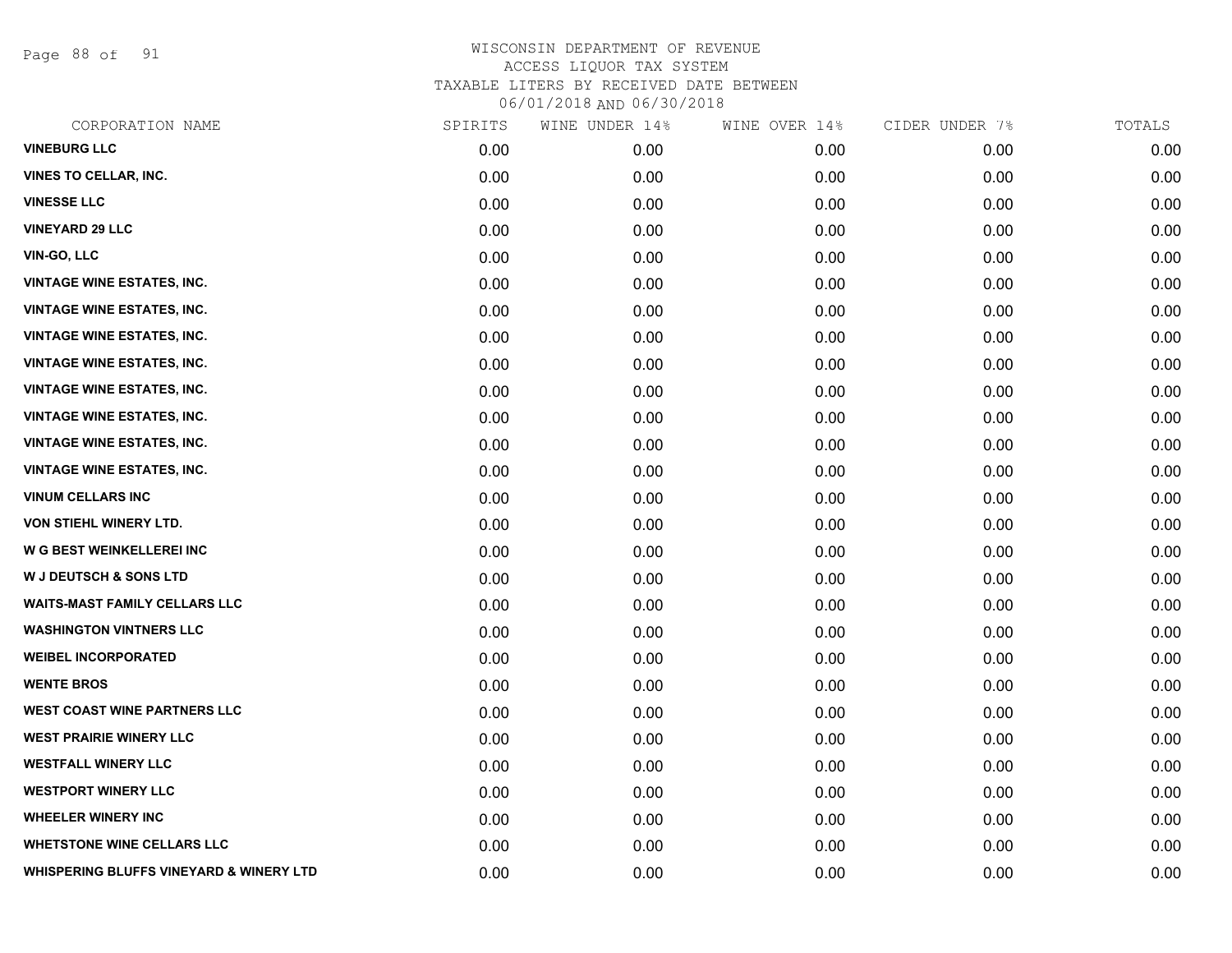WISCONSIN DEPARTMENT OF REVENUE
ACCESS LIQUOR TAX SYSTEM
TAXABLE LITERS BY RECEIVED DATE BETWEEN
06/01/2018 AND 06/30/2018

| CORPORATION NAME | SPIRITS | WINE UNDER 14% | WINE OVER 14% | CIDER UNDER 7% | TOTALS |
|---|---|---|---|---|---|
| VINEBURG LLC | 0.00 | 0.00 | 0.00 | 0.00 | 0.00 |
| VINES TO CELLAR, INC. | 0.00 | 0.00 | 0.00 | 0.00 | 0.00 |
| VINESSE LLC | 0.00 | 0.00 | 0.00 | 0.00 | 0.00 |
| VINEYARD 29 LLC | 0.00 | 0.00 | 0.00 | 0.00 | 0.00 |
| VIN-GO, LLC | 0.00 | 0.00 | 0.00 | 0.00 | 0.00 |
| VINTAGE WINE ESTATES, INC. | 0.00 | 0.00 | 0.00 | 0.00 | 0.00 |
| VINTAGE WINE ESTATES, INC. | 0.00 | 0.00 | 0.00 | 0.00 | 0.00 |
| VINTAGE WINE ESTATES, INC. | 0.00 | 0.00 | 0.00 | 0.00 | 0.00 |
| VINTAGE WINE ESTATES, INC. | 0.00 | 0.00 | 0.00 | 0.00 | 0.00 |
| VINTAGE WINE ESTATES, INC. | 0.00 | 0.00 | 0.00 | 0.00 | 0.00 |
| VINTAGE WINE ESTATES, INC. | 0.00 | 0.00 | 0.00 | 0.00 | 0.00 |
| VINTAGE WINE ESTATES, INC. | 0.00 | 0.00 | 0.00 | 0.00 | 0.00 |
| VINTAGE WINE ESTATES, INC. | 0.00 | 0.00 | 0.00 | 0.00 | 0.00 |
| VINUM CELLARS INC | 0.00 | 0.00 | 0.00 | 0.00 | 0.00 |
| VON STIEHL WINERY LTD. | 0.00 | 0.00 | 0.00 | 0.00 | 0.00 |
| W G BEST WEINKELLEREI INC | 0.00 | 0.00 | 0.00 | 0.00 | 0.00 |
| W J DEUTSCH & SONS LTD | 0.00 | 0.00 | 0.00 | 0.00 | 0.00 |
| WAITS-MAST FAMILY CELLARS LLC | 0.00 | 0.00 | 0.00 | 0.00 | 0.00 |
| WASHINGTON VINTNERS LLC | 0.00 | 0.00 | 0.00 | 0.00 | 0.00 |
| WEIBEL INCORPORATED | 0.00 | 0.00 | 0.00 | 0.00 | 0.00 |
| WENTE BROS | 0.00 | 0.00 | 0.00 | 0.00 | 0.00 |
| WEST COAST WINE PARTNERS LLC | 0.00 | 0.00 | 0.00 | 0.00 | 0.00 |
| WEST PRAIRIE WINERY LLC | 0.00 | 0.00 | 0.00 | 0.00 | 0.00 |
| WESTFALL WINERY LLC | 0.00 | 0.00 | 0.00 | 0.00 | 0.00 |
| WESTPORT WINERY LLC | 0.00 | 0.00 | 0.00 | 0.00 | 0.00 |
| WHEELER WINERY INC | 0.00 | 0.00 | 0.00 | 0.00 | 0.00 |
| WHETSTONE WINE CELLARS LLC | 0.00 | 0.00 | 0.00 | 0.00 | 0.00 |
| WHISPERING BLUFFS VINEYARD & WINERY LTD | 0.00 | 0.00 | 0.00 | 0.00 | 0.00 |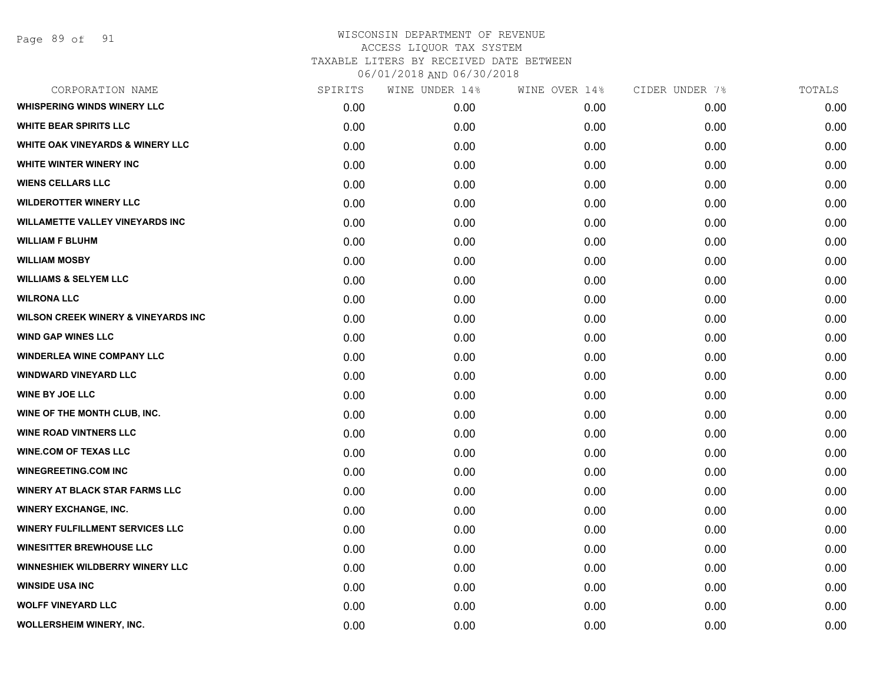# WISCONSIN DEPARTMENT OF REVENUE
ACCESS LIQUOR TAX SYSTEM
TAXABLE LITERS BY RECEIVED DATE BETWEEN
06/01/2018 AND 06/30/2018

| CORPORATION NAME | SPIRITS | WINE UNDER 14% | WINE OVER 14% | CIDER UNDER 7% | TOTALS |
|---|---|---|---|---|---|
| WHISPERING WINDS WINERY LLC | 0.00 | 0.00 | 0.00 | 0.00 | 0.00 |
| WHITE BEAR SPIRITS LLC | 0.00 | 0.00 | 0.00 | 0.00 | 0.00 |
| WHITE OAK VINEYARDS & WINERY LLC | 0.00 | 0.00 | 0.00 | 0.00 | 0.00 |
| WHITE WINTER WINERY INC | 0.00 | 0.00 | 0.00 | 0.00 | 0.00 |
| WIENS CELLARS LLC | 0.00 | 0.00 | 0.00 | 0.00 | 0.00 |
| WILDEROTTER WINERY LLC | 0.00 | 0.00 | 0.00 | 0.00 | 0.00 |
| WILLAMETTE VALLEY VINEYARDS INC | 0.00 | 0.00 | 0.00 | 0.00 | 0.00 |
| WILLIAM F BLUHM | 0.00 | 0.00 | 0.00 | 0.00 | 0.00 |
| WILLIAM MOSBY | 0.00 | 0.00 | 0.00 | 0.00 | 0.00 |
| WILLIAMS & SELYEM LLC | 0.00 | 0.00 | 0.00 | 0.00 | 0.00 |
| WILRONA LLC | 0.00 | 0.00 | 0.00 | 0.00 | 0.00 |
| WILSON CREEK WINERY & VINEYARDS INC | 0.00 | 0.00 | 0.00 | 0.00 | 0.00 |
| WIND GAP WINES LLC | 0.00 | 0.00 | 0.00 | 0.00 | 0.00 |
| WINDERLEA WINE COMPANY LLC | 0.00 | 0.00 | 0.00 | 0.00 | 0.00 |
| WINDWARD VINEYARD LLC | 0.00 | 0.00 | 0.00 | 0.00 | 0.00 |
| WINE BY JOE LLC | 0.00 | 0.00 | 0.00 | 0.00 | 0.00 |
| WINE OF THE MONTH CLUB, INC. | 0.00 | 0.00 | 0.00 | 0.00 | 0.00 |
| WINE ROAD VINTNERS LLC | 0.00 | 0.00 | 0.00 | 0.00 | 0.00 |
| WINE.COM OF TEXAS LLC | 0.00 | 0.00 | 0.00 | 0.00 | 0.00 |
| WINEGREETING.COM INC | 0.00 | 0.00 | 0.00 | 0.00 | 0.00 |
| WINERY AT BLACK STAR FARMS LLC | 0.00 | 0.00 | 0.00 | 0.00 | 0.00 |
| WINERY EXCHANGE, INC. | 0.00 | 0.00 | 0.00 | 0.00 | 0.00 |
| WINERY FULFILLMENT SERVICES LLC | 0.00 | 0.00 | 0.00 | 0.00 | 0.00 |
| WINESITTER BREWHOUSE LLC | 0.00 | 0.00 | 0.00 | 0.00 | 0.00 |
| WINNESHIEK WILDBERRY WINERY LLC | 0.00 | 0.00 | 0.00 | 0.00 | 0.00 |
| WINSIDE USA INC | 0.00 | 0.00 | 0.00 | 0.00 | 0.00 |
| WOLFF VINEYARD LLC | 0.00 | 0.00 | 0.00 | 0.00 | 0.00 |
| WOLLERSHEIM WINERY, INC. | 0.00 | 0.00 | 0.00 | 0.00 | 0.00 |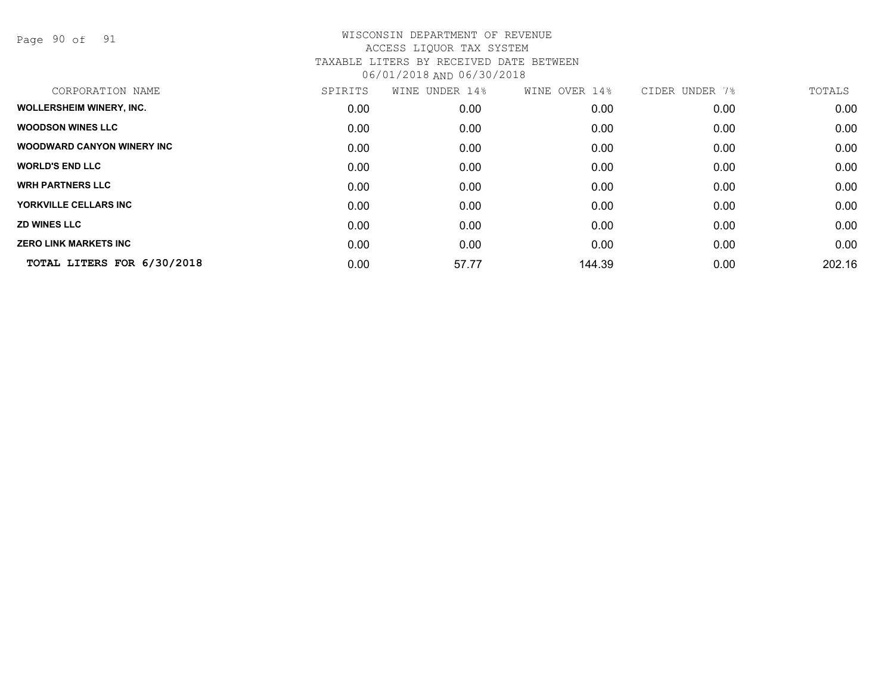# WISCONSIN DEPARTMENT OF REVENUE
## ACCESS LIQUOR TAX SYSTEM
### TAXABLE LITERS BY RECEIVED DATE BETWEEN 06/01/2018 AND 06/30/2018

| CORPORATION NAME | SPIRITS | WINE UNDER 14% | WINE OVER 14% | CIDER UNDER 7% | TOTALS |
|---|---|---|---|---|---|
| **WOLLERSHEIM WINERY, INC.** | 0.00 | 0.00 | 0.00 | 0.00 | 0.00 |
| **WOODSON WINES LLC** | 0.00 | 0.00 | 0.00 | 0.00 | 0.00 |
| **WOODWARD CANYON WINERY INC** | 0.00 | 0.00 | 0.00 | 0.00 | 0.00 |
| **WORLD'S END LLC** | 0.00 | 0.00 | 0.00 | 0.00 | 0.00 |
| **WRH PARTNERS LLC** | 0.00 | 0.00 | 0.00 | 0.00 | 0.00 |
| **YORKVILLE CELLARS INC** | 0.00 | 0.00 | 0.00 | 0.00 | 0.00 |
| **ZD WINES LLC** | 0.00 | 0.00 | 0.00 | 0.00 | 0.00 |
| **ZERO LINK MARKETS INC** | 0.00 | 0.00 | 0.00 | 0.00 | 0.00 |
| **TOTAL LITERS FOR 6/30/2018** | 0.00 | 57.77 | 144.39 | 0.00 | 202.16 |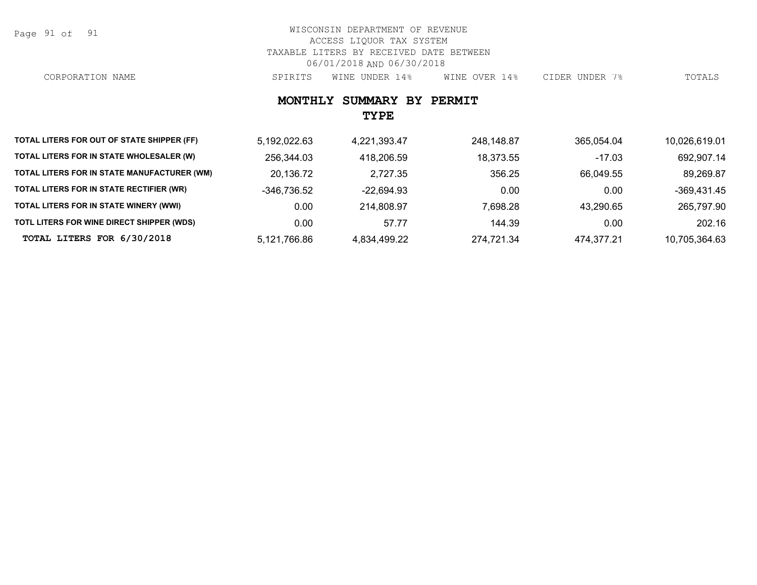WISCONSIN DEPARTMENT OF REVENUE
ACCESS LIQUOR TAX SYSTEM
TAXABLE LITERS BY RECEIVED DATE BETWEEN
06/01/2018 AND 06/30/2018

## MONTHLY SUMMARY BY PERMIT TYPE

| CORPORATION NAME | SPIRITS | WINE UNDER 14% | WINE OVER 14% | CIDER UNDER 7% | TOTALS |
|---|---|---|---|---|---|
| TOTAL LITERS FOR OUT OF STATE SHIPPER (FF) | 5,192,022.63 | 4,221,393.47 | 248,148.87 | 365,054.04 | 10,026,619.01 |
| TOTAL LITERS FOR IN STATE WHOLESALER (W) | 256,344.03 | 418,206.59 | 18,373.55 | -17.03 | 692,907.14 |
| TOTAL LITERS FOR IN STATE MANUFACTURER (WM) | 20,136.72 | 2,727.35 | 356.25 | 66,049.55 | 89,269.87 |
| TOTAL LITERS FOR IN STATE RECTIFIER (WR) | -346,736.52 | -22,694.93 | 0.00 | 0.00 | -369,431.45 |
| TOTAL LITERS FOR IN STATE WINERY (WWI) | 0.00 | 214,808.97 | 7,698.28 | 43,290.65 | 265,797.90 |
| TOTL LITERS FOR WINE DIRECT SHIPPER (WDS) | 0.00 | 57.77 | 144.39 | 0.00 | 202.16 |
| **TOTAL LITERS FOR 6/30/2018** | 5,121,766.86 | 4,834,499.22 | 274,721.34 | 474,377.21 | 10,705,364.63 |